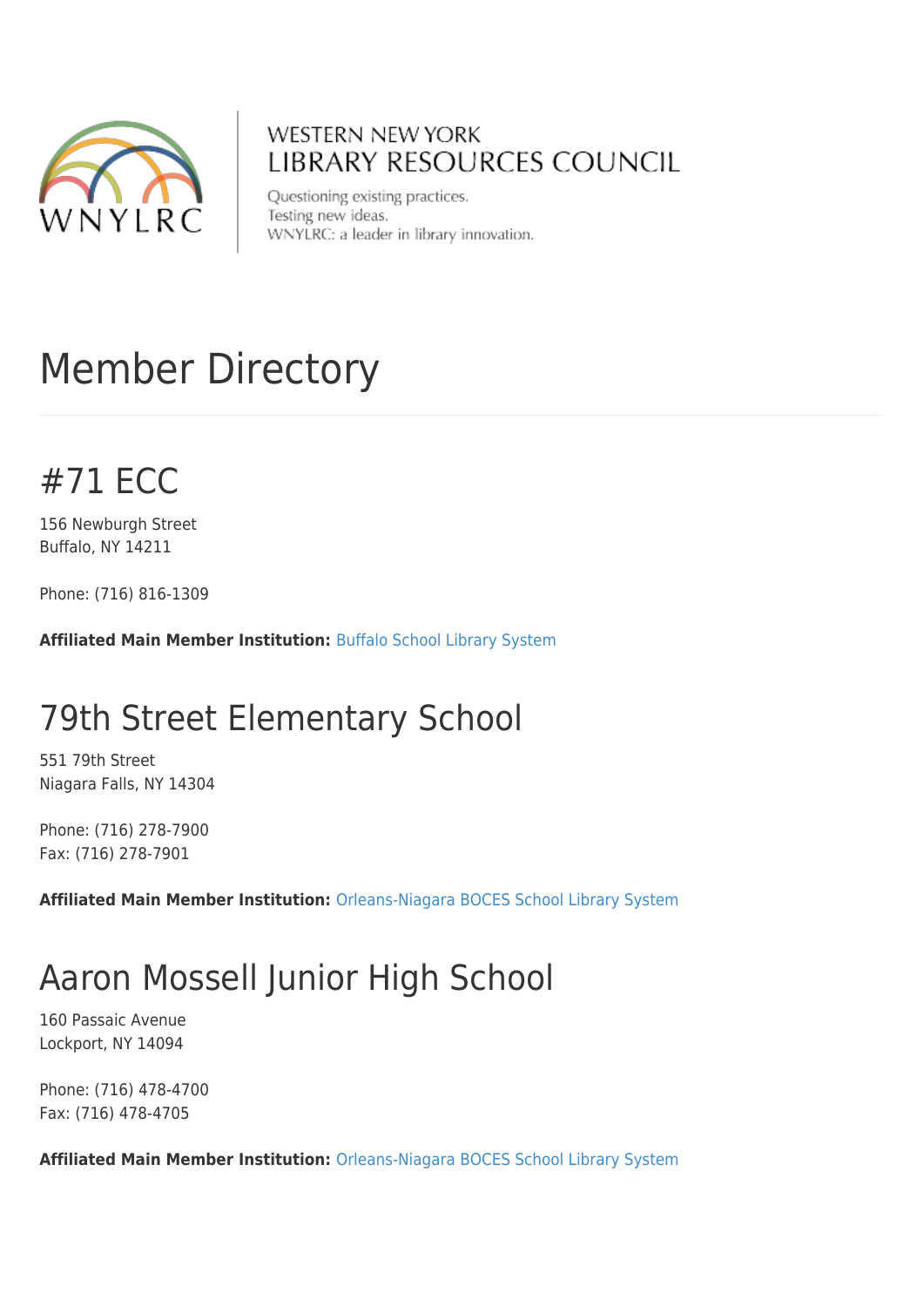WESTERN NEW YORK
LIBRARY RESOURCES COUNCIL

Questioning existing practices.
Testing new ideas.
WNYLRC: a leader in library innovation.

# Member Directory

## #71 ECC

156 Newburgh Street
Buffalo, NY 14211

Phone: (716) 816-1309

**Affiliated Main Member Institution:** Buffalo School Library System

## 79th Street Elementary School

551 79th Street
Niagara Falls, NY 14304

Phone: (716) 278-7900
Fax: (716) 278-7901

**Affiliated Main Member Institution:** Orleans-Niagara BOCES School Library System

## Aaron Mossell Junior High School

160 Passaic Avenue
Lockport, NY 14094

Phone: (716) 478-4700
Fax: (716) 478-4705

**Affiliated Main Member Institution:** Orleans-Niagara BOCES School Library System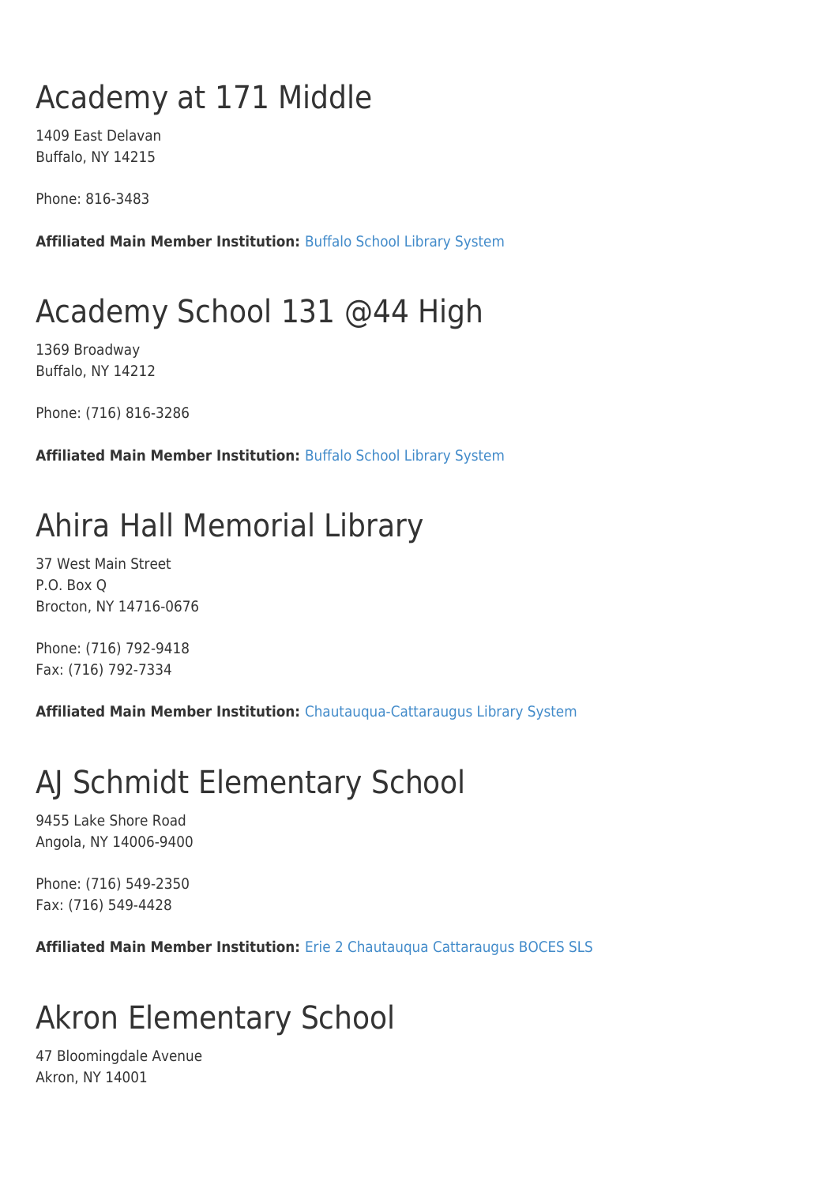# Academy at 171 Middle

1409 East Delavan
Buffalo, NY 14215

Phone: 816-3483

**Affiliated Main Member Institution:** Buffalo School Library System

# Academy School 131 @44 High

1369 Broadway
Buffalo, NY 14212

Phone: (716) 816-3286

**Affiliated Main Member Institution:** Buffalo School Library System

# Ahira Hall Memorial Library

37 West Main Street
P.O. Box Q
Brocton, NY 14716-0676

Phone: (716) 792-9418
Fax: (716) 792-7334

**Affiliated Main Member Institution:** Chautauqua-Cattaraugus Library System

# AJ Schmidt Elementary School

9455 Lake Shore Road
Angola, NY 14006-9400

Phone: (716) 549-2350
Fax: (716) 549-4428

**Affiliated Main Member Institution:** Erie 2 Chautauqua Cattaraugus BOCES SLS

# Akron Elementary School

47 Bloomingdale Avenue
Akron, NY 14001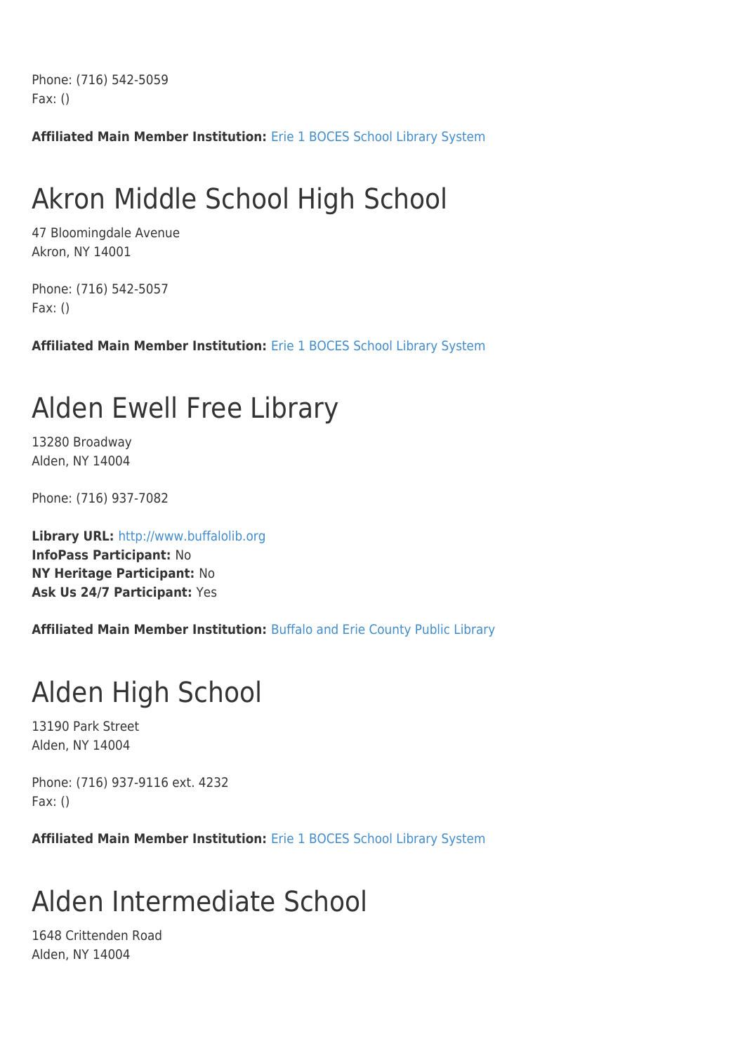Phone: (716) 542-5059
Fax: ()

**Affiliated Main Member Institution:** Erie 1 BOCES School Library System

# Akron Middle School High School

47 Bloomingdale Avenue
Akron, NY 14001

Phone: (716) 542-5057
Fax: ()

**Affiliated Main Member Institution:** Erie 1 BOCES School Library System

# Alden Ewell Free Library

13280 Broadway
Alden, NY 14004

Phone: (716) 937-7082

**Library URL:** http://www.buffalolib.org
**InfoPass Participant:** No
**NY Heritage Participant:** No
**Ask Us 24/7 Participant:** Yes

**Affiliated Main Member Institution:** Buffalo and Erie County Public Library

# Alden High School

13190 Park Street
Alden, NY 14004

Phone: (716) 937-9116 ext. 4232
Fax: ()

**Affiliated Main Member Institution:** Erie 1 BOCES School Library System

# Alden Intermediate School

1648 Crittenden Road
Alden, NY 14004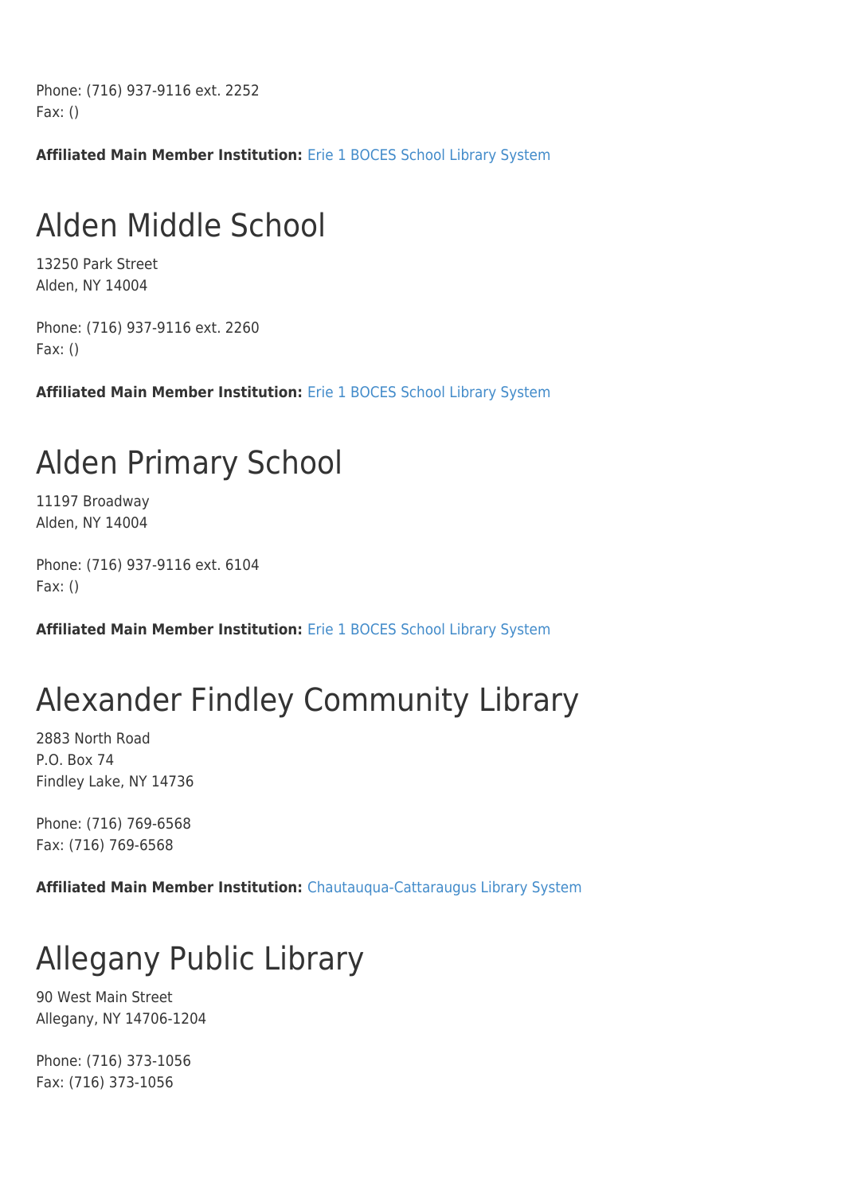Phone: (716) 937-9116 ext. 2252
Fax: ()

**Affiliated Main Member Institution:** Erie 1 BOCES School Library System

# Alden Middle School

13250 Park Street
Alden, NY 14004

Phone: (716) 937-9116 ext. 2260
Fax: ()

**Affiliated Main Member Institution:** Erie 1 BOCES School Library System

# Alden Primary School

11197 Broadway
Alden, NY 14004

Phone: (716) 937-9116 ext. 6104
Fax: ()

**Affiliated Main Member Institution:** Erie 1 BOCES School Library System

# Alexander Findley Community Library

2883 North Road
P.O. Box 74
Findley Lake, NY 14736

Phone: (716) 769-6568
Fax: (716) 769-6568

**Affiliated Main Member Institution:** Chautauqua-Cattaraugus Library System

# Allegany Public Library

90 West Main Street
Allegany, NY 14706-1204

Phone: (716) 373-1056
Fax: (716) 373-1056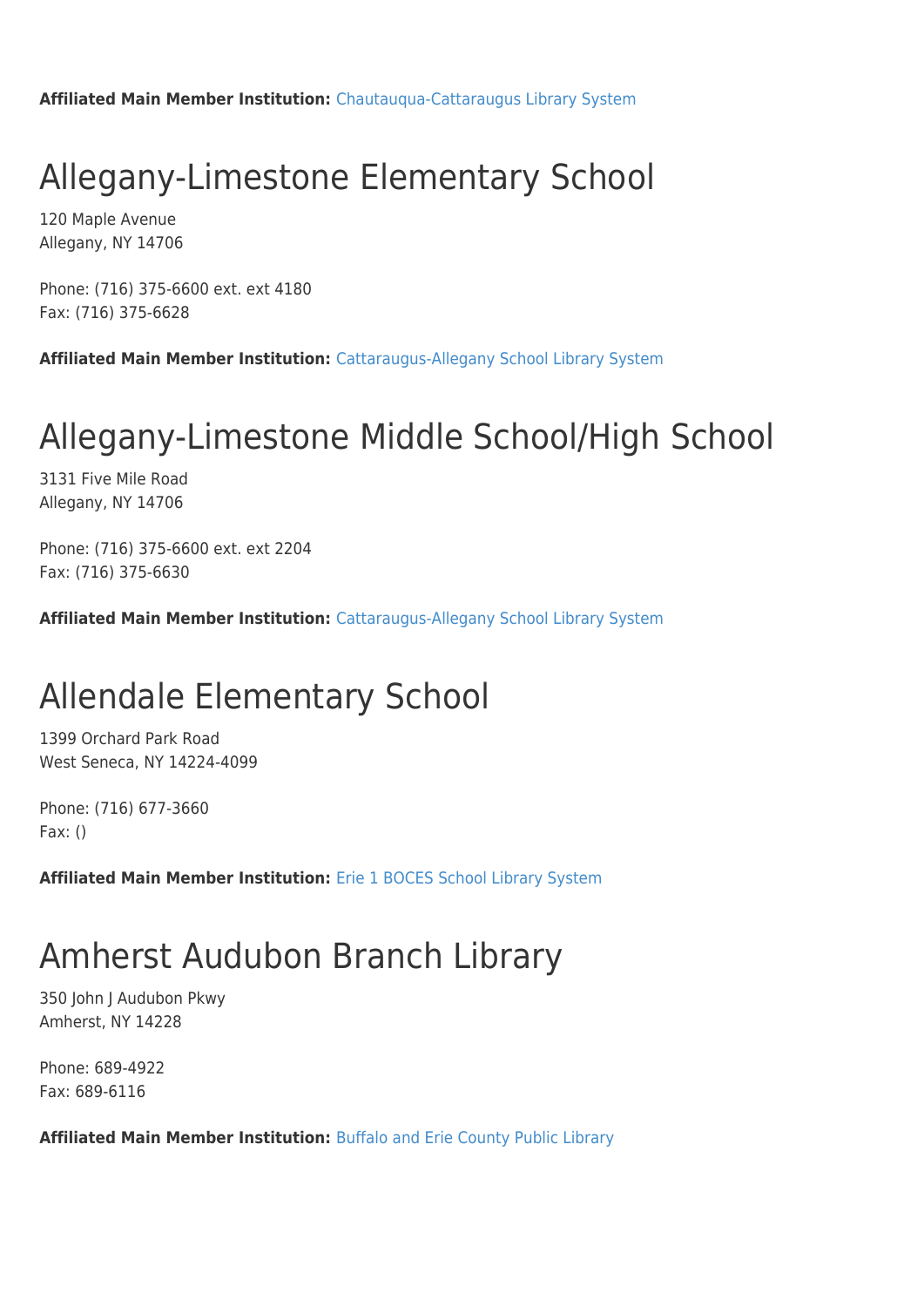**Affiliated Main Member Institution:** Chautauqua-Cattaraugus Library System

# Allegany-Limestone Elementary School

120 Maple Avenue
Allegany, NY 14706

Phone: (716) 375-6600 ext. ext 4180
Fax: (716) 375-6628

**Affiliated Main Member Institution:** Cattaraugus-Allegany School Library System

# Allegany-Limestone Middle School/High School

3131 Five Mile Road
Allegany, NY 14706

Phone: (716) 375-6600 ext. ext 2204
Fax: (716) 375-6630

**Affiliated Main Member Institution:** Cattaraugus-Allegany School Library System

# Allendale Elementary School

1399 Orchard Park Road
West Seneca, NY 14224-4099

Phone: (716) 677-3660
Fax: ()

**Affiliated Main Member Institution:** Erie 1 BOCES School Library System

# Amherst Audubon Branch Library

350 John J Audubon Pkwy
Amherst, NY 14228

Phone: 689-4922
Fax: 689-6116

**Affiliated Main Member Institution:** Buffalo and Erie County Public Library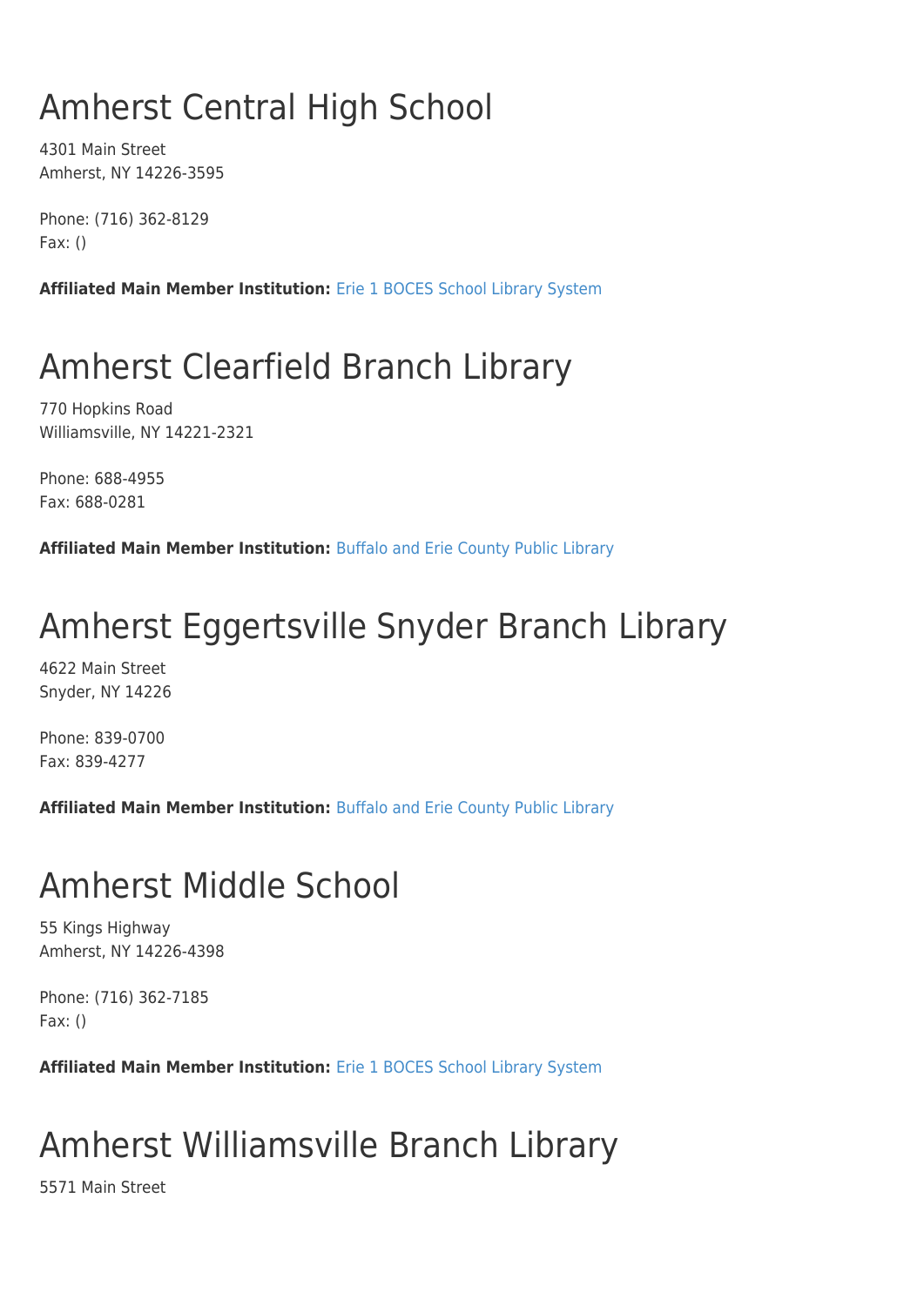# Amherst Central High School

4301 Main Street
Amherst, NY 14226-3595

Phone: (716) 362-8129
Fax: ()

**Affiliated Main Member Institution:** Erie 1 BOCES School Library System

# Amherst Clearfield Branch Library

770 Hopkins Road
Williamsville, NY 14221-2321

Phone: 688-4955
Fax: 688-0281

**Affiliated Main Member Institution:** Buffalo and Erie County Public Library

# Amherst Eggertsville Snyder Branch Library

4622 Main Street
Snyder, NY 14226

Phone: 839-0700
Fax: 839-4277

**Affiliated Main Member Institution:** Buffalo and Erie County Public Library

# Amherst Middle School

55 Kings Highway
Amherst, NY 14226-4398

Phone: (716) 362-7185
Fax: ()

**Affiliated Main Member Institution:** Erie 1 BOCES School Library System

# Amherst Williamsville Branch Library

5571 Main Street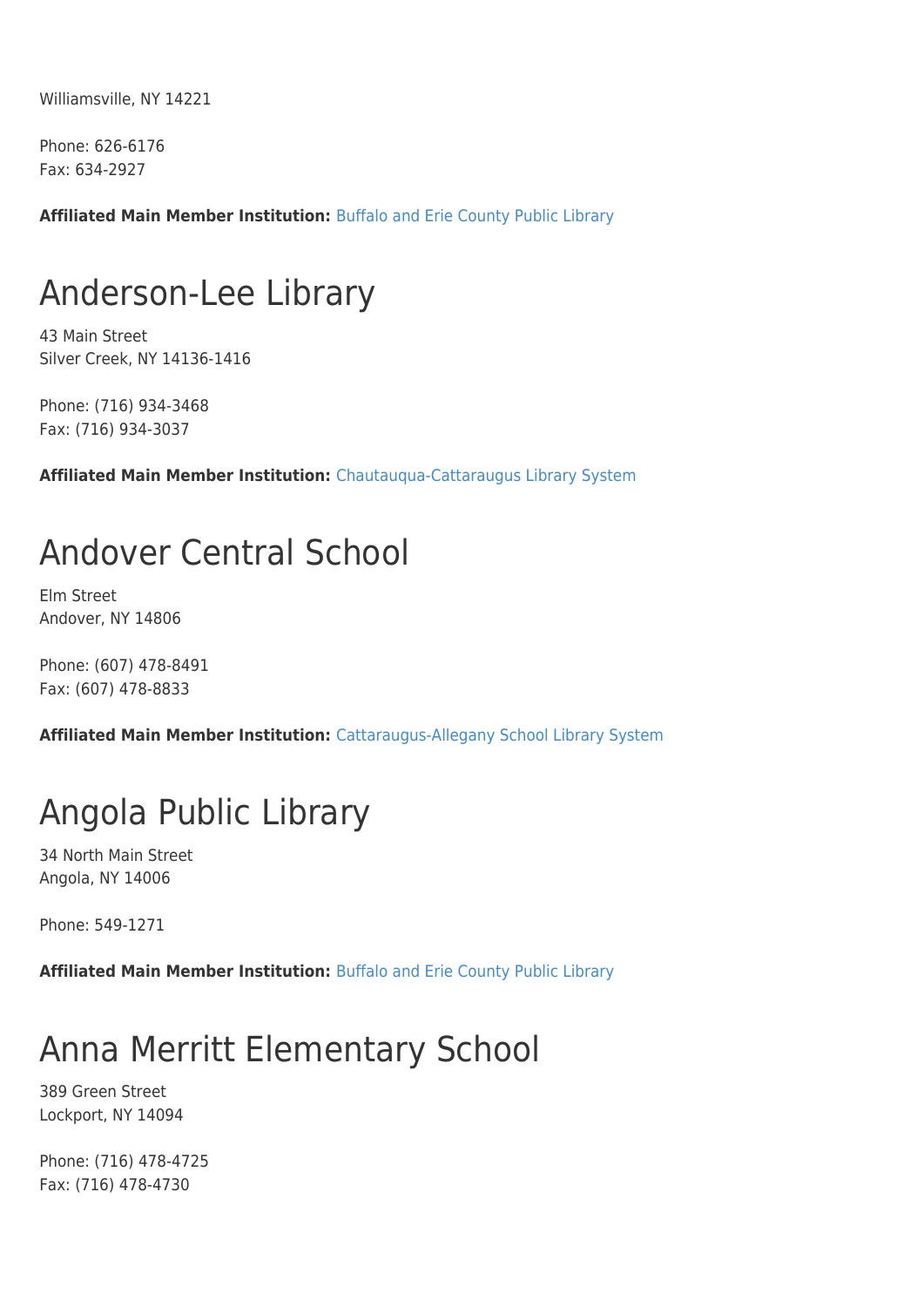Williamsville, NY 14221

Phone: 626-6176
Fax: 634-2927

**Affiliated Main Member Institution:** Buffalo and Erie County Public Library

# Anderson-Lee Library

43 Main Street
Silver Creek, NY 14136-1416

Phone: (716) 934-3468
Fax: (716) 934-3037

**Affiliated Main Member Institution:** Chautauqua-Cattaraugus Library System

# Andover Central School

Elm Street
Andover, NY 14806

Phone: (607) 478-8491
Fax: (607) 478-8833

**Affiliated Main Member Institution:** Cattaraugus-Allegany School Library System

# Angola Public Library

34 North Main Street
Angola, NY 14006

Phone: 549-1271

**Affiliated Main Member Institution:** Buffalo and Erie County Public Library

# Anna Merritt Elementary School

389 Green Street
Lockport, NY 14094

Phone: (716) 478-4725
Fax: (716) 478-4730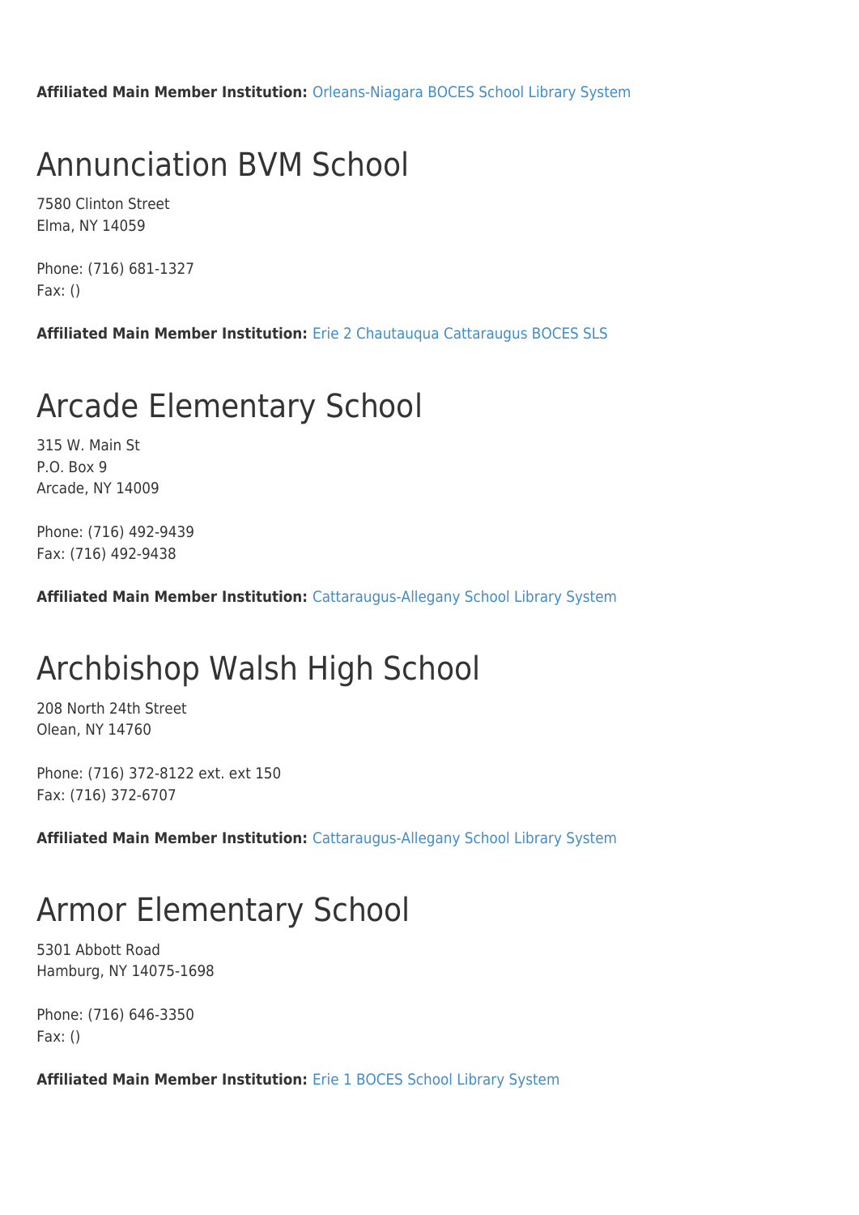**Affiliated Main Member Institution:** Orleans-Niagara BOCES School Library System

# Annunciation BVM School

7580 Clinton Street
Elma, NY 14059

Phone: (716) 681-1327
Fax: ()

**Affiliated Main Member Institution:** Erie 2 Chautauqua Cattaraugus BOCES SLS

# Arcade Elementary School

315 W. Main St
P.O. Box 9
Arcade, NY 14009

Phone: (716) 492-9439
Fax: (716) 492-9438

**Affiliated Main Member Institution:** Cattaraugus-Allegany School Library System

# Archbishop Walsh High School

208 North 24th Street
Olean, NY 14760

Phone: (716) 372-8122 ext. ext 150
Fax: (716) 372-6707

**Affiliated Main Member Institution:** Cattaraugus-Allegany School Library System

# Armor Elementary School

5301 Abbott Road
Hamburg, NY 14075-1698

Phone: (716) 646-3350
Fax: ()

**Affiliated Main Member Institution:** Erie 1 BOCES School Library System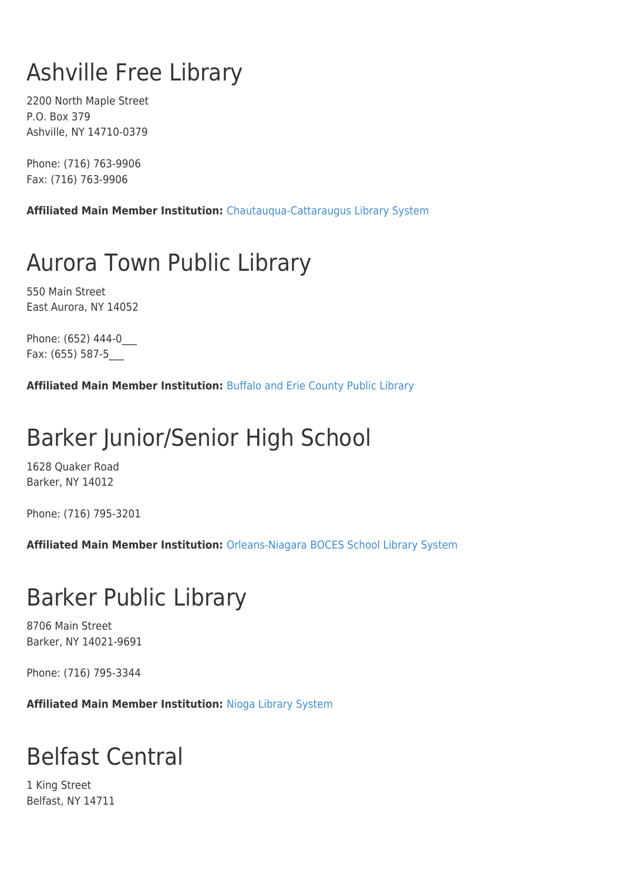# Ashville Free Library

2200 North Maple Street
P.O. Box 379
Ashville, NY 14710-0379

Phone: (716) 763-9906
Fax: (716) 763-9906

**Affiliated Main Member Institution:** Chautauqua-Cattaraugus Library System

# Aurora Town Public Library

550 Main Street
East Aurora, NY 14052

Phone: (652) 444-0___
Fax: (655) 587-5___

**Affiliated Main Member Institution:** Buffalo and Erie County Public Library

# Barker Junior/Senior High School

1628 Quaker Road
Barker, NY 14012

Phone: (716) 795-3201

**Affiliated Main Member Institution:** Orleans-Niagara BOCES School Library System

# Barker Public Library

8706 Main Street
Barker, NY 14021-9691

Phone: (716) 795-3344

**Affiliated Main Member Institution:** Nioga Library System

# Belfast Central

1 King Street
Belfast, NY 14711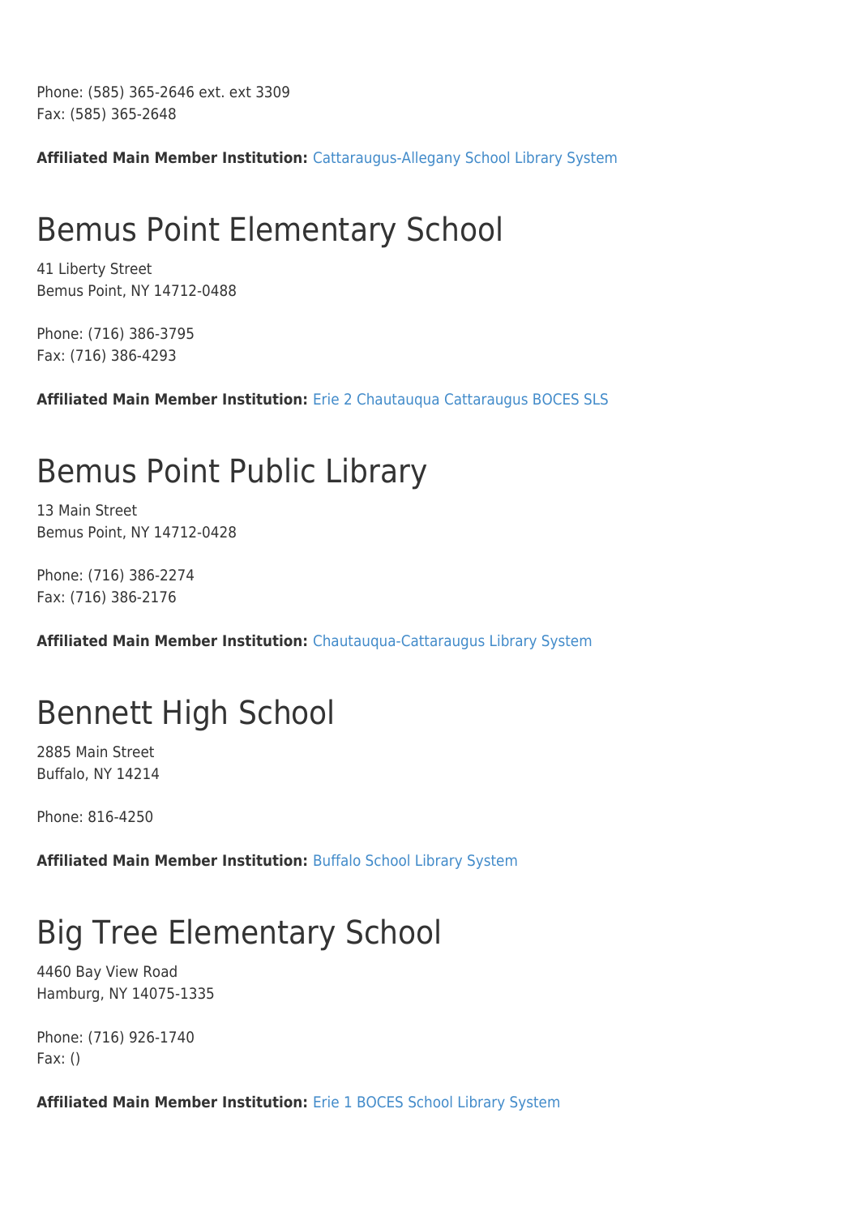Phone: (585) 365-2646 ext. ext 3309
Fax: (585) 365-2648

**Affiliated Main Member Institution:** Cattaraugus-Allegany School Library System

# Bemus Point Elementary School

41 Liberty Street
Bemus Point, NY 14712-0488

Phone: (716) 386-3795
Fax: (716) 386-4293

**Affiliated Main Member Institution:** Erie 2 Chautauqua Cattaraugus BOCES SLS

# Bemus Point Public Library

13 Main Street
Bemus Point, NY 14712-0428

Phone: (716) 386-2274
Fax: (716) 386-2176

**Affiliated Main Member Institution:** Chautauqua-Cattaraugus Library System

# Bennett High School

2885 Main Street
Buffalo, NY 14214

Phone: 816-4250

**Affiliated Main Member Institution:** Buffalo School Library System

# Big Tree Elementary School

4460 Bay View Road
Hamburg, NY 14075-1335

Phone: (716) 926-1740
Fax: ()

**Affiliated Main Member Institution:** Erie 1 BOCES School Library System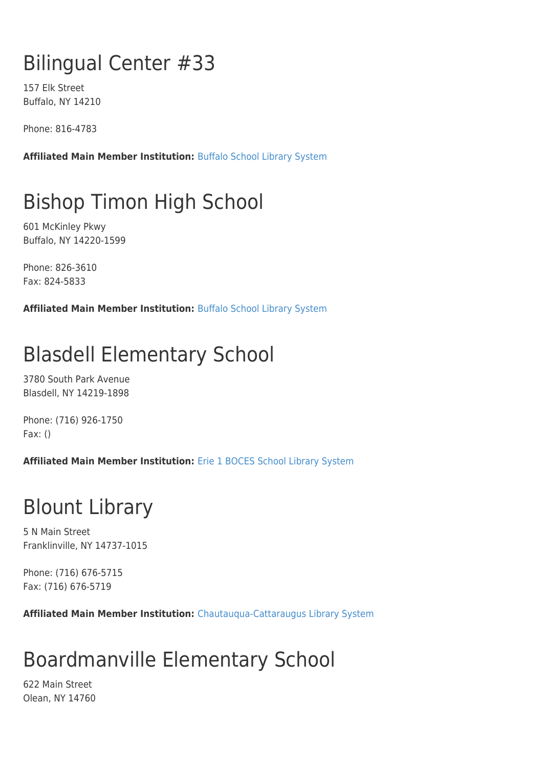# Bilingual Center #33

157 Elk Street
Buffalo, NY 14210

Phone: 816-4783

**Affiliated Main Member Institution:** Buffalo School Library System

# Bishop Timon High School

601 McKinley Pkwy
Buffalo, NY 14220-1599

Phone: 826-3610
Fax: 824-5833

**Affiliated Main Member Institution:** Buffalo School Library System

# Blasdell Elementary School

3780 South Park Avenue
Blasdell, NY 14219-1898

Phone: (716) 926-1750
Fax: ()

**Affiliated Main Member Institution:** Erie 1 BOCES School Library System

# Blount Library

5 N Main Street
Franklinville, NY 14737-1015

Phone: (716) 676-5715
Fax: (716) 676-5719

**Affiliated Main Member Institution:** Chautauqua-Cattaraugus Library System

# Boardmanville Elementary School

622 Main Street
Olean, NY 14760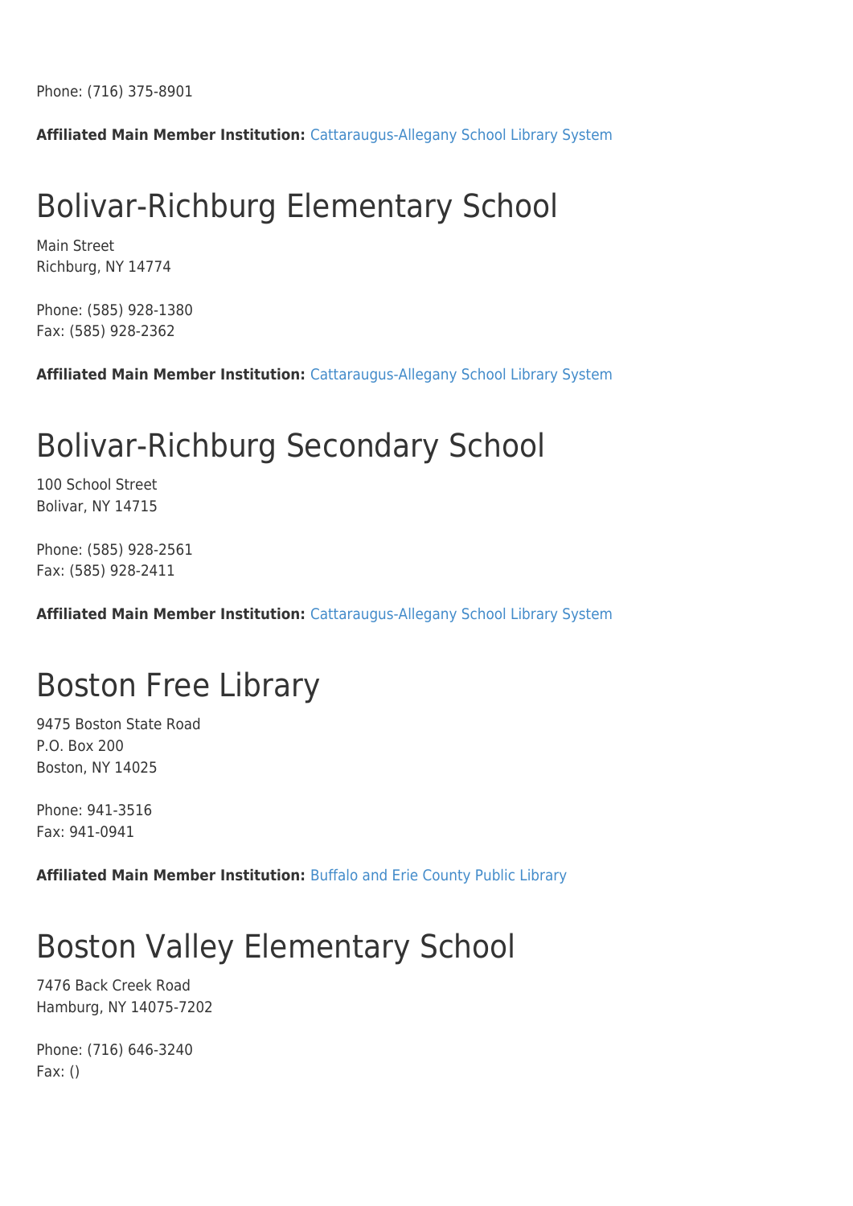Phone: (716) 375-8901

**Affiliated Main Member Institution:** Cattaraugus-Allegany School Library System

# Bolivar-Richburg Elementary School

Main Street
Richburg, NY 14774

Phone: (585) 928-1380
Fax: (585) 928-2362

**Affiliated Main Member Institution:** Cattaraugus-Allegany School Library System

# Bolivar-Richburg Secondary School

100 School Street
Bolivar, NY 14715

Phone: (585) 928-2561
Fax: (585) 928-2411

**Affiliated Main Member Institution:** Cattaraugus-Allegany School Library System

# Boston Free Library

9475 Boston State Road
P.O. Box 200
Boston, NY 14025

Phone: 941-3516
Fax: 941-0941

**Affiliated Main Member Institution:** Buffalo and Erie County Public Library

# Boston Valley Elementary School

7476 Back Creek Road
Hamburg, NY 14075-7202

Phone: (716) 646-3240
Fax: ()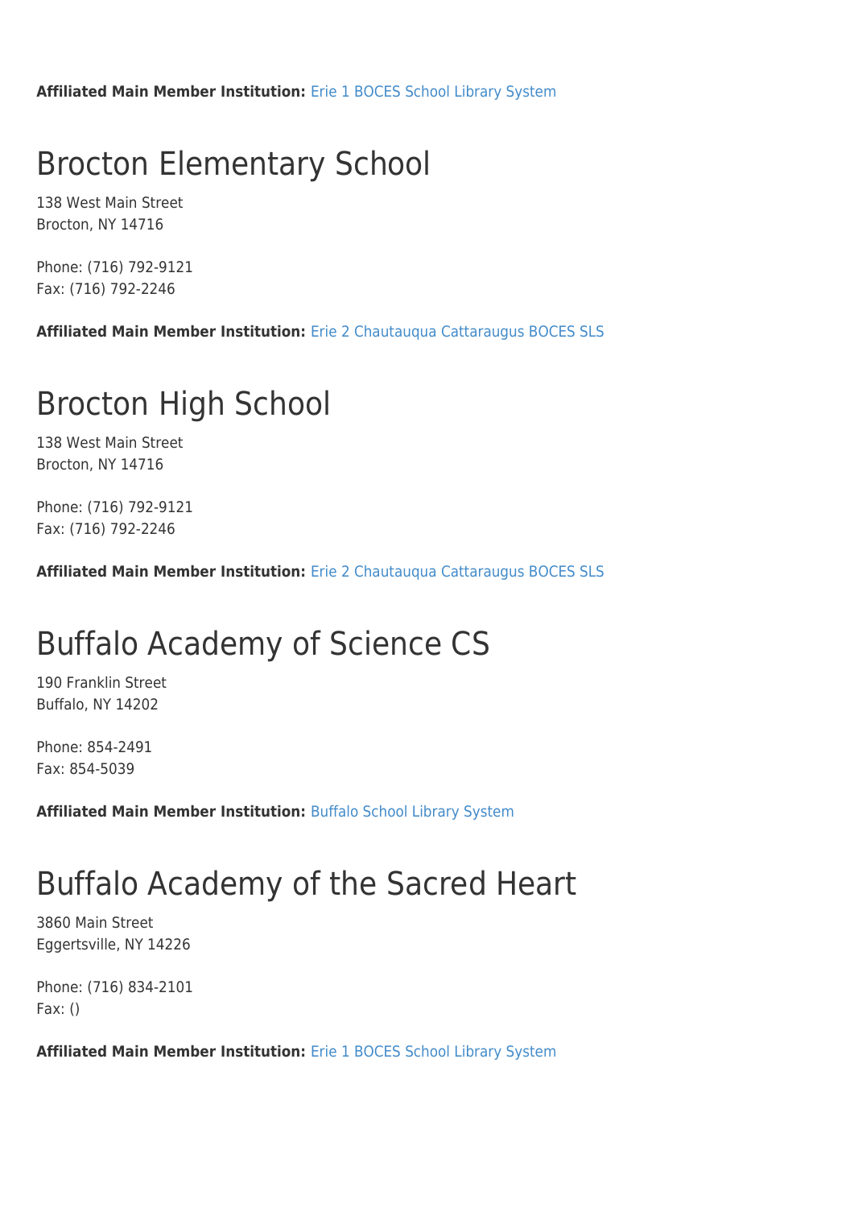**Affiliated Main Member Institution:** Erie 1 BOCES School Library System

# Brocton Elementary School

138 West Main Street
Brocton, NY 14716

Phone: (716) 792-9121
Fax: (716) 792-2246

**Affiliated Main Member Institution:** Erie 2 Chautauqua Cattaraugus BOCES SLS

# Brocton High School

138 West Main Street
Brocton, NY 14716

Phone: (716) 792-9121
Fax: (716) 792-2246

**Affiliated Main Member Institution:** Erie 2 Chautauqua Cattaraugus BOCES SLS

# Buffalo Academy of Science CS

190 Franklin Street
Buffalo, NY 14202

Phone: 854-2491
Fax: 854-5039

**Affiliated Main Member Institution:** Buffalo School Library System

# Buffalo Academy of the Sacred Heart

3860 Main Street
Eggertsville, NY 14226

Phone: (716) 834-2101
Fax: ()

**Affiliated Main Member Institution:** Erie 1 BOCES School Library System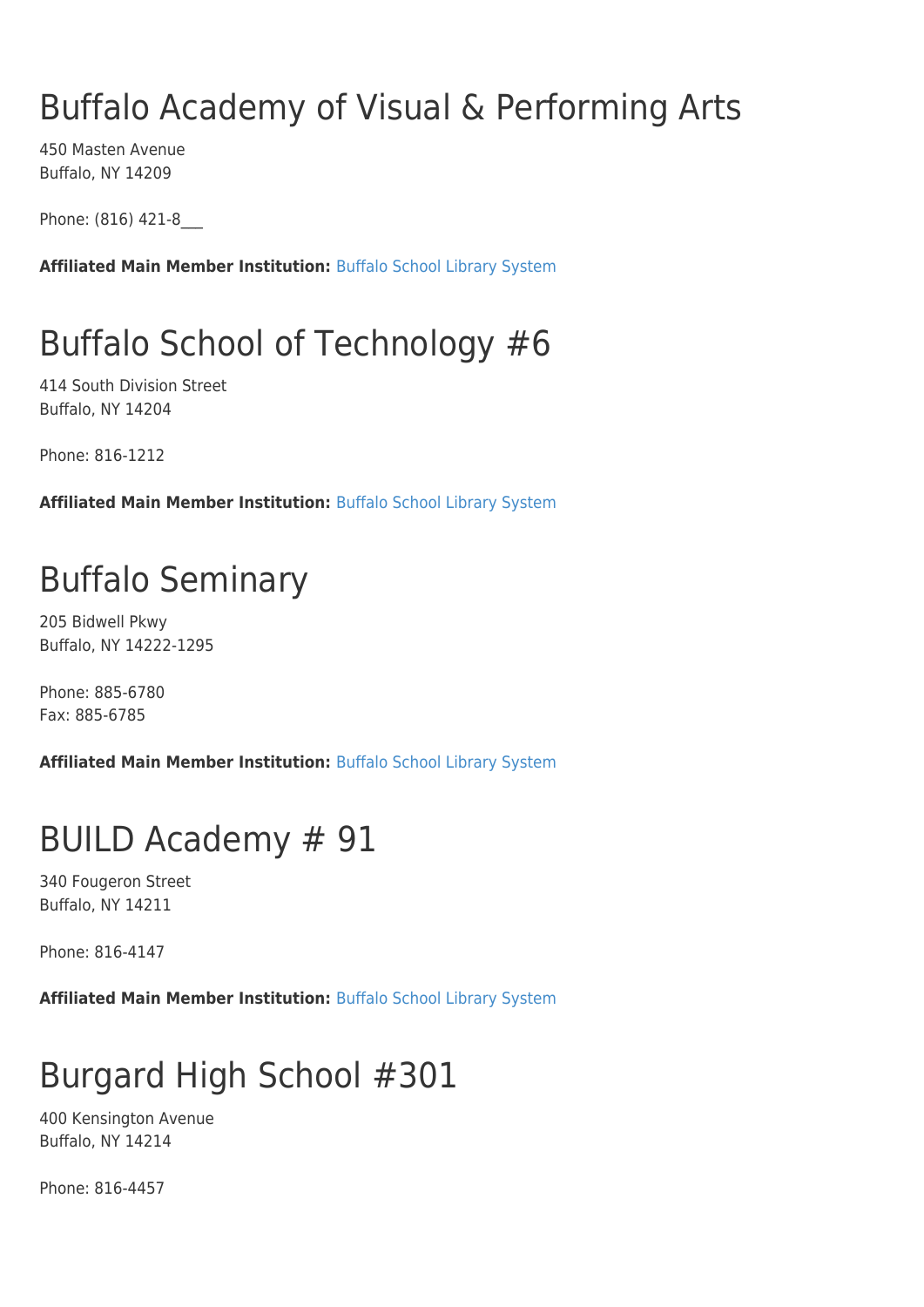# Buffalo Academy of Visual & Performing Arts

450 Masten Avenue
Buffalo, NY 14209

Phone: (816) 421-8___

**Affiliated Main Member Institution:** Buffalo School Library System

# Buffalo School of Technology #6

414 South Division Street
Buffalo, NY 14204

Phone: 816-1212

**Affiliated Main Member Institution:** Buffalo School Library System

# Buffalo Seminary

205 Bidwell Pkwy
Buffalo, NY 14222-1295

Phone: 885-6780
Fax: 885-6785

**Affiliated Main Member Institution:** Buffalo School Library System

# BUILD Academy # 91

340 Fougeron Street
Buffalo, NY 14211

Phone: 816-4147

**Affiliated Main Member Institution:** Buffalo School Library System

# Burgard High School #301

400 Kensington Avenue
Buffalo, NY 14214

Phone: 816-4457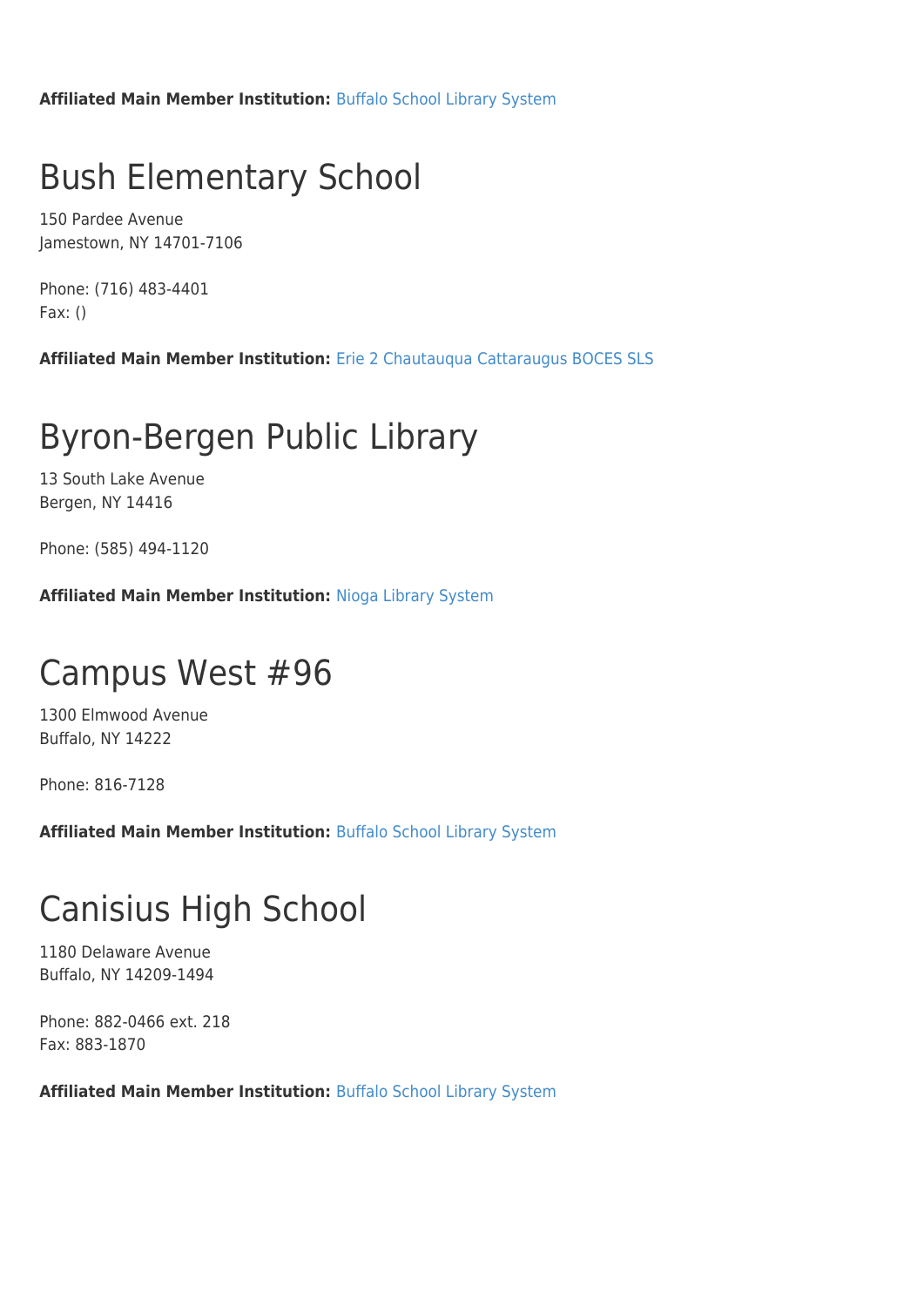**Affiliated Main Member Institution:** Buffalo School Library System

# Bush Elementary School

150 Pardee Avenue
Jamestown, NY 14701-7106

Phone: (716) 483-4401
Fax: ()

**Affiliated Main Member Institution:** Erie 2 Chautauqua Cattaraugus BOCES SLS

# Byron-Bergen Public Library

13 South Lake Avenue
Bergen, NY 14416

Phone: (585) 494-1120

**Affiliated Main Member Institution:** Nioga Library System

# Campus West #96

1300 Elmwood Avenue
Buffalo, NY 14222

Phone: 816-7128

**Affiliated Main Member Institution:** Buffalo School Library System

# Canisius High School

1180 Delaware Avenue
Buffalo, NY 14209-1494

Phone: 882-0466 ext. 218
Fax: 883-1870

**Affiliated Main Member Institution:** Buffalo School Library System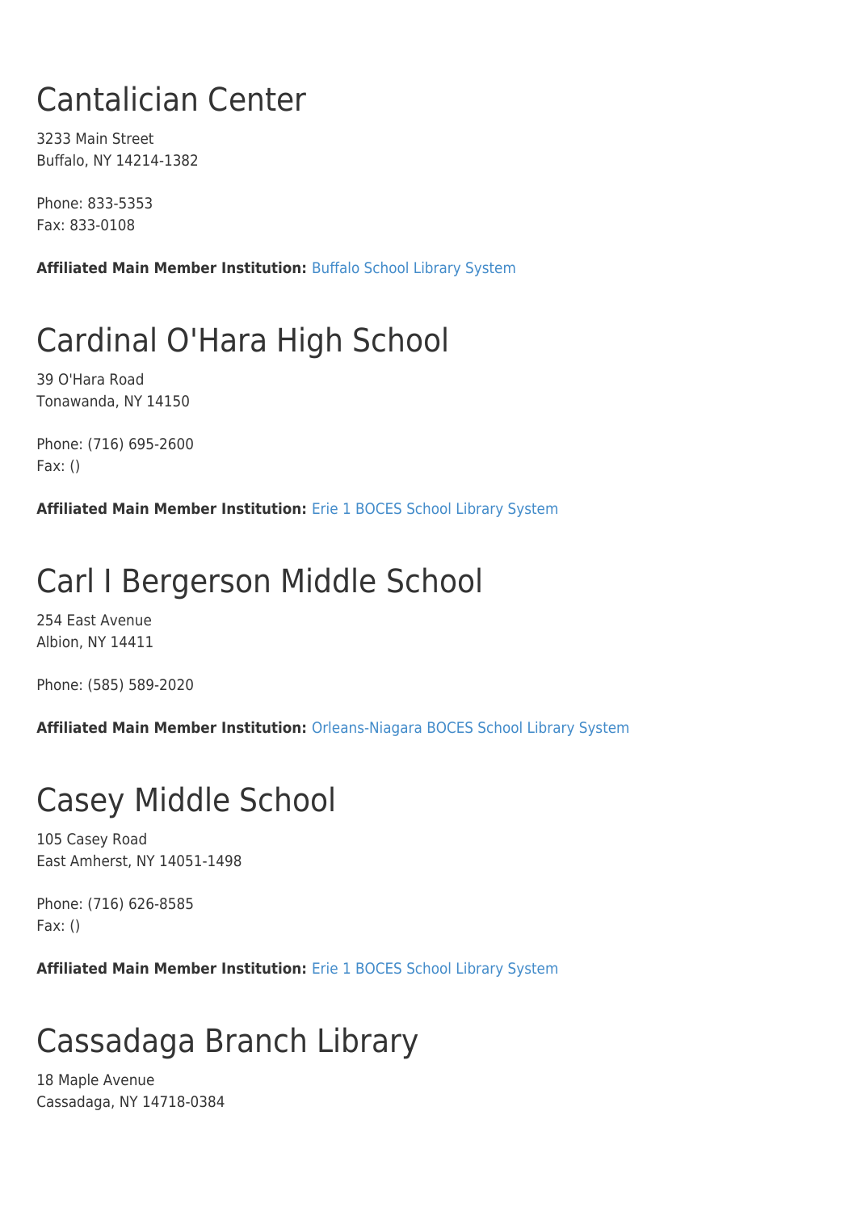# Cantalician Center

3233 Main Street
Buffalo, NY 14214-1382

Phone: 833-5353
Fax: 833-0108

**Affiliated Main Member Institution:** Buffalo School Library System

# Cardinal O'Hara High School

39 O'Hara Road
Tonawanda, NY 14150

Phone: (716) 695-2600
Fax: ()

**Affiliated Main Member Institution:** Erie 1 BOCES School Library System

# Carl I Bergerson Middle School

254 East Avenue
Albion, NY 14411

Phone: (585) 589-2020

**Affiliated Main Member Institution:** Orleans-Niagara BOCES School Library System

# Casey Middle School

105 Casey Road
East Amherst, NY 14051-1498

Phone: (716) 626-8585
Fax: ()

**Affiliated Main Member Institution:** Erie 1 BOCES School Library System

# Cassadaga Branch Library

18 Maple Avenue
Cassadaga, NY 14718-0384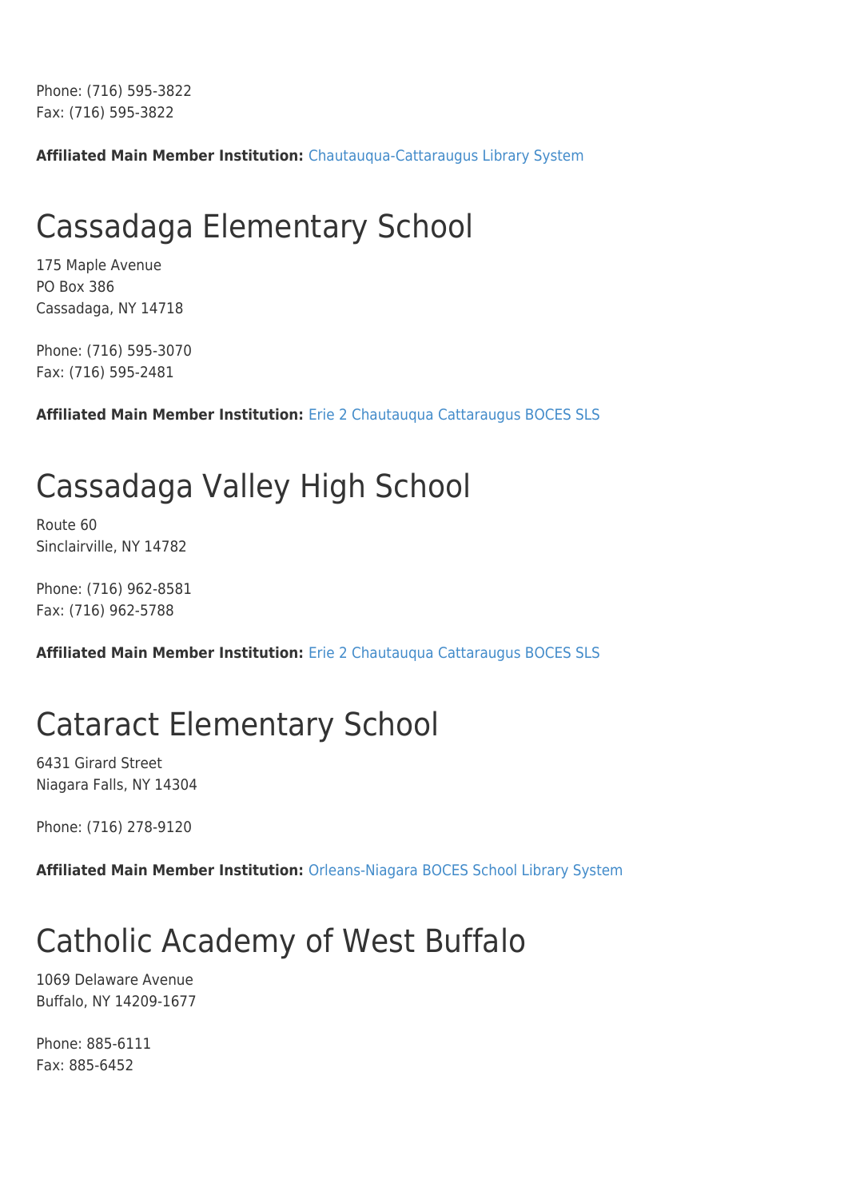Phone: (716) 595-3822
Fax: (716) 595-3822

**Affiliated Main Member Institution:** Chautauqua-Cattaraugus Library System

# Cassadaga Elementary School

175 Maple Avenue
PO Box 386
Cassadaga, NY 14718

Phone: (716) 595-3070
Fax: (716) 595-2481

**Affiliated Main Member Institution:** Erie 2 Chautauqua Cattaraugus BOCES SLS

# Cassadaga Valley High School

Route 60
Sinclairville, NY 14782

Phone: (716) 962-8581
Fax: (716) 962-5788

**Affiliated Main Member Institution:** Erie 2 Chautauqua Cattaraugus BOCES SLS

# Cataract Elementary School

6431 Girard Street
Niagara Falls, NY 14304

Phone: (716) 278-9120

**Affiliated Main Member Institution:** Orleans-Niagara BOCES School Library System

# Catholic Academy of West Buffalo

1069 Delaware Avenue
Buffalo, NY 14209-1677

Phone: 885-6111
Fax: 885-6452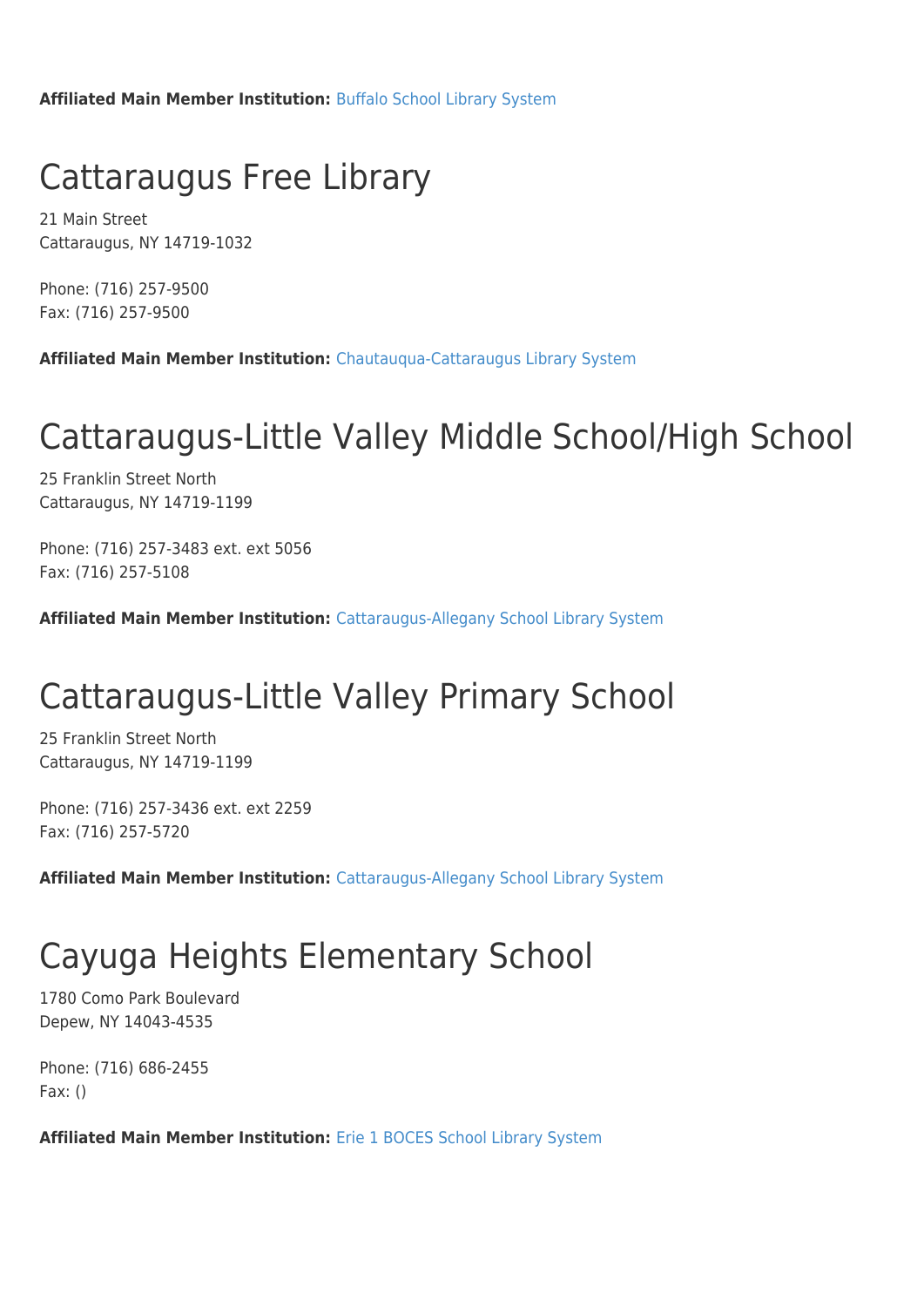**Affiliated Main Member Institution:** Buffalo School Library System

# Cattaraugus Free Library

21 Main Street
Cattaraugus, NY 14719-1032

Phone: (716) 257-9500
Fax: (716) 257-9500

**Affiliated Main Member Institution:** Chautauqua-Cattaraugus Library System

# Cattaraugus-Little Valley Middle School/High School

25 Franklin Street North
Cattaraugus, NY 14719-1199

Phone: (716) 257-3483 ext. ext 5056
Fax: (716) 257-5108

**Affiliated Main Member Institution:** Cattaraugus-Allegany School Library System

# Cattaraugus-Little Valley Primary School

25 Franklin Street North
Cattaraugus, NY 14719-1199

Phone: (716) 257-3436 ext. ext 2259
Fax: (716) 257-5720

**Affiliated Main Member Institution:** Cattaraugus-Allegany School Library System

# Cayuga Heights Elementary School

1780 Como Park Boulevard
Depew, NY 14043-4535

Phone: (716) 686-2455
Fax: ()

**Affiliated Main Member Institution:** Erie 1 BOCES School Library System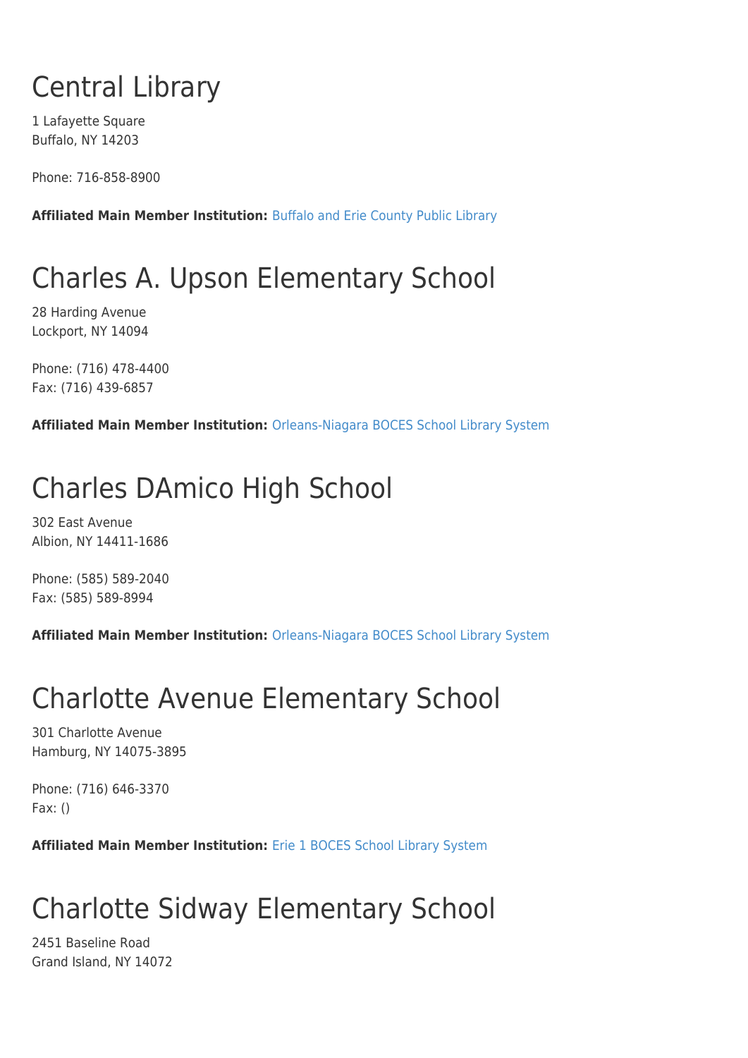# Central Library

1 Lafayette Square
Buffalo, NY 14203

Phone: 716-858-8900

**Affiliated Main Member Institution:** Buffalo and Erie County Public Library

# Charles A. Upson Elementary School

28 Harding Avenue
Lockport, NY 14094

Phone: (716) 478-4400
Fax: (716) 439-6857

**Affiliated Main Member Institution:** Orleans-Niagara BOCES School Library System

# Charles DAmico High School

302 East Avenue
Albion, NY 14411-1686

Phone: (585) 589-2040
Fax: (585) 589-8994

**Affiliated Main Member Institution:** Orleans-Niagara BOCES School Library System

# Charlotte Avenue Elementary School

301 Charlotte Avenue
Hamburg, NY 14075-3895

Phone: (716) 646-3370
Fax: ()

**Affiliated Main Member Institution:** Erie 1 BOCES School Library System

# Charlotte Sidway Elementary School

2451 Baseline Road
Grand Island, NY 14072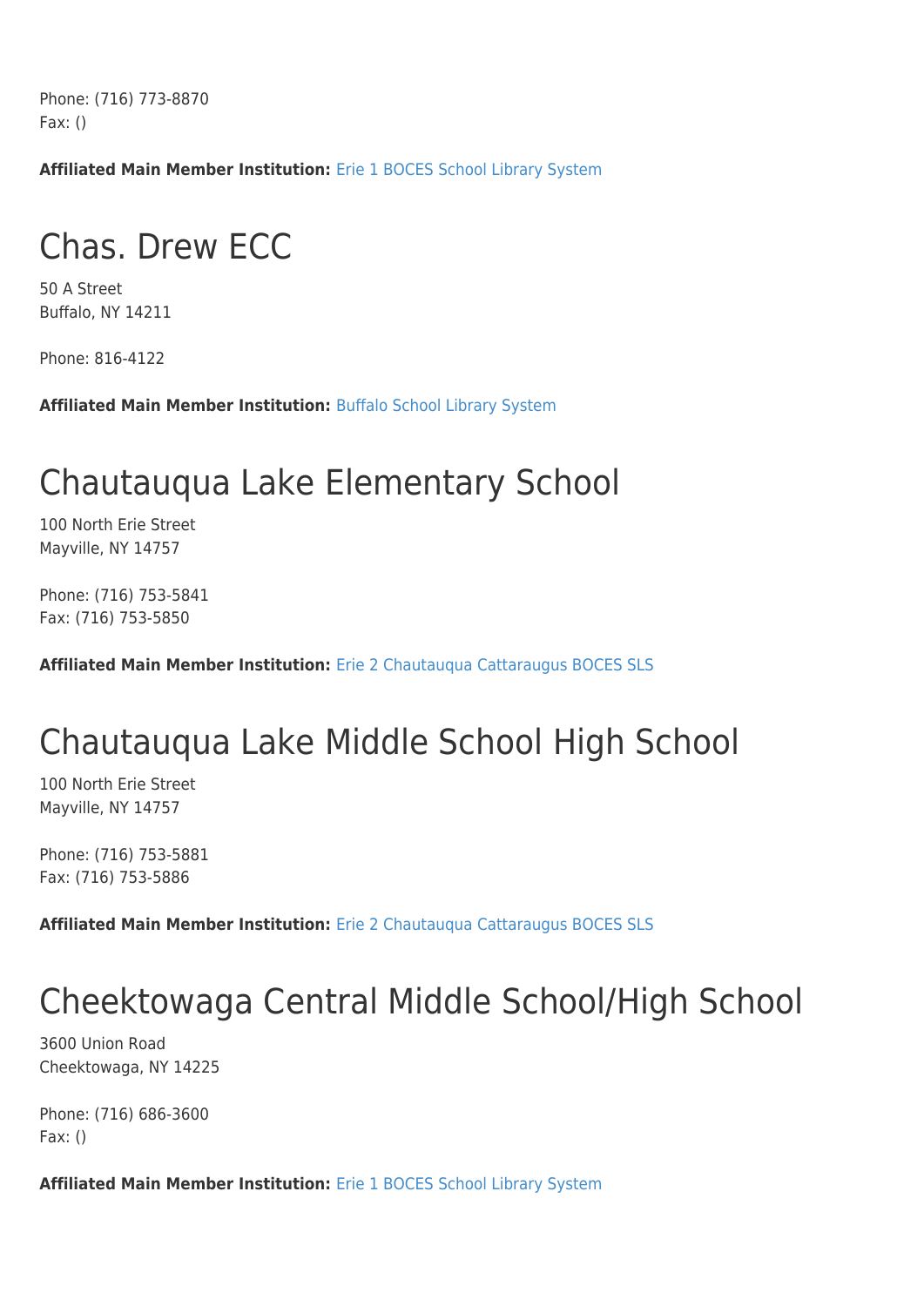Phone: (716) 773-8870
Fax: ()

**Affiliated Main Member Institution:** Erie 1 BOCES School Library System

# Chas. Drew ECC

50 A Street
Buffalo, NY 14211

Phone: 816-4122

**Affiliated Main Member Institution:** Buffalo School Library System

# Chautauqua Lake Elementary School

100 North Erie Street
Mayville, NY 14757

Phone: (716) 753-5841
Fax: (716) 753-5850

**Affiliated Main Member Institution:** Erie 2 Chautauqua Cattaraugus BOCES SLS

# Chautauqua Lake Middle School High School

100 North Erie Street
Mayville, NY 14757

Phone: (716) 753-5881
Fax: (716) 753-5886

**Affiliated Main Member Institution:** Erie 2 Chautauqua Cattaraugus BOCES SLS

# Cheektowaga Central Middle School/High School

3600 Union Road
Cheektowaga, NY 14225

Phone: (716) 686-3600
Fax: ()

**Affiliated Main Member Institution:** Erie 1 BOCES School Library System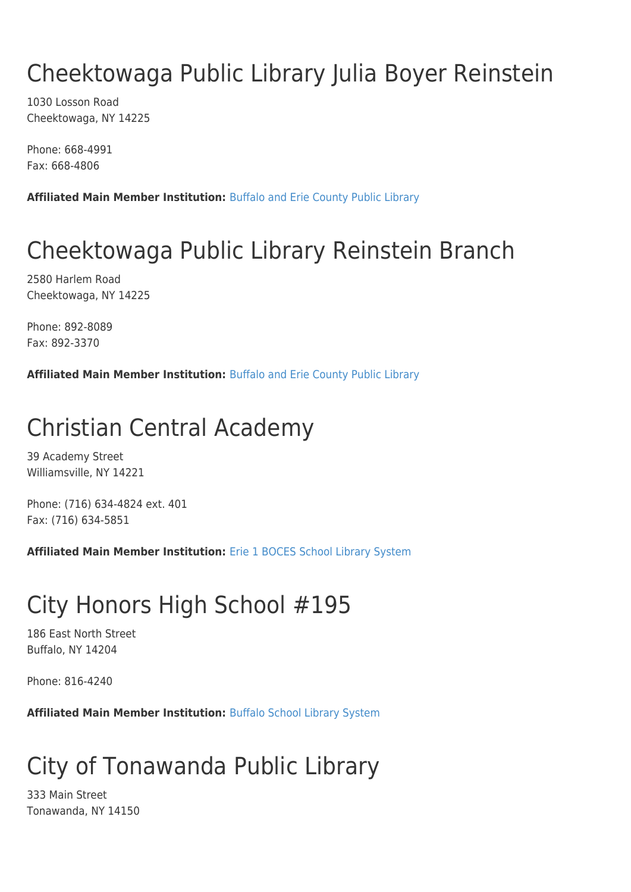# Cheektowaga Public Library Julia Boyer Reinstein

1030 Losson Road
Cheektowaga, NY 14225

Phone: 668-4991
Fax: 668-4806

**Affiliated Main Member Institution:** Buffalo and Erie County Public Library

# Cheektowaga Public Library Reinstein Branch

2580 Harlem Road
Cheektowaga, NY 14225

Phone: 892-8089
Fax: 892-3370

**Affiliated Main Member Institution:** Buffalo and Erie County Public Library

# Christian Central Academy

39 Academy Street
Williamsville, NY 14221

Phone: (716) 634-4824 ext. 401
Fax: (716) 634-5851

**Affiliated Main Member Institution:** Erie 1 BOCES School Library System

# City Honors High School #195

186 East North Street
Buffalo, NY 14204

Phone: 816-4240

**Affiliated Main Member Institution:** Buffalo School Library System

# City of Tonawanda Public Library

333 Main Street
Tonawanda, NY 14150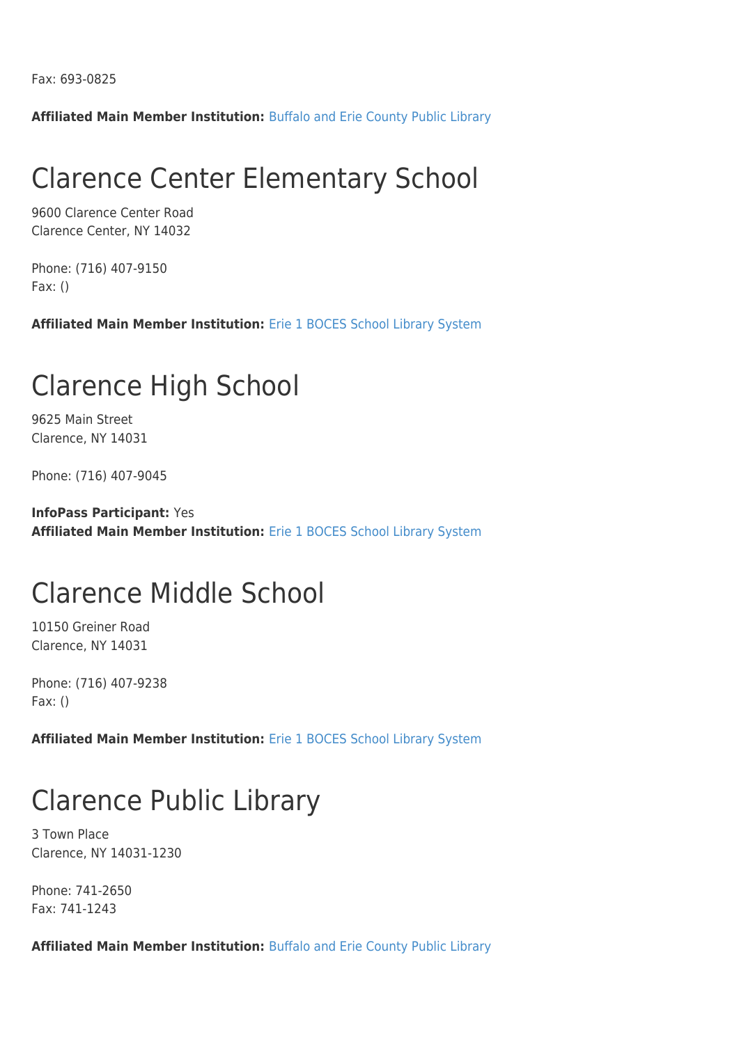Fax: 693-0825

**Affiliated Main Member Institution:** Buffalo and Erie County Public Library

# Clarence Center Elementary School

9600 Clarence Center Road
Clarence Center, NY 14032

Phone: (716) 407-9150
Fax: ()

**Affiliated Main Member Institution:** Erie 1 BOCES School Library System

# Clarence High School

9625 Main Street
Clarence, NY 14031

Phone: (716) 407-9045

**InfoPass Participant:** Yes
**Affiliated Main Member Institution:** Erie 1 BOCES School Library System

# Clarence Middle School

10150 Greiner Road
Clarence, NY 14031

Phone: (716) 407-9238
Fax: ()

**Affiliated Main Member Institution:** Erie 1 BOCES School Library System

# Clarence Public Library

3 Town Place
Clarence, NY 14031-1230

Phone: 741-2650
Fax: 741-1243

**Affiliated Main Member Institution:** Buffalo and Erie County Public Library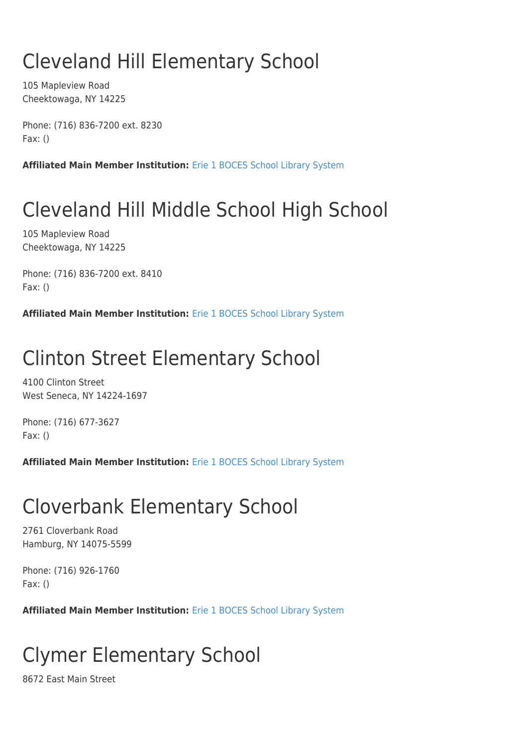# Cleveland Hill Elementary School

105 Mapleview Road
Cheektowaga, NY 14225

Phone: (716) 836-7200 ext. 8230
Fax: ()

**Affiliated Main Member Institution:** Erie 1 BOCES School Library System

# Cleveland Hill Middle School High School

105 Mapleview Road
Cheektowaga, NY 14225

Phone: (716) 836-7200 ext. 8410
Fax: ()

**Affiliated Main Member Institution:** Erie 1 BOCES School Library System

# Clinton Street Elementary School

4100 Clinton Street
West Seneca, NY 14224-1697

Phone: (716) 677-3627
Fax: ()

**Affiliated Main Member Institution:** Erie 1 BOCES School Library System

# Cloverbank Elementary School

2761 Cloverbank Road
Hamburg, NY 14075-5599

Phone: (716) 926-1760
Fax: ()

**Affiliated Main Member Institution:** Erie 1 BOCES School Library System

# Clymer Elementary School

8672 East Main Street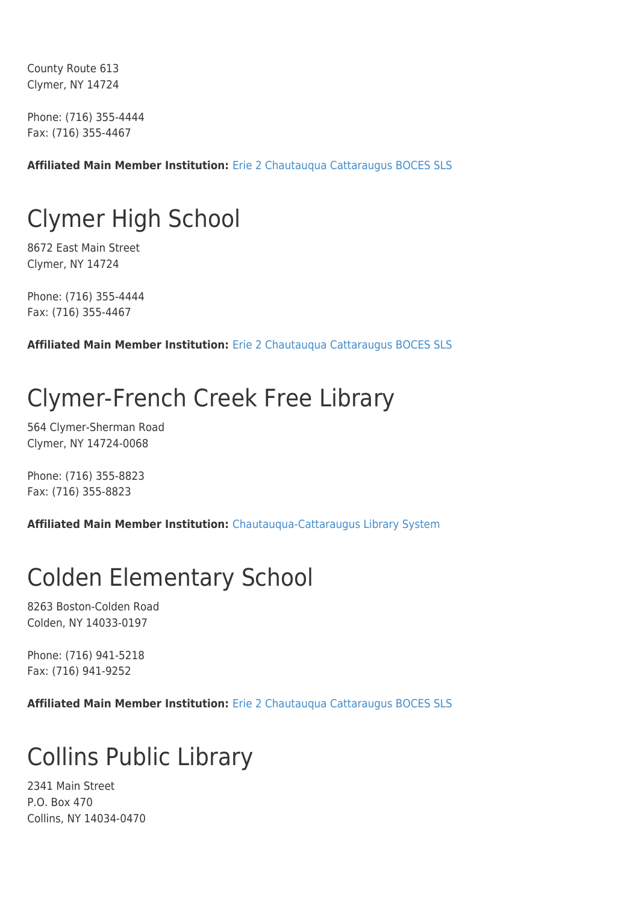County Route 613
Clymer, NY 14724

Phone: (716) 355-4444
Fax: (716) 355-4467

**Affiliated Main Member Institution:** Erie 2 Chautauqua Cattaraugus BOCES SLS

# Clymer High School

8672 East Main Street
Clymer, NY 14724

Phone: (716) 355-4444
Fax: (716) 355-4467

**Affiliated Main Member Institution:** Erie 2 Chautauqua Cattaraugus BOCES SLS

# Clymer-French Creek Free Library

564 Clymer-Sherman Road
Clymer, NY 14724-0068

Phone: (716) 355-8823
Fax: (716) 355-8823

**Affiliated Main Member Institution:** Chautauqua-Cattaraugus Library System

# Colden Elementary School

8263 Boston-Colden Road
Colden, NY 14033-0197

Phone: (716) 941-5218
Fax: (716) 941-9252

**Affiliated Main Member Institution:** Erie 2 Chautauqua Cattaraugus BOCES SLS

# Collins Public Library

2341 Main Street
P.O. Box 470
Collins, NY 14034-0470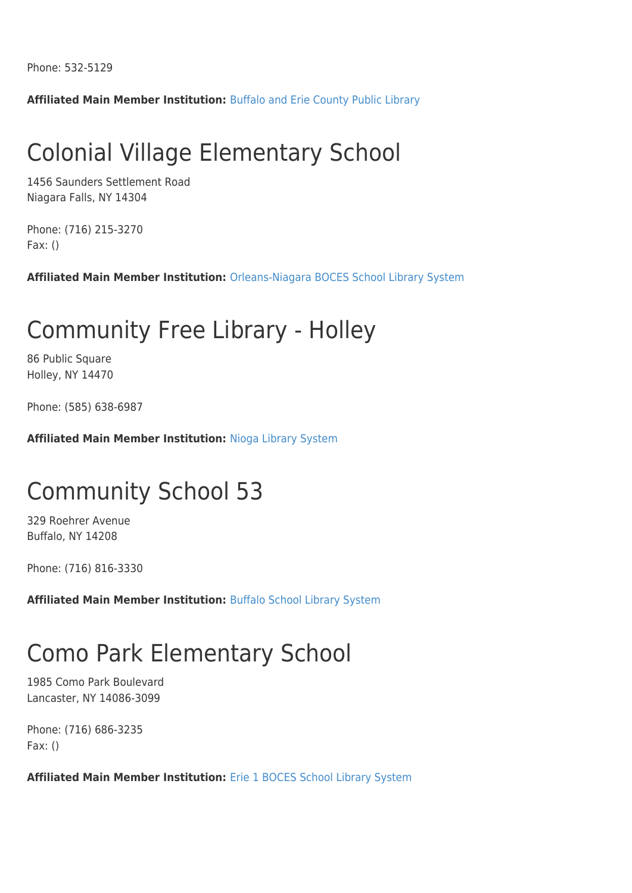Phone: 532-5129

**Affiliated Main Member Institution:** Buffalo and Erie County Public Library

# Colonial Village Elementary School

1456 Saunders Settlement Road
Niagara Falls, NY 14304

Phone: (716) 215-3270
Fax: ()

**Affiliated Main Member Institution:** Orleans-Niagara BOCES School Library System

# Community Free Library - Holley

86 Public Square
Holley, NY 14470

Phone: (585) 638-6987

**Affiliated Main Member Institution:** Nioga Library System

# Community School 53

329 Roehrer Avenue
Buffalo, NY 14208

Phone: (716) 816-3330

**Affiliated Main Member Institution:** Buffalo School Library System

# Como Park Elementary School

1985 Como Park Boulevard
Lancaster, NY 14086-3099

Phone: (716) 686-3235
Fax: ()

**Affiliated Main Member Institution:** Erie 1 BOCES School Library System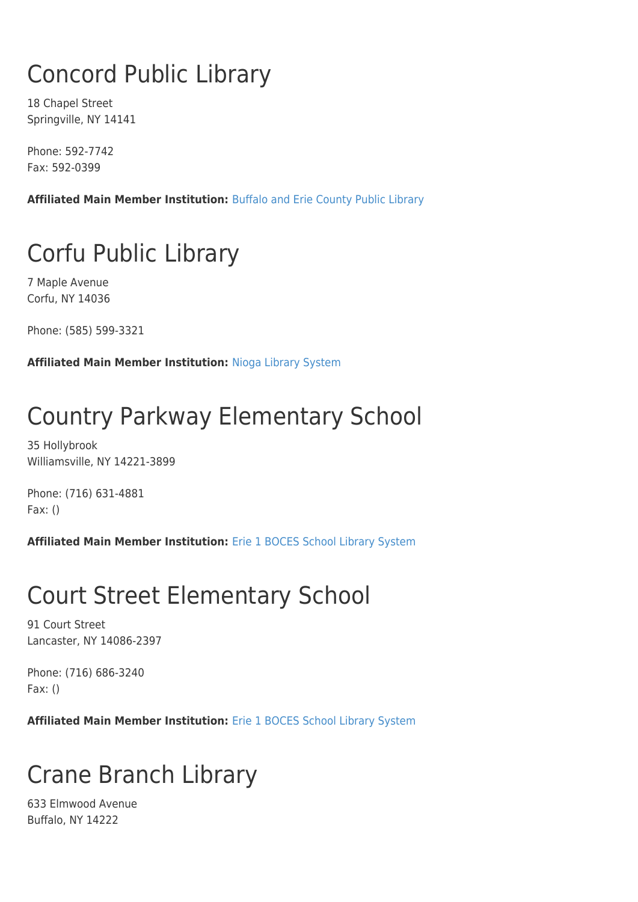# Concord Public Library

18 Chapel Street
Springville, NY 14141

Phone: 592-7742
Fax: 592-0399

**Affiliated Main Member Institution:** Buffalo and Erie County Public Library

# Corfu Public Library

7 Maple Avenue
Corfu, NY 14036

Phone: (585) 599-3321

**Affiliated Main Member Institution:** Nioga Library System

# Country Parkway Elementary School

35 Hollybrook
Williamsville, NY 14221-3899

Phone: (716) 631-4881
Fax: ()

**Affiliated Main Member Institution:** Erie 1 BOCES School Library System

# Court Street Elementary School

91 Court Street
Lancaster, NY 14086-2397

Phone: (716) 686-3240
Fax: ()

**Affiliated Main Member Institution:** Erie 1 BOCES School Library System

# Crane Branch Library

633 Elmwood Avenue
Buffalo, NY 14222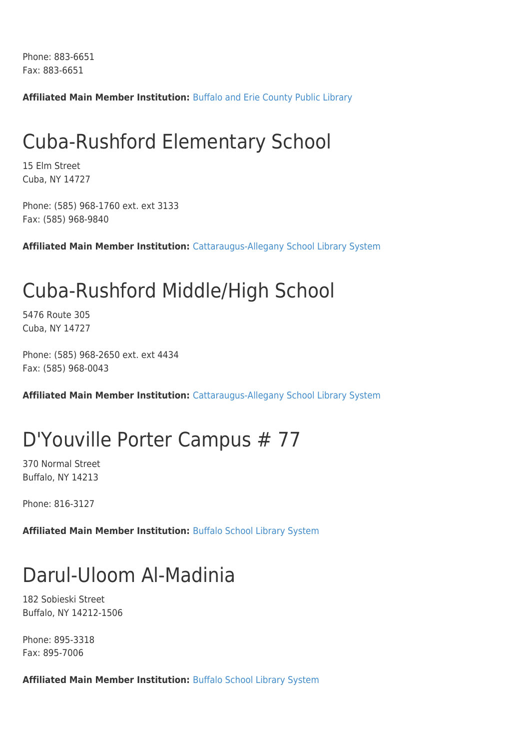Phone: 883-6651
Fax: 883-6651

**Affiliated Main Member Institution:** Buffalo and Erie County Public Library

# Cuba-Rushford Elementary School

15 Elm Street
Cuba, NY 14727

Phone: (585) 968-1760 ext. ext 3133
Fax: (585) 968-9840

**Affiliated Main Member Institution:** Cattaraugus-Allegany School Library System

# Cuba-Rushford Middle/High School

5476 Route 305
Cuba, NY 14727

Phone: (585) 968-2650 ext. ext 4434
Fax: (585) 968-0043

**Affiliated Main Member Institution:** Cattaraugus-Allegany School Library System

# D'Youville Porter Campus # 77

370 Normal Street
Buffalo, NY 14213

Phone: 816-3127

**Affiliated Main Member Institution:** Buffalo School Library System

# Darul-Uloom Al-Madinia

182 Sobieski Street
Buffalo, NY 14212-1506

Phone: 895-3318
Fax: 895-7006

**Affiliated Main Member Institution:** Buffalo School Library System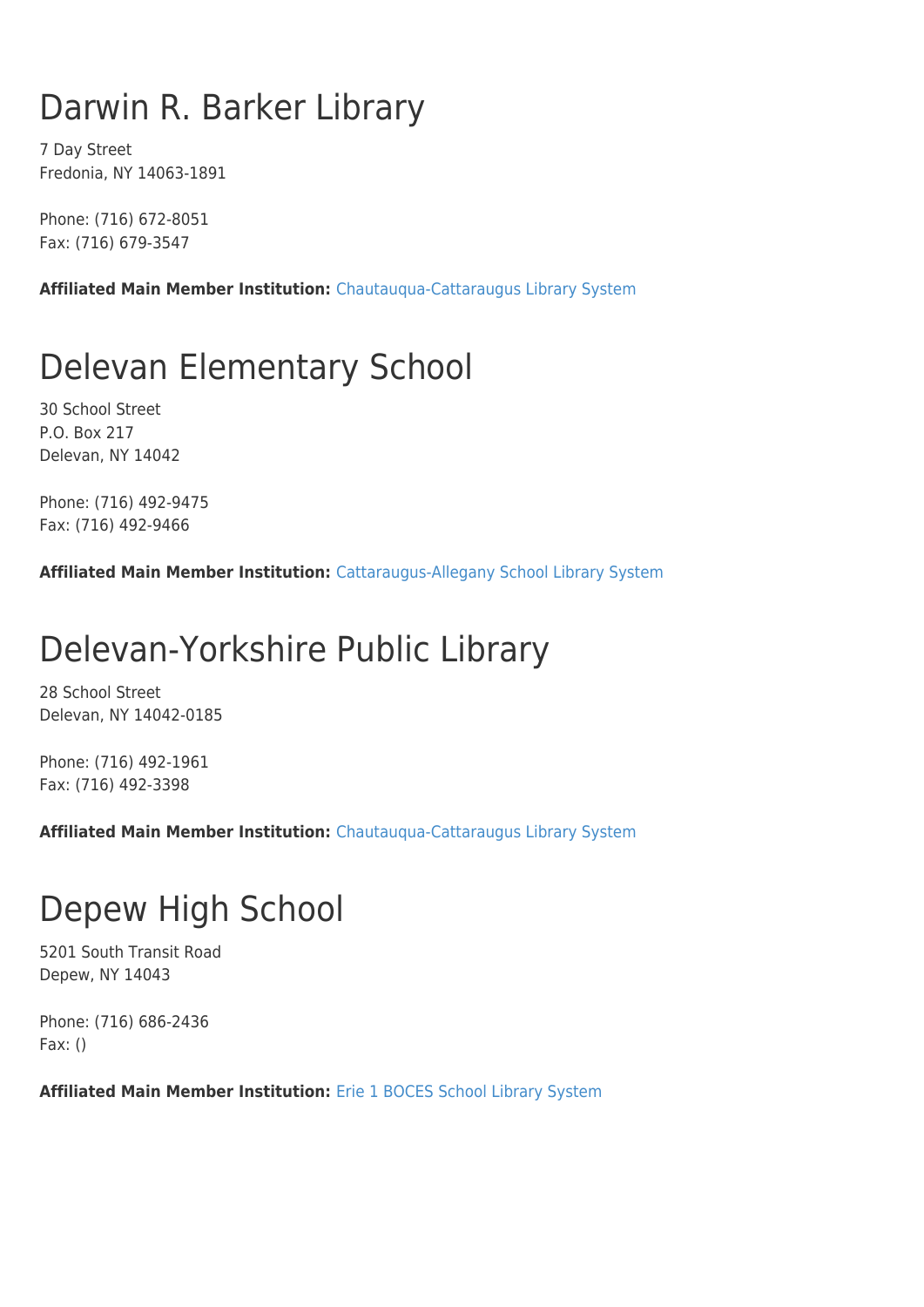# Darwin R. Barker Library

7 Day Street
Fredonia, NY 14063-1891

Phone: (716) 672-8051
Fax: (716) 679-3547

**Affiliated Main Member Institution:** Chautauqua-Cattaraugus Library System

# Delevan Elementary School

30 School Street
P.O. Box 217
Delevan, NY 14042

Phone: (716) 492-9475
Fax: (716) 492-9466

**Affiliated Main Member Institution:** Cattaraugus-Allegany School Library System

# Delevan-Yorkshire Public Library

28 School Street
Delevan, NY 14042-0185

Phone: (716) 492-1961
Fax: (716) 492-3398

**Affiliated Main Member Institution:** Chautauqua-Cattaraugus Library System

# Depew High School

5201 South Transit Road
Depew, NY 14043

Phone: (716) 686-2436
Fax: ()

**Affiliated Main Member Institution:** Erie 1 BOCES School Library System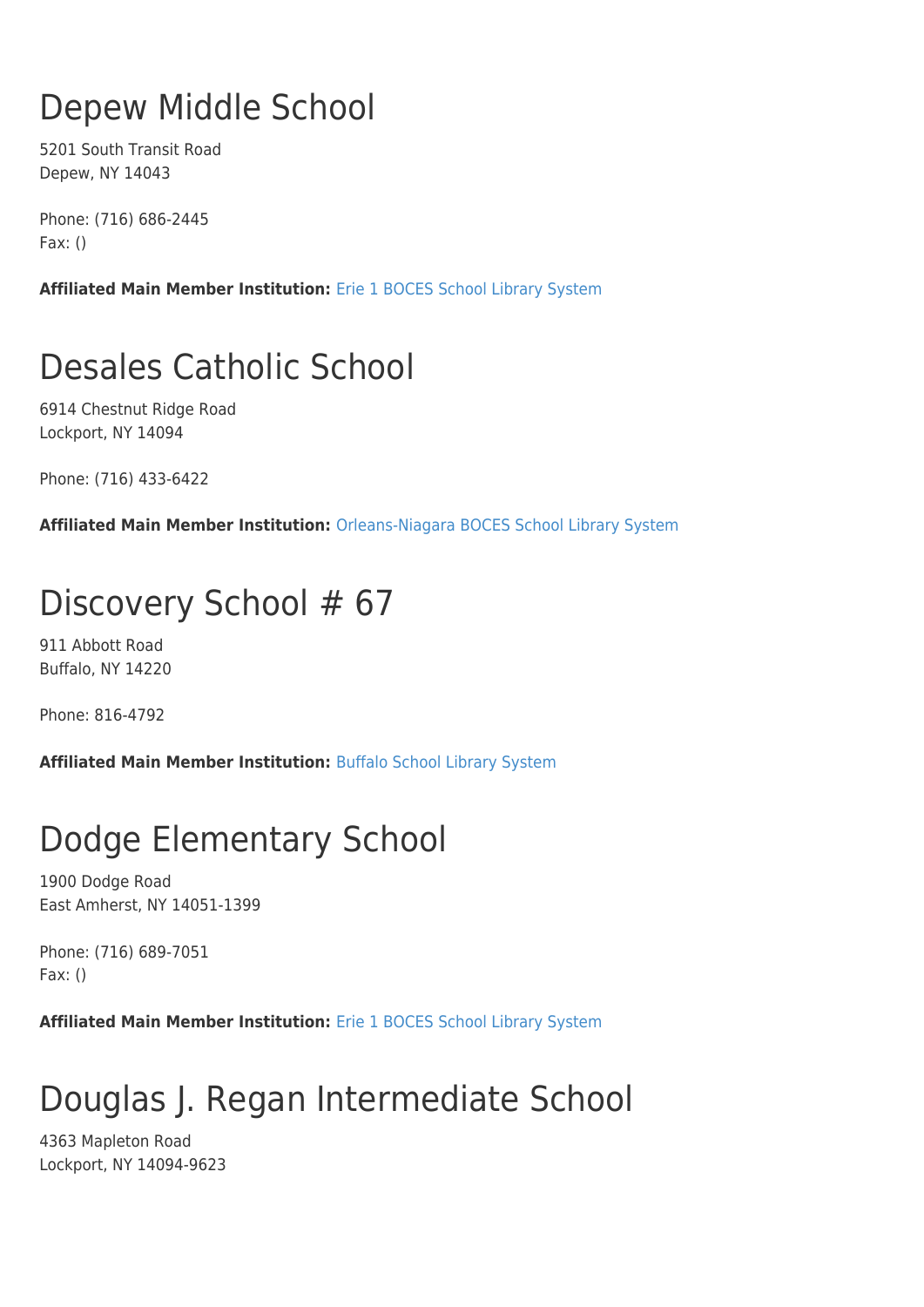# Depew Middle School

5201 South Transit Road
Depew, NY 14043

Phone: (716) 686-2445
Fax: ()

**Affiliated Main Member Institution:** Erie 1 BOCES School Library System

# Desales Catholic School

6914 Chestnut Ridge Road
Lockport, NY 14094

Phone: (716) 433-6422

**Affiliated Main Member Institution:** Orleans-Niagara BOCES School Library System

# Discovery School # 67

911 Abbott Road
Buffalo, NY 14220

Phone: 816-4792

**Affiliated Main Member Institution:** Buffalo School Library System

# Dodge Elementary School

1900 Dodge Road
East Amherst, NY 14051-1399

Phone: (716) 689-7051
Fax: ()

**Affiliated Main Member Institution:** Erie 1 BOCES School Library System

# Douglas J. Regan Intermediate School

4363 Mapleton Road
Lockport, NY 14094-9623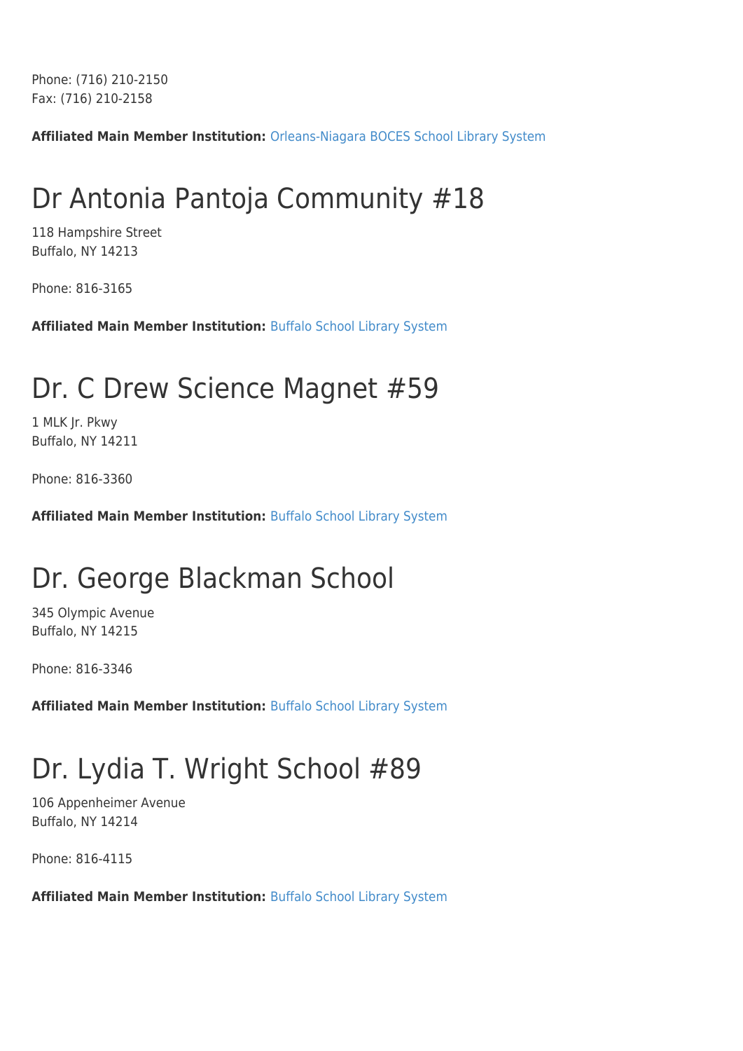Phone: (716) 210-2150
Fax: (716) 210-2158

**Affiliated Main Member Institution:** Orleans-Niagara BOCES School Library System

# Dr Antonia Pantoja Community #18

118 Hampshire Street
Buffalo, NY 14213

Phone: 816-3165

**Affiliated Main Member Institution:** Buffalo School Library System

# Dr. C Drew Science Magnet #59

1 MLK Jr. Pkwy
Buffalo, NY 14211

Phone: 816-3360

**Affiliated Main Member Institution:** Buffalo School Library System

# Dr. George Blackman School

345 Olympic Avenue
Buffalo, NY 14215

Phone: 816-3346

**Affiliated Main Member Institution:** Buffalo School Library System

# Dr. Lydia T. Wright School #89

106 Appenheimer Avenue
Buffalo, NY 14214

Phone: 816-4115

**Affiliated Main Member Institution:** Buffalo School Library System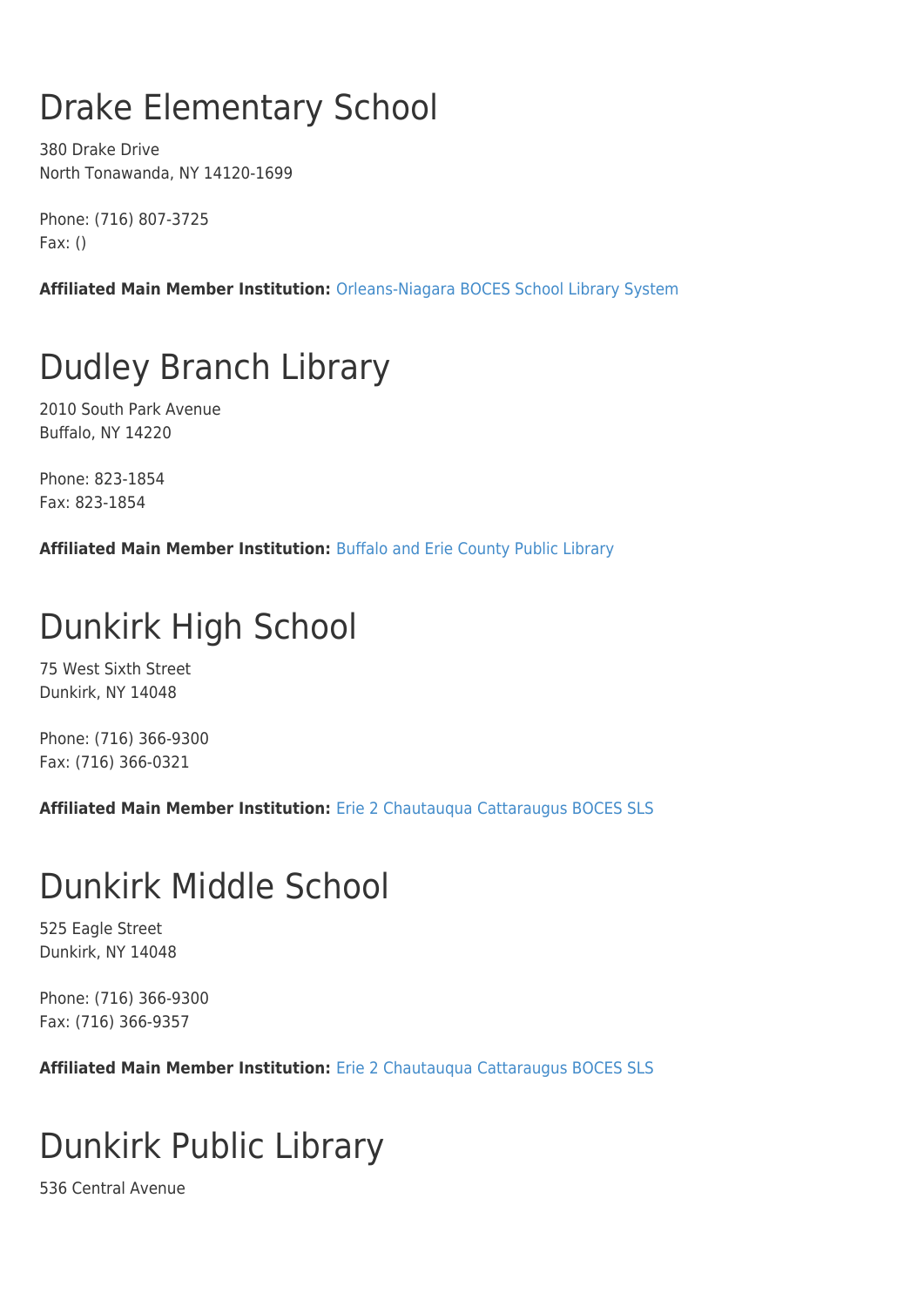# Drake Elementary School

380 Drake Drive
North Tonawanda, NY 14120-1699

Phone: (716) 807-3725
Fax: ()

**Affiliated Main Member Institution:** Orleans-Niagara BOCES School Library System

# Dudley Branch Library

2010 South Park Avenue
Buffalo, NY 14220

Phone: 823-1854
Fax: 823-1854

**Affiliated Main Member Institution:** Buffalo and Erie County Public Library

# Dunkirk High School

75 West Sixth Street
Dunkirk, NY 14048

Phone: (716) 366-9300
Fax: (716) 366-0321

**Affiliated Main Member Institution:** Erie 2 Chautauqua Cattaraugus BOCES SLS

# Dunkirk Middle School

525 Eagle Street
Dunkirk, NY 14048

Phone: (716) 366-9300
Fax: (716) 366-9357

**Affiliated Main Member Institution:** Erie 2 Chautauqua Cattaraugus BOCES SLS

# Dunkirk Public Library

536 Central Avenue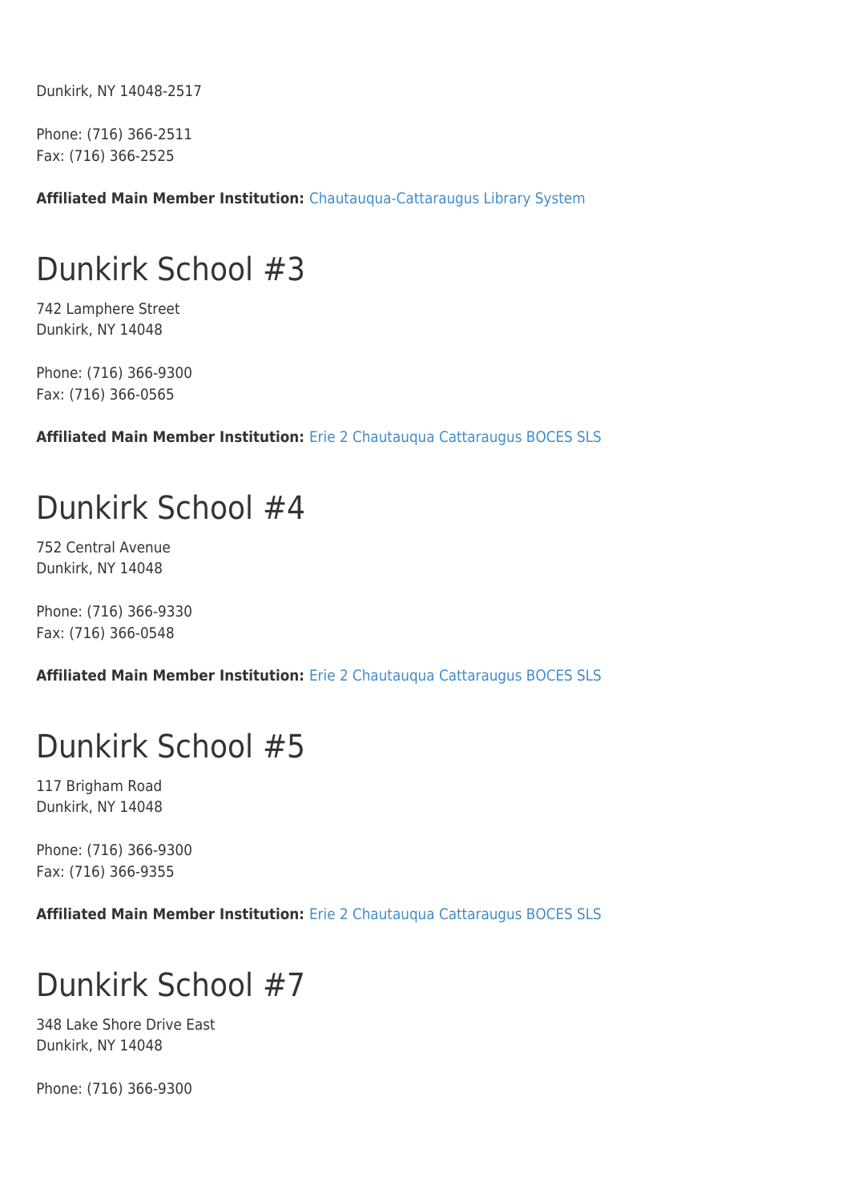Dunkirk, NY 14048-2517

Phone: (716) 366-2511
Fax: (716) 366-2525

**Affiliated Main Member Institution:** Chautauqua-Cattaraugus Library System

# Dunkirk School #3

742 Lamphere Street
Dunkirk, NY 14048

Phone: (716) 366-9300
Fax: (716) 366-0565

**Affiliated Main Member Institution:** Erie 2 Chautauqua Cattaraugus BOCES SLS

# Dunkirk School #4

752 Central Avenue
Dunkirk, NY 14048

Phone: (716) 366-9330
Fax: (716) 366-0548

**Affiliated Main Member Institution:** Erie 2 Chautauqua Cattaraugus BOCES SLS

# Dunkirk School #5

117 Brigham Road
Dunkirk, NY 14048

Phone: (716) 366-9300
Fax: (716) 366-9355

**Affiliated Main Member Institution:** Erie 2 Chautauqua Cattaraugus BOCES SLS

# Dunkirk School #7

348 Lake Shore Drive East
Dunkirk, NY 14048

Phone: (716) 366-9300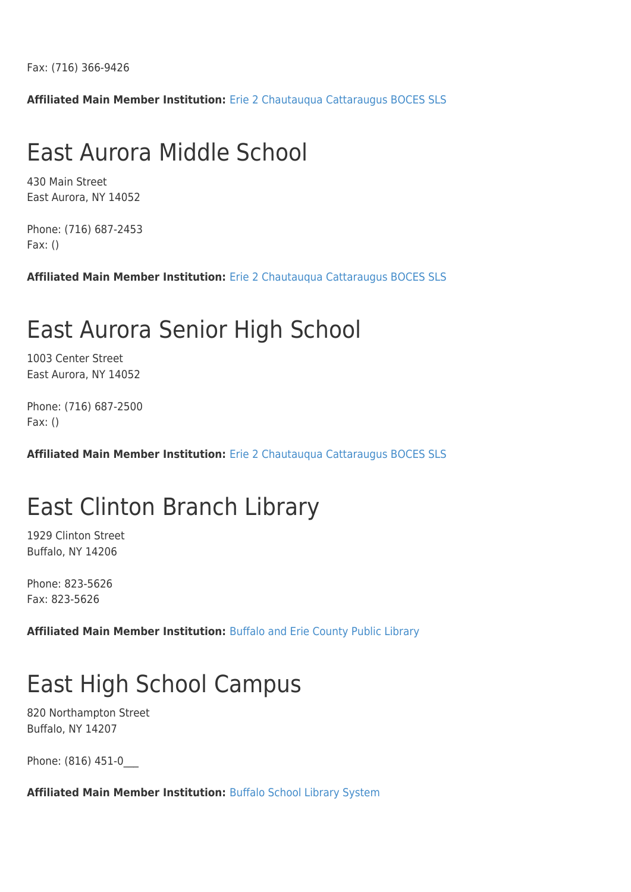Fax: (716) 366-9426

**Affiliated Main Member Institution:** Erie 2 Chautauqua Cattaraugus BOCES SLS

# East Aurora Middle School

430 Main Street
East Aurora, NY 14052

Phone: (716) 687-2453
Fax: ()

**Affiliated Main Member Institution:** Erie 2 Chautauqua Cattaraugus BOCES SLS

# East Aurora Senior High School

1003 Center Street
East Aurora, NY 14052

Phone: (716) 687-2500
Fax: ()

**Affiliated Main Member Institution:** Erie 2 Chautauqua Cattaraugus BOCES SLS

# East Clinton Branch Library

1929 Clinton Street
Buffalo, NY 14206

Phone: 823-5626
Fax: 823-5626

**Affiliated Main Member Institution:** Buffalo and Erie County Public Library

# East High School Campus

820 Northampton Street
Buffalo, NY 14207

Phone: (816) 451-0___

**Affiliated Main Member Institution:** Buffalo School Library System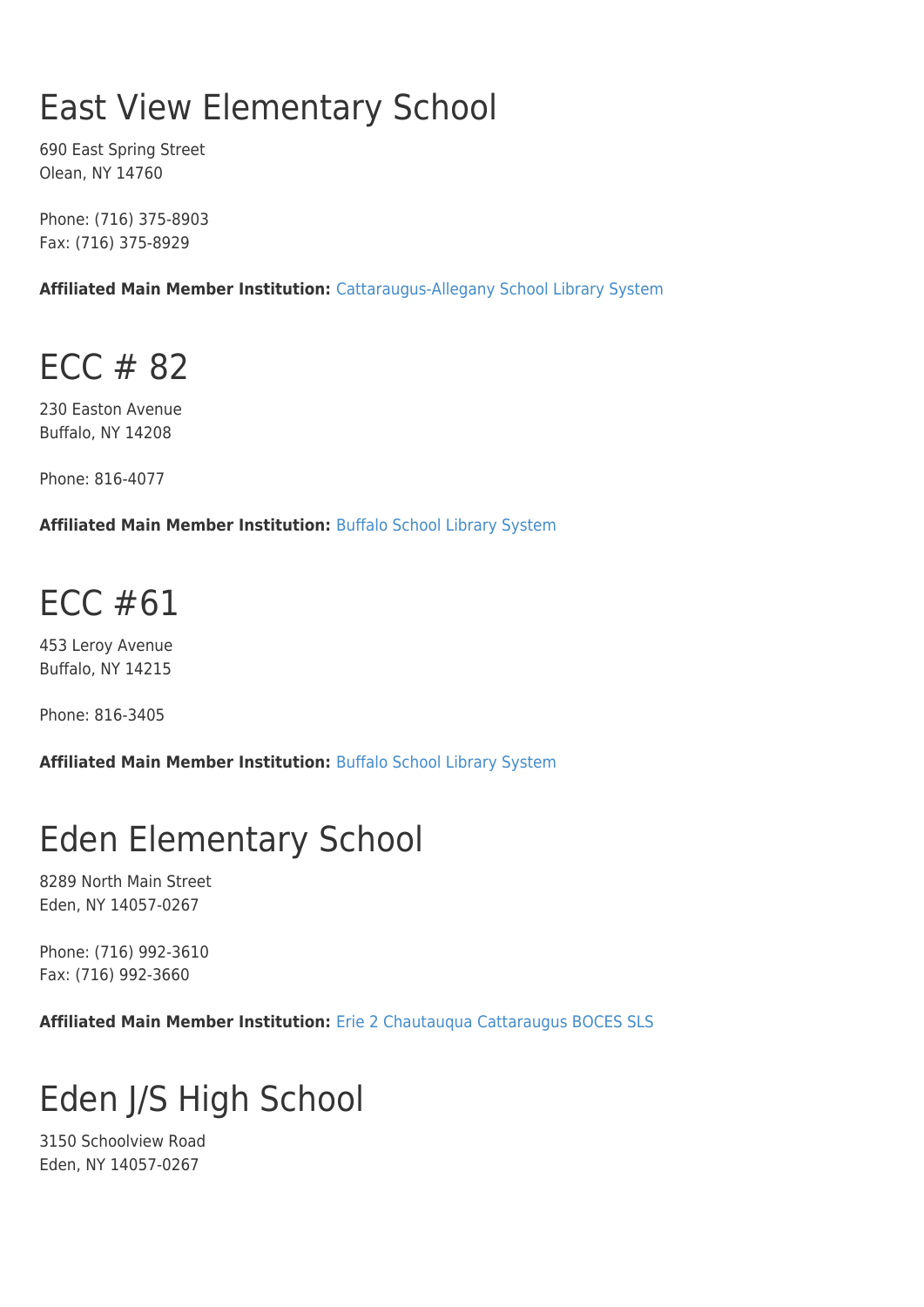# East View Elementary School

690 East Spring Street
Olean, NY 14760

Phone: (716) 375-8903
Fax: (716) 375-8929

**Affiliated Main Member Institution:** Cattaraugus-Allegany School Library System

# ECC # 82

230 Easton Avenue
Buffalo, NY 14208

Phone: 816-4077

**Affiliated Main Member Institution:** Buffalo School Library System

# ECC #61

453 Leroy Avenue
Buffalo, NY 14215

Phone: 816-3405

**Affiliated Main Member Institution:** Buffalo School Library System

# Eden Elementary School

8289 North Main Street
Eden, NY 14057-0267

Phone: (716) 992-3610
Fax: (716) 992-3660

**Affiliated Main Member Institution:** Erie 2 Chautauqua Cattaraugus BOCES SLS

# Eden J/S High School

3150 Schoolview Road
Eden, NY 14057-0267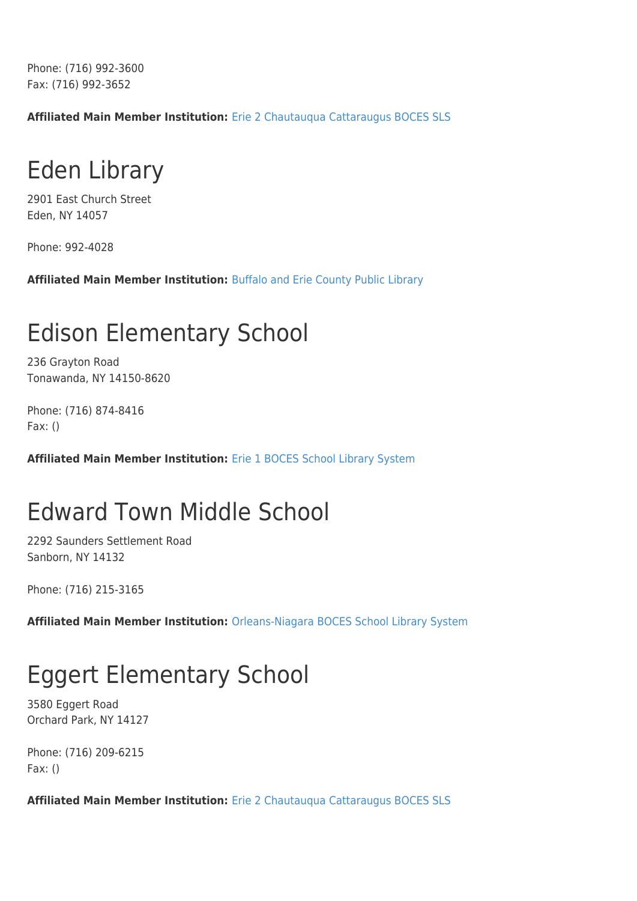Phone: (716) 992-3600
Fax: (716) 992-3652

**Affiliated Main Member Institution:** Erie 2 Chautauqua Cattaraugus BOCES SLS

# Eden Library

2901 East Church Street
Eden, NY 14057

Phone: 992-4028

**Affiliated Main Member Institution:** Buffalo and Erie County Public Library

# Edison Elementary School

236 Grayton Road
Tonawanda, NY 14150-8620

Phone: (716) 874-8416
Fax: ()

**Affiliated Main Member Institution:** Erie 1 BOCES School Library System

# Edward Town Middle School

2292 Saunders Settlement Road
Sanborn, NY 14132

Phone: (716) 215-3165

**Affiliated Main Member Institution:** Orleans-Niagara BOCES School Library System

# Eggert Elementary School

3580 Eggert Road
Orchard Park, NY 14127

Phone: (716) 209-6215
Fax: ()

**Affiliated Main Member Institution:** Erie 2 Chautauqua Cattaraugus BOCES SLS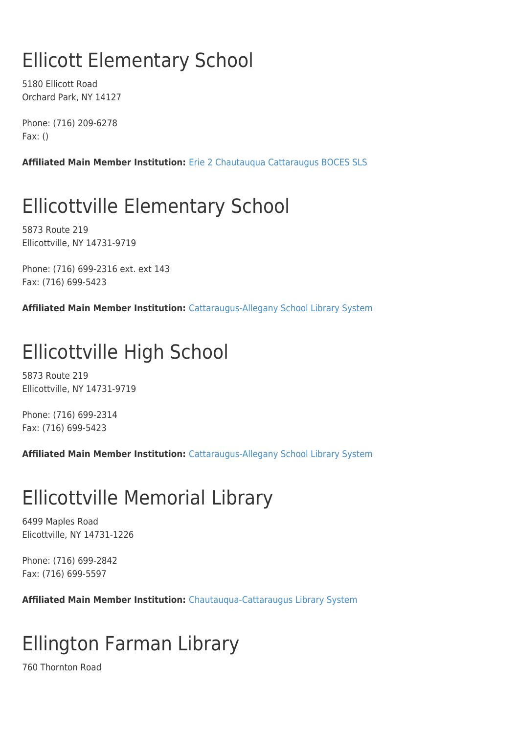# Ellicott Elementary School

5180 Ellicott Road
Orchard Park, NY 14127

Phone: (716) 209-6278
Fax: ()

**Affiliated Main Member Institution:** Erie 2 Chautauqua Cattaraugus BOCES SLS

# Ellicottville Elementary School

5873 Route 219
Ellicottville, NY 14731-9719

Phone: (716) 699-2316 ext. ext 143
Fax: (716) 699-5423

**Affiliated Main Member Institution:** Cattaraugus-Allegany School Library System

# Ellicottville High School

5873 Route 219
Ellicottville, NY 14731-9719

Phone: (716) 699-2314
Fax: (716) 699-5423

**Affiliated Main Member Institution:** Cattaraugus-Allegany School Library System

# Ellicottville Memorial Library

6499 Maples Road
Elicottville, NY 14731-1226

Phone: (716) 699-2842
Fax: (716) 699-5597

**Affiliated Main Member Institution:** Chautauqua-Cattaraugus Library System

# Ellington Farman Library

760 Thornton Road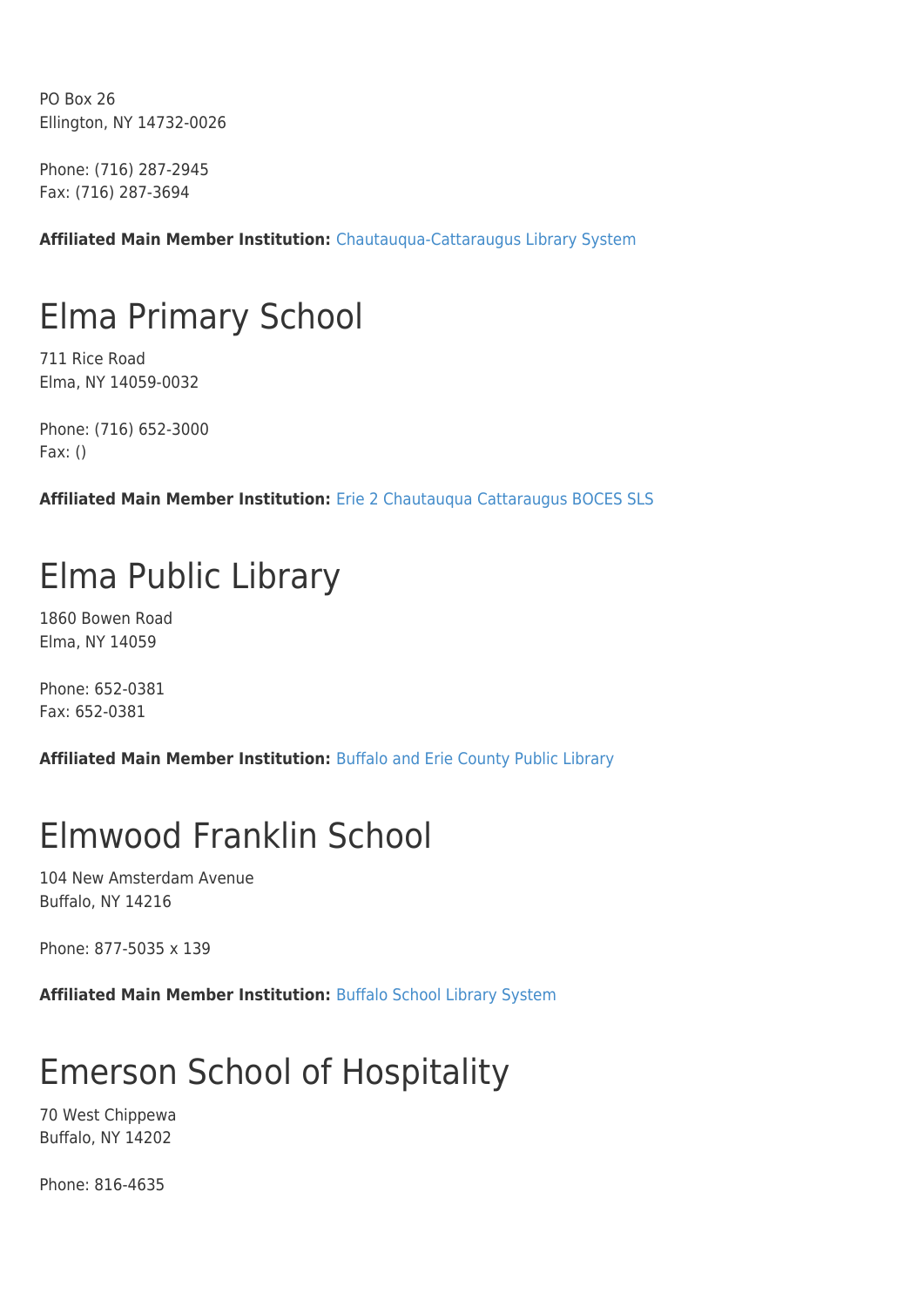PO Box 26
Ellington, NY 14732-0026

Phone: (716) 287-2945
Fax: (716) 287-3694

**Affiliated Main Member Institution:** Chautauqua-Cattaraugus Library System

# Elma Primary School

711 Rice Road
Elma, NY 14059-0032

Phone: (716) 652-3000
Fax: ()

**Affiliated Main Member Institution:** Erie 2 Chautauqua Cattaraugus BOCES SLS

# Elma Public Library

1860 Bowen Road
Elma, NY 14059

Phone: 652-0381
Fax: 652-0381

**Affiliated Main Member Institution:** Buffalo and Erie County Public Library

# Elmwood Franklin School

104 New Amsterdam Avenue
Buffalo, NY 14216

Phone: 877-5035 x 139

**Affiliated Main Member Institution:** Buffalo School Library System

# Emerson School of Hospitality

70 West Chippewa
Buffalo, NY 14202

Phone: 816-4635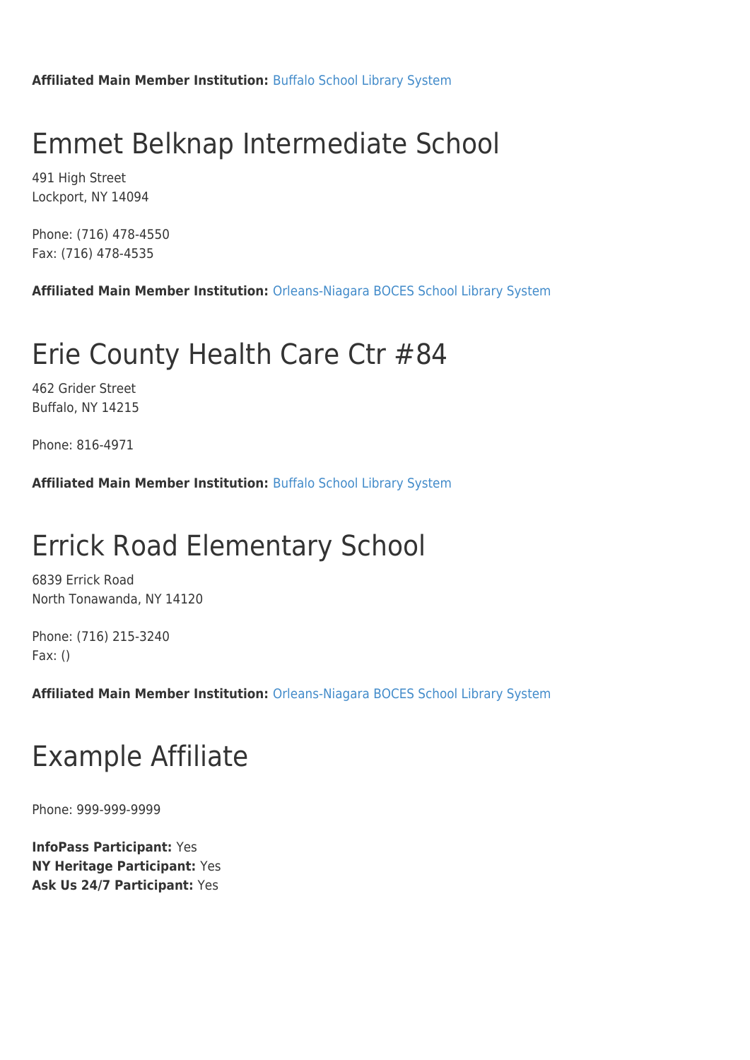**Affiliated Main Member Institution:** Buffalo School Library System

# Emmet Belknap Intermediate School

491 High Street
Lockport, NY 14094

Phone: (716) 478-4550
Fax: (716) 478-4535

**Affiliated Main Member Institution:** Orleans-Niagara BOCES School Library System

# Erie County Health Care Ctr #84

462 Grider Street
Buffalo, NY 14215

Phone: 816-4971

**Affiliated Main Member Institution:** Buffalo School Library System

# Errick Road Elementary School

6839 Errick Road
North Tonawanda, NY 14120

Phone: (716) 215-3240
Fax: ()

**Affiliated Main Member Institution:** Orleans-Niagara BOCES School Library System

# Example Affiliate

Phone: 999-999-9999

**InfoPass Participant:** Yes
**NY Heritage Participant:** Yes
**Ask Us 24/7 Participant:** Yes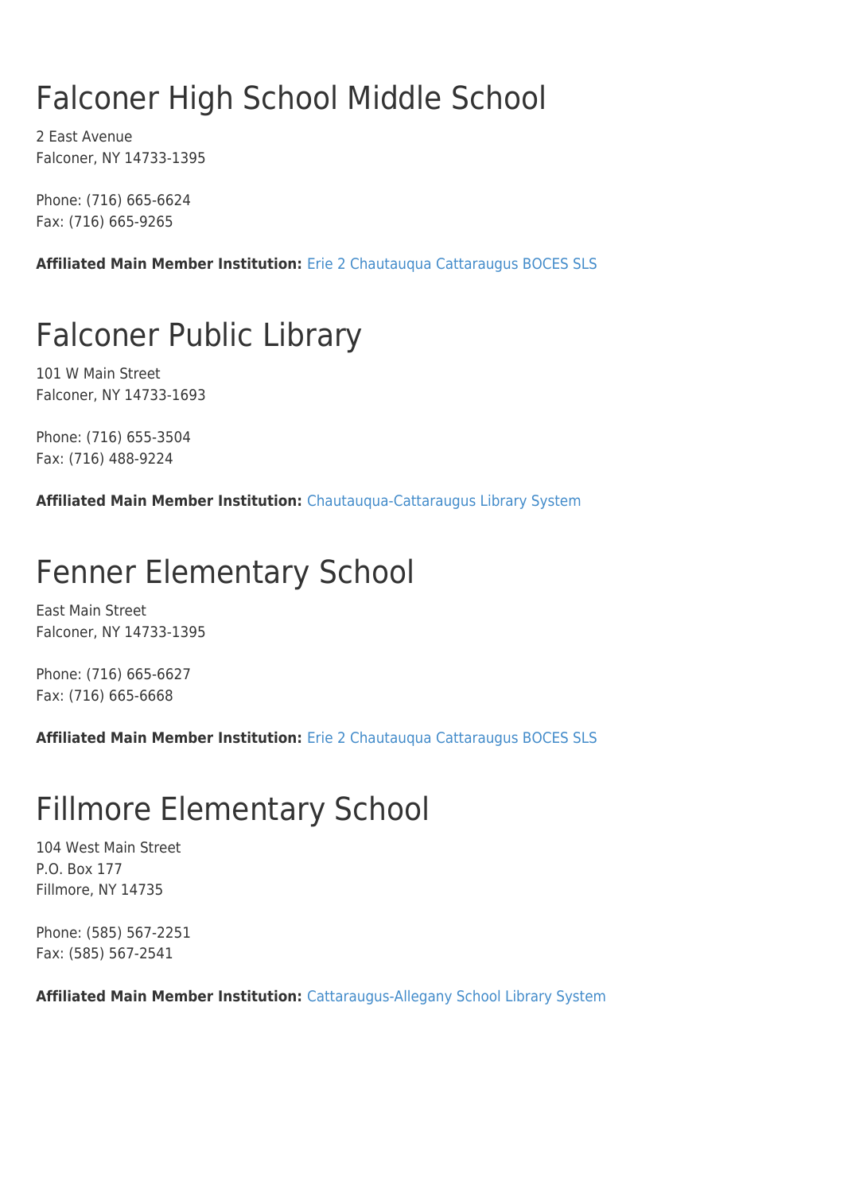# Falconer High School Middle School

2 East Avenue
Falconer, NY 14733-1395

Phone: (716) 665-6624
Fax: (716) 665-9265

**Affiliated Main Member Institution:** Erie 2 Chautauqua Cattaraugus BOCES SLS

# Falconer Public Library

101 W Main Street
Falconer, NY 14733-1693

Phone: (716) 655-3504
Fax: (716) 488-9224

**Affiliated Main Member Institution:** Chautauqua-Cattaraugus Library System

# Fenner Elementary School

East Main Street
Falconer, NY 14733-1395

Phone: (716) 665-6627
Fax: (716) 665-6668

**Affiliated Main Member Institution:** Erie 2 Chautauqua Cattaraugus BOCES SLS

# Fillmore Elementary School

104 West Main Street
P.O. Box 177
Fillmore, NY 14735

Phone: (585) 567-2251
Fax: (585) 567-2541

**Affiliated Main Member Institution:** Cattaraugus-Allegany School Library System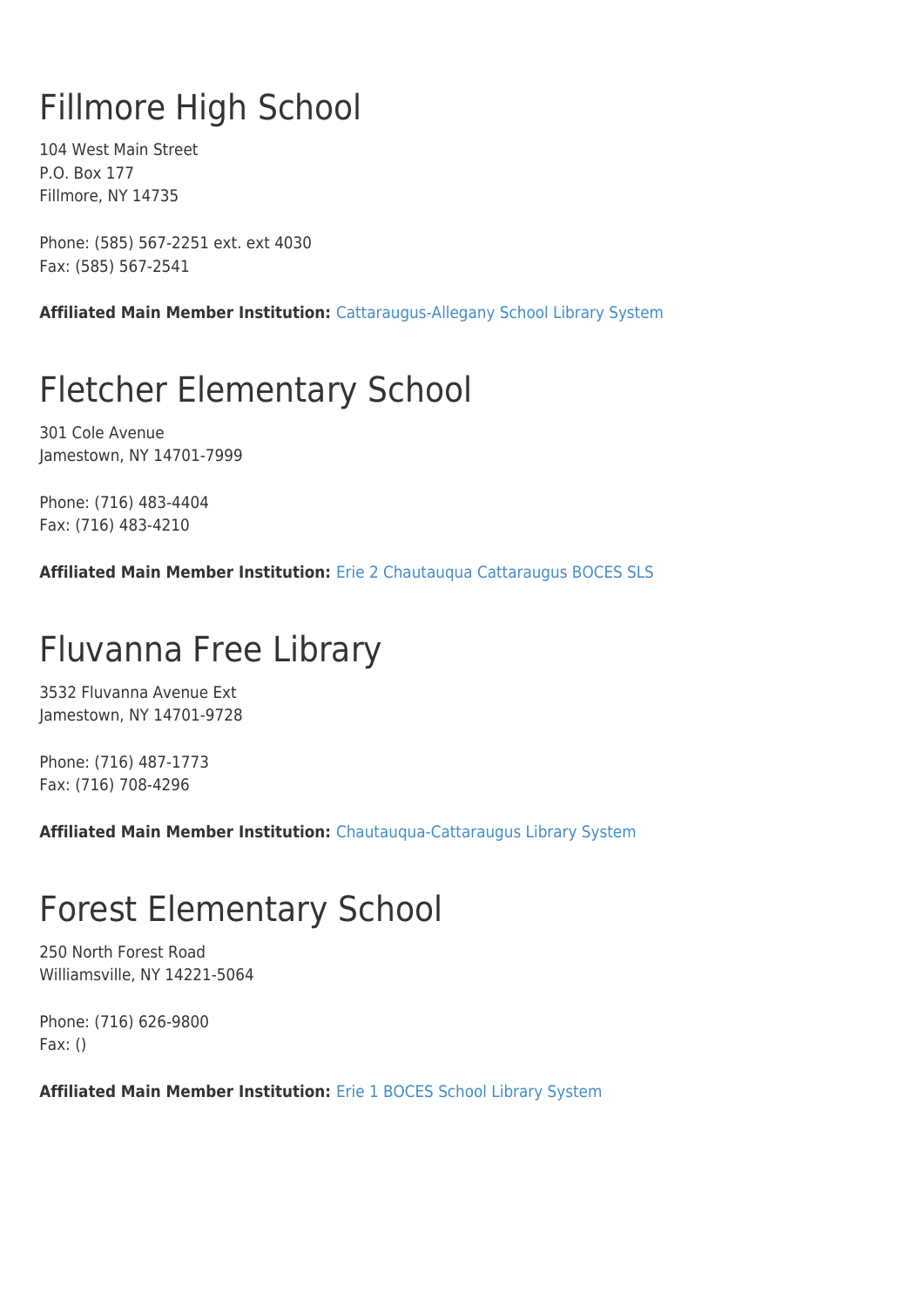# Fillmore High School

104 West Main Street
P.O. Box 177
Fillmore, NY 14735

Phone: (585) 567-2251 ext. ext 4030
Fax: (585) 567-2541

**Affiliated Main Member Institution:** Cattaraugus-Allegany School Library System

# Fletcher Elementary School

301 Cole Avenue
Jamestown, NY 14701-7999

Phone: (716) 483-4404
Fax: (716) 483-4210

**Affiliated Main Member Institution:** Erie 2 Chautauqua Cattaraugus BOCES SLS

# Fluvanna Free Library

3532 Fluvanna Avenue Ext
Jamestown, NY 14701-9728

Phone: (716) 487-1773
Fax: (716) 708-4296

**Affiliated Main Member Institution:** Chautauqua-Cattaraugus Library System

# Forest Elementary School

250 North Forest Road
Williamsville, NY 14221-5064

Phone: (716) 626-9800
Fax: ()

**Affiliated Main Member Institution:** Erie 1 BOCES School Library System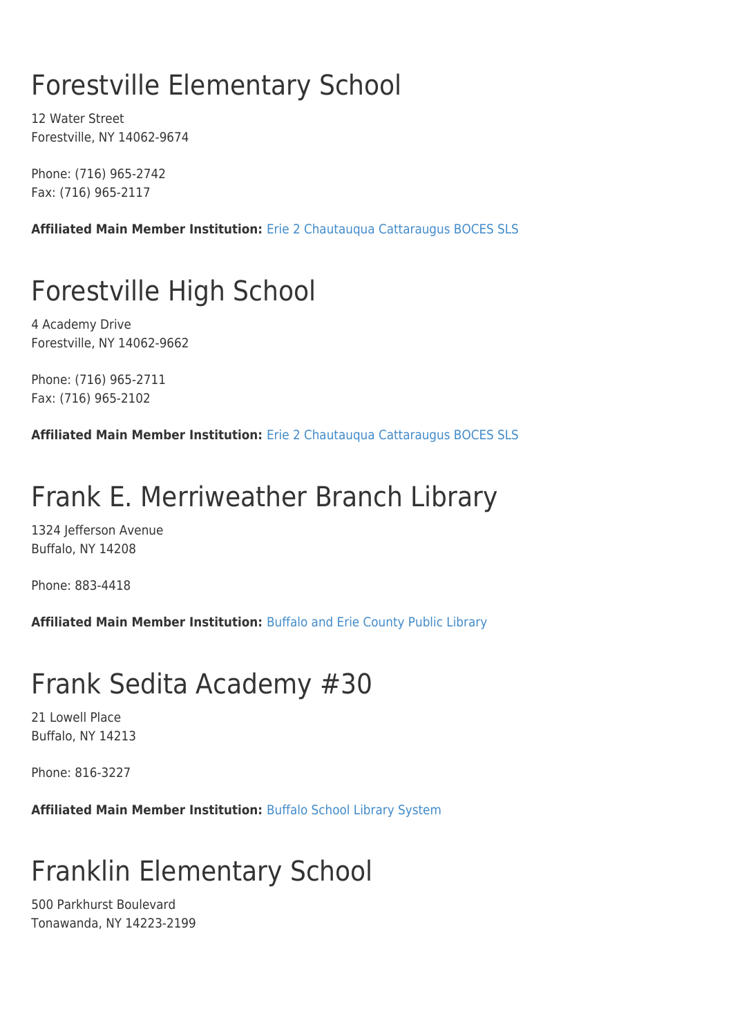# Forestville Elementary School

12 Water Street
Forestville, NY 14062-9674

Phone: (716) 965-2742
Fax: (716) 965-2117

**Affiliated Main Member Institution:** Erie 2 Chautauqua Cattaraugus BOCES SLS

# Forestville High School

4 Academy Drive
Forestville, NY 14062-9662

Phone: (716) 965-2711
Fax: (716) 965-2102

**Affiliated Main Member Institution:** Erie 2 Chautauqua Cattaraugus BOCES SLS

# Frank E. Merriweather Branch Library

1324 Jefferson Avenue
Buffalo, NY 14208

Phone: 883-4418

**Affiliated Main Member Institution:** Buffalo and Erie County Public Library

# Frank Sedita Academy #30

21 Lowell Place
Buffalo, NY 14213

Phone: 816-3227

**Affiliated Main Member Institution:** Buffalo School Library System

# Franklin Elementary School

500 Parkhurst Boulevard
Tonawanda, NY 14223-2199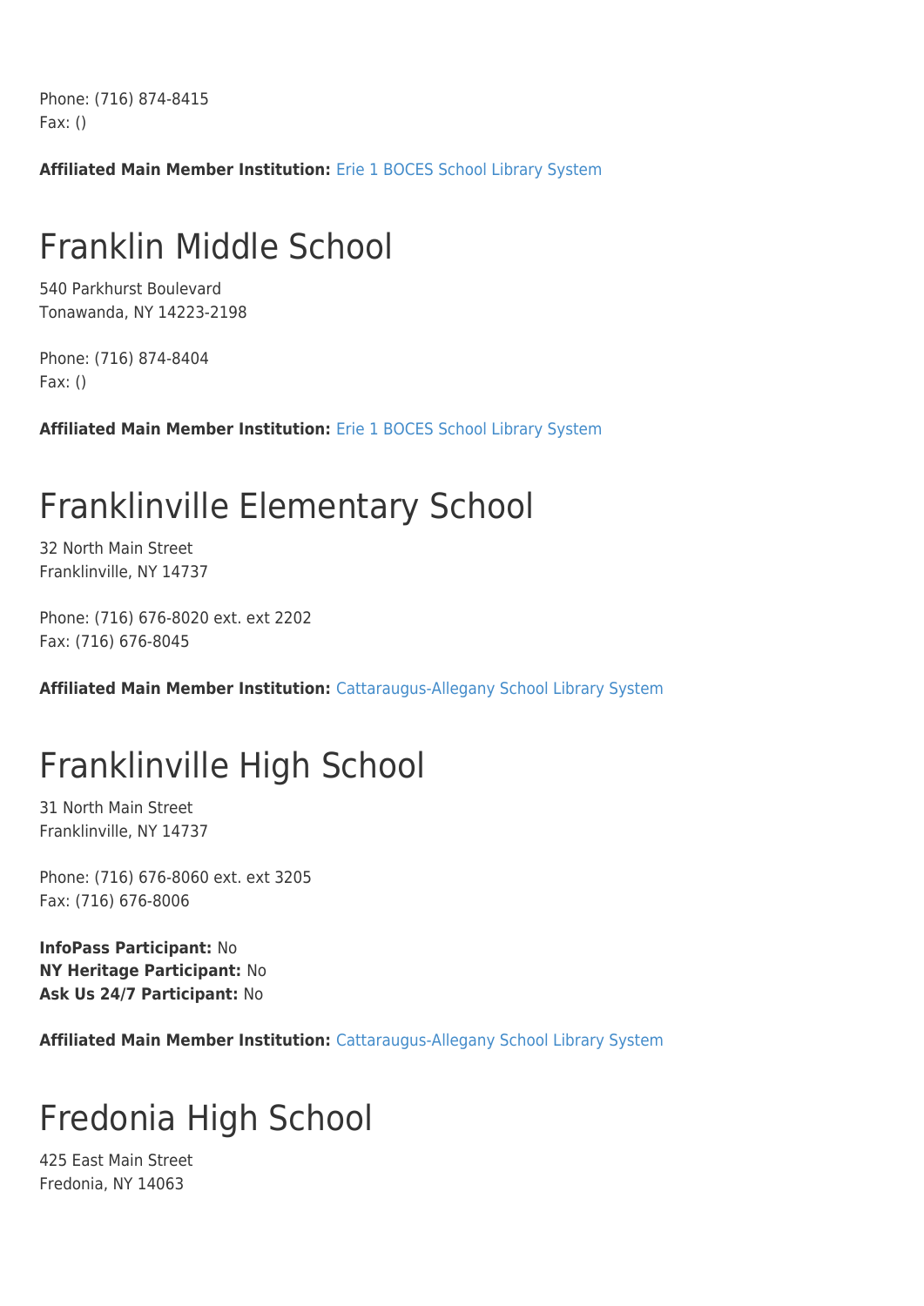Phone: (716) 874-8415
Fax: ()

**Affiliated Main Member Institution:** Erie 1 BOCES School Library System

# Franklin Middle School

540 Parkhurst Boulevard
Tonawanda, NY 14223-2198

Phone: (716) 874-8404
Fax: ()

**Affiliated Main Member Institution:** Erie 1 BOCES School Library System

# Franklinville Elementary School

32 North Main Street
Franklinville, NY 14737

Phone: (716) 676-8020 ext. ext 2202
Fax: (716) 676-8045

**Affiliated Main Member Institution:** Cattaraugus-Allegany School Library System

# Franklinville High School

31 North Main Street
Franklinville, NY 14737

Phone: (716) 676-8060 ext. ext 3205
Fax: (716) 676-8006

**InfoPass Participant:** No
**NY Heritage Participant:** No
**Ask Us 24/7 Participant:** No

**Affiliated Main Member Institution:** Cattaraugus-Allegany School Library System

# Fredonia High School

425 East Main Street
Fredonia, NY 14063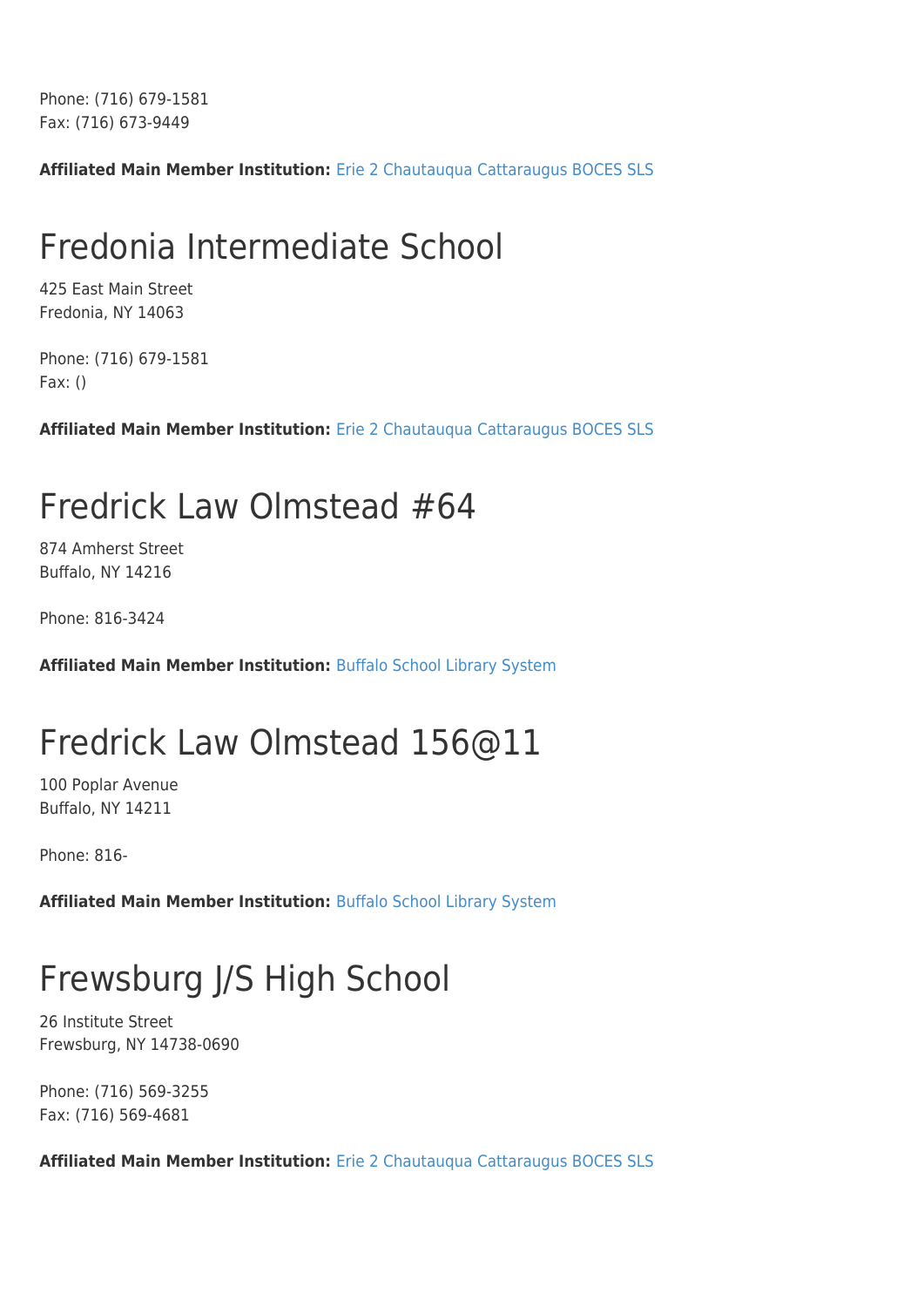Phone: (716) 679-1581
Fax: (716) 673-9449

**Affiliated Main Member Institution:** Erie 2 Chautauqua Cattaraugus BOCES SLS

# Fredonia Intermediate School

425 East Main Street
Fredonia, NY 14063

Phone: (716) 679-1581
Fax: ()

**Affiliated Main Member Institution:** Erie 2 Chautauqua Cattaraugus BOCES SLS

# Fredrick Law Olmstead #64

874 Amherst Street
Buffalo, NY 14216

Phone: 816-3424

**Affiliated Main Member Institution:** Buffalo School Library System

# Fredrick Law Olmstead 156@11

100 Poplar Avenue
Buffalo, NY 14211

Phone: 816-

**Affiliated Main Member Institution:** Buffalo School Library System

# Frewsburg J/S High School

26 Institute Street
Frewsburg, NY 14738-0690

Phone: (716) 569-3255
Fax: (716) 569-4681

**Affiliated Main Member Institution:** Erie 2 Chautauqua Cattaraugus BOCES SLS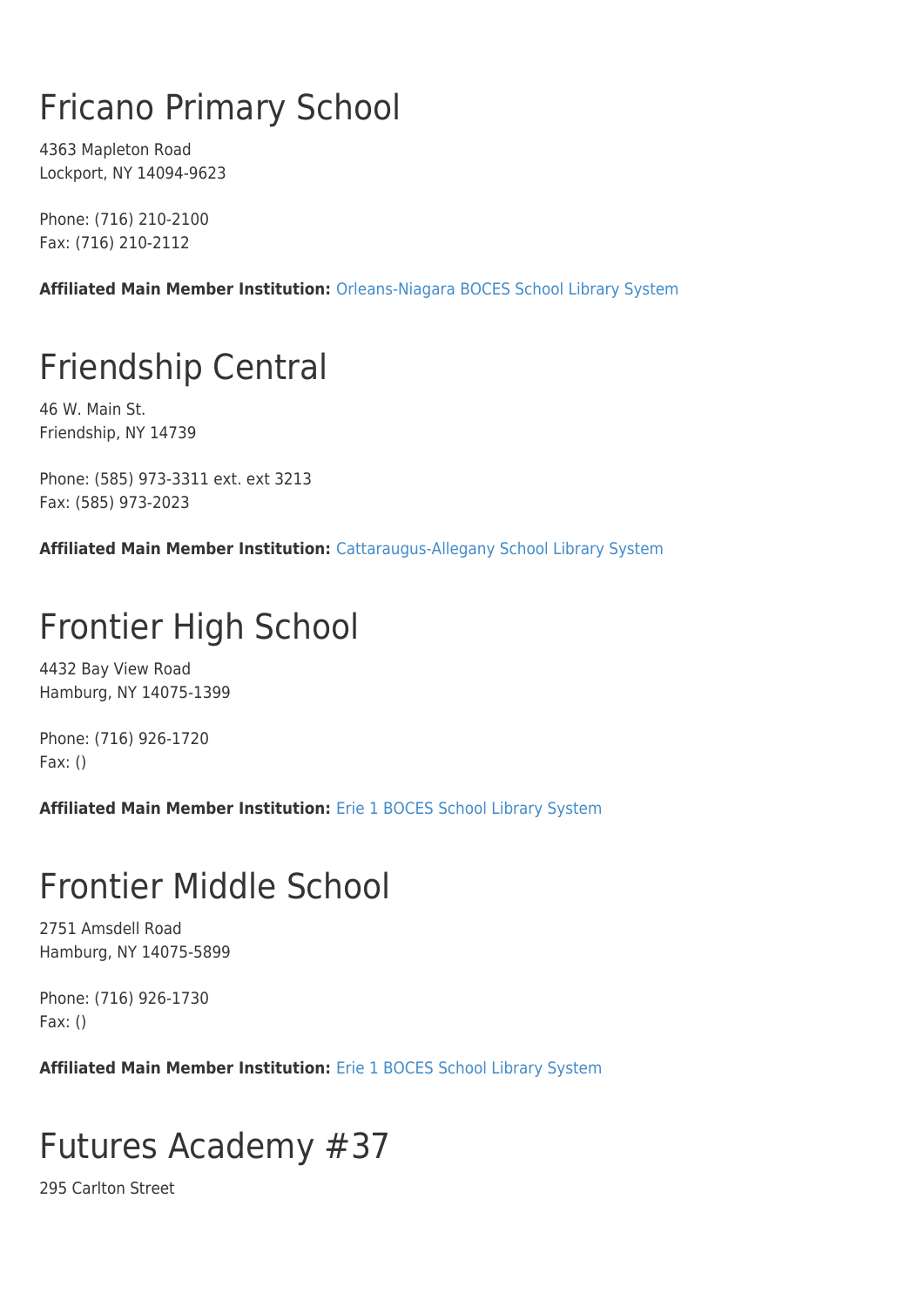# Fricano Primary School

4363 Mapleton Road
Lockport, NY 14094-9623

Phone: (716) 210-2100
Fax: (716) 210-2112

**Affiliated Main Member Institution:** Orleans-Niagara BOCES School Library System

# Friendship Central

46 W. Main St.
Friendship, NY 14739

Phone: (585) 973-3311 ext. ext 3213
Fax: (585) 973-2023

**Affiliated Main Member Institution:** Cattaraugus-Allegany School Library System

# Frontier High School

4432 Bay View Road
Hamburg, NY 14075-1399

Phone: (716) 926-1720
Fax: ()

**Affiliated Main Member Institution:** Erie 1 BOCES School Library System

# Frontier Middle School

2751 Amsdell Road
Hamburg, NY 14075-5899

Phone: (716) 926-1730
Fax: ()

**Affiliated Main Member Institution:** Erie 1 BOCES School Library System

# Futures Academy #37

295 Carlton Street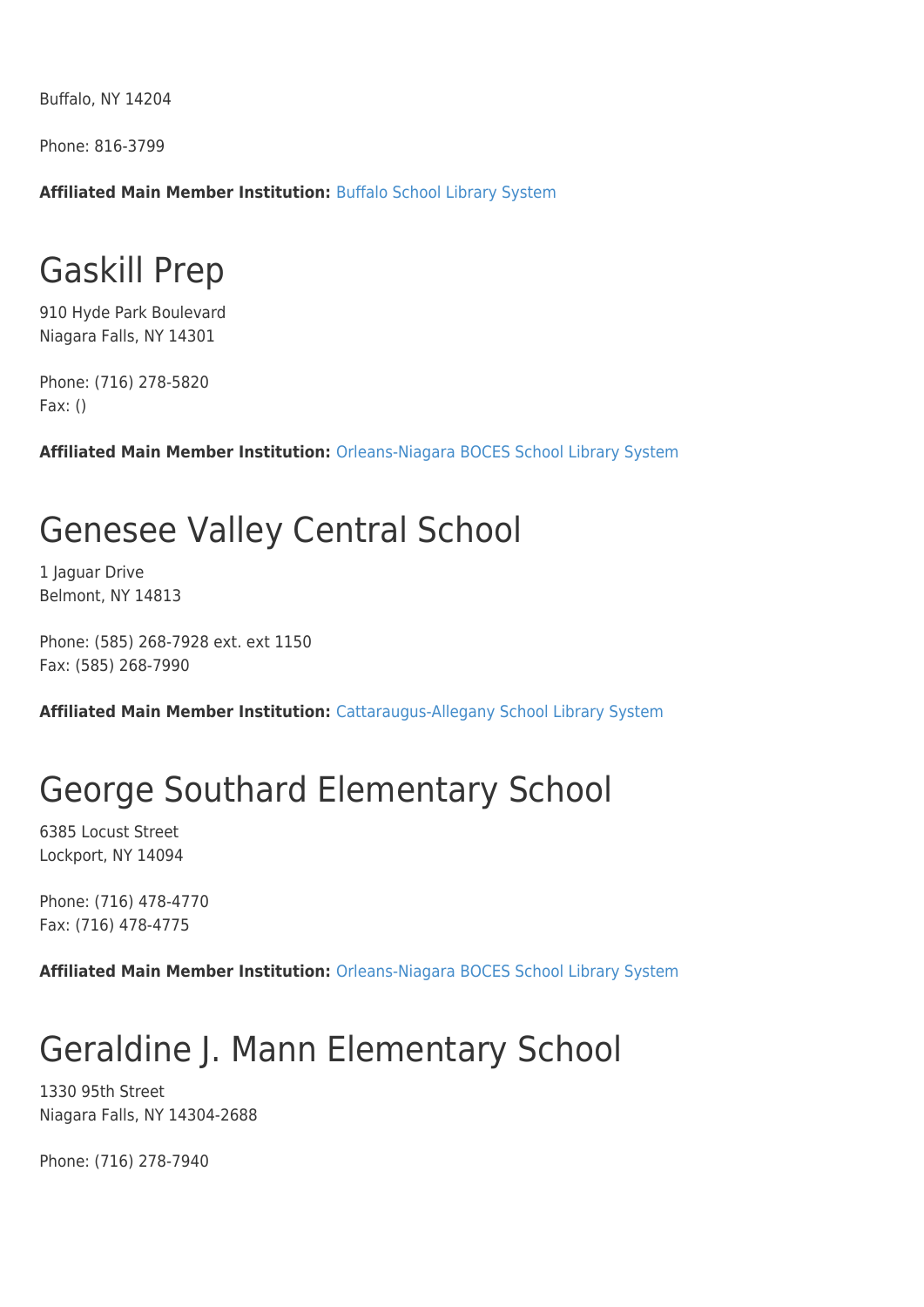Buffalo, NY 14204

Phone: 816-3799

**Affiliated Main Member Institution:** Buffalo School Library System

# Gaskill Prep

910 Hyde Park Boulevard
Niagara Falls, NY 14301

Phone: (716) 278-5820
Fax: ()

**Affiliated Main Member Institution:** Orleans-Niagara BOCES School Library System

# Genesee Valley Central School

1 Jaguar Drive
Belmont, NY 14813

Phone: (585) 268-7928 ext. ext 1150
Fax: (585) 268-7990

**Affiliated Main Member Institution:** Cattaraugus-Allegany School Library System

# George Southard Elementary School

6385 Locust Street
Lockport, NY 14094

Phone: (716) 478-4770
Fax: (716) 478-4775

**Affiliated Main Member Institution:** Orleans-Niagara BOCES School Library System

# Geraldine J. Mann Elementary School

1330 95th Street
Niagara Falls, NY 14304-2688

Phone: (716) 278-7940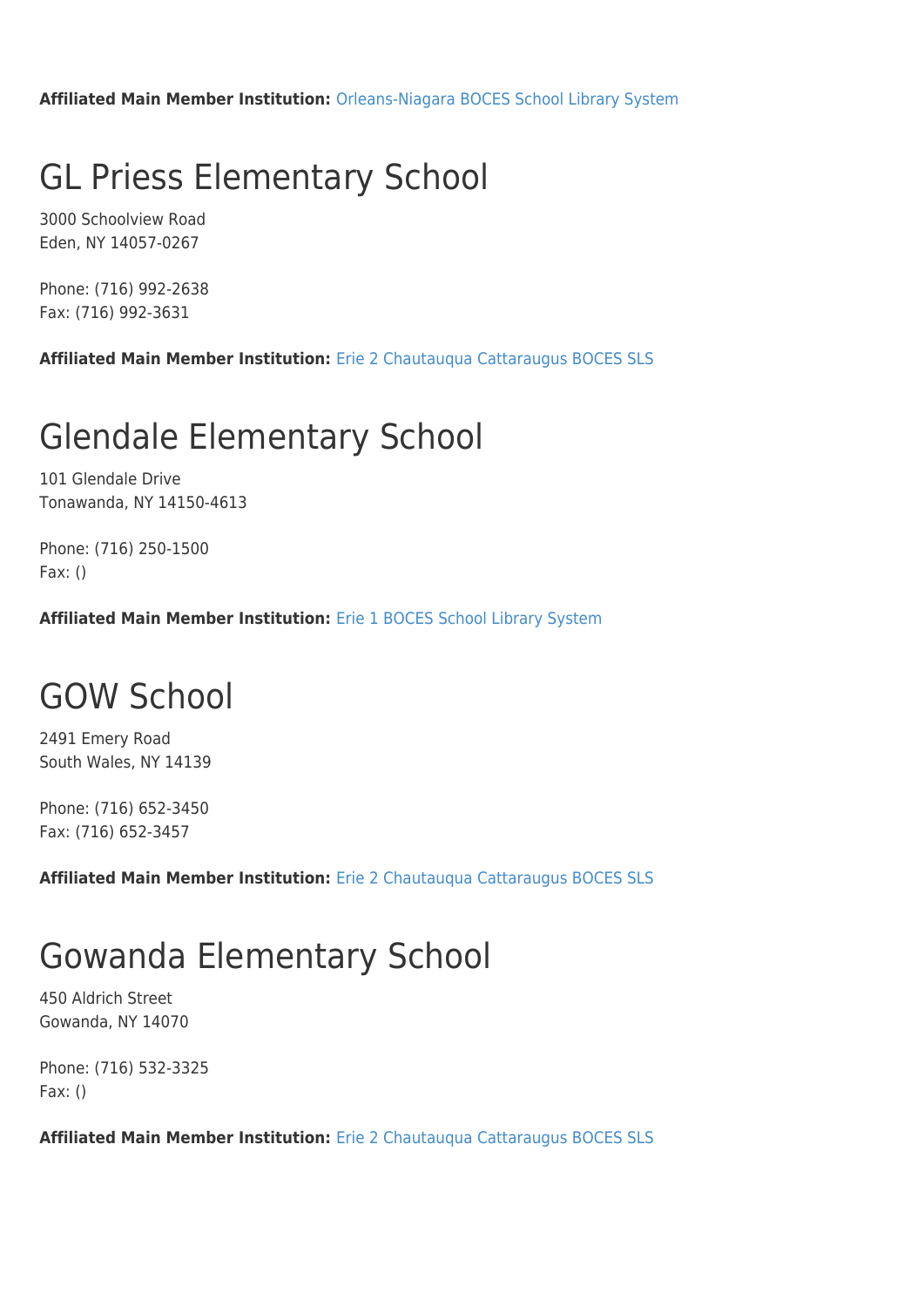**Affiliated Main Member Institution:** Orleans-Niagara BOCES School Library System

# GL Priess Elementary School

3000 Schoolview Road
Eden, NY 14057-0267

Phone: (716) 992-2638
Fax: (716) 992-3631

**Affiliated Main Member Institution:** Erie 2 Chautauqua Cattaraugus BOCES SLS

# Glendale Elementary School

101 Glendale Drive
Tonawanda, NY 14150-4613

Phone: (716) 250-1500
Fax: ()

**Affiliated Main Member Institution:** Erie 1 BOCES School Library System

# GOW School

2491 Emery Road
South Wales, NY 14139

Phone: (716) 652-3450
Fax: (716) 652-3457

**Affiliated Main Member Institution:** Erie 2 Chautauqua Cattaraugus BOCES SLS

# Gowanda Elementary School

450 Aldrich Street
Gowanda, NY 14070

Phone: (716) 532-3325
Fax: ()

**Affiliated Main Member Institution:** Erie 2 Chautauqua Cattaraugus BOCES SLS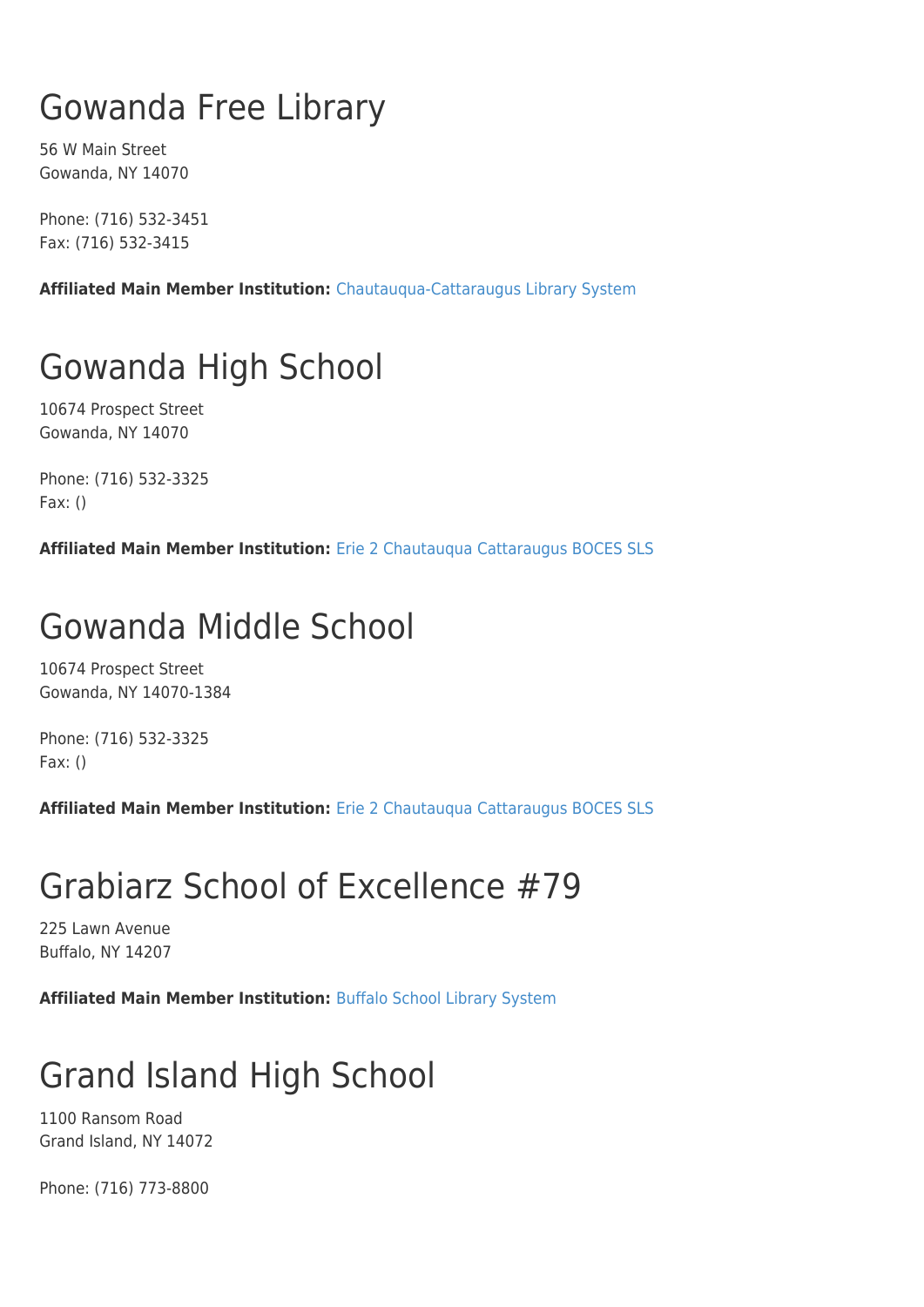# Gowanda Free Library

56 W Main Street
Gowanda, NY 14070

Phone: (716) 532-3451
Fax: (716) 532-3415

**Affiliated Main Member Institution:** Chautauqua-Cattaraugus Library System

# Gowanda High School

10674 Prospect Street
Gowanda, NY 14070

Phone: (716) 532-3325
Fax: ()

**Affiliated Main Member Institution:** Erie 2 Chautauqua Cattaraugus BOCES SLS

# Gowanda Middle School

10674 Prospect Street
Gowanda, NY 14070-1384

Phone: (716) 532-3325
Fax: ()

**Affiliated Main Member Institution:** Erie 2 Chautauqua Cattaraugus BOCES SLS

# Grabiarz School of Excellence #79

225 Lawn Avenue
Buffalo, NY 14207

**Affiliated Main Member Institution:** Buffalo School Library System

# Grand Island High School

1100 Ransom Road
Grand Island, NY 14072

Phone: (716) 773-8800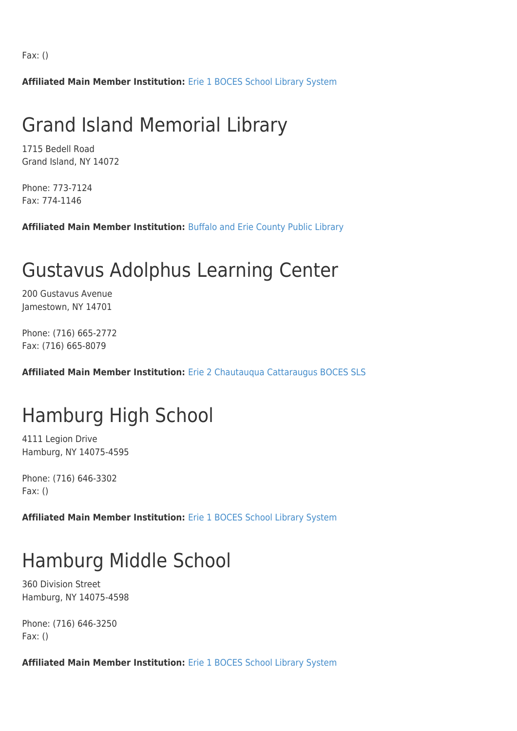Fax: ()

**Affiliated Main Member Institution:** Erie 1 BOCES School Library System

# Grand Island Memorial Library

1715 Bedell Road
Grand Island, NY 14072

Phone: 773-7124
Fax: 774-1146

**Affiliated Main Member Institution:** Buffalo and Erie County Public Library

# Gustavus Adolphus Learning Center

200 Gustavus Avenue
Jamestown, NY 14701

Phone: (716) 665-2772
Fax: (716) 665-8079

**Affiliated Main Member Institution:** Erie 2 Chautauqua Cattaraugus BOCES SLS

# Hamburg High School

4111 Legion Drive
Hamburg, NY 14075-4595

Phone: (716) 646-3302
Fax: ()

**Affiliated Main Member Institution:** Erie 1 BOCES School Library System

# Hamburg Middle School

360 Division Street
Hamburg, NY 14075-4598

Phone: (716) 646-3250
Fax: ()

**Affiliated Main Member Institution:** Erie 1 BOCES School Library System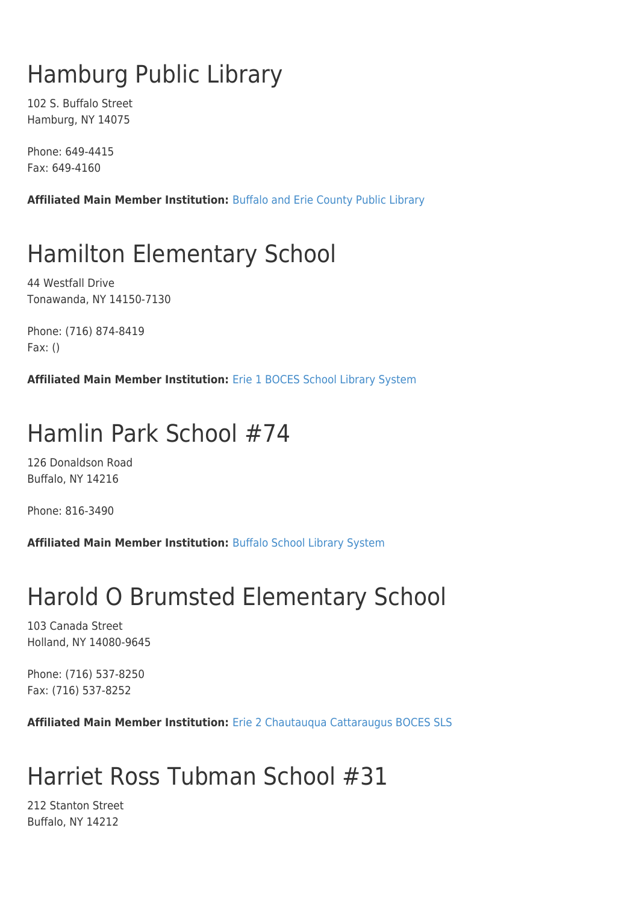# Hamburg Public Library

102 S. Buffalo Street
Hamburg, NY 14075

Phone: 649-4415
Fax: 649-4160

**Affiliated Main Member Institution:** Buffalo and Erie County Public Library

# Hamilton Elementary School

44 Westfall Drive
Tonawanda, NY 14150-7130

Phone: (716) 874-8419
Fax: ()

**Affiliated Main Member Institution:** Erie 1 BOCES School Library System

# Hamlin Park School #74

126 Donaldson Road
Buffalo, NY 14216

Phone: 816-3490

**Affiliated Main Member Institution:** Buffalo School Library System

# Harold O Brumsted Elementary School

103 Canada Street
Holland, NY 14080-9645

Phone: (716) 537-8250
Fax: (716) 537-8252

**Affiliated Main Member Institution:** Erie 2 Chautauqua Cattaraugus BOCES SLS

# Harriet Ross Tubman School #31

212 Stanton Street
Buffalo, NY 14212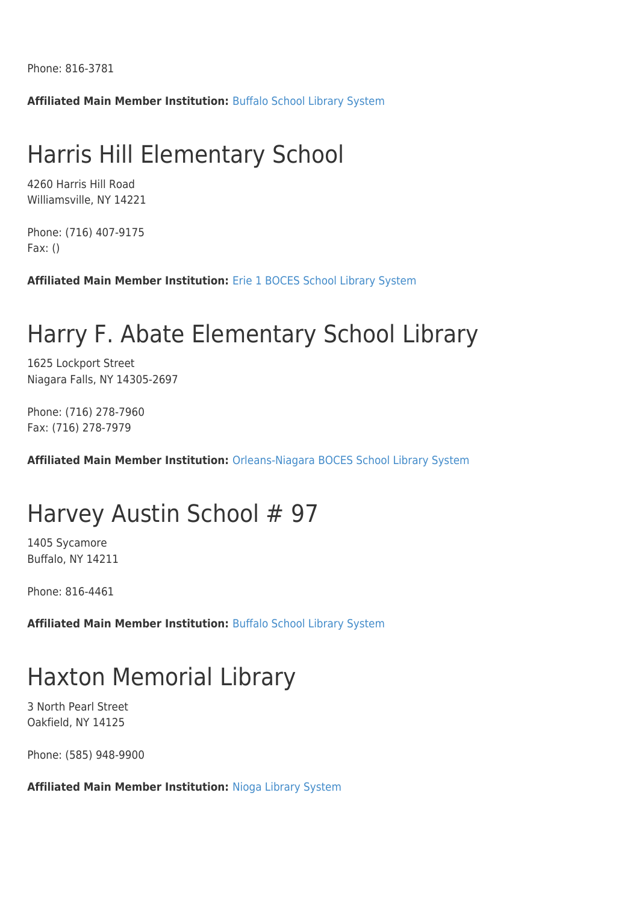Phone: 816-3781

**Affiliated Main Member Institution:** Buffalo School Library System

# Harris Hill Elementary School

4260 Harris Hill Road
Williamsville, NY 14221

Phone: (716) 407-9175
Fax: ()

**Affiliated Main Member Institution:** Erie 1 BOCES School Library System

# Harry F. Abate Elementary School Library

1625 Lockport Street
Niagara Falls, NY 14305-2697

Phone: (716) 278-7960
Fax: (716) 278-7979

**Affiliated Main Member Institution:** Orleans-Niagara BOCES School Library System

# Harvey Austin School # 97

1405 Sycamore
Buffalo, NY 14211

Phone: 816-4461

**Affiliated Main Member Institution:** Buffalo School Library System

# Haxton Memorial Library

3 North Pearl Street
Oakfield, NY 14125

Phone: (585) 948-9900

**Affiliated Main Member Institution:** Nioga Library System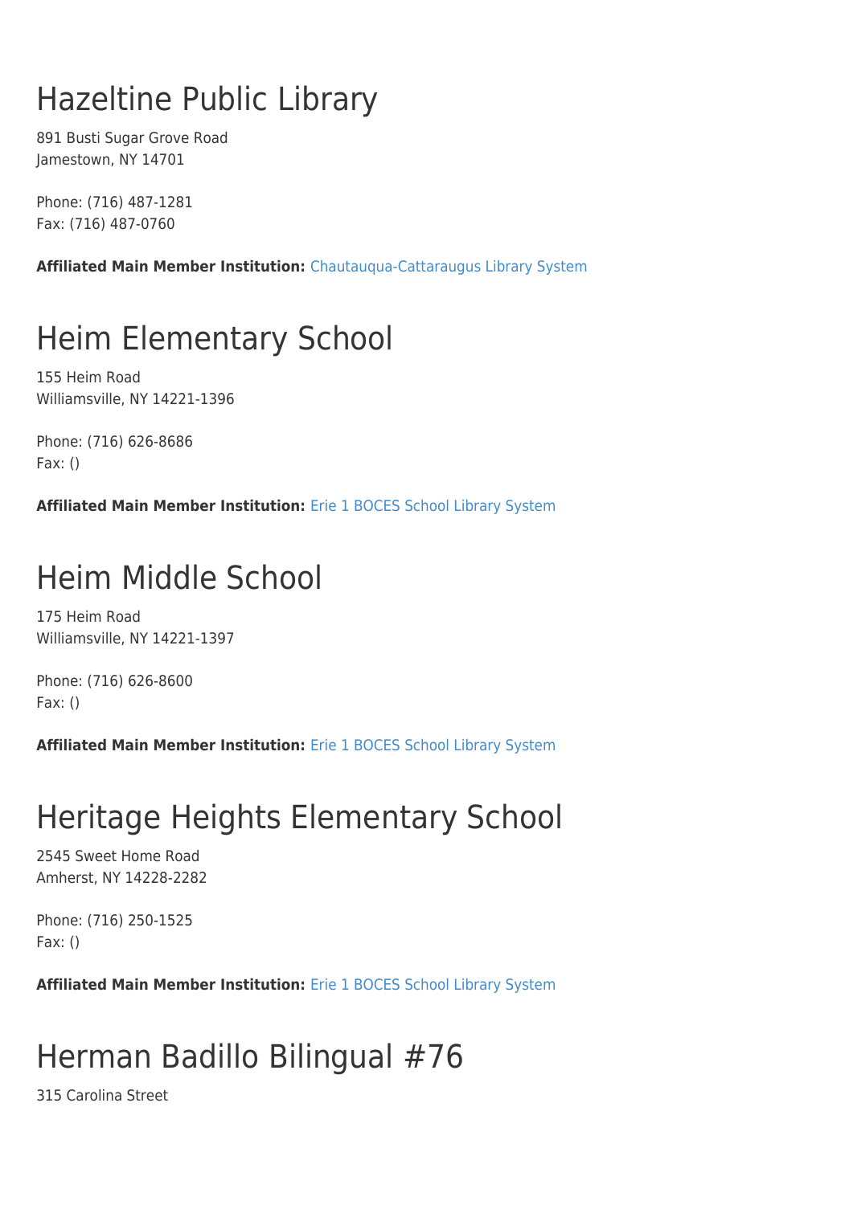# Hazeltine Public Library

891 Busti Sugar Grove Road
Jamestown, NY 14701

Phone: (716) 487-1281
Fax: (716) 487-0760

**Affiliated Main Member Institution:** Chautauqua-Cattaraugus Library System

# Heim Elementary School

155 Heim Road
Williamsville, NY 14221-1396

Phone: (716) 626-8686
Fax: ()

**Affiliated Main Member Institution:** Erie 1 BOCES School Library System

# Heim Middle School

175 Heim Road
Williamsville, NY 14221-1397

Phone: (716) 626-8600
Fax: ()

**Affiliated Main Member Institution:** Erie 1 BOCES School Library System

# Heritage Heights Elementary School

2545 Sweet Home Road
Amherst, NY 14228-2282

Phone: (716) 250-1525
Fax: ()

**Affiliated Main Member Institution:** Erie 1 BOCES School Library System

# Herman Badillo Bilingual #76

315 Carolina Street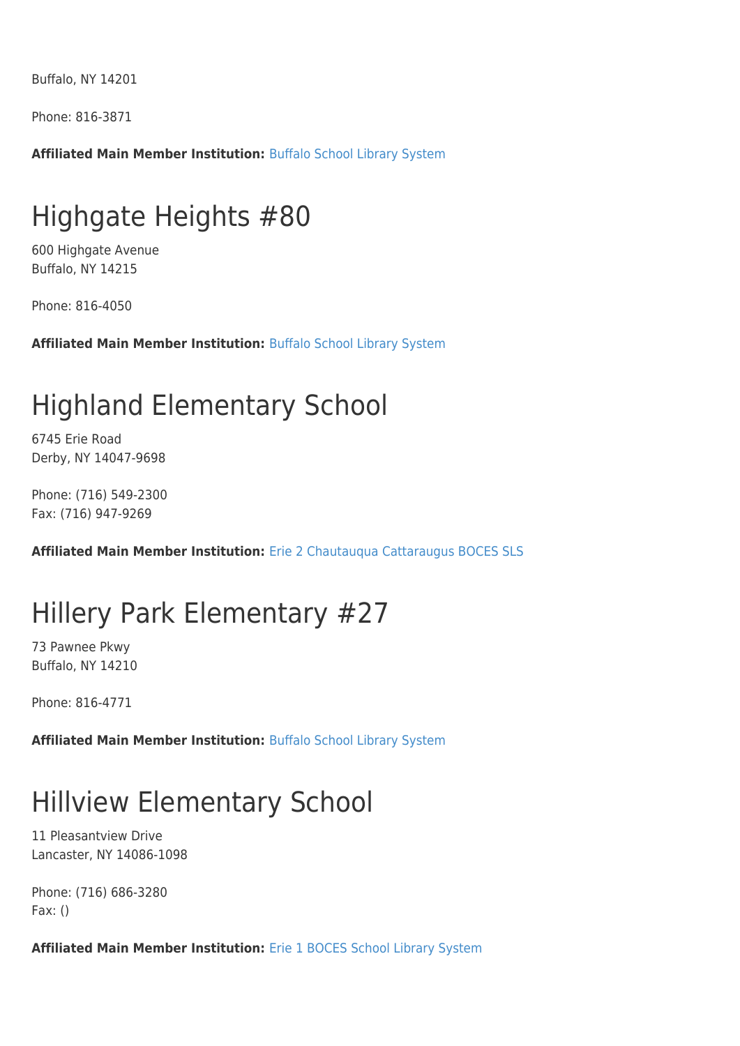Buffalo, NY 14201

Phone: 816-3871

**Affiliated Main Member Institution:** Buffalo School Library System

# Highgate Heights #80

600 Highgate Avenue
Buffalo, NY 14215

Phone: 816-4050

**Affiliated Main Member Institution:** Buffalo School Library System

# Highland Elementary School

6745 Erie Road
Derby, NY 14047-9698

Phone: (716) 549-2300
Fax: (716) 947-9269

**Affiliated Main Member Institution:** Erie 2 Chautauqua Cattaraugus BOCES SLS

# Hillery Park Elementary #27

73 Pawnee Pkwy
Buffalo, NY 14210

Phone: 816-4771

**Affiliated Main Member Institution:** Buffalo School Library System

# Hillview Elementary School

11 Pleasantview Drive
Lancaster, NY 14086-1098

Phone: (716) 686-3280
Fax: ()

**Affiliated Main Member Institution:** Erie 1 BOCES School Library System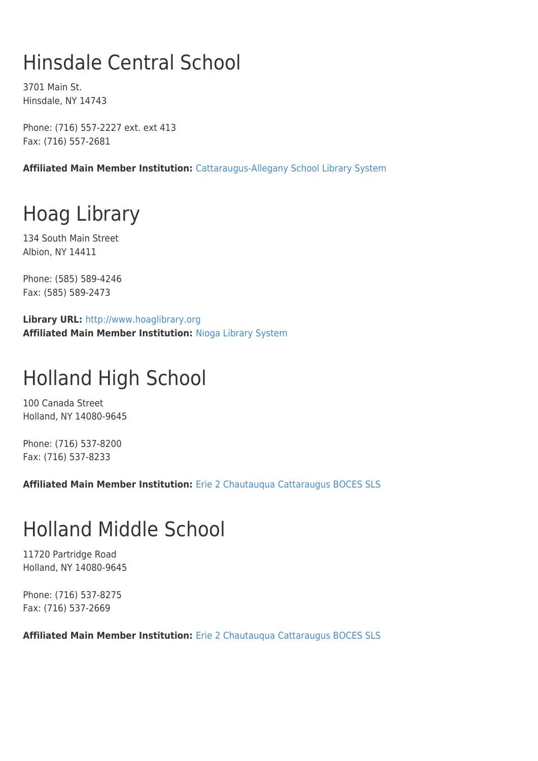# Hinsdale Central School

3701 Main St.
Hinsdale, NY 14743

Phone: (716) 557-2227 ext. ext 413
Fax: (716) 557-2681

**Affiliated Main Member Institution:** Cattaraugus-Allegany School Library System

# Hoag Library

134 South Main Street
Albion, NY 14411

Phone: (585) 589-4246
Fax: (585) 589-2473

**Library URL:** http://www.hoaglibrary.org
**Affiliated Main Member Institution:** Nioga Library System

# Holland High School

100 Canada Street
Holland, NY 14080-9645

Phone: (716) 537-8200
Fax: (716) 537-8233

**Affiliated Main Member Institution:** Erie 2 Chautauqua Cattaraugus BOCES SLS

# Holland Middle School

11720 Partridge Road
Holland, NY 14080-9645

Phone: (716) 537-8275
Fax: (716) 537-2669

**Affiliated Main Member Institution:** Erie 2 Chautauqua Cattaraugus BOCES SLS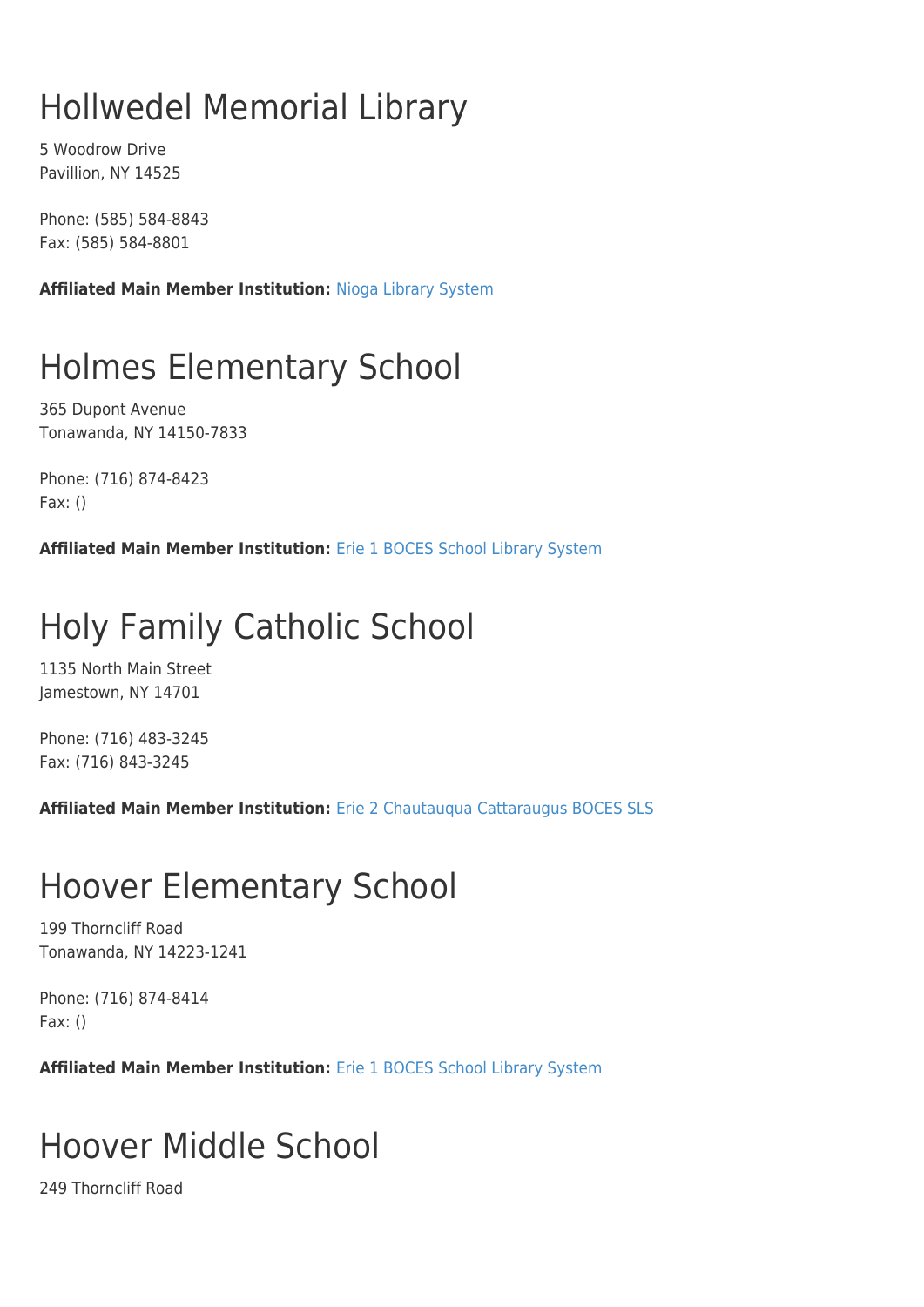# Hollwedel Memorial Library

5 Woodrow Drive
Pavillion, NY 14525

Phone: (585) 584-8843
Fax: (585) 584-8801

**Affiliated Main Member Institution:** Nioga Library System

# Holmes Elementary School

365 Dupont Avenue
Tonawanda, NY 14150-7833

Phone: (716) 874-8423
Fax: ()

**Affiliated Main Member Institution:** Erie 1 BOCES School Library System

# Holy Family Catholic School

1135 North Main Street
Jamestown, NY 14701

Phone: (716) 483-3245
Fax: (716) 843-3245

**Affiliated Main Member Institution:** Erie 2 Chautauqua Cattaraugus BOCES SLS

# Hoover Elementary School

199 Thorncliff Road
Tonawanda, NY 14223-1241

Phone: (716) 874-8414
Fax: ()

**Affiliated Main Member Institution:** Erie 1 BOCES School Library System

# Hoover Middle School

249 Thorncliff Road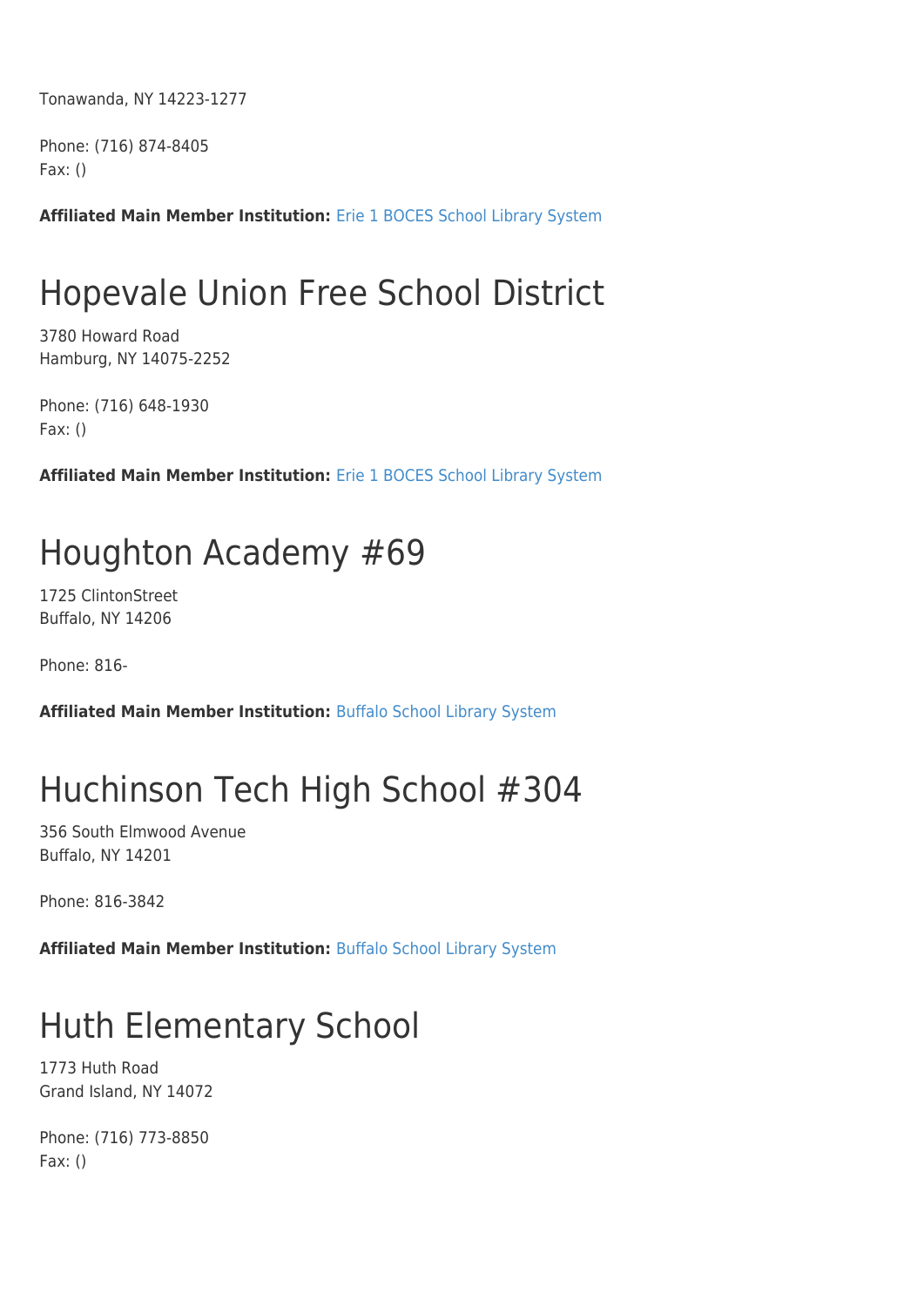Tonawanda, NY 14223-1277

Phone: (716) 874-8405
Fax: ()

**Affiliated Main Member Institution:** Erie 1 BOCES School Library System

# Hopevale Union Free School District

3780 Howard Road
Hamburg, NY 14075-2252

Phone: (716) 648-1930
Fax: ()

**Affiliated Main Member Institution:** Erie 1 BOCES School Library System

# Houghton Academy #69

1725 ClintonStreet
Buffalo, NY 14206

Phone: 816-

**Affiliated Main Member Institution:** Buffalo School Library System

# Huchinson Tech High School #304

356 South Elmwood Avenue
Buffalo, NY 14201

Phone: 816-3842

**Affiliated Main Member Institution:** Buffalo School Library System

# Huth Elementary School

1773 Huth Road
Grand Island, NY 14072

Phone: (716) 773-8850
Fax: ()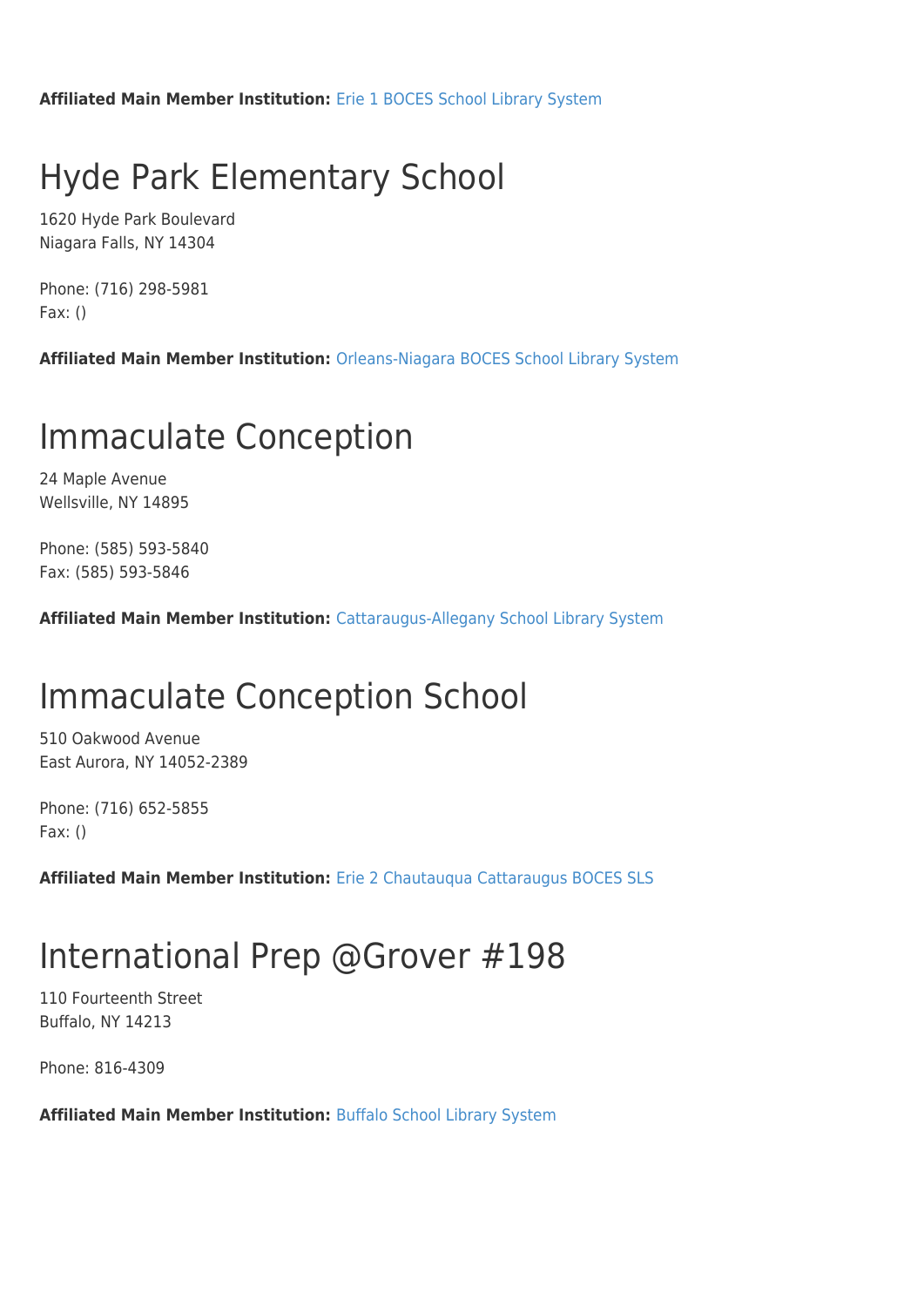**Affiliated Main Member Institution:** Erie 1 BOCES School Library System

# Hyde Park Elementary School

1620 Hyde Park Boulevard
Niagara Falls, NY 14304

Phone: (716) 298-5981
Fax: ()

**Affiliated Main Member Institution:** Orleans-Niagara BOCES School Library System

# Immaculate Conception

24 Maple Avenue
Wellsville, NY 14895

Phone: (585) 593-5840
Fax: (585) 593-5846

**Affiliated Main Member Institution:** Cattaraugus-Allegany School Library System

# Immaculate Conception School

510 Oakwood Avenue
East Aurora, NY 14052-2389

Phone: (716) 652-5855
Fax: ()

**Affiliated Main Member Institution:** Erie 2 Chautauqua Cattaraugus BOCES SLS

# International Prep @Grover #198

110 Fourteenth Street
Buffalo, NY 14213

Phone: 816-4309

**Affiliated Main Member Institution:** Buffalo School Library System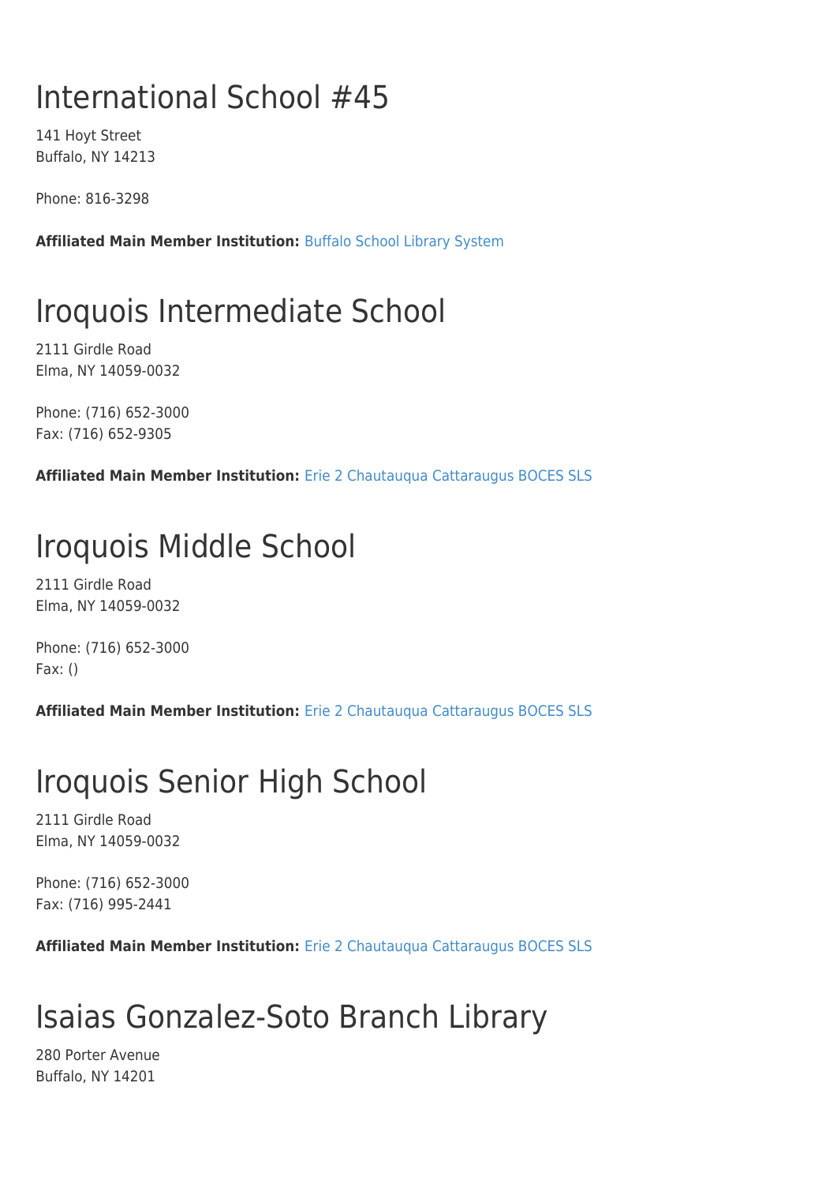# International School #45

141 Hoyt Street
Buffalo, NY 14213

Phone: 816-3298

**Affiliated Main Member Institution:** Buffalo School Library System

# Iroquois Intermediate School

2111 Girdle Road
Elma, NY 14059-0032

Phone: (716) 652-3000
Fax: (716) 652-9305

**Affiliated Main Member Institution:** Erie 2 Chautauqua Cattaraugus BOCES SLS

# Iroquois Middle School

2111 Girdle Road
Elma, NY 14059-0032

Phone: (716) 652-3000
Fax: ()

**Affiliated Main Member Institution:** Erie 2 Chautauqua Cattaraugus BOCES SLS

# Iroquois Senior High School

2111 Girdle Road
Elma, NY 14059-0032

Phone: (716) 652-3000
Fax: (716) 995-2441

**Affiliated Main Member Institution:** Erie 2 Chautauqua Cattaraugus BOCES SLS

# Isaias Gonzalez-Soto Branch Library

280 Porter Avenue
Buffalo, NY 14201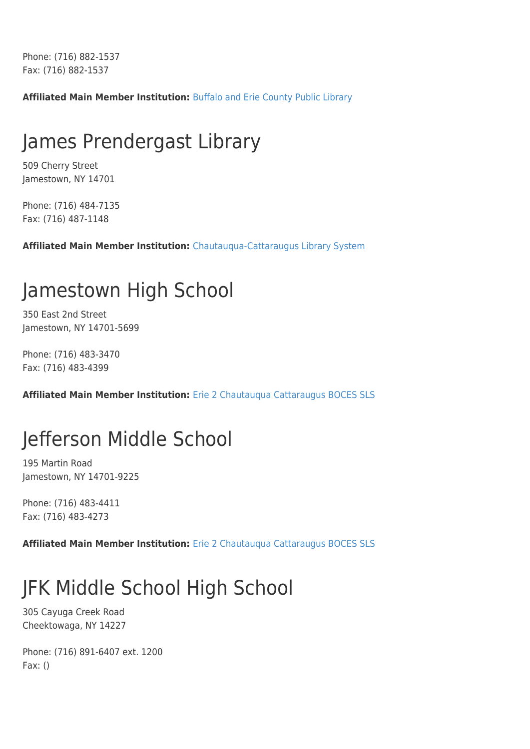Phone: (716) 882-1537
Fax: (716) 882-1537

**Affiliated Main Member Institution:** Buffalo and Erie County Public Library

# James Prendergast Library

509 Cherry Street
Jamestown, NY 14701

Phone: (716) 484-7135
Fax: (716) 487-1148

**Affiliated Main Member Institution:** Chautauqua-Cattaraugus Library System

# Jamestown High School

350 East 2nd Street
Jamestown, NY 14701-5699

Phone: (716) 483-3470
Fax: (716) 483-4399

**Affiliated Main Member Institution:** Erie 2 Chautauqua Cattaraugus BOCES SLS

# Jefferson Middle School

195 Martin Road
Jamestown, NY 14701-9225

Phone: (716) 483-4411
Fax: (716) 483-4273

**Affiliated Main Member Institution:** Erie 2 Chautauqua Cattaraugus BOCES SLS

# JFK Middle School High School

305 Cayuga Creek Road
Cheektowaga, NY 14227

Phone: (716) 891-6407 ext. 1200
Fax: ()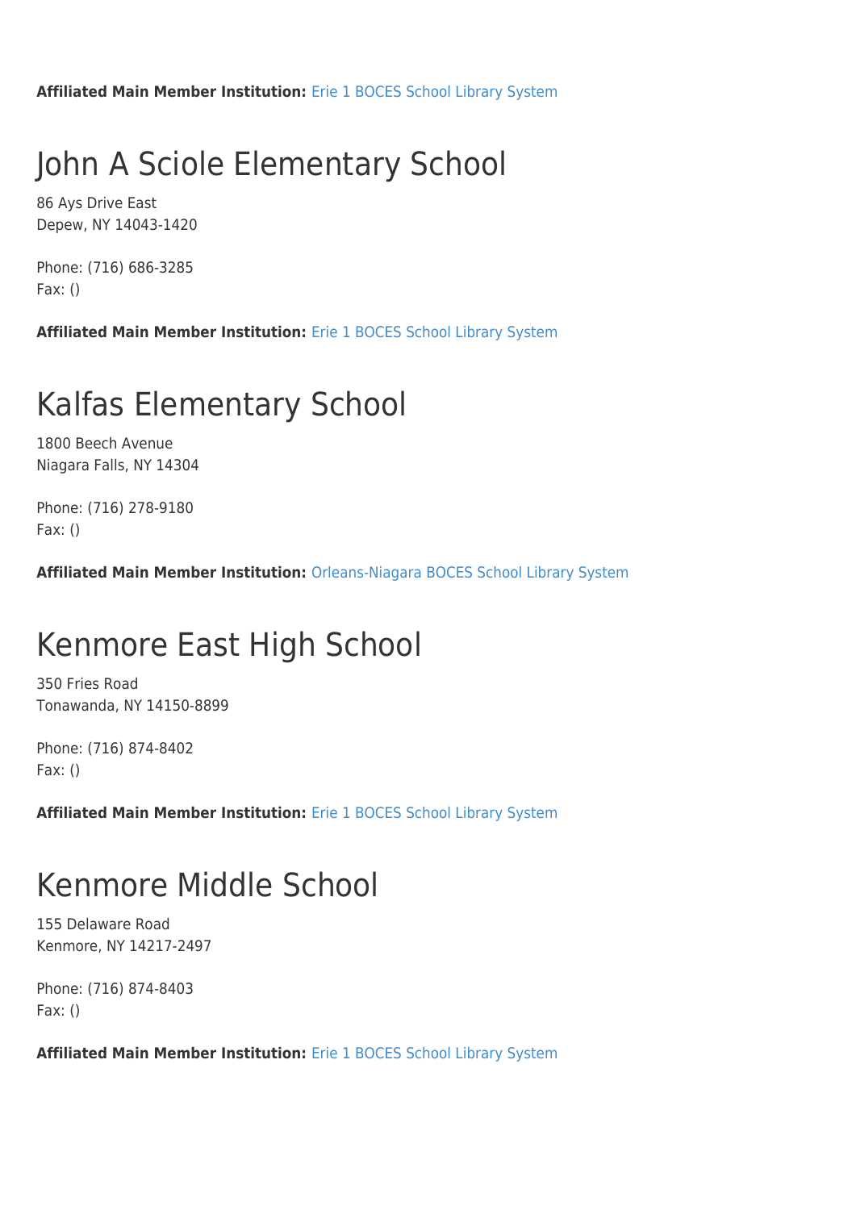**Affiliated Main Member Institution:** Erie 1 BOCES School Library System

# John A Sciole Elementary School

86 Ays Drive East
Depew, NY 14043-1420

Phone: (716) 686-3285
Fax: ()

**Affiliated Main Member Institution:** Erie 1 BOCES School Library System

# Kalfas Elementary School

1800 Beech Avenue
Niagara Falls, NY 14304

Phone: (716) 278-9180
Fax: ()

**Affiliated Main Member Institution:** Orleans-Niagara BOCES School Library System

# Kenmore East High School

350 Fries Road
Tonawanda, NY 14150-8899

Phone: (716) 874-8402
Fax: ()

**Affiliated Main Member Institution:** Erie 1 BOCES School Library System

# Kenmore Middle School

155 Delaware Road
Kenmore, NY 14217-2497

Phone: (716) 874-8403
Fax: ()

**Affiliated Main Member Institution:** Erie 1 BOCES School Library System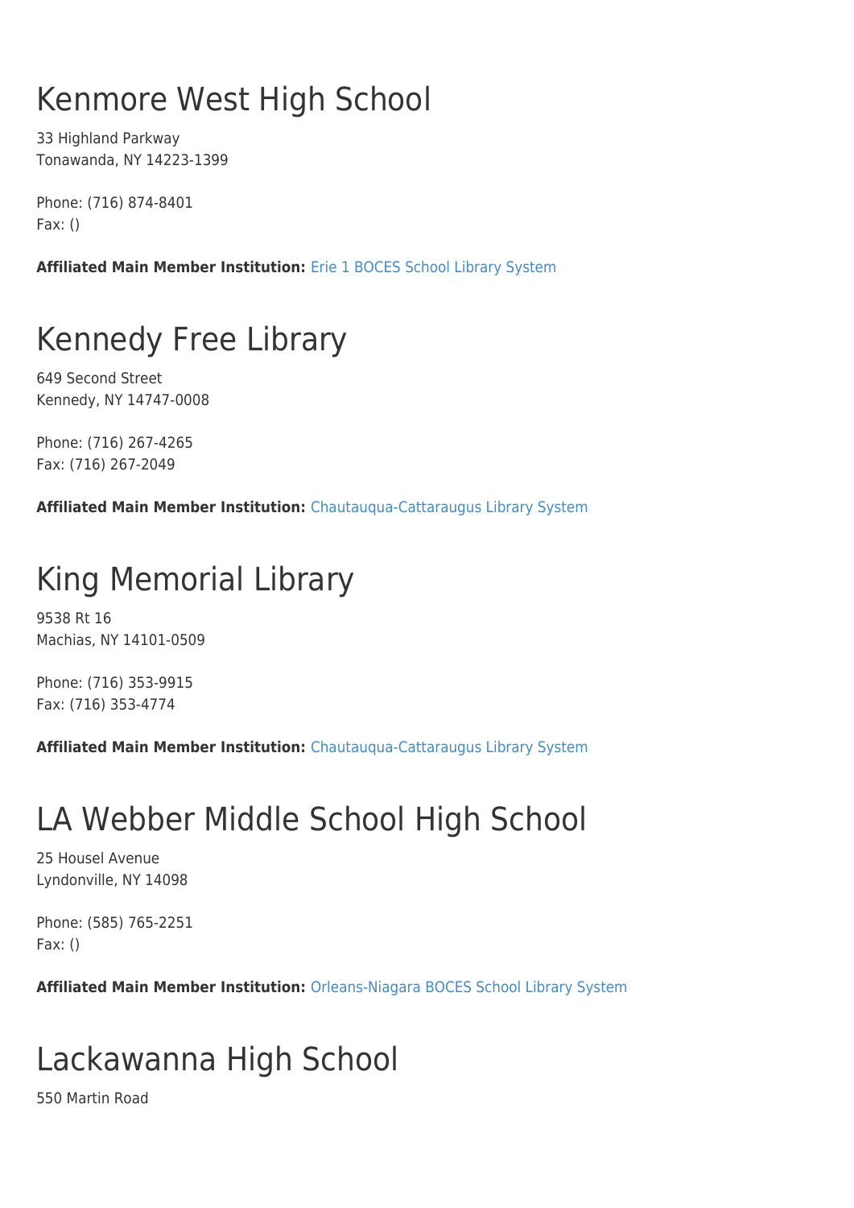# Kenmore West High School

33 Highland Parkway
Tonawanda, NY 14223-1399

Phone: (716) 874-8401
Fax: ()

**Affiliated Main Member Institution:** Erie 1 BOCES School Library System

# Kennedy Free Library

649 Second Street
Kennedy, NY 14747-0008

Phone: (716) 267-4265
Fax: (716) 267-2049

**Affiliated Main Member Institution:** Chautauqua-Cattaraugus Library System

# King Memorial Library

9538 Rt 16
Machias, NY 14101-0509

Phone: (716) 353-9915
Fax: (716) 353-4774

**Affiliated Main Member Institution:** Chautauqua-Cattaraugus Library System

# LA Webber Middle School High School

25 Housel Avenue
Lyndonville, NY 14098

Phone: (585) 765-2251
Fax: ()

**Affiliated Main Member Institution:** Orleans-Niagara BOCES School Library System

# Lackawanna High School

550 Martin Road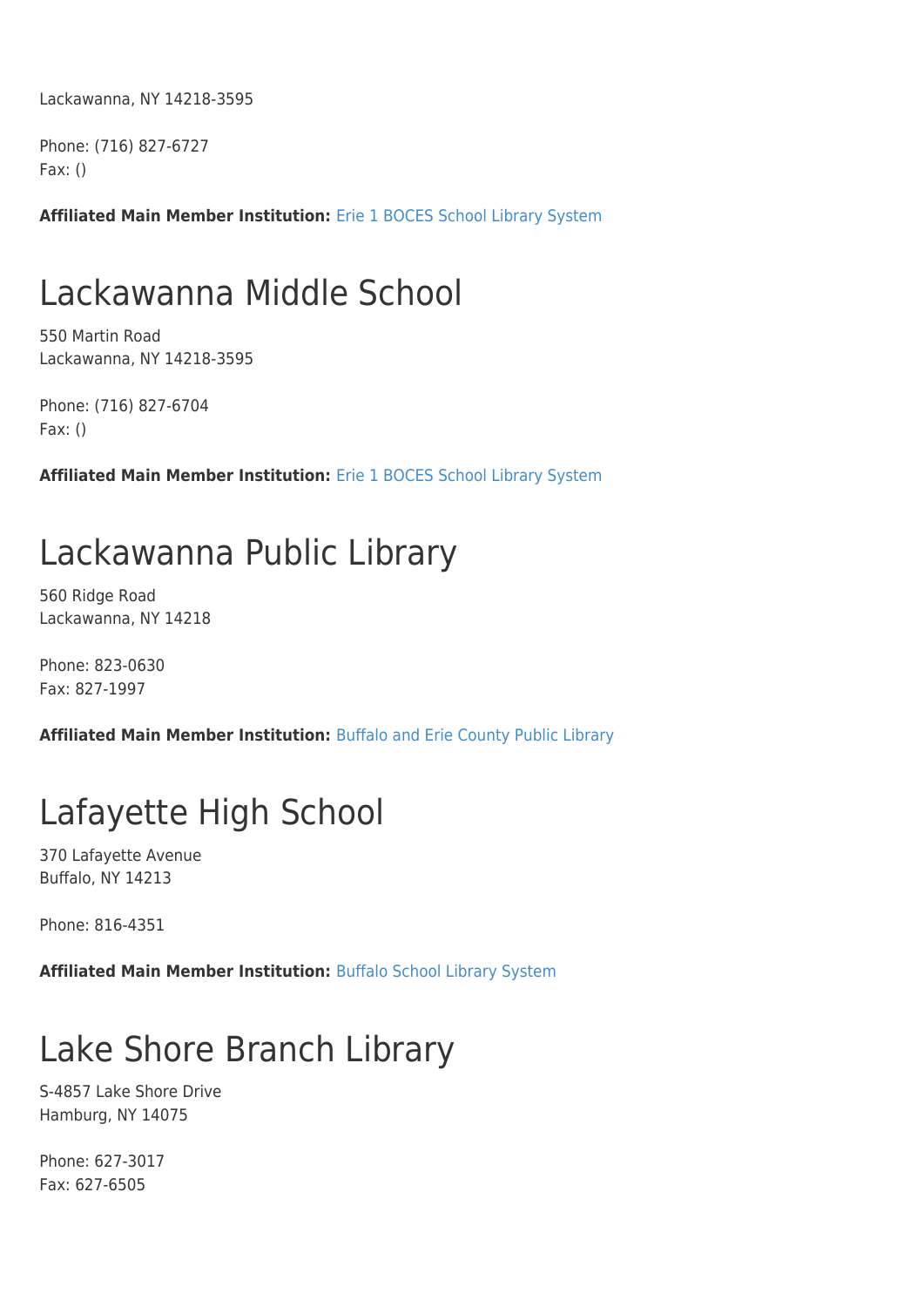Lackawanna, NY 14218-3595

Phone: (716) 827-6727
Fax: ()

**Affiliated Main Member Institution:** Erie 1 BOCES School Library System

# Lackawanna Middle School

550 Martin Road
Lackawanna, NY 14218-3595

Phone: (716) 827-6704
Fax: ()

**Affiliated Main Member Institution:** Erie 1 BOCES School Library System

# Lackawanna Public Library

560 Ridge Road
Lackawanna, NY 14218

Phone: 823-0630
Fax: 827-1997

**Affiliated Main Member Institution:** Buffalo and Erie County Public Library

# Lafayette High School

370 Lafayette Avenue
Buffalo, NY 14213

Phone: 816-4351

**Affiliated Main Member Institution:** Buffalo School Library System

# Lake Shore Branch Library

S-4857 Lake Shore Drive
Hamburg, NY 14075

Phone: 627-3017
Fax: 627-6505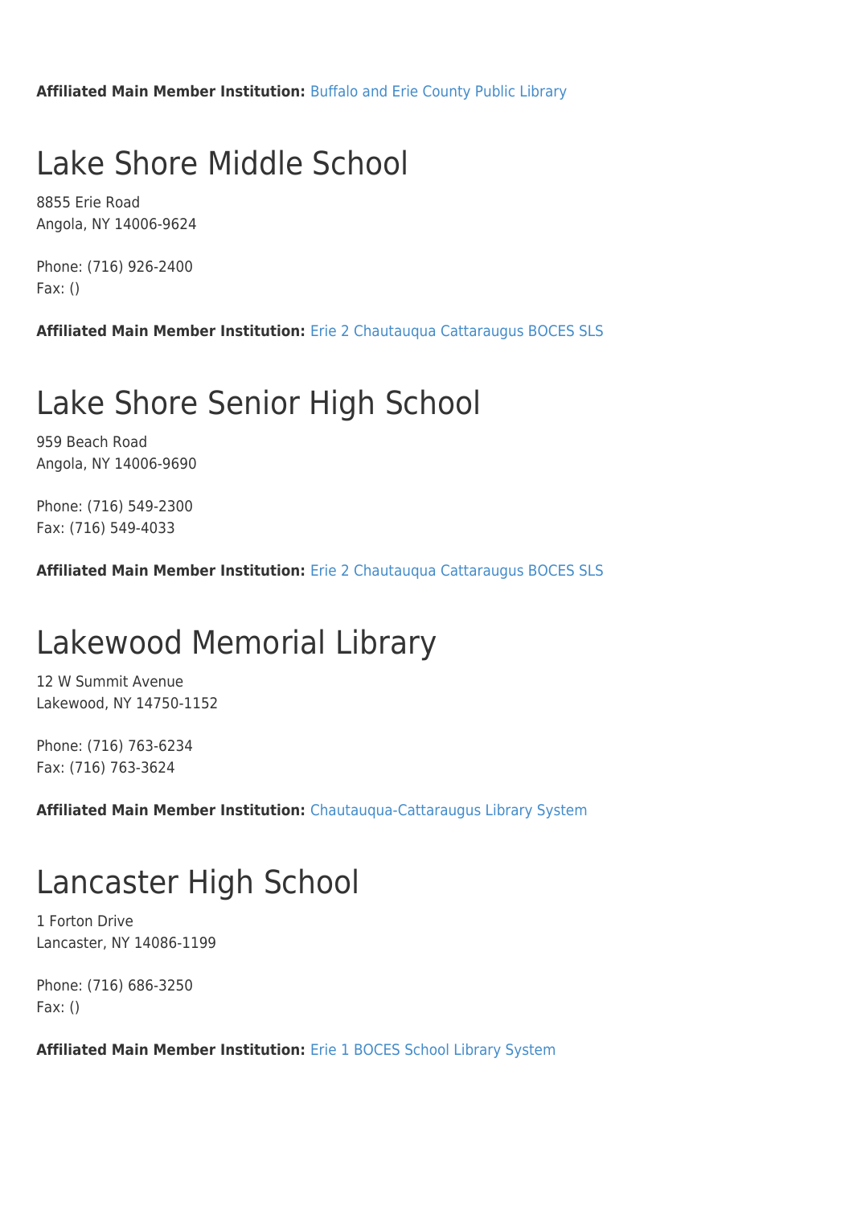**Affiliated Main Member Institution:** Buffalo and Erie County Public Library

# Lake Shore Middle School

8855 Erie Road
Angola, NY 14006-9624

Phone: (716) 926-2400
Fax: ()

**Affiliated Main Member Institution:** Erie 2 Chautauqua Cattaraugus BOCES SLS

# Lake Shore Senior High School

959 Beach Road
Angola, NY 14006-9690

Phone: (716) 549-2300
Fax: (716) 549-4033

**Affiliated Main Member Institution:** Erie 2 Chautauqua Cattaraugus BOCES SLS

# Lakewood Memorial Library

12 W Summit Avenue
Lakewood, NY 14750-1152

Phone: (716) 763-6234
Fax: (716) 763-3624

**Affiliated Main Member Institution:** Chautauqua-Cattaraugus Library System

# Lancaster High School

1 Forton Drive
Lancaster, NY 14086-1199

Phone: (716) 686-3250
Fax: ()

**Affiliated Main Member Institution:** Erie 1 BOCES School Library System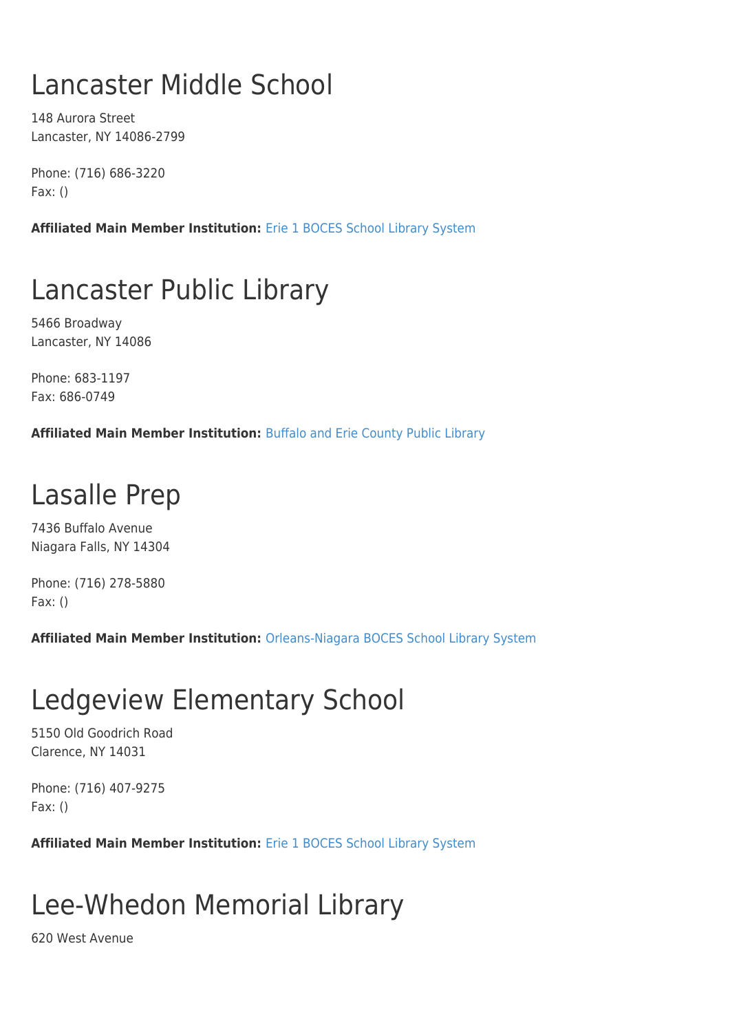# Lancaster Middle School

148 Aurora Street
Lancaster, NY 14086-2799

Phone: (716) 686-3220
Fax: ()

**Affiliated Main Member Institution:** Erie 1 BOCES School Library System

# Lancaster Public Library

5466 Broadway
Lancaster, NY 14086

Phone: 683-1197
Fax: 686-0749

**Affiliated Main Member Institution:** Buffalo and Erie County Public Library

# Lasalle Prep

7436 Buffalo Avenue
Niagara Falls, NY 14304

Phone: (716) 278-5880
Fax: ()

**Affiliated Main Member Institution:** Orleans-Niagara BOCES School Library System

# Ledgeview Elementary School

5150 Old Goodrich Road
Clarence, NY 14031

Phone: (716) 407-9275
Fax: ()

**Affiliated Main Member Institution:** Erie 1 BOCES School Library System

# Lee-Whedon Memorial Library

620 West Avenue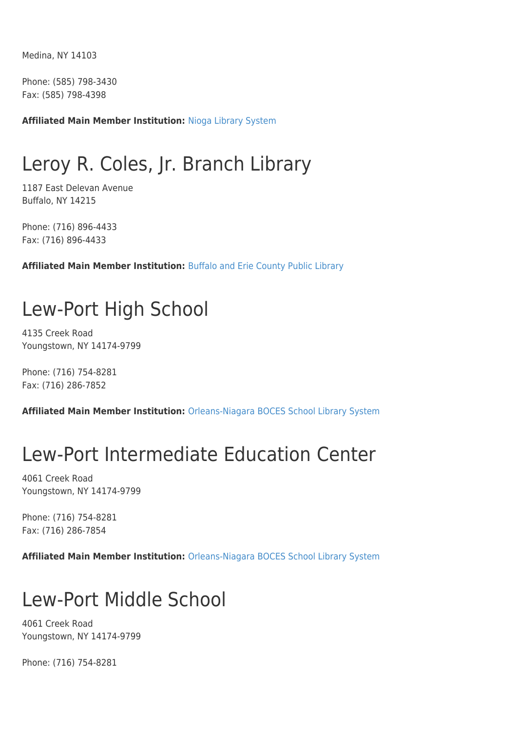Medina, NY 14103

Phone: (585) 798-3430
Fax: (585) 798-4398

**Affiliated Main Member Institution:** Nioga Library System

# Leroy R. Coles, Jr. Branch Library

1187 East Delevan Avenue
Buffalo, NY 14215

Phone: (716) 896-4433
Fax: (716) 896-4433

**Affiliated Main Member Institution:** Buffalo and Erie County Public Library

# Lew-Port High School

4135 Creek Road
Youngstown, NY 14174-9799

Phone: (716) 754-8281
Fax: (716) 286-7852

**Affiliated Main Member Institution:** Orleans-Niagara BOCES School Library System

# Lew-Port Intermediate Education Center

4061 Creek Road
Youngstown, NY 14174-9799

Phone: (716) 754-8281
Fax: (716) 286-7854

**Affiliated Main Member Institution:** Orleans-Niagara BOCES School Library System

# Lew-Port Middle School

4061 Creek Road
Youngstown, NY 14174-9799

Phone: (716) 754-8281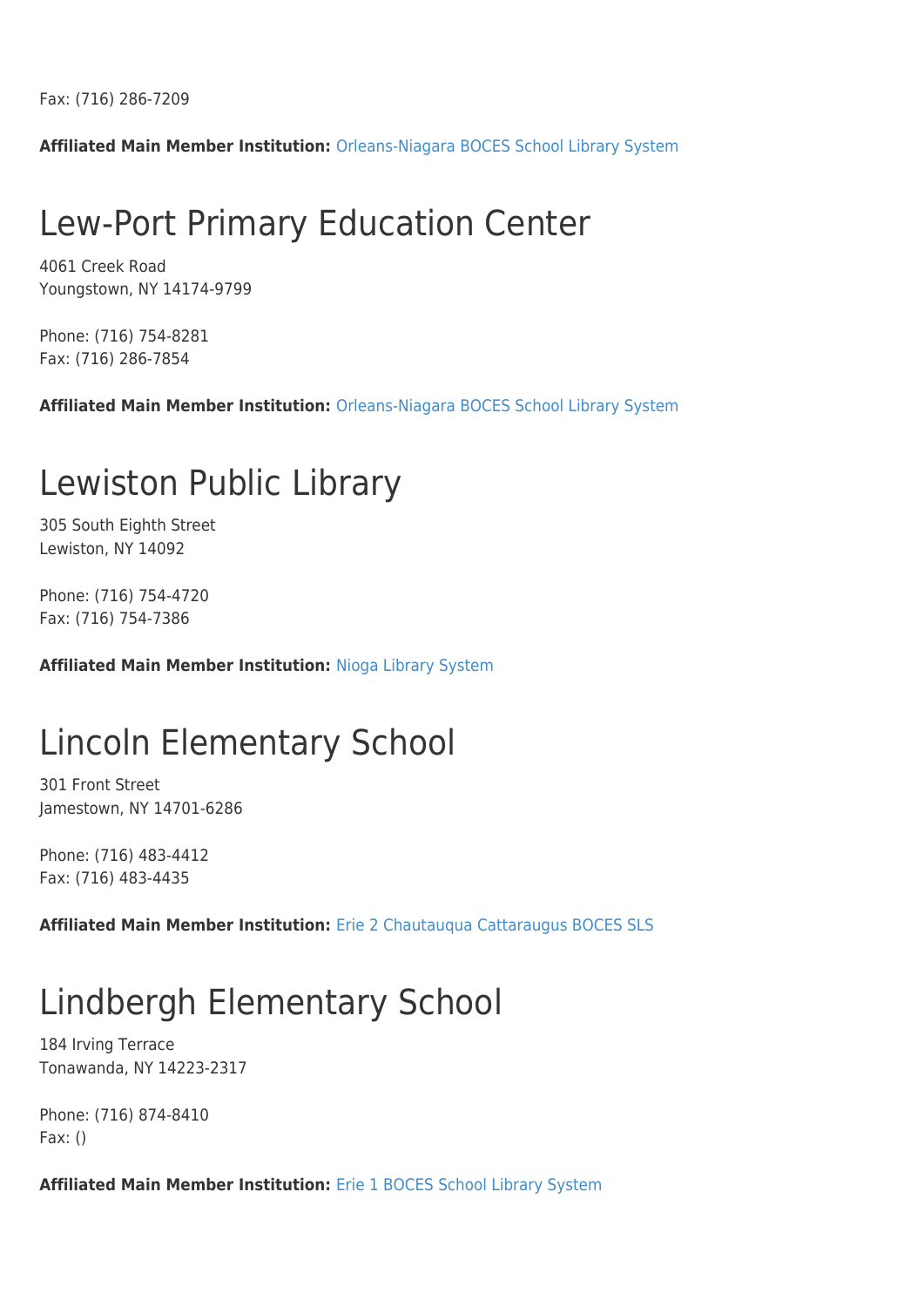Fax: (716) 286-7209

**Affiliated Main Member Institution:** Orleans-Niagara BOCES School Library System

# Lew-Port Primary Education Center

4061 Creek Road
Youngstown, NY 14174-9799

Phone: (716) 754-8281
Fax: (716) 286-7854

**Affiliated Main Member Institution:** Orleans-Niagara BOCES School Library System

# Lewiston Public Library

305 South Eighth Street
Lewiston, NY 14092

Phone: (716) 754-4720
Fax: (716) 754-7386

**Affiliated Main Member Institution:** Nioga Library System

# Lincoln Elementary School

301 Front Street
Jamestown, NY 14701-6286

Phone: (716) 483-4412
Fax: (716) 483-4435

**Affiliated Main Member Institution:** Erie 2 Chautauqua Cattaraugus BOCES SLS

# Lindbergh Elementary School

184 Irving Terrace
Tonawanda, NY 14223-2317

Phone: (716) 874-8410
Fax: ()

**Affiliated Main Member Institution:** Erie 1 BOCES School Library System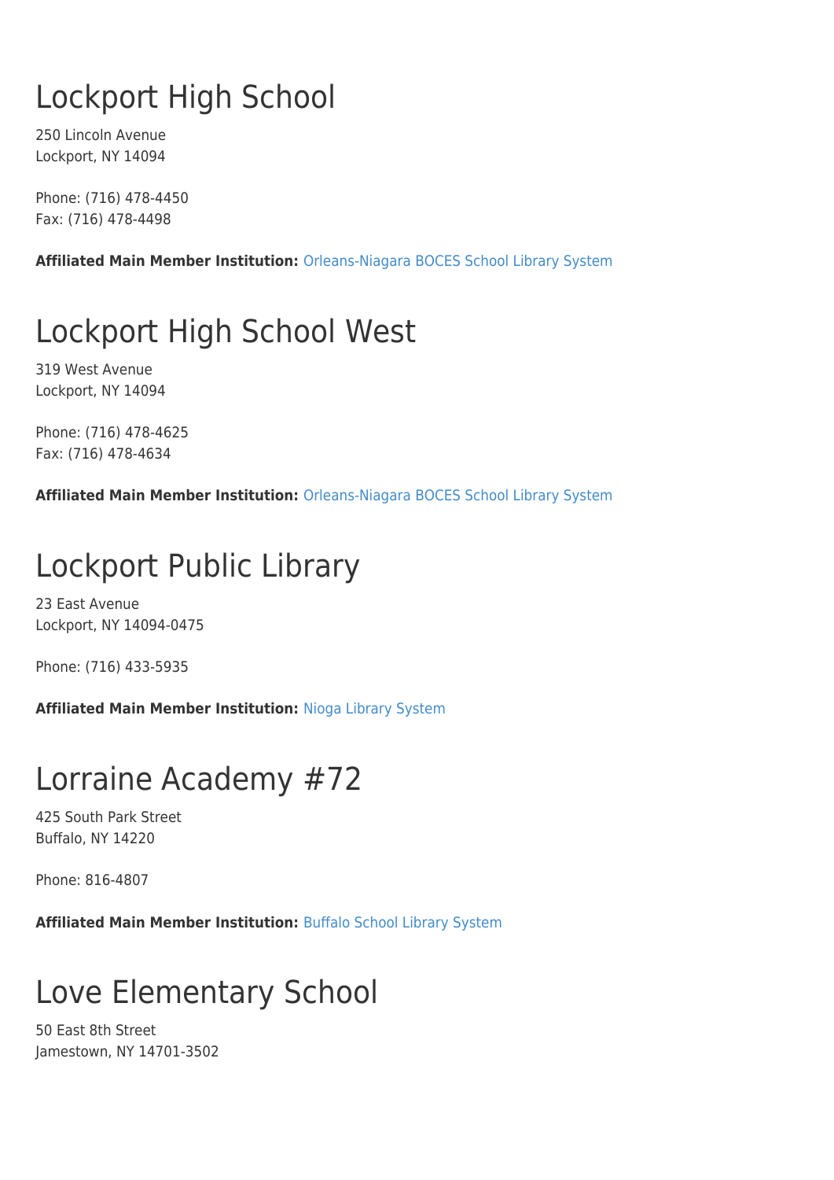# Lockport High School

250 Lincoln Avenue
Lockport, NY 14094

Phone: (716) 478-4450
Fax: (716) 478-4498

**Affiliated Main Member Institution:** Orleans-Niagara BOCES School Library System

# Lockport High School West

319 West Avenue
Lockport, NY 14094

Phone: (716) 478-4625
Fax: (716) 478-4634

**Affiliated Main Member Institution:** Orleans-Niagara BOCES School Library System

# Lockport Public Library

23 East Avenue
Lockport, NY 14094-0475

Phone: (716) 433-5935

**Affiliated Main Member Institution:** Nioga Library System

# Lorraine Academy #72

425 South Park Street
Buffalo, NY 14220

Phone: 816-4807

**Affiliated Main Member Institution:** Buffalo School Library System

# Love Elementary School

50 East 8th Street
Jamestown, NY 14701-3502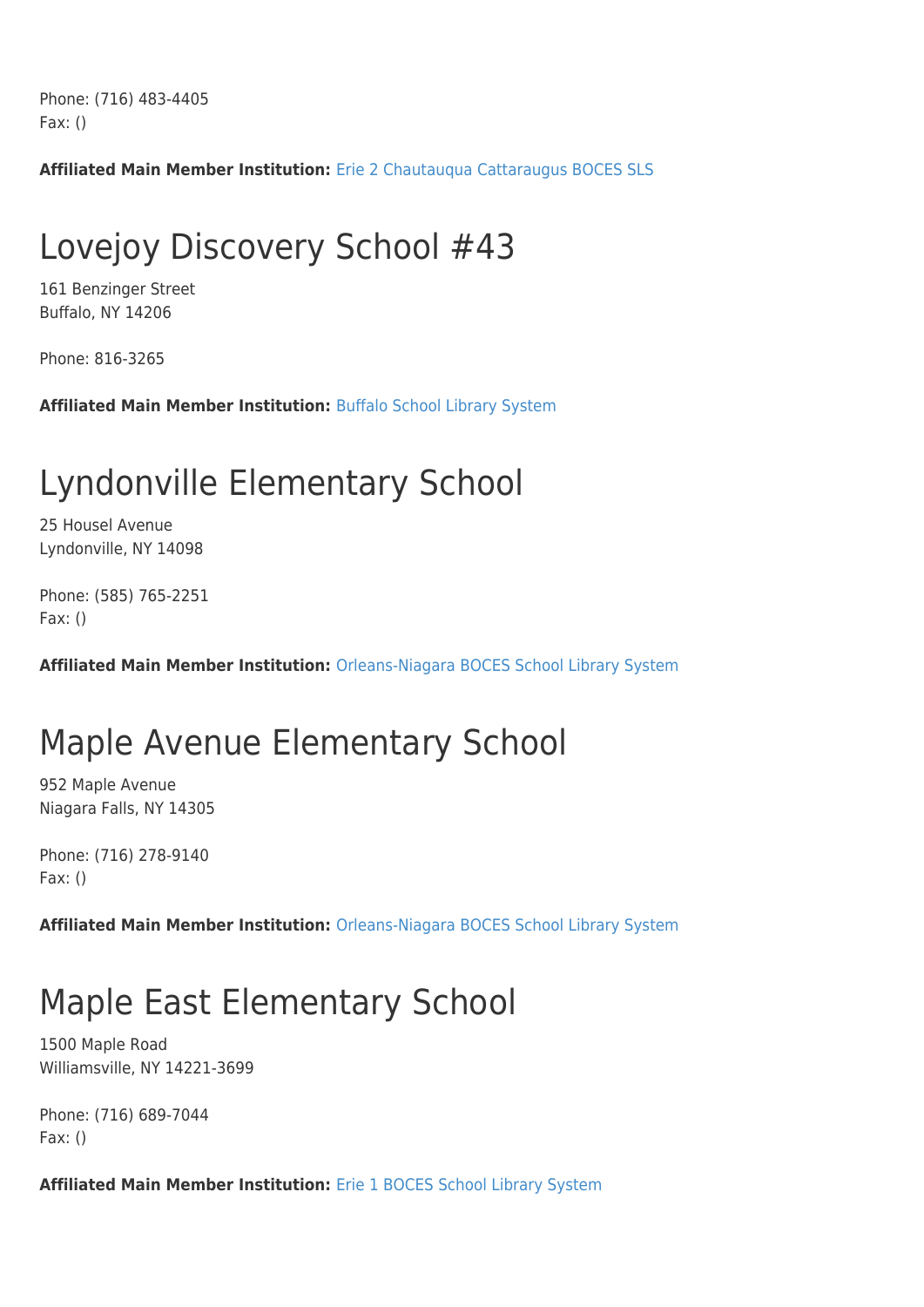Phone: (716) 483-4405
Fax: ()

**Affiliated Main Member Institution:** Erie 2 Chautauqua Cattaraugus BOCES SLS

# Lovejoy Discovery School #43

161 Benzinger Street
Buffalo, NY 14206

Phone: 816-3265

**Affiliated Main Member Institution:** Buffalo School Library System

# Lyndonville Elementary School

25 Housel Avenue
Lyndonville, NY 14098

Phone: (585) 765-2251
Fax: ()

**Affiliated Main Member Institution:** Orleans-Niagara BOCES School Library System

# Maple Avenue Elementary School

952 Maple Avenue
Niagara Falls, NY 14305

Phone: (716) 278-9140
Fax: ()

**Affiliated Main Member Institution:** Orleans-Niagara BOCES School Library System

# Maple East Elementary School

1500 Maple Road
Williamsville, NY 14221-3699

Phone: (716) 689-7044
Fax: ()

**Affiliated Main Member Institution:** Erie 1 BOCES School Library System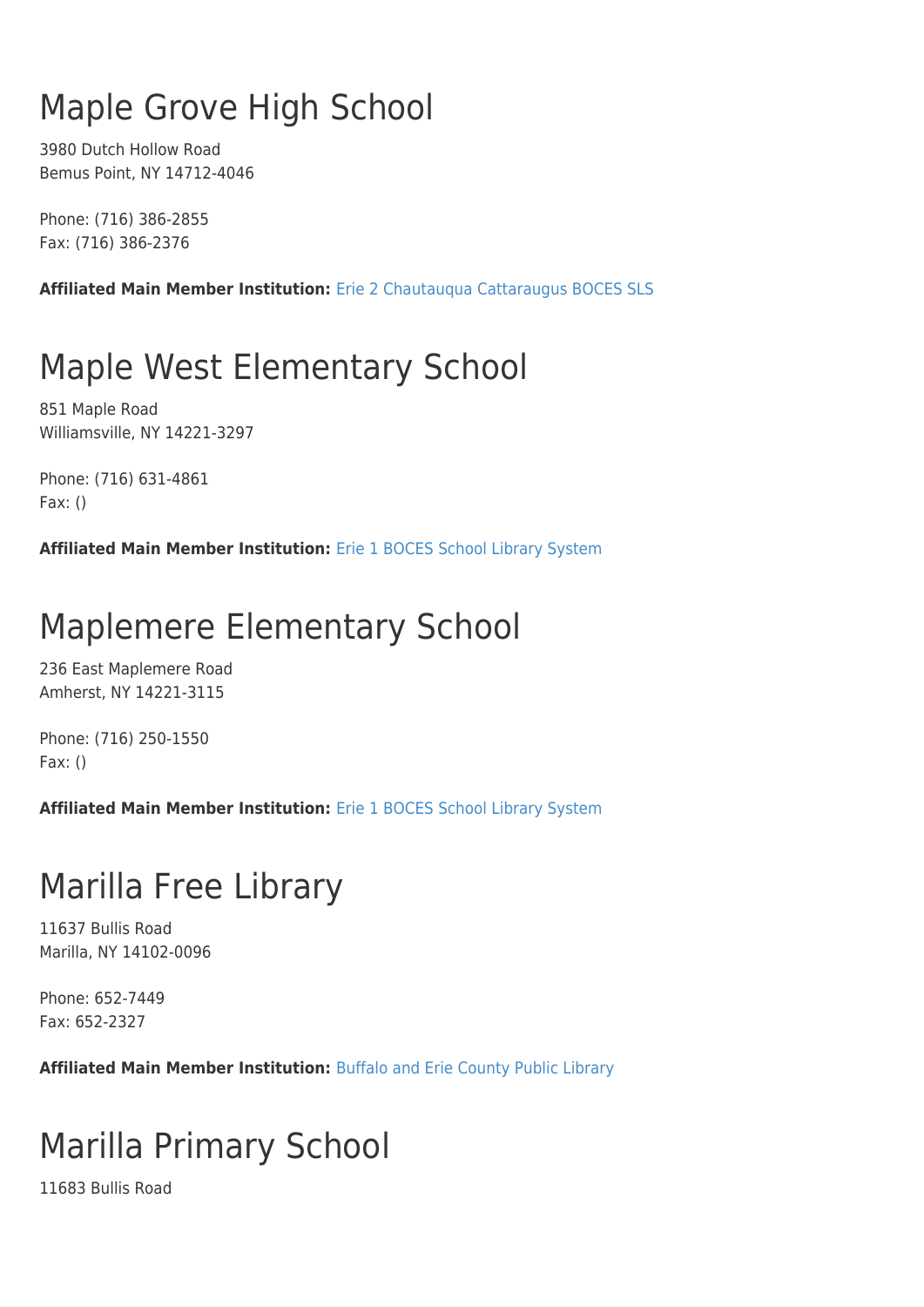# Maple Grove High School

3980 Dutch Hollow Road
Bemus Point, NY 14712-4046

Phone: (716) 386-2855
Fax: (716) 386-2376

**Affiliated Main Member Institution:** Erie 2 Chautauqua Cattaraugus BOCES SLS

# Maple West Elementary School

851 Maple Road
Williamsville, NY 14221-3297

Phone: (716) 631-4861
Fax: ()

**Affiliated Main Member Institution:** Erie 1 BOCES School Library System

# Maplemere Elementary School

236 East Maplemere Road
Amherst, NY 14221-3115

Phone: (716) 250-1550
Fax: ()

**Affiliated Main Member Institution:** Erie 1 BOCES School Library System

# Marilla Free Library

11637 Bullis Road
Marilla, NY 14102-0096

Phone: 652-7449
Fax: 652-2327

**Affiliated Main Member Institution:** Buffalo and Erie County Public Library

# Marilla Primary School

11683 Bullis Road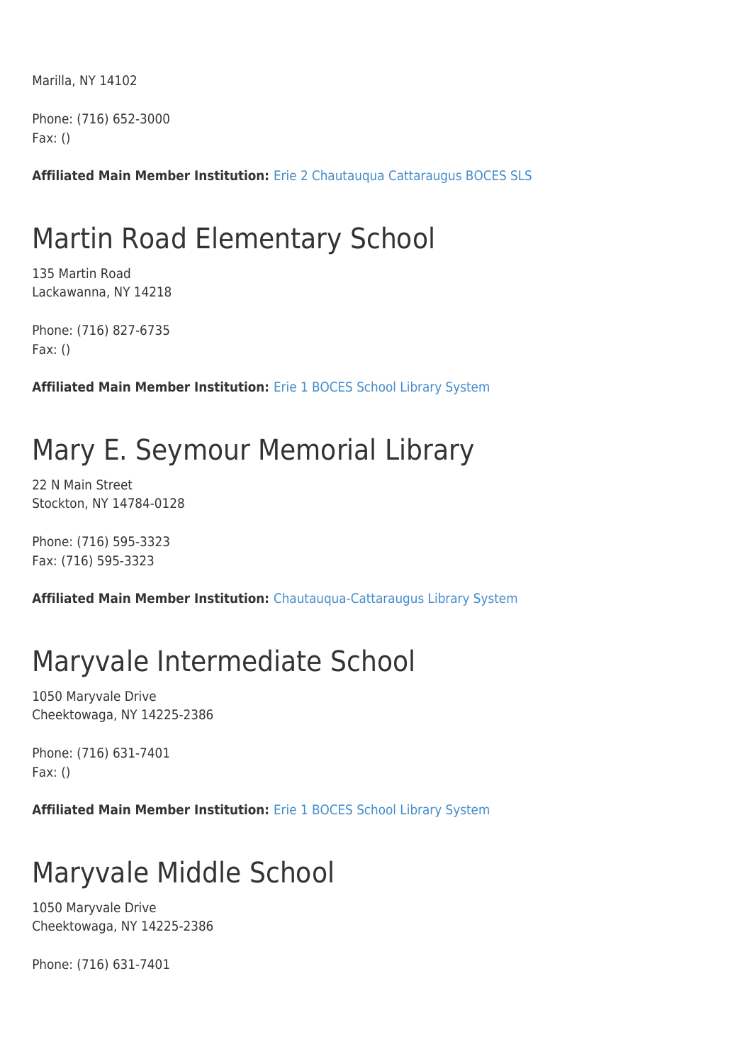Marilla, NY 14102

Phone: (716) 652-3000
Fax: ()

**Affiliated Main Member Institution:** Erie 2 Chautauqua Cattaraugus BOCES SLS

# Martin Road Elementary School

135 Martin Road
Lackawanna, NY 14218

Phone: (716) 827-6735
Fax: ()

**Affiliated Main Member Institution:** Erie 1 BOCES School Library System

# Mary E. Seymour Memorial Library

22 N Main Street
Stockton, NY 14784-0128

Phone: (716) 595-3323
Fax: (716) 595-3323

**Affiliated Main Member Institution:** Chautauqua-Cattaraugus Library System

# Maryvale Intermediate School

1050 Maryvale Drive
Cheektowaga, NY 14225-2386

Phone: (716) 631-7401
Fax: ()

**Affiliated Main Member Institution:** Erie 1 BOCES School Library System

# Maryvale Middle School

1050 Maryvale Drive
Cheektowaga, NY 14225-2386

Phone: (716) 631-7401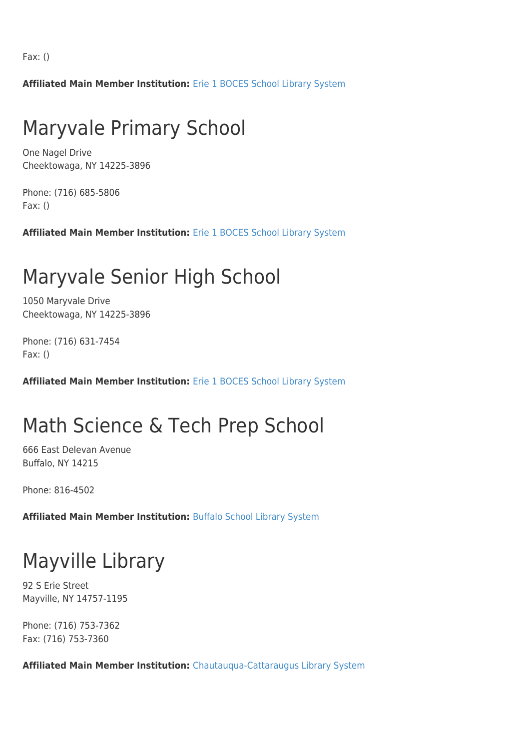Fax: ()

**Affiliated Main Member Institution:** Erie 1 BOCES School Library System

# Maryvale Primary School

One Nagel Drive
Cheektowaga, NY 14225-3896

Phone: (716) 685-5806
Fax: ()

**Affiliated Main Member Institution:** Erie 1 BOCES School Library System

# Maryvale Senior High School

1050 Maryvale Drive
Cheektowaga, NY 14225-3896

Phone: (716) 631-7454
Fax: ()

**Affiliated Main Member Institution:** Erie 1 BOCES School Library System

# Math Science & Tech Prep School

666 East Delevan Avenue
Buffalo, NY 14215

Phone: 816-4502

**Affiliated Main Member Institution:** Buffalo School Library System

# Mayville Library

92 S Erie Street
Mayville, NY 14757-1195

Phone: (716) 753-7362
Fax: (716) 753-7360

**Affiliated Main Member Institution:** Chautauqua-Cattaraugus Library System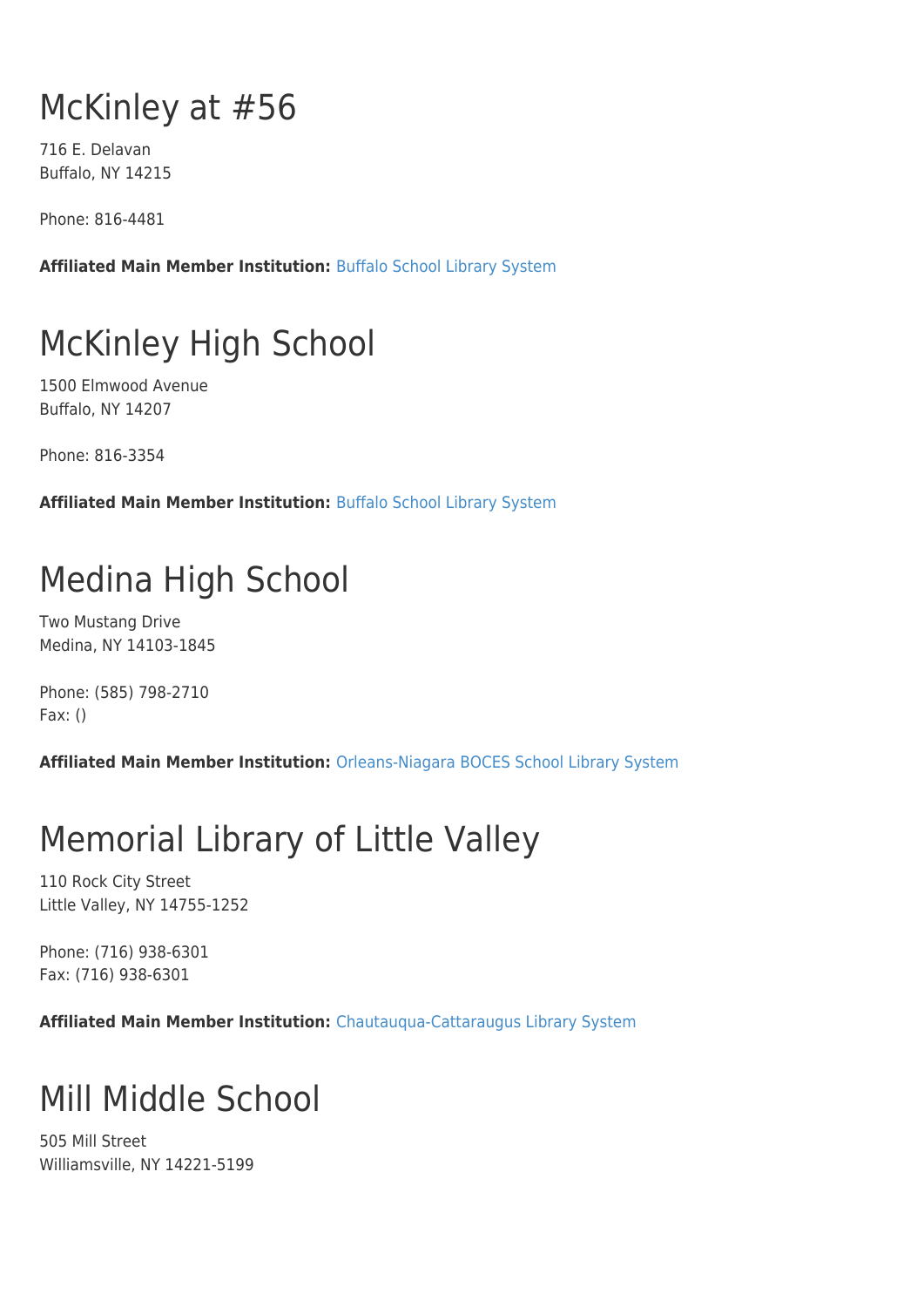# McKinley at #56

716 E. Delavan
Buffalo, NY 14215

Phone: 816-4481

**Affiliated Main Member Institution:** Buffalo School Library System

# McKinley High School

1500 Elmwood Avenue
Buffalo, NY 14207

Phone: 816-3354

**Affiliated Main Member Institution:** Buffalo School Library System

# Medina High School

Two Mustang Drive
Medina, NY 14103-1845

Phone: (585) 798-2710
Fax: ()

**Affiliated Main Member Institution:** Orleans-Niagara BOCES School Library System

# Memorial Library of Little Valley

110 Rock City Street
Little Valley, NY 14755-1252

Phone: (716) 938-6301
Fax: (716) 938-6301

**Affiliated Main Member Institution:** Chautauqua-Cattaraugus Library System

# Mill Middle School

505 Mill Street
Williamsville, NY 14221-5199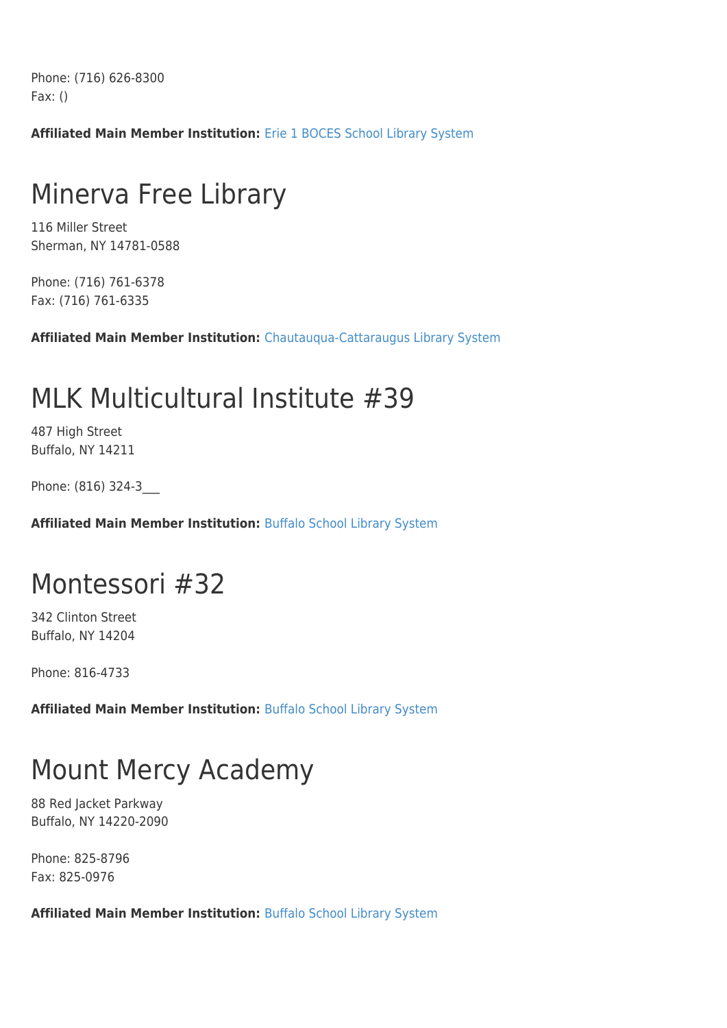Phone: (716) 626-8300
Fax: ()

**Affiliated Main Member Institution:** Erie 1 BOCES School Library System

# Minerva Free Library

116 Miller Street
Sherman, NY 14781-0588

Phone: (716) 761-6378
Fax: (716) 761-6335

**Affiliated Main Member Institution:** Chautauqua-Cattaraugus Library System

# MLK Multicultural Institute #39

487 High Street
Buffalo, NY 14211

Phone: (816) 324-3___

**Affiliated Main Member Institution:** Buffalo School Library System

# Montessori #32

342 Clinton Street
Buffalo, NY 14204

Phone: 816-4733

**Affiliated Main Member Institution:** Buffalo School Library System

# Mount Mercy Academy

88 Red Jacket Parkway
Buffalo, NY 14220-2090

Phone: 825-8796
Fax: 825-0976

**Affiliated Main Member Institution:** Buffalo School Library System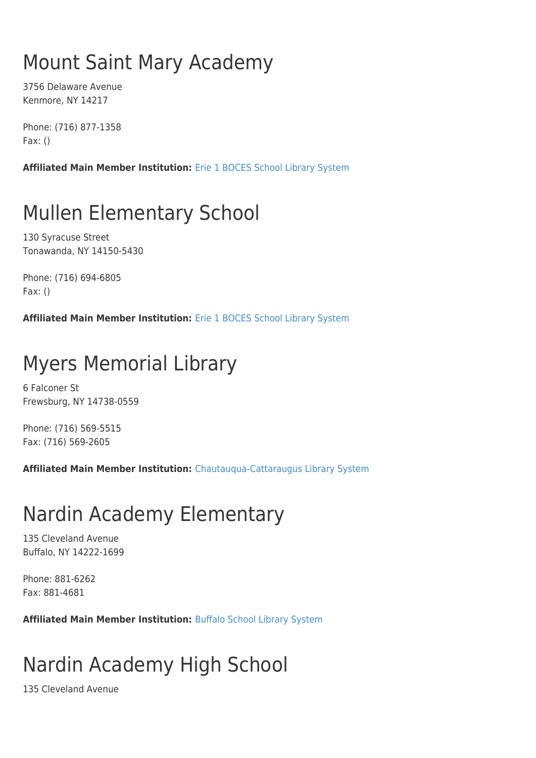# Mount Saint Mary Academy

3756 Delaware Avenue
Kenmore, NY 14217

Phone: (716) 877-1358
Fax: ()

**Affiliated Main Member Institution:** Erie 1 BOCES School Library System

# Mullen Elementary School

130 Syracuse Street
Tonawanda, NY 14150-5430

Phone: (716) 694-6805
Fax: ()

**Affiliated Main Member Institution:** Erie 1 BOCES School Library System

# Myers Memorial Library

6 Falconer St
Frewsburg, NY 14738-0559

Phone: (716) 569-5515
Fax: (716) 569-2605

**Affiliated Main Member Institution:** Chautauqua-Cattaraugus Library System

# Nardin Academy Elementary

135 Cleveland Avenue
Buffalo, NY 14222-1699

Phone: 881-6262
Fax: 881-4681

**Affiliated Main Member Institution:** Buffalo School Library System

# Nardin Academy High School

135 Cleveland Avenue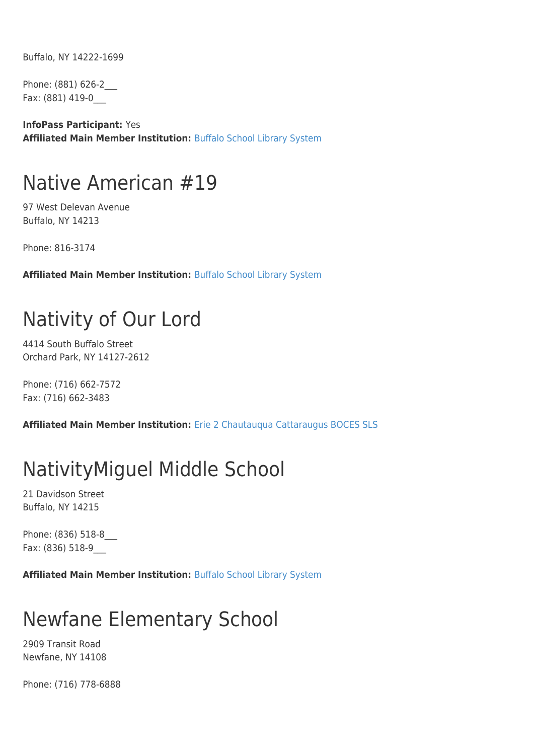Buffalo, NY 14222-1699

Phone: (881) 626-2___
Fax: (881) 419-0___

**InfoPass Participant:** Yes
**Affiliated Main Member Institution:** Buffalo School Library System

# Native American #19

97 West Delevan Avenue
Buffalo, NY 14213

Phone: 816-3174

**Affiliated Main Member Institution:** Buffalo School Library System

# Nativity of Our Lord

4414 South Buffalo Street
Orchard Park, NY 14127-2612

Phone: (716) 662-7572
Fax: (716) 662-3483

**Affiliated Main Member Institution:** Erie 2 Chautauqua Cattaraugus BOCES SLS

# NativityMiguel Middle School

21 Davidson Street
Buffalo, NY 14215

Phone: (836) 518-8___
Fax: (836) 518-9___

**Affiliated Main Member Institution:** Buffalo School Library System

# Newfane Elementary School

2909 Transit Road
Newfane, NY 14108

Phone: (716) 778-6888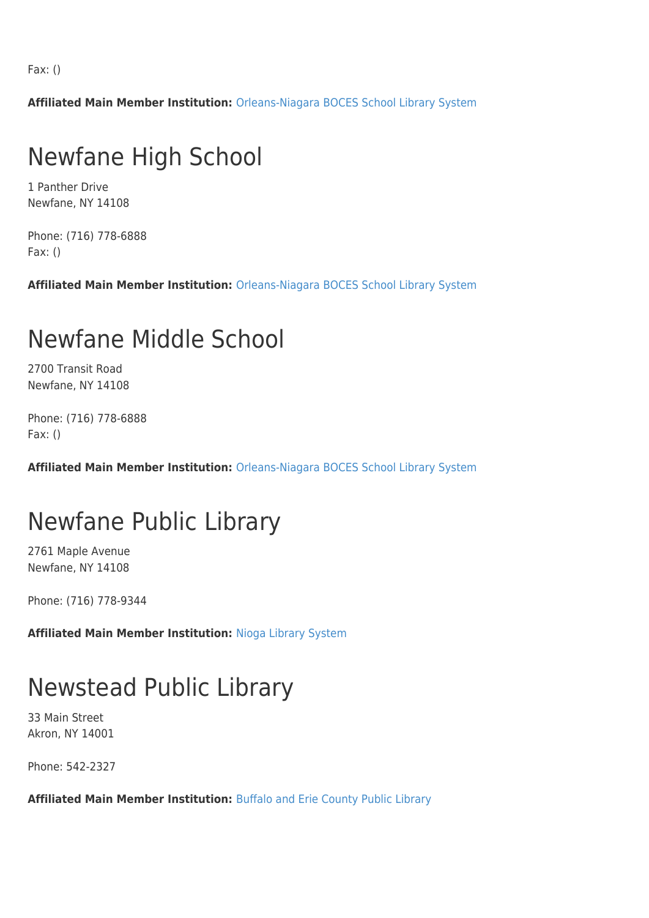Fax: ()

**Affiliated Main Member Institution:** Orleans-Niagara BOCES School Library System

# Newfane High School

1 Panther Drive
Newfane, NY 14108

Phone: (716) 778-6888
Fax: ()

**Affiliated Main Member Institution:** Orleans-Niagara BOCES School Library System

# Newfane Middle School

2700 Transit Road
Newfane, NY 14108

Phone: (716) 778-6888
Fax: ()

**Affiliated Main Member Institution:** Orleans-Niagara BOCES School Library System

# Newfane Public Library

2761 Maple Avenue
Newfane, NY 14108

Phone: (716) 778-9344

**Affiliated Main Member Institution:** Nioga Library System

# Newstead Public Library

33 Main Street
Akron, NY 14001

Phone: 542-2327

**Affiliated Main Member Institution:** Buffalo and Erie County Public Library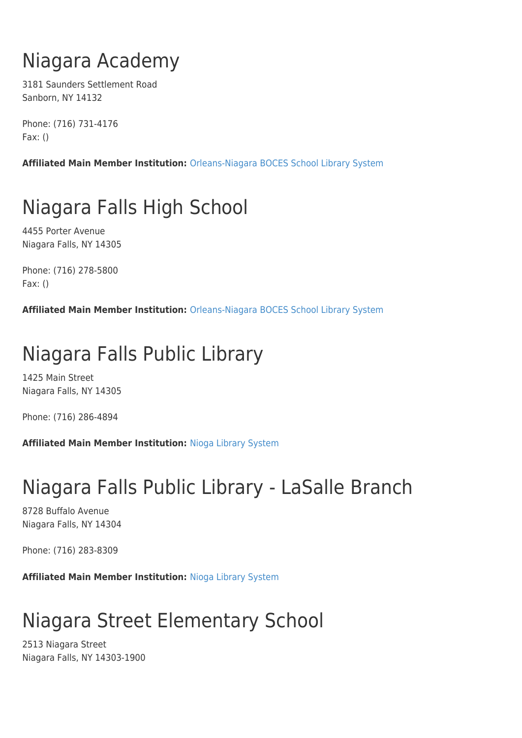# Niagara Academy

3181 Saunders Settlement Road
Sanborn, NY 14132

Phone: (716) 731-4176
Fax: ()

**Affiliated Main Member Institution:** Orleans-Niagara BOCES School Library System

# Niagara Falls High School

4455 Porter Avenue
Niagara Falls, NY 14305

Phone: (716) 278-5800
Fax: ()

**Affiliated Main Member Institution:** Orleans-Niagara BOCES School Library System

# Niagara Falls Public Library

1425 Main Street
Niagara Falls, NY 14305

Phone: (716) 286-4894

**Affiliated Main Member Institution:** Nioga Library System

# Niagara Falls Public Library - LaSalle Branch

8728 Buffalo Avenue
Niagara Falls, NY 14304

Phone: (716) 283-8309

**Affiliated Main Member Institution:** Nioga Library System

# Niagara Street Elementary School

2513 Niagara Street
Niagara Falls, NY 14303-1900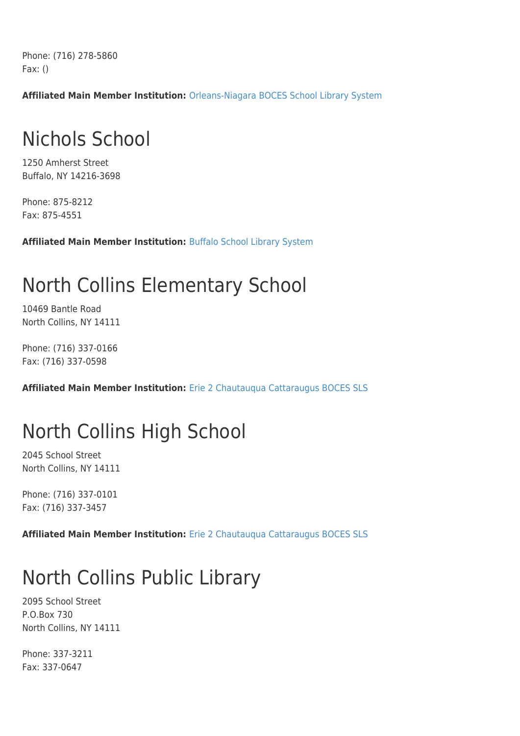Phone: (716) 278-5860
Fax: ()

**Affiliated Main Member Institution:** Orleans-Niagara BOCES School Library System

# Nichols School

1250 Amherst Street
Buffalo, NY 14216-3698

Phone: 875-8212
Fax: 875-4551

**Affiliated Main Member Institution:** Buffalo School Library System

# North Collins Elementary School

10469 Bantle Road
North Collins, NY 14111

Phone: (716) 337-0166
Fax: (716) 337-0598

**Affiliated Main Member Institution:** Erie 2 Chautauqua Cattaraugus BOCES SLS

# North Collins High School

2045 School Street
North Collins, NY 14111

Phone: (716) 337-0101
Fax: (716) 337-3457

**Affiliated Main Member Institution:** Erie 2 Chautauqua Cattaraugus BOCES SLS

# North Collins Public Library

2095 School Street
P.O.Box 730
North Collins, NY 14111

Phone: 337-3211
Fax: 337-0647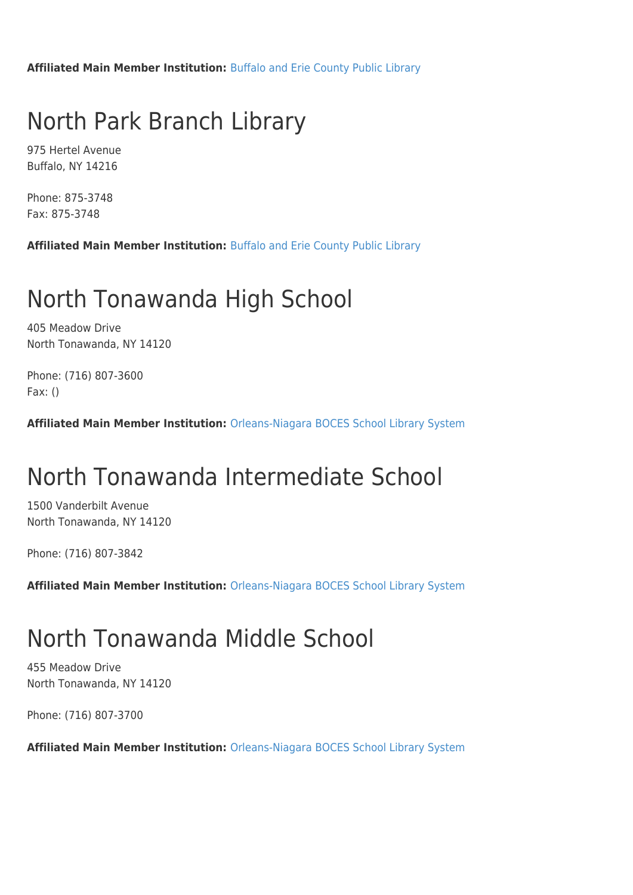**Affiliated Main Member Institution:** Buffalo and Erie County Public Library

# North Park Branch Library

975 Hertel Avenue
Buffalo, NY 14216

Phone: 875-3748
Fax: 875-3748

**Affiliated Main Member Institution:** Buffalo and Erie County Public Library

# North Tonawanda High School

405 Meadow Drive
North Tonawanda, NY 14120

Phone: (716) 807-3600
Fax: ()

**Affiliated Main Member Institution:** Orleans-Niagara BOCES School Library System

# North Tonawanda Intermediate School

1500 Vanderbilt Avenue
North Tonawanda, NY 14120

Phone: (716) 807-3842

**Affiliated Main Member Institution:** Orleans-Niagara BOCES School Library System

# North Tonawanda Middle School

455 Meadow Drive
North Tonawanda, NY 14120

Phone: (716) 807-3700

**Affiliated Main Member Institution:** Orleans-Niagara BOCES School Library System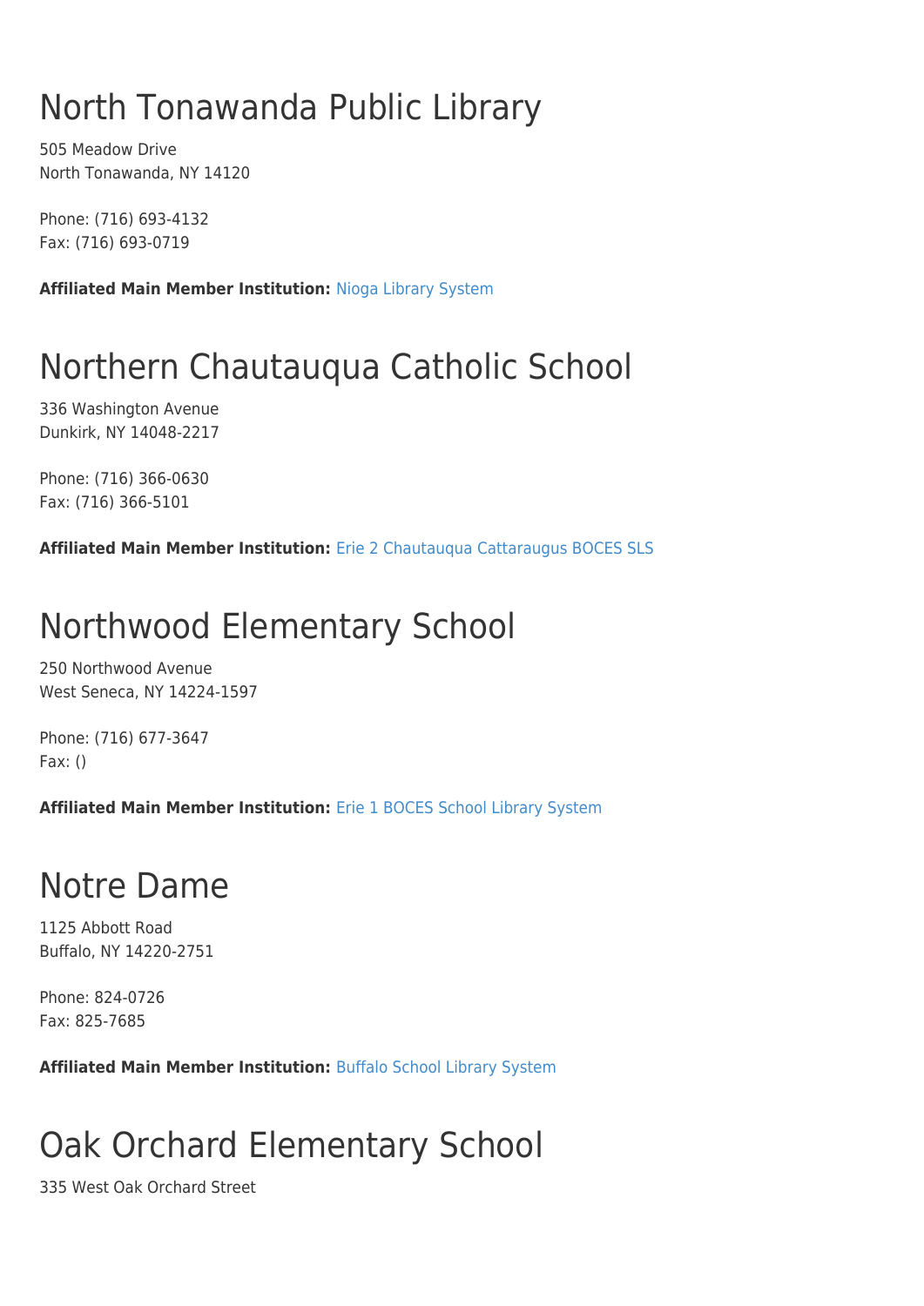# North Tonawanda Public Library

505 Meadow Drive
North Tonawanda, NY 14120

Phone: (716) 693-4132
Fax: (716) 693-0719

**Affiliated Main Member Institution:** Nioga Library System

# Northern Chautauqua Catholic School

336 Washington Avenue
Dunkirk, NY 14048-2217

Phone: (716) 366-0630
Fax: (716) 366-5101

**Affiliated Main Member Institution:** Erie 2 Chautauqua Cattaraugus BOCES SLS

# Northwood Elementary School

250 Northwood Avenue
West Seneca, NY 14224-1597

Phone: (716) 677-3647
Fax: ()

**Affiliated Main Member Institution:** Erie 1 BOCES School Library System

# Notre Dame

1125 Abbott Road
Buffalo, NY 14220-2751

Phone: 824-0726
Fax: 825-7685

**Affiliated Main Member Institution:** Buffalo School Library System

# Oak Orchard Elementary School

335 West Oak Orchard Street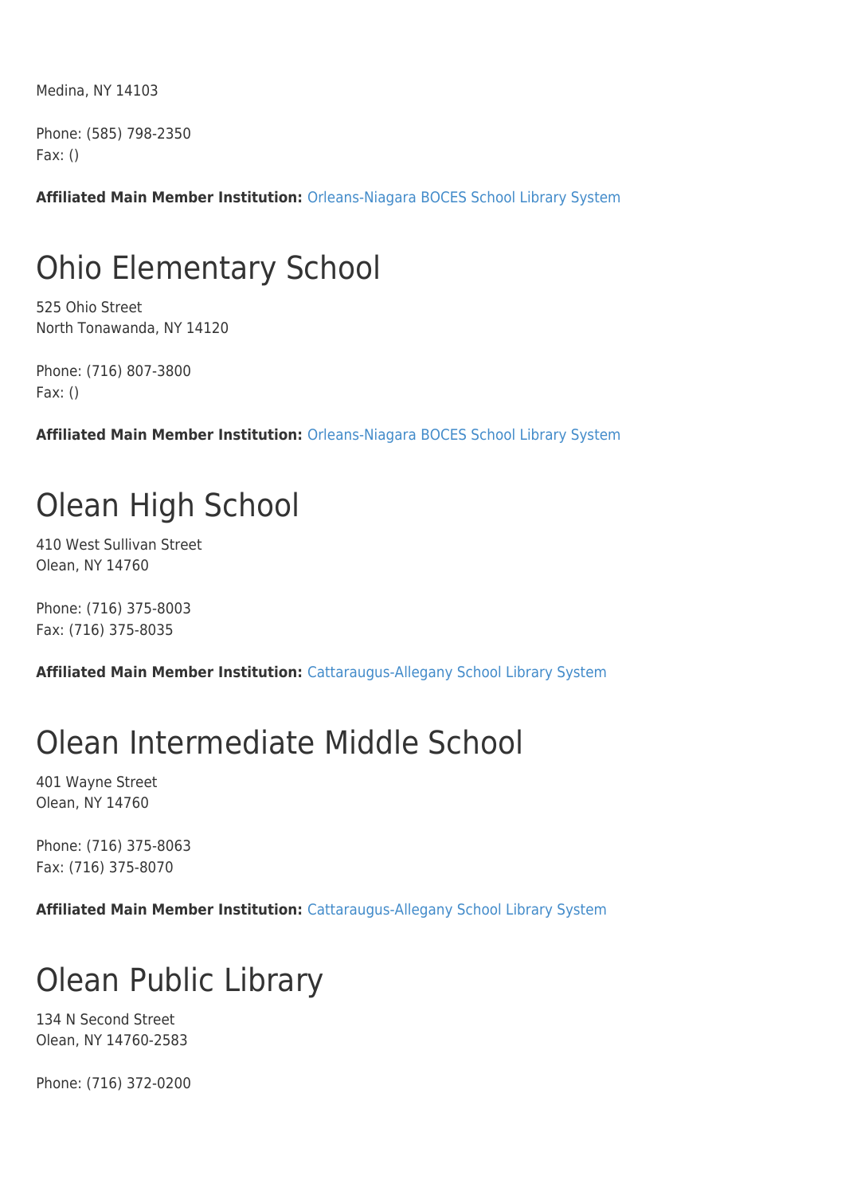Medina, NY 14103

Phone: (585) 798-2350
Fax: ()

**Affiliated Main Member Institution:** Orleans-Niagara BOCES School Library System

# Ohio Elementary School

525 Ohio Street
North Tonawanda, NY 14120

Phone: (716) 807-3800
Fax: ()

**Affiliated Main Member Institution:** Orleans-Niagara BOCES School Library System

# Olean High School

410 West Sullivan Street
Olean, NY 14760

Phone: (716) 375-8003
Fax: (716) 375-8035

**Affiliated Main Member Institution:** Cattaraugus-Allegany School Library System

# Olean Intermediate Middle School

401 Wayne Street
Olean, NY 14760

Phone: (716) 375-8063
Fax: (716) 375-8070

**Affiliated Main Member Institution:** Cattaraugus-Allegany School Library System

# Olean Public Library

134 N Second Street
Olean, NY 14760-2583

Phone: (716) 372-0200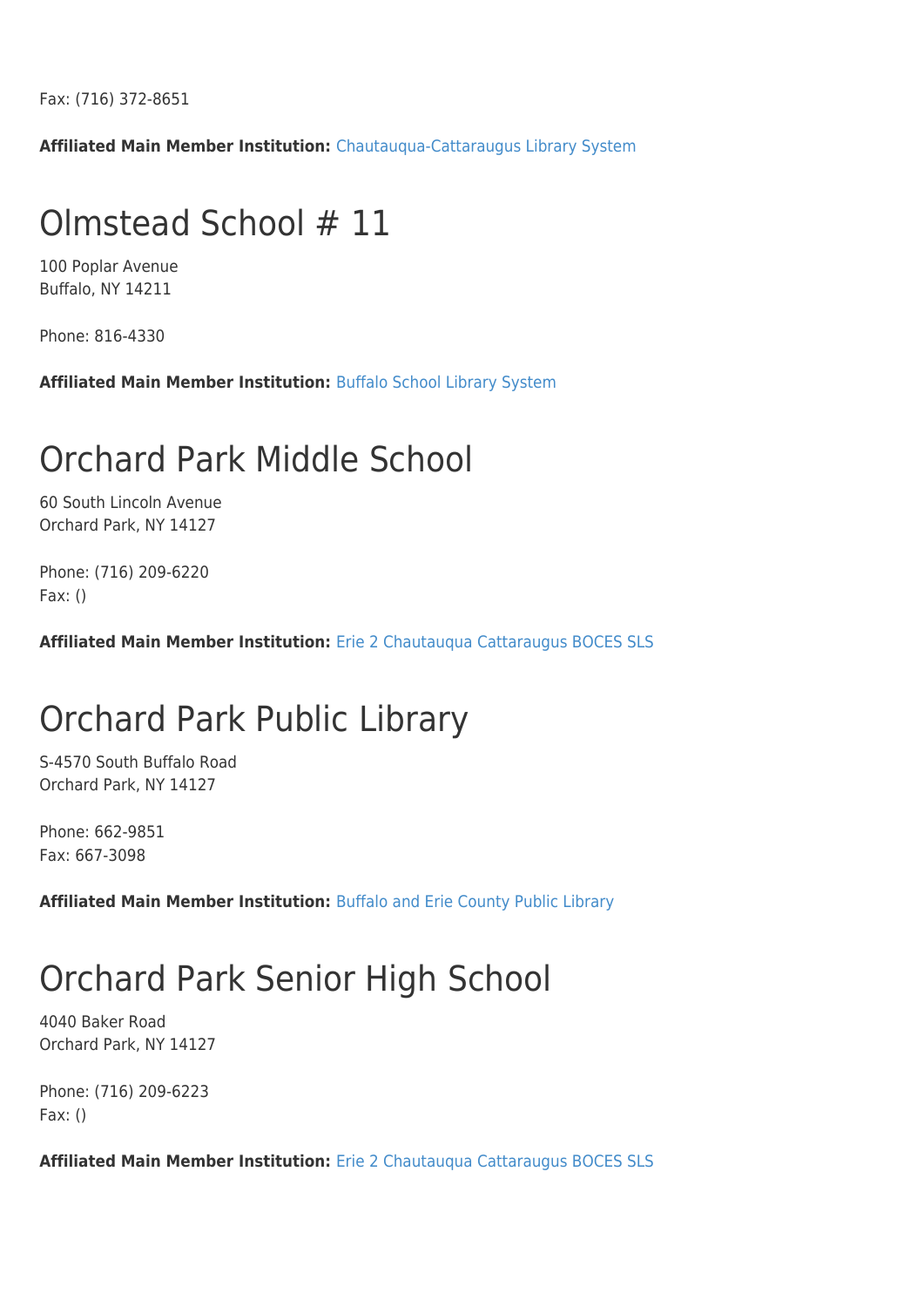Fax: (716) 372-8651

**Affiliated Main Member Institution:** Chautauqua-Cattaraugus Library System

# Olmstead School # 11

100 Poplar Avenue
Buffalo, NY 14211

Phone: 816-4330

**Affiliated Main Member Institution:** Buffalo School Library System

# Orchard Park Middle School

60 South Lincoln Avenue
Orchard Park, NY 14127

Phone: (716) 209-6220
Fax: ()

**Affiliated Main Member Institution:** Erie 2 Chautauqua Cattaraugus BOCES SLS

# Orchard Park Public Library

S-4570 South Buffalo Road
Orchard Park, NY 14127

Phone: 662-9851
Fax: 667-3098

**Affiliated Main Member Institution:** Buffalo and Erie County Public Library

# Orchard Park Senior High School

4040 Baker Road
Orchard Park, NY 14127

Phone: (716) 209-6223
Fax: ()

**Affiliated Main Member Institution:** Erie 2 Chautauqua Cattaraugus BOCES SLS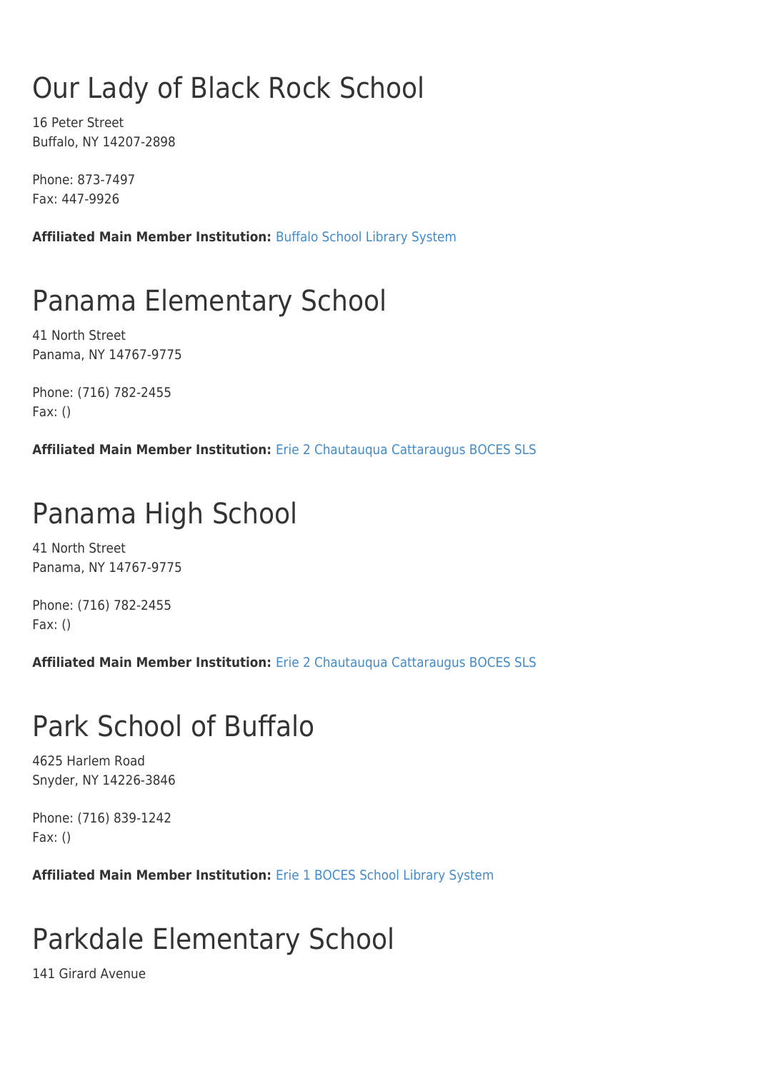# Our Lady of Black Rock School

16 Peter Street
Buffalo, NY 14207-2898

Phone: 873-7497
Fax: 447-9926

**Affiliated Main Member Institution:** Buffalo School Library System

# Panama Elementary School

41 North Street
Panama, NY 14767-9775

Phone: (716) 782-2455
Fax: ()

**Affiliated Main Member Institution:** Erie 2 Chautauqua Cattaraugus BOCES SLS

# Panama High School

41 North Street
Panama, NY 14767-9775

Phone: (716) 782-2455
Fax: ()

**Affiliated Main Member Institution:** Erie 2 Chautauqua Cattaraugus BOCES SLS

# Park School of Buffalo

4625 Harlem Road
Snyder, NY 14226-3846

Phone: (716) 839-1242
Fax: ()

**Affiliated Main Member Institution:** Erie 1 BOCES School Library System

# Parkdale Elementary School

141 Girard Avenue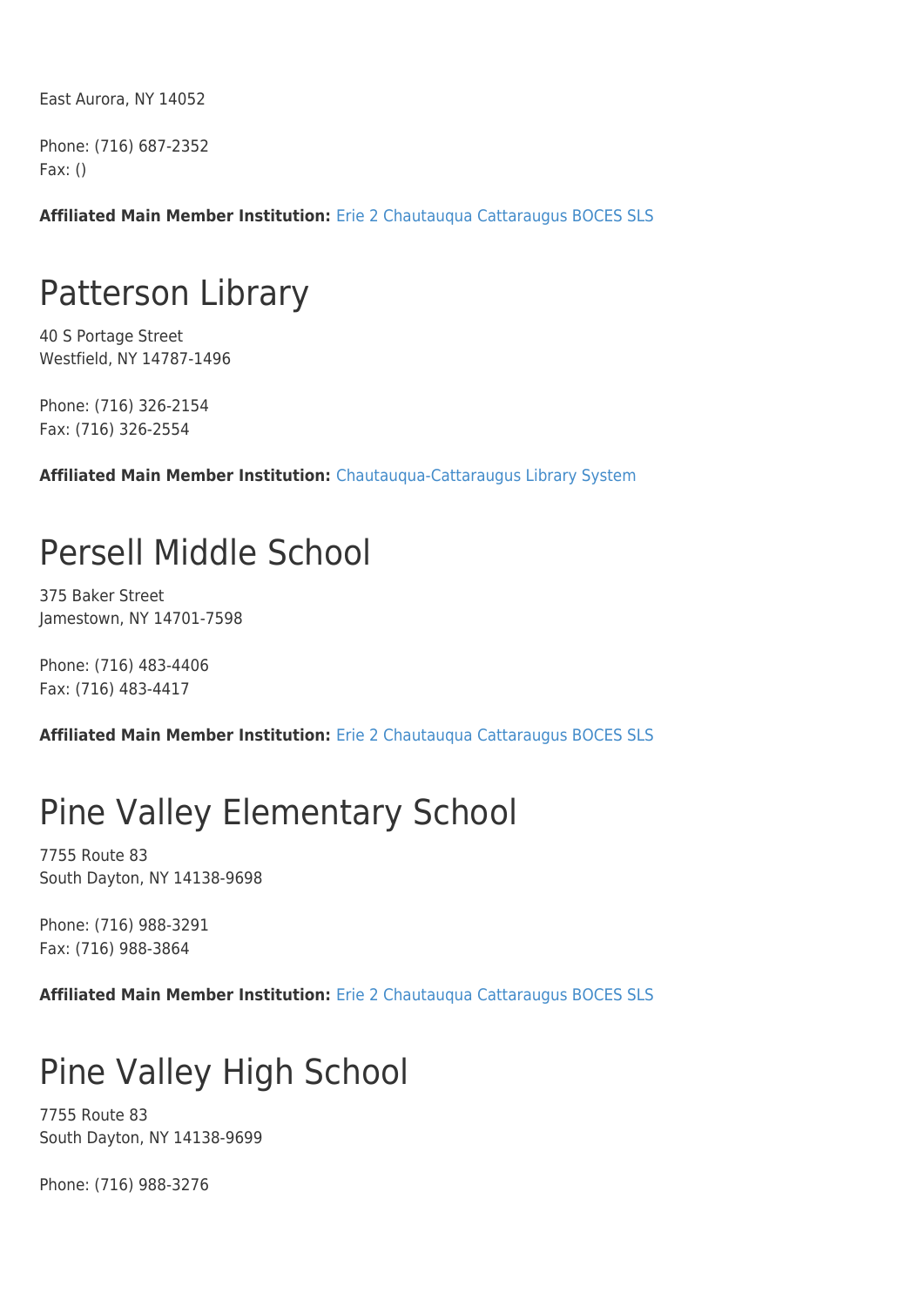East Aurora, NY 14052

Phone: (716) 687-2352
Fax: ()

**Affiliated Main Member Institution:** Erie 2 Chautauqua Cattaraugus BOCES SLS

# Patterson Library

40 S Portage Street
Westfield, NY 14787-1496

Phone: (716) 326-2154
Fax: (716) 326-2554

**Affiliated Main Member Institution:** Chautauqua-Cattaraugus Library System

# Persell Middle School

375 Baker Street
Jamestown, NY 14701-7598

Phone: (716) 483-4406
Fax: (716) 483-4417

**Affiliated Main Member Institution:** Erie 2 Chautauqua Cattaraugus BOCES SLS

# Pine Valley Elementary School

7755 Route 83
South Dayton, NY 14138-9698

Phone: (716) 988-3291
Fax: (716) 988-3864

**Affiliated Main Member Institution:** Erie 2 Chautauqua Cattaraugus BOCES SLS

# Pine Valley High School

7755 Route 83
South Dayton, NY 14138-9699

Phone: (716) 988-3276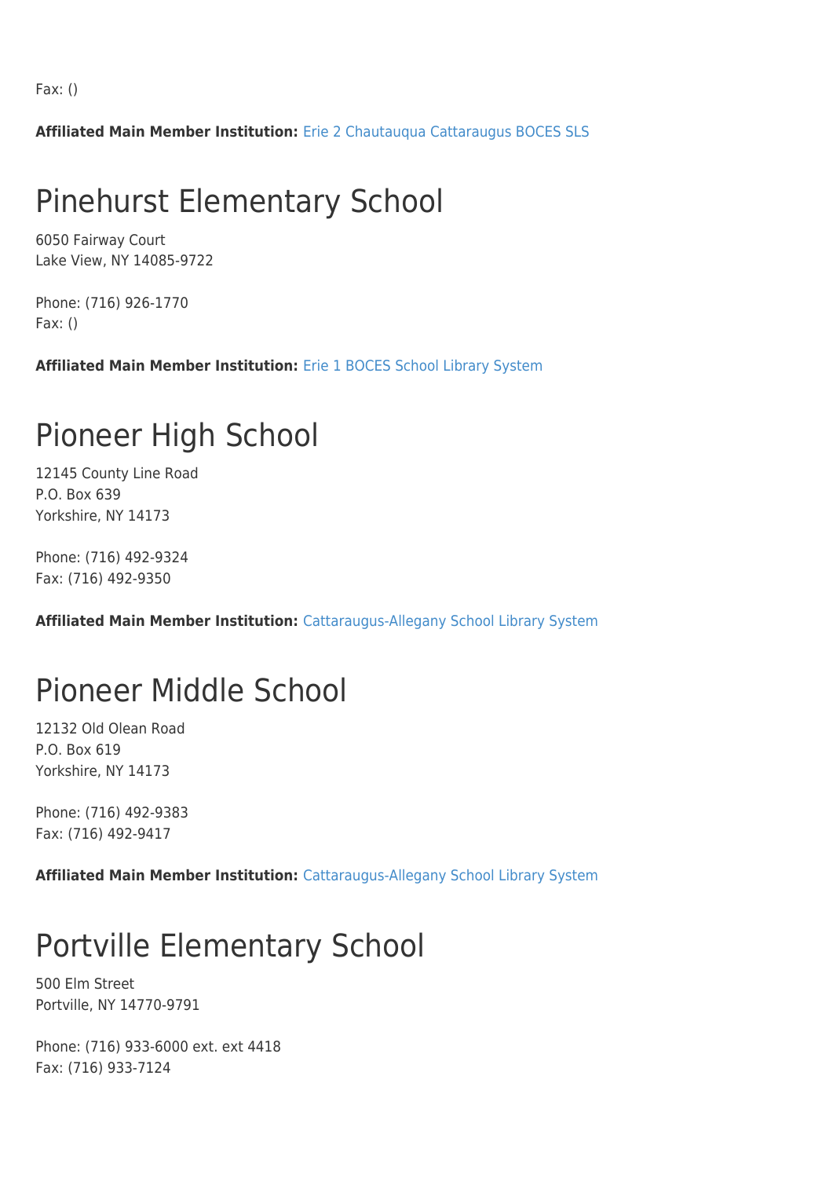Fax: ()

**Affiliated Main Member Institution:** Erie 2 Chautauqua Cattaraugus BOCES SLS

# Pinehurst Elementary School

6050 Fairway Court
Lake View, NY 14085-9722

Phone: (716) 926-1770
Fax: ()

**Affiliated Main Member Institution:** Erie 1 BOCES School Library System

# Pioneer High School

12145 County Line Road
P.O. Box 639
Yorkshire, NY 14173

Phone: (716) 492-9324
Fax: (716) 492-9350

**Affiliated Main Member Institution:** Cattaraugus-Allegany School Library System

# Pioneer Middle School

12132 Old Olean Road
P.O. Box 619
Yorkshire, NY 14173

Phone: (716) 492-9383
Fax: (716) 492-9417

**Affiliated Main Member Institution:** Cattaraugus-Allegany School Library System

# Portville Elementary School

500 Elm Street
Portville, NY 14770-9791

Phone: (716) 933-6000 ext. ext 4418
Fax: (716) 933-7124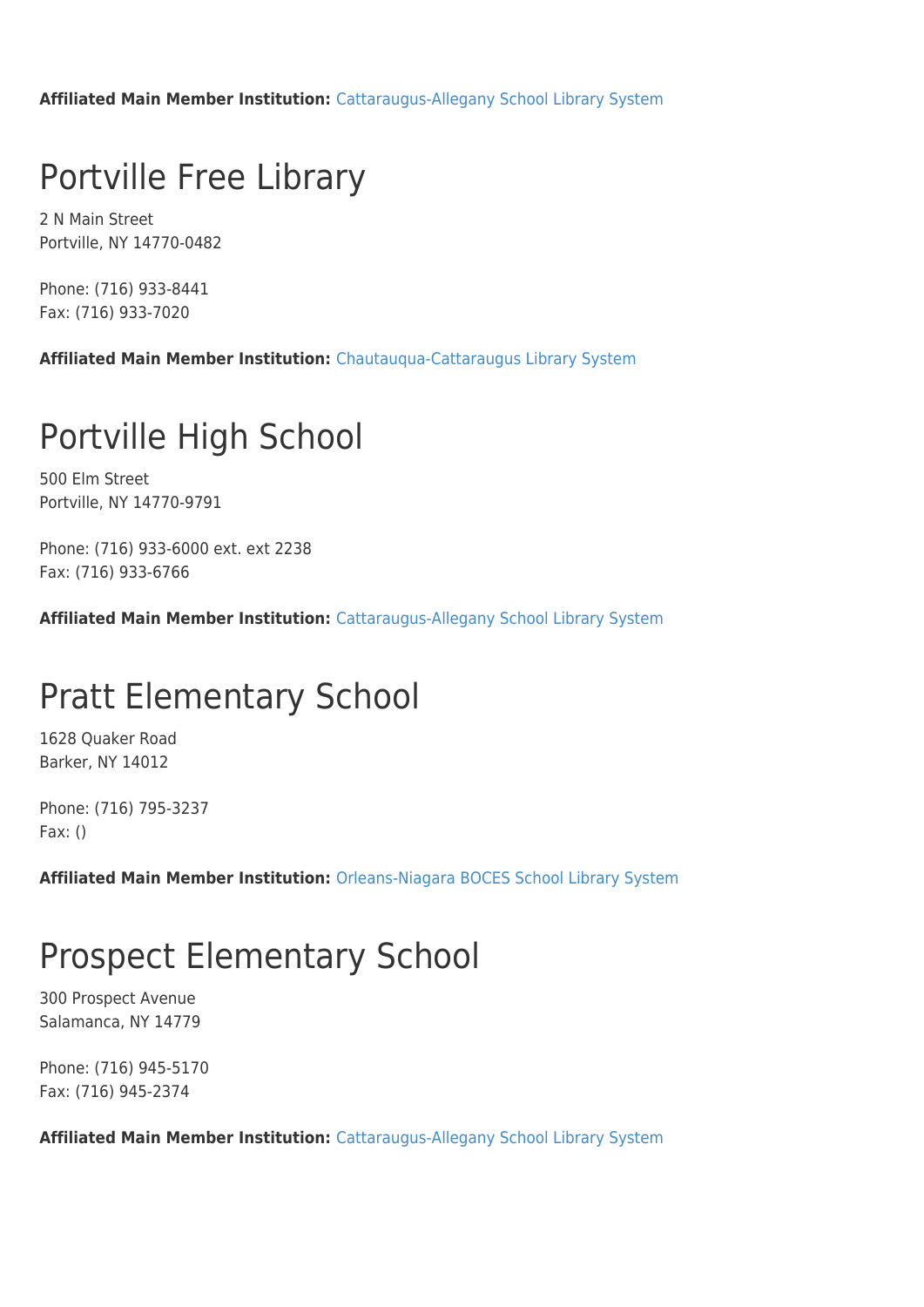**Affiliated Main Member Institution:** Cattaraugus-Allegany School Library System

# Portville Free Library

2 N Main Street
Portville, NY 14770-0482

Phone: (716) 933-8441
Fax: (716) 933-7020

**Affiliated Main Member Institution:** Chautauqua-Cattaraugus Library System

# Portville High School

500 Elm Street
Portville, NY 14770-9791

Phone: (716) 933-6000 ext. ext 2238
Fax: (716) 933-6766

**Affiliated Main Member Institution:** Cattaraugus-Allegany School Library System

# Pratt Elementary School

1628 Quaker Road
Barker, NY 14012

Phone: (716) 795-3237
Fax: ()

**Affiliated Main Member Institution:** Orleans-Niagara BOCES School Library System

# Prospect Elementary School

300 Prospect Avenue
Salamanca, NY 14779

Phone: (716) 945-5170
Fax: (716) 945-2374

**Affiliated Main Member Institution:** Cattaraugus-Allegany School Library System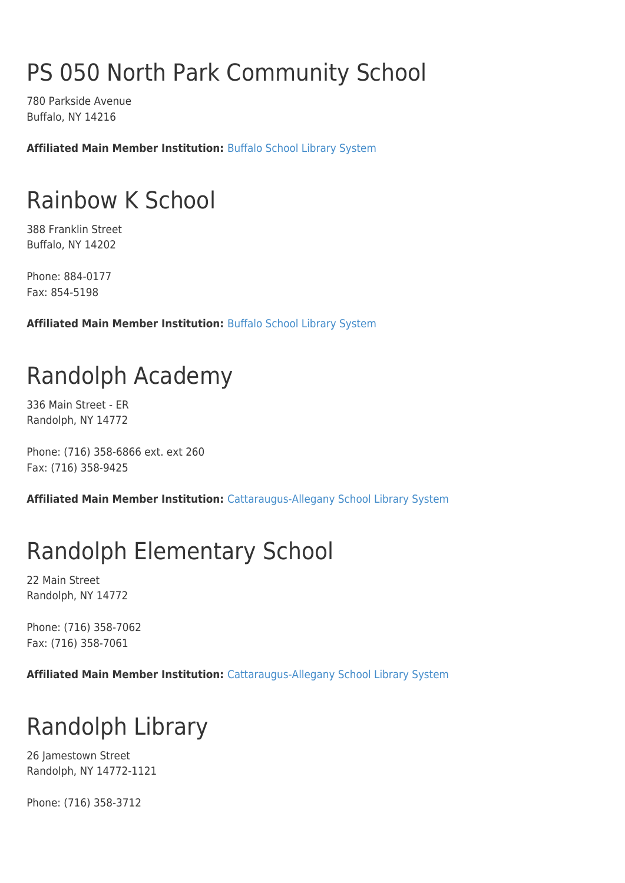# PS 050 North Park Community School

780 Parkside Avenue
Buffalo, NY 14216

**Affiliated Main Member Institution:** Buffalo School Library System

# Rainbow K School

388 Franklin Street
Buffalo, NY 14202

Phone: 884-0177
Fax: 854-5198

**Affiliated Main Member Institution:** Buffalo School Library System

# Randolph Academy

336 Main Street - ER
Randolph, NY 14772

Phone: (716) 358-6866 ext. ext 260
Fax: (716) 358-9425

**Affiliated Main Member Institution:** Cattaraugus-Allegany School Library System

# Randolph Elementary School

22 Main Street
Randolph, NY 14772

Phone: (716) 358-7062
Fax: (716) 358-7061

**Affiliated Main Member Institution:** Cattaraugus-Allegany School Library System

# Randolph Library

26 Jamestown Street
Randolph, NY 14772-1121

Phone: (716) 358-3712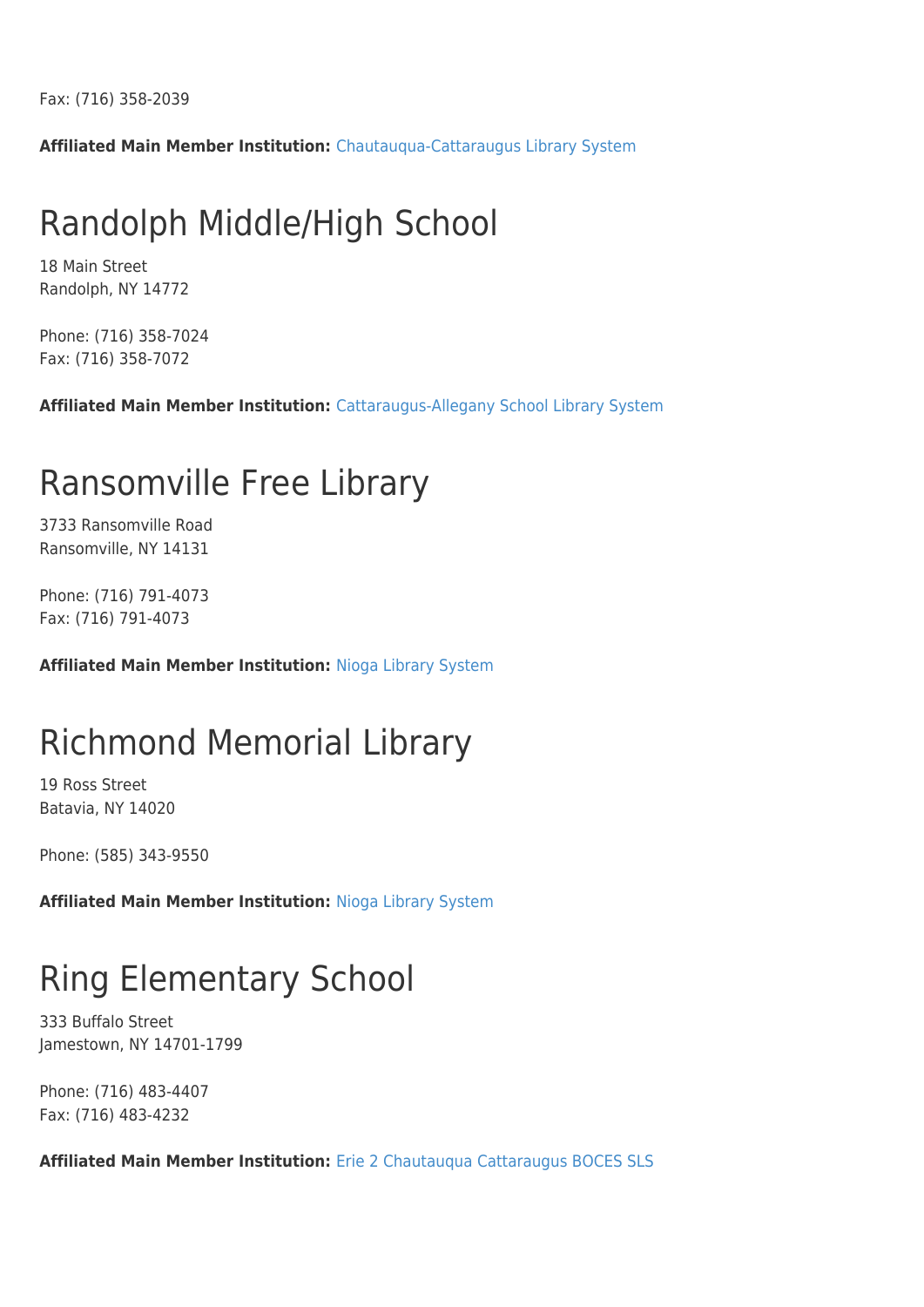Fax: (716) 358-2039

**Affiliated Main Member Institution:** Chautauqua-Cattaraugus Library System

# Randolph Middle/High School

18 Main Street
Randolph, NY 14772

Phone: (716) 358-7024
Fax: (716) 358-7072

**Affiliated Main Member Institution:** Cattaraugus-Allegany School Library System

# Ransomville Free Library

3733 Ransomville Road
Ransomville, NY 14131

Phone: (716) 791-4073
Fax: (716) 791-4073

**Affiliated Main Member Institution:** Nioga Library System

# Richmond Memorial Library

19 Ross Street
Batavia, NY 14020

Phone: (585) 343-9550

**Affiliated Main Member Institution:** Nioga Library System

# Ring Elementary School

333 Buffalo Street
Jamestown, NY 14701-1799

Phone: (716) 483-4407
Fax: (716) 483-4232

**Affiliated Main Member Institution:** Erie 2 Chautauqua Cattaraugus BOCES SLS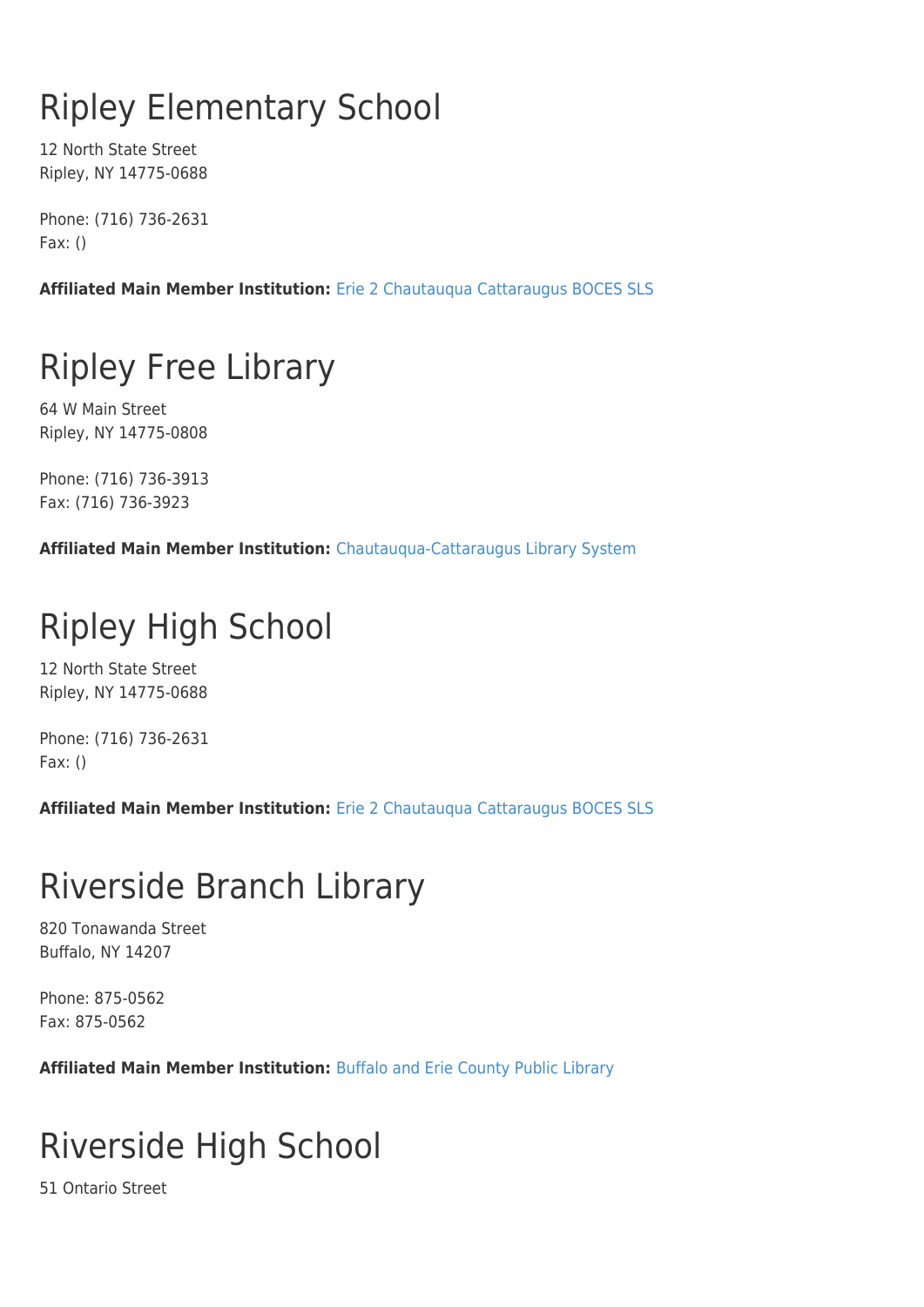# Ripley Elementary School

12 North State Street
Ripley, NY 14775-0688

Phone: (716) 736-2631
Fax: ()

**Affiliated Main Member Institution:** Erie 2 Chautauqua Cattaraugus BOCES SLS

# Ripley Free Library

64 W Main Street
Ripley, NY 14775-0808

Phone: (716) 736-3913
Fax: (716) 736-3923

**Affiliated Main Member Institution:** Chautauqua-Cattaraugus Library System

# Ripley High School

12 North State Street
Ripley, NY 14775-0688

Phone: (716) 736-2631
Fax: ()

**Affiliated Main Member Institution:** Erie 2 Chautauqua Cattaraugus BOCES SLS

# Riverside Branch Library

820 Tonawanda Street
Buffalo, NY 14207

Phone: 875-0562
Fax: 875-0562

**Affiliated Main Member Institution:** Buffalo and Erie County Public Library

# Riverside High School

51 Ontario Street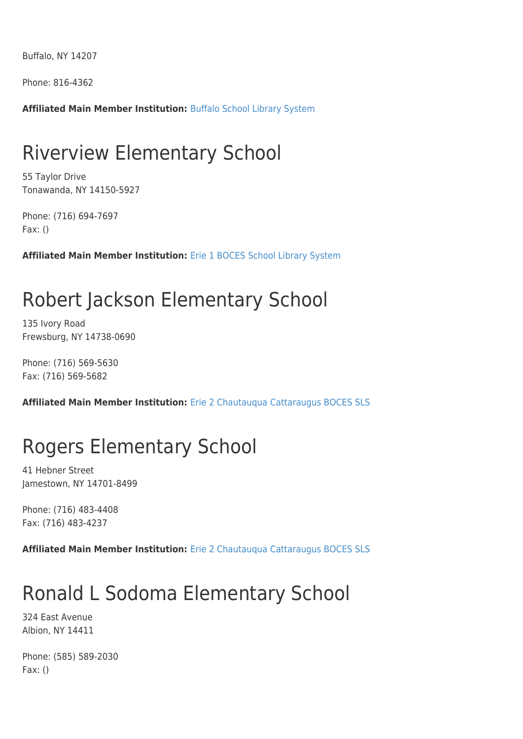Buffalo, NY 14207

Phone: 816-4362

**Affiliated Main Member Institution:** Buffalo School Library System

# Riverview Elementary School

55 Taylor Drive
Tonawanda, NY 14150-5927

Phone: (716) 694-7697
Fax: ()

**Affiliated Main Member Institution:** Erie 1 BOCES School Library System

# Robert Jackson Elementary School

135 Ivory Road
Frewsburg, NY 14738-0690

Phone: (716) 569-5630
Fax: (716) 569-5682

**Affiliated Main Member Institution:** Erie 2 Chautauqua Cattaraugus BOCES SLS

# Rogers Elementary School

41 Hebner Street
Jamestown, NY 14701-8499

Phone: (716) 483-4408
Fax: (716) 483-4237

**Affiliated Main Member Institution:** Erie 2 Chautauqua Cattaraugus BOCES SLS

# Ronald L Sodoma Elementary School

324 East Avenue
Albion, NY 14411

Phone: (585) 589-2030
Fax: ()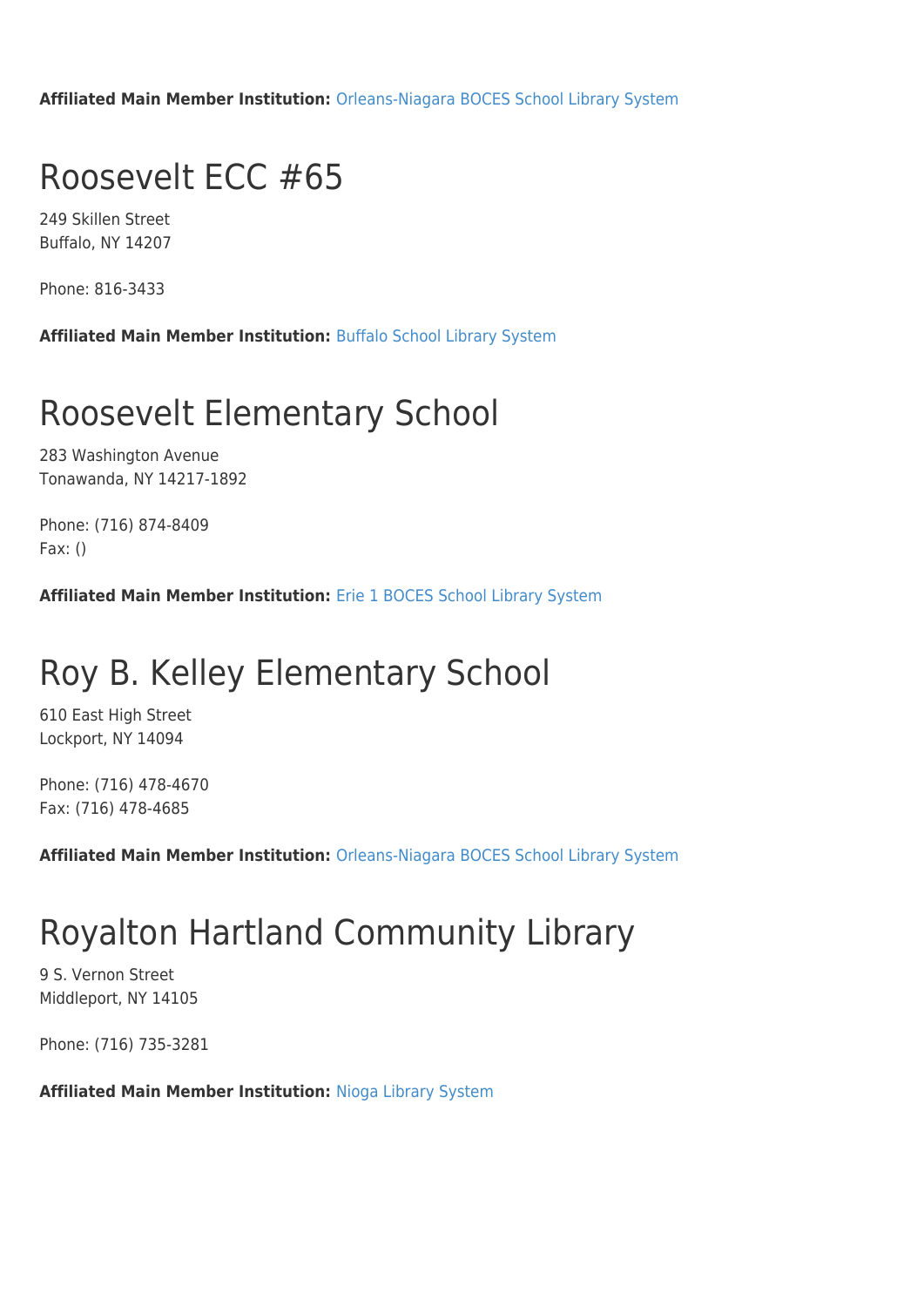**Affiliated Main Member Institution:** Orleans-Niagara BOCES School Library System

# Roosevelt ECC #65

249 Skillen Street
Buffalo, NY 14207

Phone: 816-3433

**Affiliated Main Member Institution:** Buffalo School Library System

# Roosevelt Elementary School

283 Washington Avenue
Tonawanda, NY 14217-1892

Phone: (716) 874-8409
Fax: ()

**Affiliated Main Member Institution:** Erie 1 BOCES School Library System

# Roy B. Kelley Elementary School

610 East High Street
Lockport, NY 14094

Phone: (716) 478-4670
Fax: (716) 478-4685

**Affiliated Main Member Institution:** Orleans-Niagara BOCES School Library System

# Royalton Hartland Community Library

9 S. Vernon Street
Middleport, NY 14105

Phone: (716) 735-3281

**Affiliated Main Member Institution:** Nioga Library System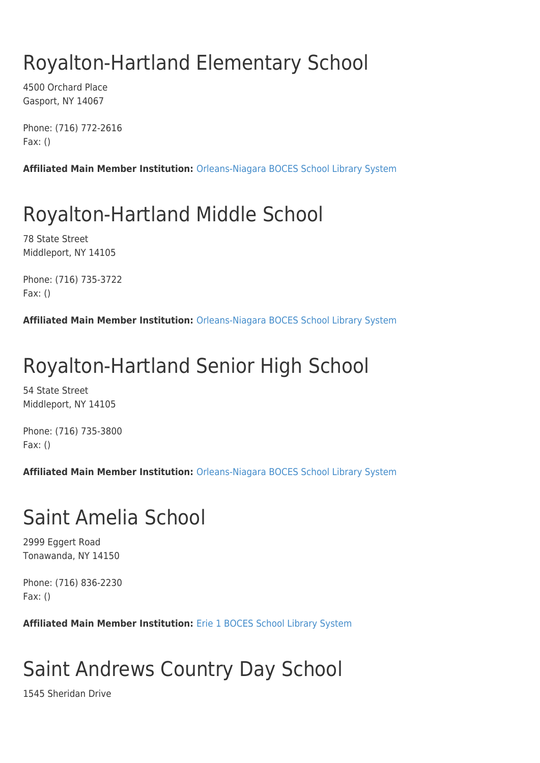# Royalton-Hartland Elementary School

4500 Orchard Place
Gasport, NY 14067

Phone: (716) 772-2616
Fax: ()

**Affiliated Main Member Institution:** Orleans-Niagara BOCES School Library System

# Royalton-Hartland Middle School

78 State Street
Middleport, NY 14105

Phone: (716) 735-3722
Fax: ()

**Affiliated Main Member Institution:** Orleans-Niagara BOCES School Library System

# Royalton-Hartland Senior High School

54 State Street
Middleport, NY 14105

Phone: (716) 735-3800
Fax: ()

**Affiliated Main Member Institution:** Orleans-Niagara BOCES School Library System

# Saint Amelia School

2999 Eggert Road
Tonawanda, NY 14150

Phone: (716) 836-2230
Fax: ()

**Affiliated Main Member Institution:** Erie 1 BOCES School Library System

# Saint Andrews Country Day School

1545 Sheridan Drive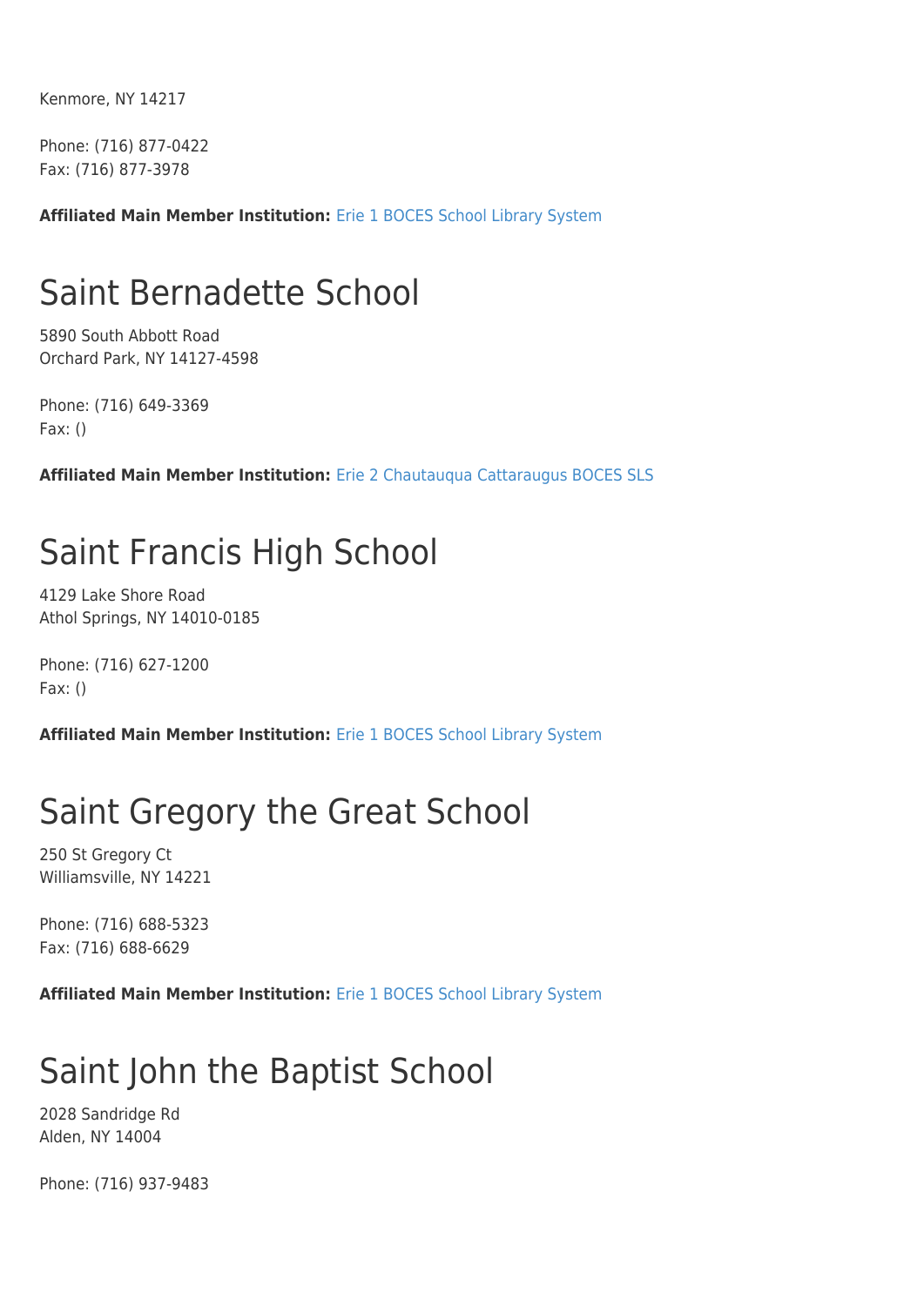Kenmore, NY 14217

Phone: (716) 877-0422
Fax: (716) 877-3978

**Affiliated Main Member Institution:** Erie 1 BOCES School Library System

# Saint Bernadette School

5890 South Abbott Road
Orchard Park, NY 14127-4598

Phone: (716) 649-3369
Fax: ()

**Affiliated Main Member Institution:** Erie 2 Chautauqua Cattaraugus BOCES SLS

# Saint Francis High School

4129 Lake Shore Road
Athol Springs, NY 14010-0185

Phone: (716) 627-1200
Fax: ()

**Affiliated Main Member Institution:** Erie 1 BOCES School Library System

# Saint Gregory the Great School

250 St Gregory Ct
Williamsville, NY 14221

Phone: (716) 688-5323
Fax: (716) 688-6629

**Affiliated Main Member Institution:** Erie 1 BOCES School Library System

# Saint John the Baptist School

2028 Sandridge Rd
Alden, NY 14004

Phone: (716) 937-9483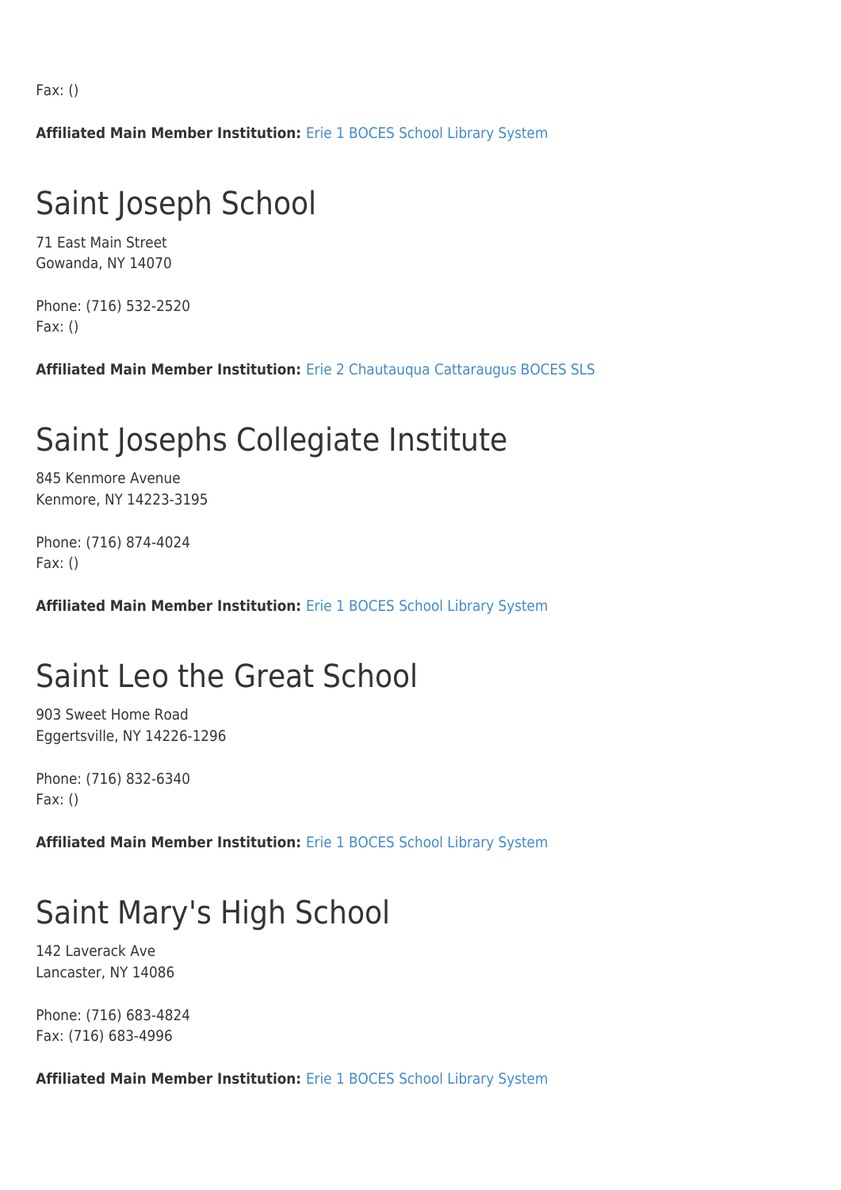Fax: ()

**Affiliated Main Member Institution:** Erie 1 BOCES School Library System

# Saint Joseph School

71 East Main Street
Gowanda, NY 14070

Phone: (716) 532-2520
Fax: ()

**Affiliated Main Member Institution:** Erie 2 Chautauqua Cattaraugus BOCES SLS

# Saint Josephs Collegiate Institute

845 Kenmore Avenue
Kenmore, NY 14223-3195

Phone: (716) 874-4024
Fax: ()

**Affiliated Main Member Institution:** Erie 1 BOCES School Library System

# Saint Leo the Great School

903 Sweet Home Road
Eggertsville, NY 14226-1296

Phone: (716) 832-6340
Fax: ()

**Affiliated Main Member Institution:** Erie 1 BOCES School Library System

# Saint Mary's High School

142 Laverack Ave
Lancaster, NY 14086

Phone: (716) 683-4824
Fax: (716) 683-4996

**Affiliated Main Member Institution:** Erie 1 BOCES School Library System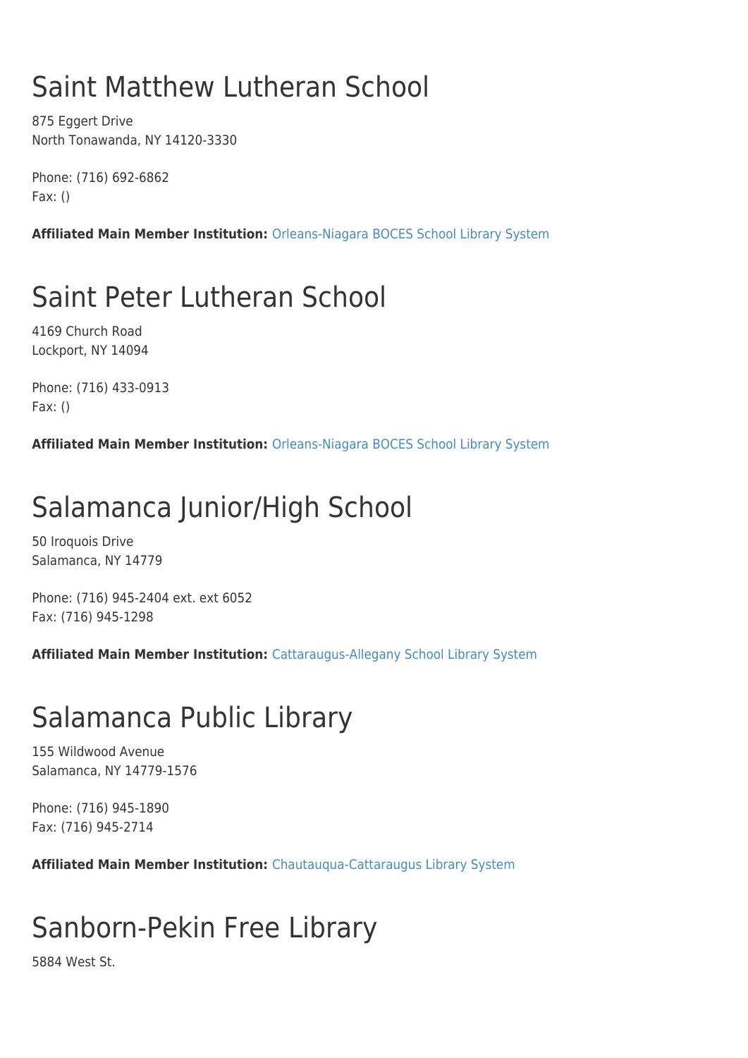# Saint Matthew Lutheran School

875 Eggert Drive
North Tonawanda, NY 14120-3330

Phone: (716) 692-6862
Fax: ()

**Affiliated Main Member Institution:** Orleans-Niagara BOCES School Library System

# Saint Peter Lutheran School

4169 Church Road
Lockport, NY 14094

Phone: (716) 433-0913
Fax: ()

**Affiliated Main Member Institution:** Orleans-Niagara BOCES School Library System

# Salamanca Junior/High School

50 Iroquois Drive
Salamanca, NY 14779

Phone: (716) 945-2404 ext. ext 6052
Fax: (716) 945-1298

**Affiliated Main Member Institution:** Cattaraugus-Allegany School Library System

# Salamanca Public Library

155 Wildwood Avenue
Salamanca, NY 14779-1576

Phone: (716) 945-1890
Fax: (716) 945-2714

**Affiliated Main Member Institution:** Chautauqua-Cattaraugus Library System

# Sanborn-Pekin Free Library

5884 West St.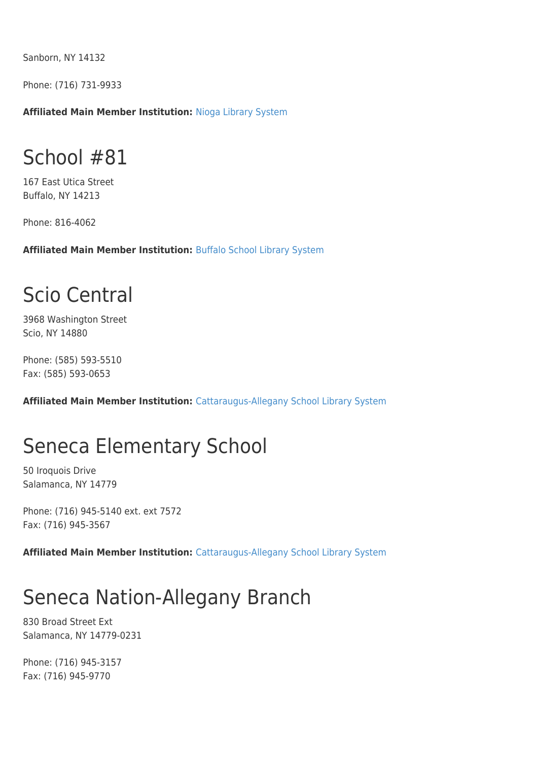Sanborn, NY 14132

Phone: (716) 731-9933

**Affiliated Main Member Institution:** Nioga Library System

# School #81

167 East Utica Street
Buffalo, NY 14213

Phone: 816-4062

**Affiliated Main Member Institution:** Buffalo School Library System

# Scio Central

3968 Washington Street
Scio, NY 14880

Phone: (585) 593-5510
Fax: (585) 593-0653

**Affiliated Main Member Institution:** Cattaraugus-Allegany School Library System

# Seneca Elementary School

50 Iroquois Drive
Salamanca, NY 14779

Phone: (716) 945-5140 ext. ext 7572
Fax: (716) 945-3567

**Affiliated Main Member Institution:** Cattaraugus-Allegany School Library System

# Seneca Nation-Allegany Branch

830 Broad Street Ext
Salamanca, NY 14779-0231

Phone: (716) 945-3157
Fax: (716) 945-9770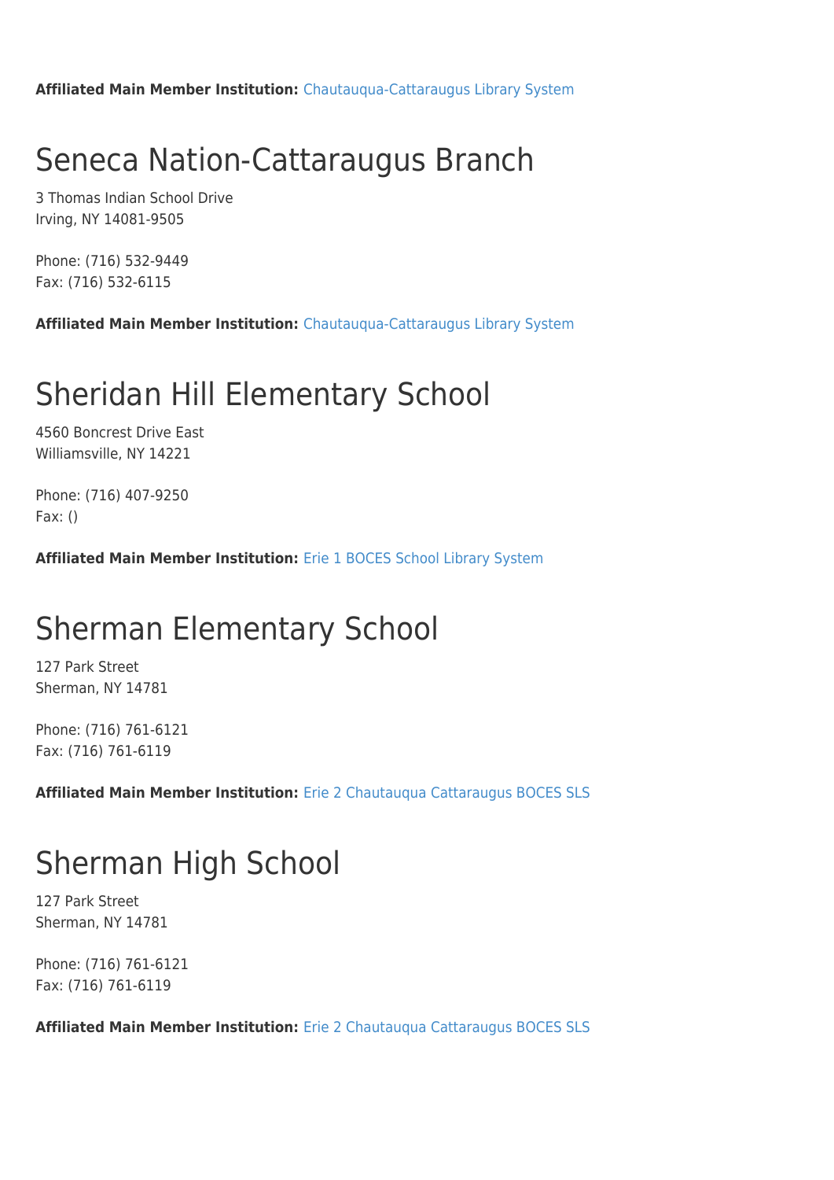**Affiliated Main Member Institution:** Chautauqua-Cattaraugus Library System

# Seneca Nation-Cattaraugus Branch

3 Thomas Indian School Drive
Irving, NY 14081-9505

Phone: (716) 532-9449
Fax: (716) 532-6115

**Affiliated Main Member Institution:** Chautauqua-Cattaraugus Library System

# Sheridan Hill Elementary School

4560 Boncrest Drive East
Williamsville, NY 14221

Phone: (716) 407-9250
Fax: ()

**Affiliated Main Member Institution:** Erie 1 BOCES School Library System

# Sherman Elementary School

127 Park Street
Sherman, NY 14781

Phone: (716) 761-6121
Fax: (716) 761-6119

**Affiliated Main Member Institution:** Erie 2 Chautauqua Cattaraugus BOCES SLS

# Sherman High School

127 Park Street
Sherman, NY 14781

Phone: (716) 761-6121
Fax: (716) 761-6119

**Affiliated Main Member Institution:** Erie 2 Chautauqua Cattaraugus BOCES SLS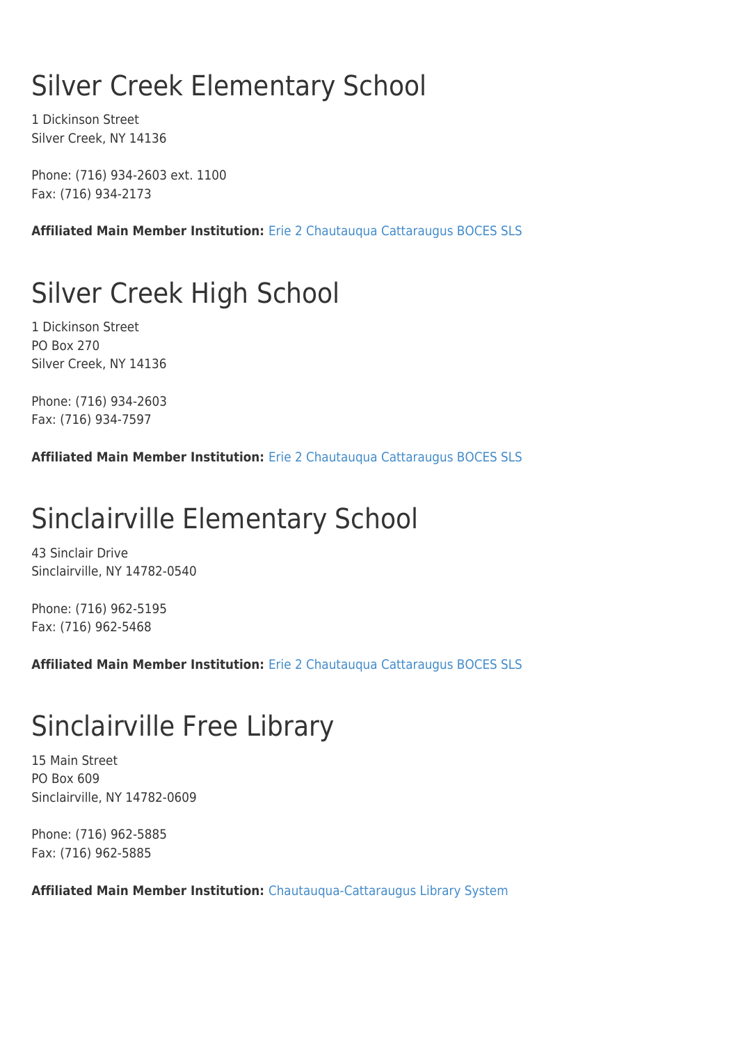# Silver Creek Elementary School

1 Dickinson Street
Silver Creek, NY 14136

Phone: (716) 934-2603 ext. 1100
Fax: (716) 934-2173

**Affiliated Main Member Institution:** Erie 2 Chautauqua Cattaraugus BOCES SLS

# Silver Creek High School

1 Dickinson Street
PO Box 270
Silver Creek, NY 14136

Phone: (716) 934-2603
Fax: (716) 934-7597

**Affiliated Main Member Institution:** Erie 2 Chautauqua Cattaraugus BOCES SLS

# Sinclairville Elementary School

43 Sinclair Drive
Sinclairville, NY 14782-0540

Phone: (716) 962-5195
Fax: (716) 962-5468

**Affiliated Main Member Institution:** Erie 2 Chautauqua Cattaraugus BOCES SLS

# Sinclairville Free Library

15 Main Street
PO Box 609
Sinclairville, NY 14782-0609

Phone: (716) 962-5885
Fax: (716) 962-5885

**Affiliated Main Member Institution:** Chautauqua-Cattaraugus Library System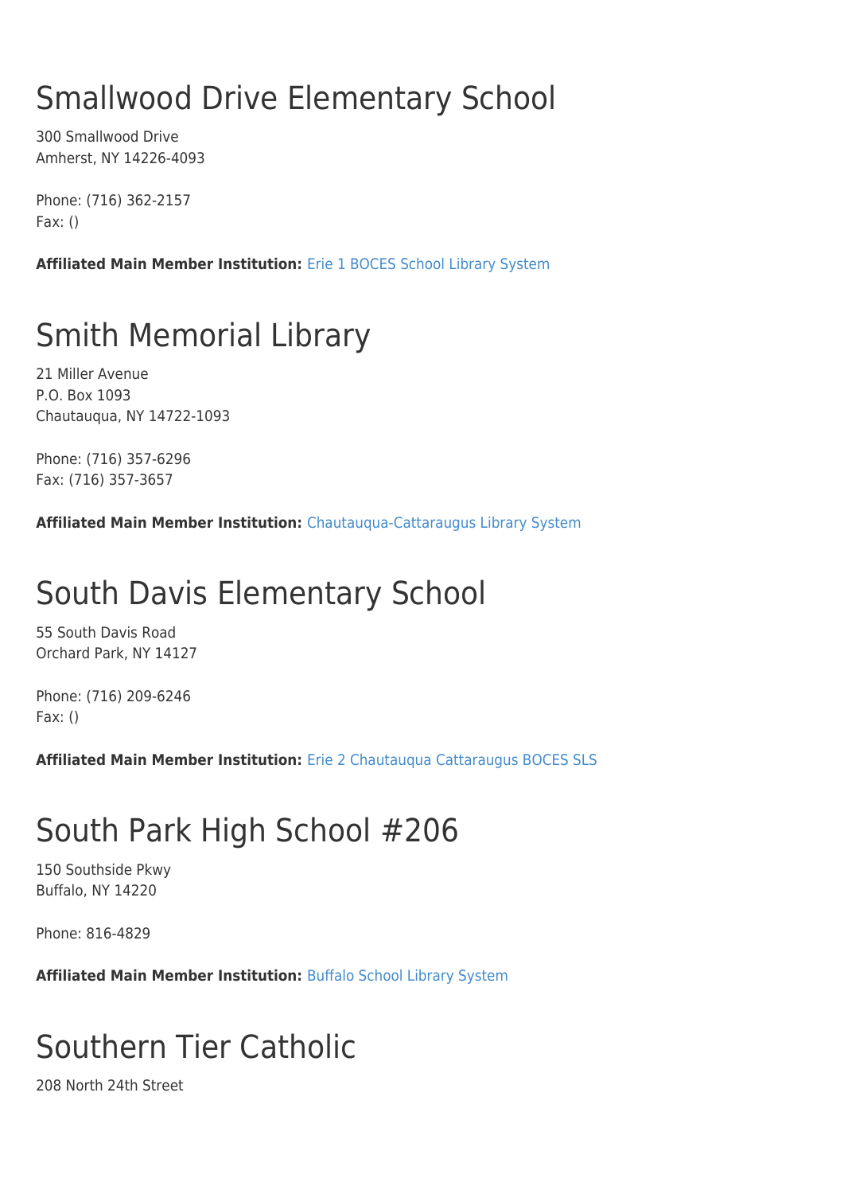# Smallwood Drive Elementary School

300 Smallwood Drive
Amherst, NY 14226-4093

Phone: (716) 362-2157
Fax: ()

**Affiliated Main Member Institution:** Erie 1 BOCES School Library System

# Smith Memorial Library

21 Miller Avenue
P.O. Box 1093
Chautauqua, NY 14722-1093

Phone: (716) 357-6296
Fax: (716) 357-3657

**Affiliated Main Member Institution:** Chautauqua-Cattaraugus Library System

# South Davis Elementary School

55 South Davis Road
Orchard Park, NY 14127

Phone: (716) 209-6246
Fax: ()

**Affiliated Main Member Institution:** Erie 2 Chautauqua Cattaraugus BOCES SLS

# South Park High School #206

150 Southside Pkwy
Buffalo, NY 14220

Phone: 816-4829

**Affiliated Main Member Institution:** Buffalo School Library System

# Southern Tier Catholic

208 North 24th Street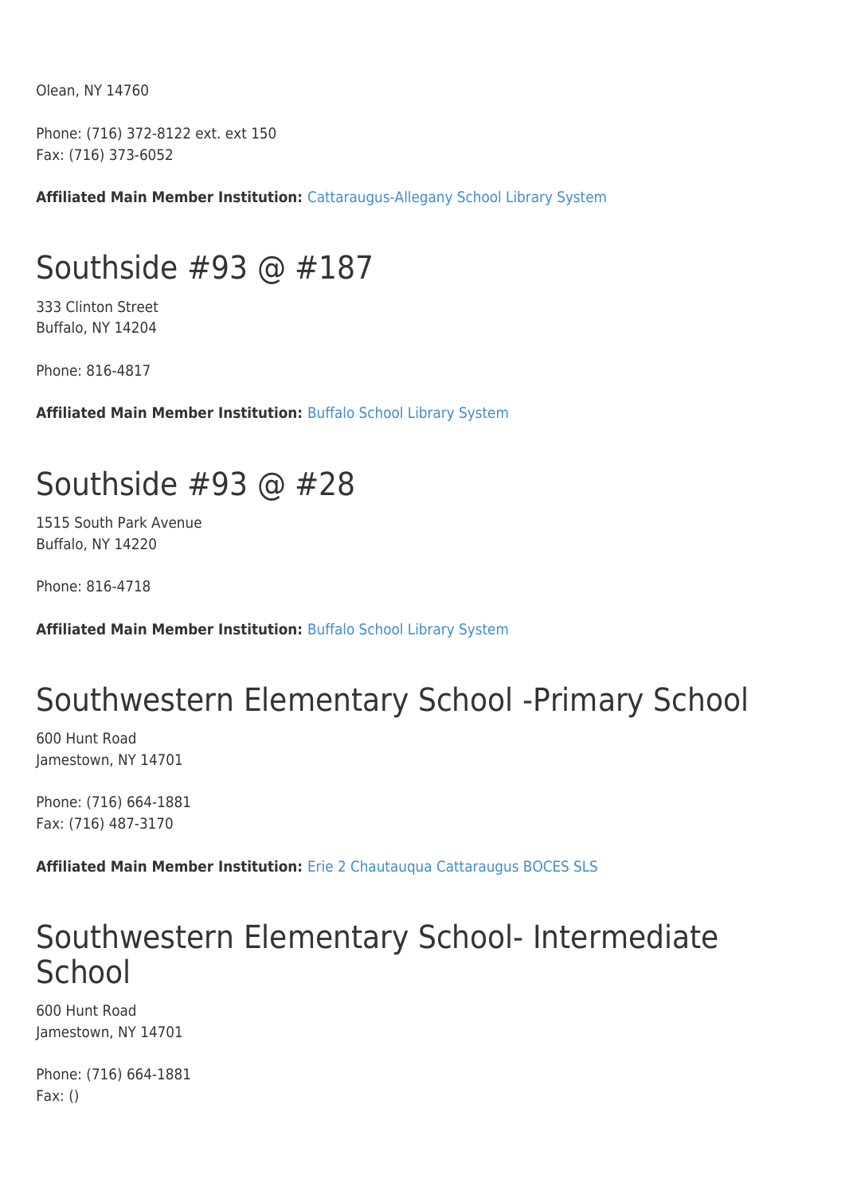Olean, NY 14760

Phone: (716) 372-8122 ext. ext 150
Fax: (716) 373-6052

**Affiliated Main Member Institution:** Cattaraugus-Allegany School Library System

# Southside #93 @ #187

333 Clinton Street
Buffalo, NY 14204

Phone: 816-4817

**Affiliated Main Member Institution:** Buffalo School Library System

# Southside #93 @ #28

1515 South Park Avenue
Buffalo, NY 14220

Phone: 816-4718

**Affiliated Main Member Institution:** Buffalo School Library System

# Southwestern Elementary School -Primary School

600 Hunt Road
Jamestown, NY 14701

Phone: (716) 664-1881
Fax: (716) 487-3170

**Affiliated Main Member Institution:** Erie 2 Chautauqua Cattaraugus BOCES SLS

# Southwestern Elementary School- Intermediate School

600 Hunt Road
Jamestown, NY 14701

Phone: (716) 664-1881
Fax: ()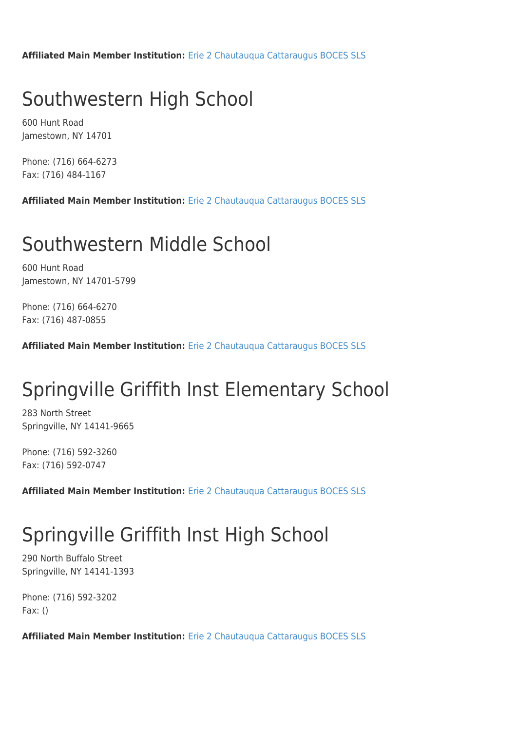**Affiliated Main Member Institution:** Erie 2 Chautauqua Cattaraugus BOCES SLS

# Southwestern High School

600 Hunt Road
Jamestown, NY 14701

Phone: (716) 664-6273
Fax: (716) 484-1167

**Affiliated Main Member Institution:** Erie 2 Chautauqua Cattaraugus BOCES SLS

# Southwestern Middle School

600 Hunt Road
Jamestown, NY 14701-5799

Phone: (716) 664-6270
Fax: (716) 487-0855

**Affiliated Main Member Institution:** Erie 2 Chautauqua Cattaraugus BOCES SLS

# Springville Griffith Inst Elementary School

283 North Street
Springville, NY 14141-9665

Phone: (716) 592-3260
Fax: (716) 592-0747

**Affiliated Main Member Institution:** Erie 2 Chautauqua Cattaraugus BOCES SLS

# Springville Griffith Inst High School

290 North Buffalo Street
Springville, NY 14141-1393

Phone: (716) 592-3202
Fax: ()

**Affiliated Main Member Institution:** Erie 2 Chautauqua Cattaraugus BOCES SLS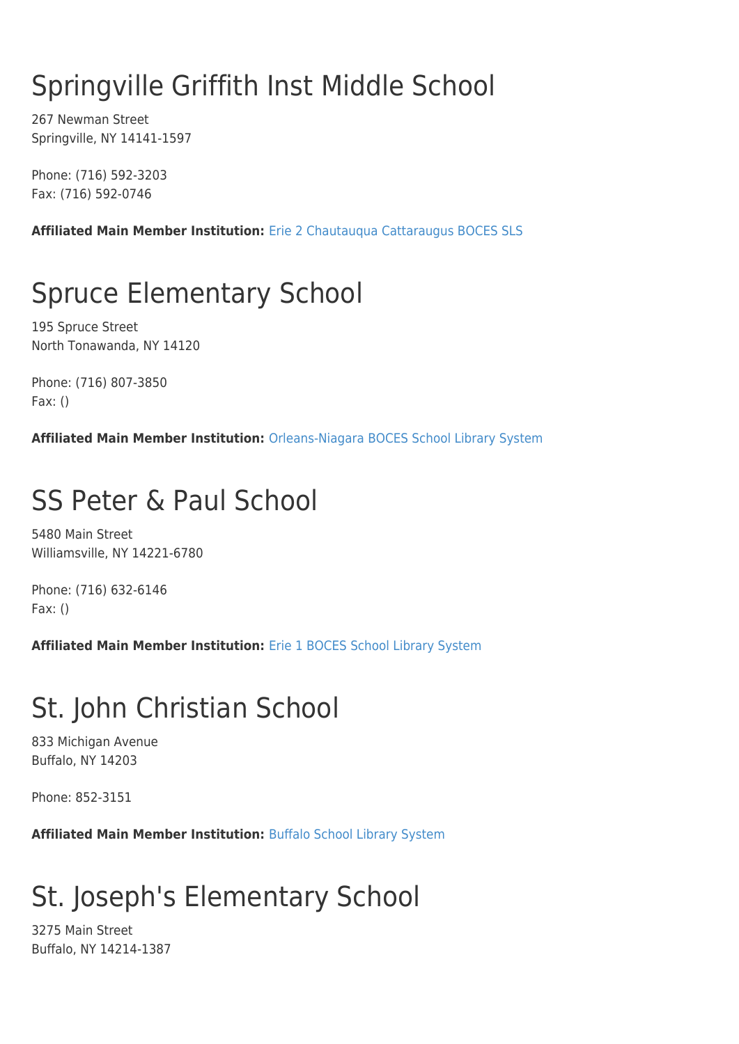# Springville Griffith Inst Middle School

267 Newman Street
Springville, NY 14141-1597

Phone: (716) 592-3203
Fax: (716) 592-0746

**Affiliated Main Member Institution:** Erie 2 Chautauqua Cattaraugus BOCES SLS

# Spruce Elementary School

195 Spruce Street
North Tonawanda, NY 14120

Phone: (716) 807-3850
Fax: ()

**Affiliated Main Member Institution:** Orleans-Niagara BOCES School Library System

# SS Peter & Paul School

5480 Main Street
Williamsville, NY 14221-6780

Phone: (716) 632-6146
Fax: ()

**Affiliated Main Member Institution:** Erie 1 BOCES School Library System

# St. John Christian School

833 Michigan Avenue
Buffalo, NY 14203

Phone: 852-3151

**Affiliated Main Member Institution:** Buffalo School Library System

# St. Joseph's Elementary School

3275 Main Street
Buffalo, NY 14214-1387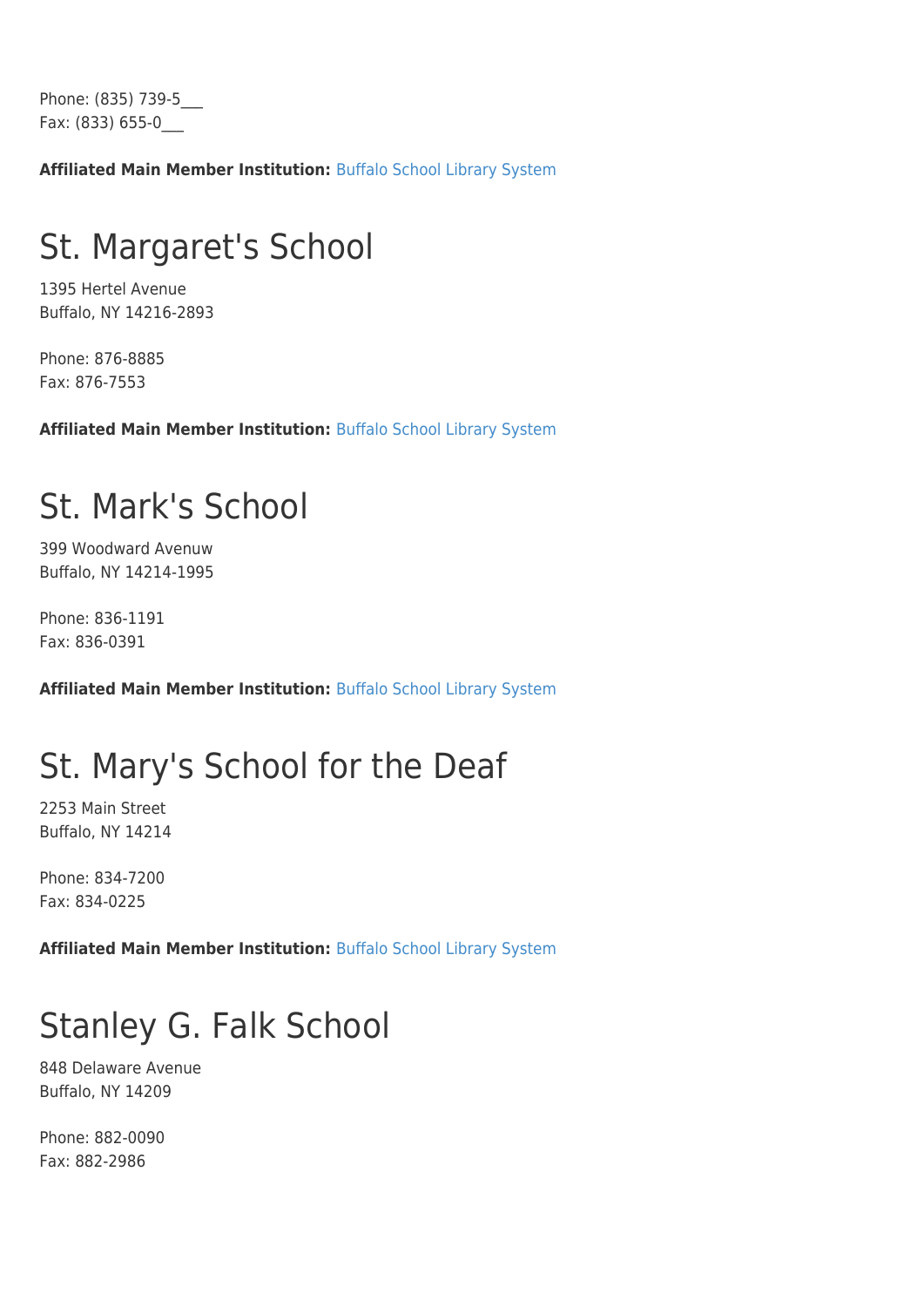Phone: (835) 739-5___
Fax: (833) 655-0___

**Affiliated Main Member Institution:** Buffalo School Library System

# St. Margaret's School

1395 Hertel Avenue
Buffalo, NY 14216-2893

Phone: 876-8885
Fax: 876-7553

**Affiliated Main Member Institution:** Buffalo School Library System

# St. Mark's School

399 Woodward Avenuw
Buffalo, NY 14214-1995

Phone: 836-1191
Fax: 836-0391

**Affiliated Main Member Institution:** Buffalo School Library System

# St. Mary's School for the Deaf

2253 Main Street
Buffalo, NY 14214

Phone: 834-7200
Fax: 834-0225

**Affiliated Main Member Institution:** Buffalo School Library System

# Stanley G. Falk School

848 Delaware Avenue
Buffalo, NY 14209

Phone: 882-0090
Fax: 882-2986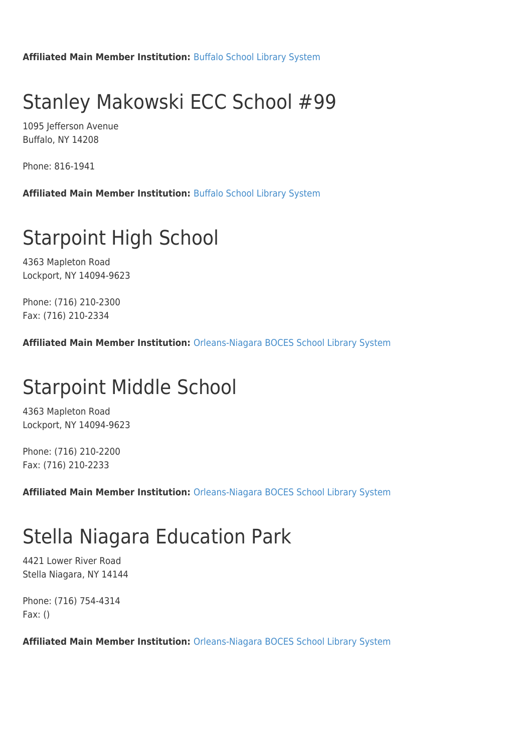**Affiliated Main Member Institution:** Buffalo School Library System

# Stanley Makowski ECC School #99

1095 Jefferson Avenue
Buffalo, NY 14208

Phone: 816-1941

**Affiliated Main Member Institution:** Buffalo School Library System

# Starpoint High School

4363 Mapleton Road
Lockport, NY 14094-9623

Phone: (716) 210-2300
Fax: (716) 210-2334

**Affiliated Main Member Institution:** Orleans-Niagara BOCES School Library System

# Starpoint Middle School

4363 Mapleton Road
Lockport, NY 14094-9623

Phone: (716) 210-2200
Fax: (716) 210-2233

**Affiliated Main Member Institution:** Orleans-Niagara BOCES School Library System

# Stella Niagara Education Park

4421 Lower River Road
Stella Niagara, NY 14144

Phone: (716) 754-4314
Fax: ()

**Affiliated Main Member Institution:** Orleans-Niagara BOCES School Library System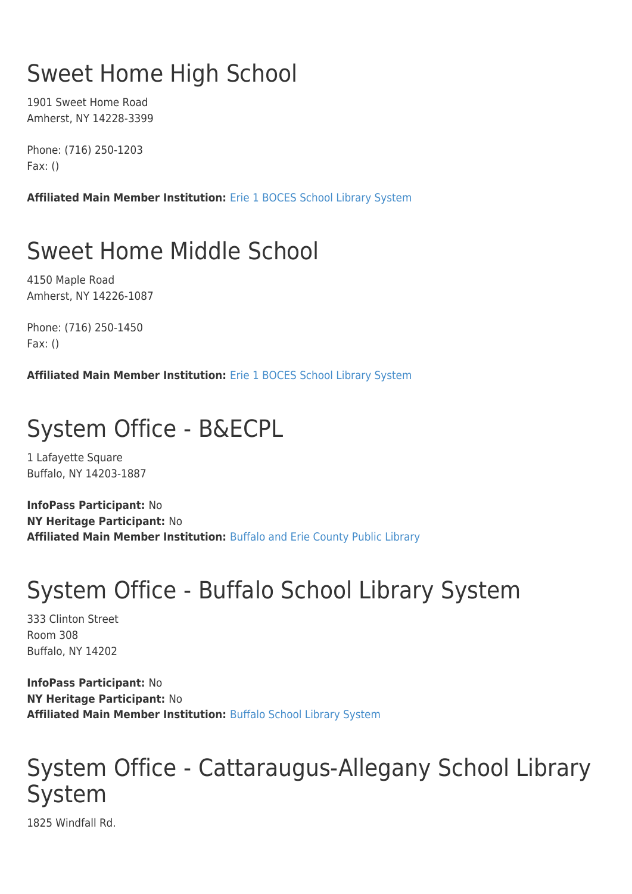# Sweet Home High School

1901 Sweet Home Road
Amherst, NY 14228-3399

Phone: (716) 250-1203
Fax: ()

**Affiliated Main Member Institution:** Erie 1 BOCES School Library System

# Sweet Home Middle School

4150 Maple Road
Amherst, NY 14226-1087

Phone: (716) 250-1450
Fax: ()

**Affiliated Main Member Institution:** Erie 1 BOCES School Library System

# System Office - B&ECPL

1 Lafayette Square
Buffalo, NY 14203-1887

**InfoPass Participant:** No
**NY Heritage Participant:** No
**Affiliated Main Member Institution:** Buffalo and Erie County Public Library

# System Office - Buffalo School Library System

333 Clinton Street
Room 308
Buffalo, NY 14202

**InfoPass Participant:** No
**NY Heritage Participant:** No
**Affiliated Main Member Institution:** Buffalo School Library System

# System Office - Cattaraugus-Allegany School Library System

1825 Windfall Rd.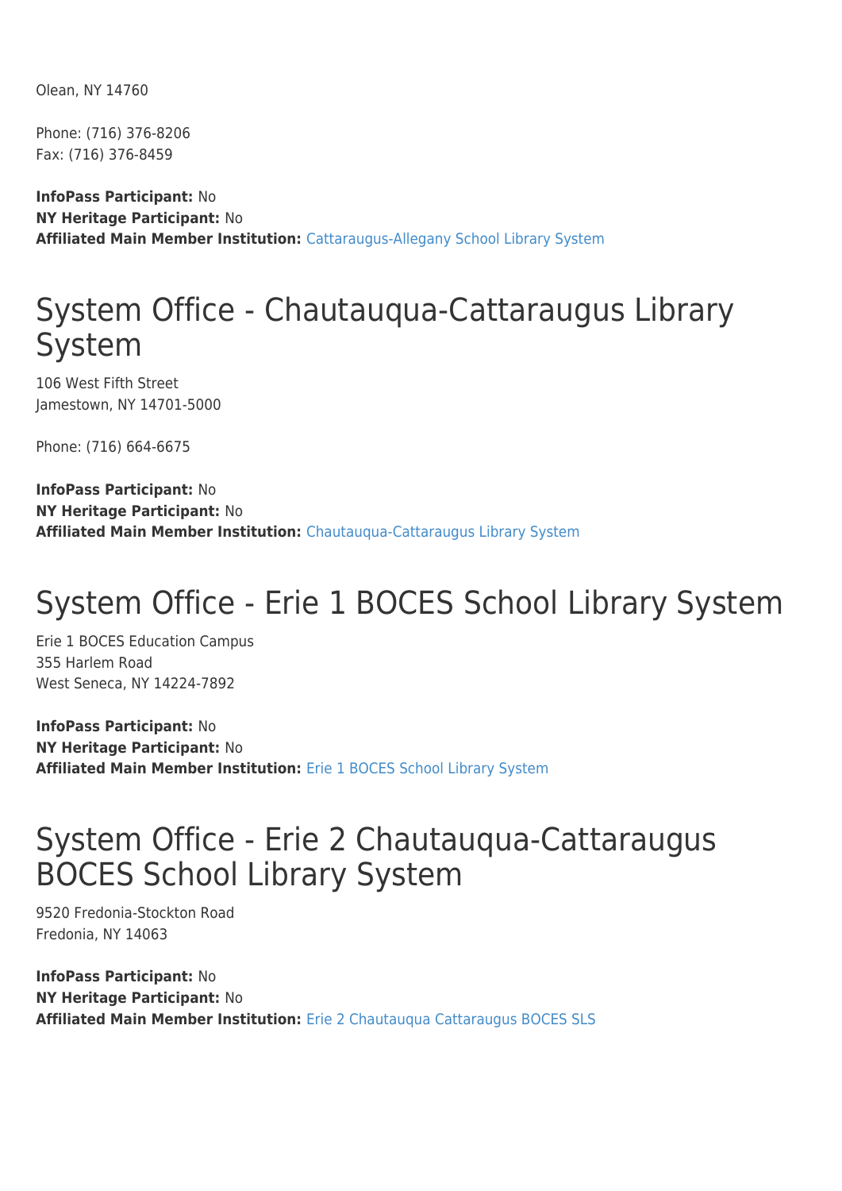Olean, NY 14760

Phone: (716) 376-8206
Fax: (716) 376-8459

**InfoPass Participant:** No
**NY Heritage Participant:** No
**Affiliated Main Member Institution:** Cattaraugus-Allegany School Library System

# System Office - Chautauqua-Cattaraugus Library System

106 West Fifth Street
Jamestown, NY 14701-5000

Phone: (716) 664-6675

**InfoPass Participant:** No
**NY Heritage Participant:** No
**Affiliated Main Member Institution:** Chautauqua-Cattaraugus Library System

# System Office - Erie 1 BOCES School Library System

Erie 1 BOCES Education Campus
355 Harlem Road
West Seneca, NY 14224-7892

**InfoPass Participant:** No
**NY Heritage Participant:** No
**Affiliated Main Member Institution:** Erie 1 BOCES School Library System

# System Office - Erie 2 Chautauqua-Cattaraugus BOCES School Library System

9520 Fredonia-Stockton Road
Fredonia, NY 14063

**InfoPass Participant:** No
**NY Heritage Participant:** No
**Affiliated Main Member Institution:** Erie 2 Chautauqua Cattaraugus BOCES SLS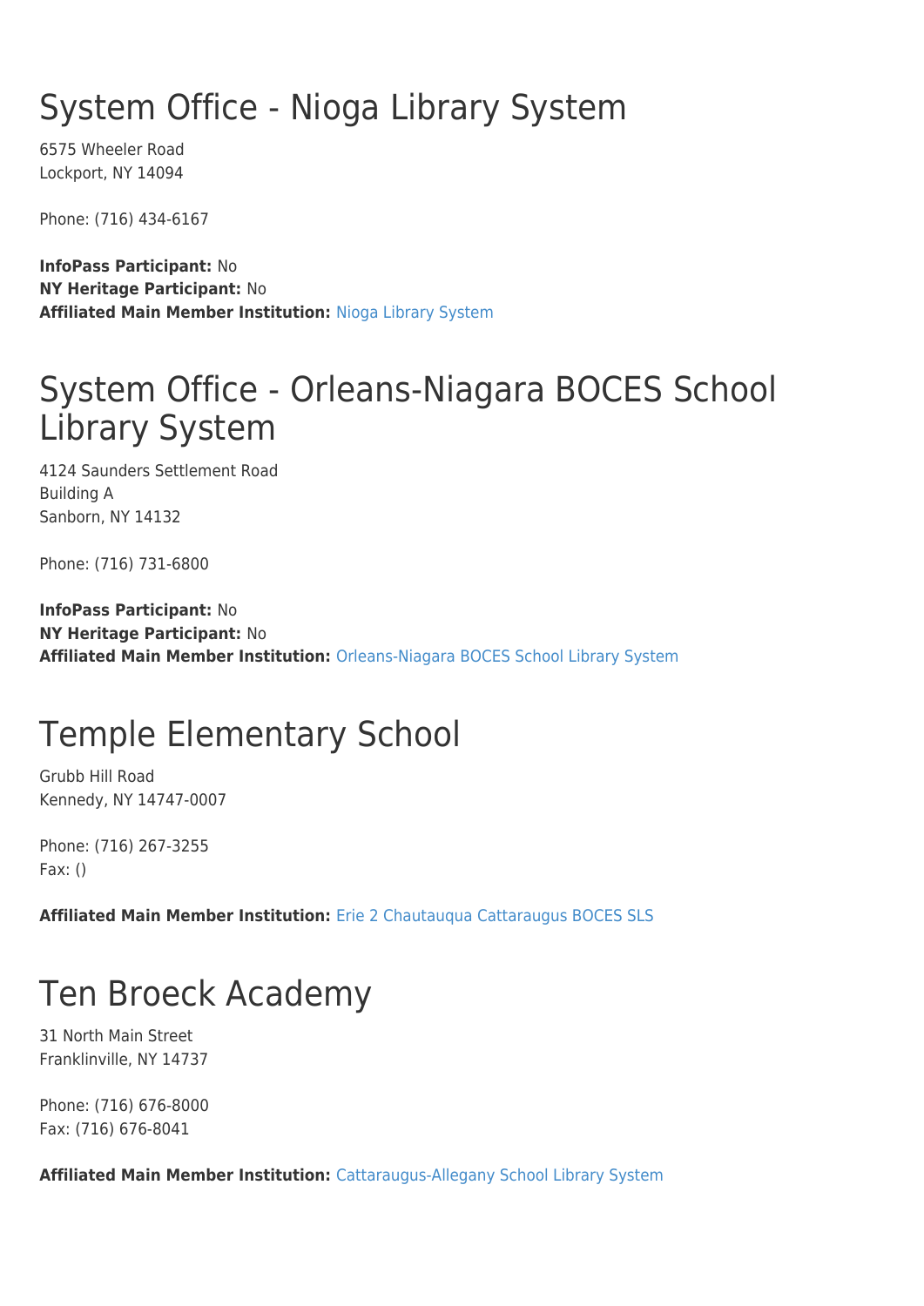# System Office - Nioga Library System

6575 Wheeler Road
Lockport, NY 14094

Phone: (716) 434-6167

**InfoPass Participant:** No
**NY Heritage Participant:** No
**Affiliated Main Member Institution:** Nioga Library System

# System Office - Orleans-Niagara BOCES School Library System

4124 Saunders Settlement Road
Building A
Sanborn, NY 14132

Phone: (716) 731-6800

**InfoPass Participant:** No
**NY Heritage Participant:** No
**Affiliated Main Member Institution:** Orleans-Niagara BOCES School Library System

# Temple Elementary School

Grubb Hill Road
Kennedy, NY 14747-0007

Phone: (716) 267-3255
Fax: ()

**Affiliated Main Member Institution:** Erie 2 Chautauqua Cattaraugus BOCES SLS

# Ten Broeck Academy

31 North Main Street
Franklinville, NY 14737

Phone: (716) 676-8000
Fax: (716) 676-8041

**Affiliated Main Member Institution:** Cattaraugus-Allegany School Library System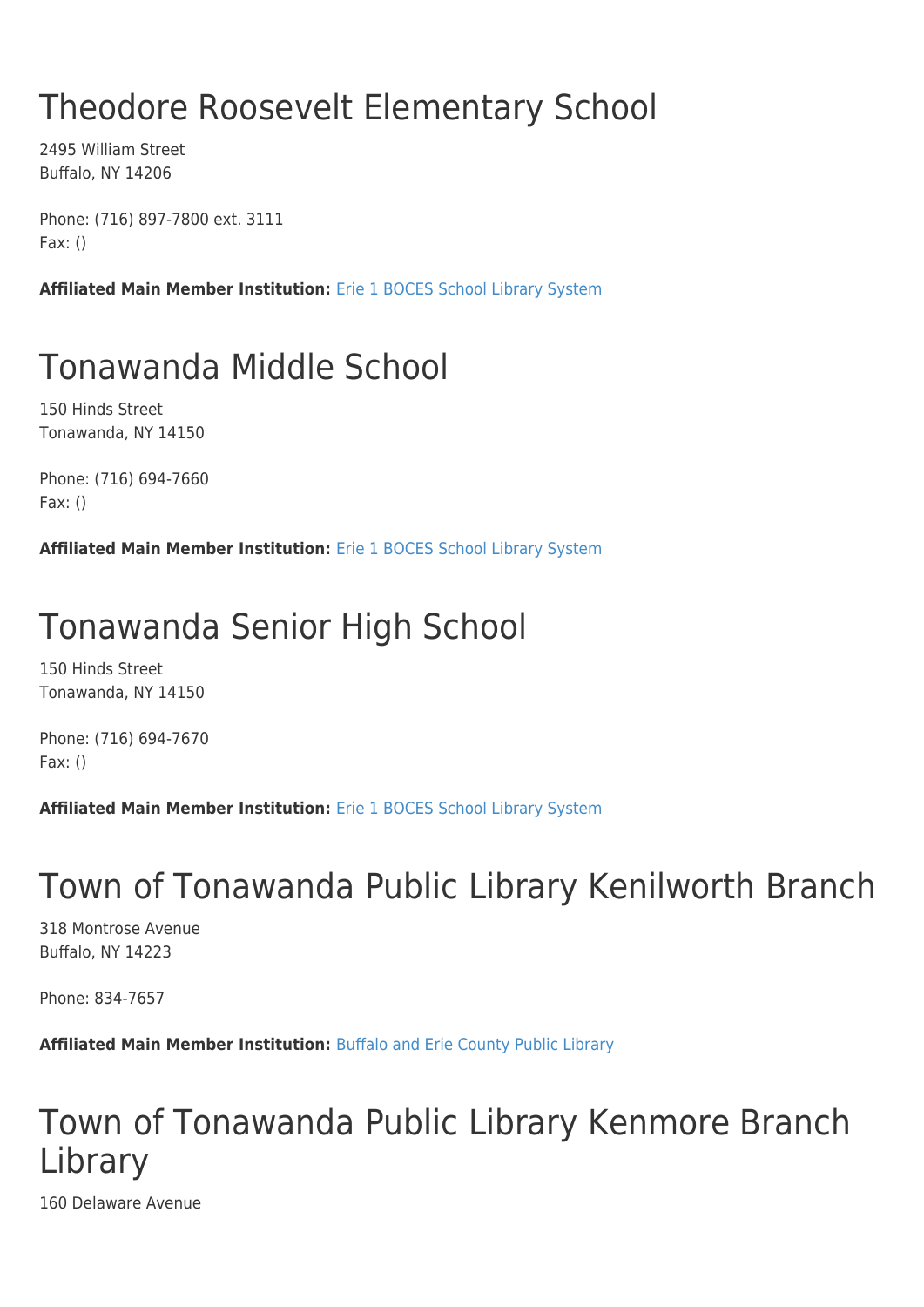# Theodore Roosevelt Elementary School

2495 William Street
Buffalo, NY 14206

Phone: (716) 897-7800 ext. 3111
Fax: ()

**Affiliated Main Member Institution:** Erie 1 BOCES School Library System

# Tonawanda Middle School

150 Hinds Street
Tonawanda, NY 14150

Phone: (716) 694-7660
Fax: ()

**Affiliated Main Member Institution:** Erie 1 BOCES School Library System

# Tonawanda Senior High School

150 Hinds Street
Tonawanda, NY 14150

Phone: (716) 694-7670
Fax: ()

**Affiliated Main Member Institution:** Erie 1 BOCES School Library System

# Town of Tonawanda Public Library Kenilworth Branch

318 Montrose Avenue
Buffalo, NY 14223

Phone: 834-7657

**Affiliated Main Member Institution:** Buffalo and Erie County Public Library

# Town of Tonawanda Public Library Kenmore Branch Library

160 Delaware Avenue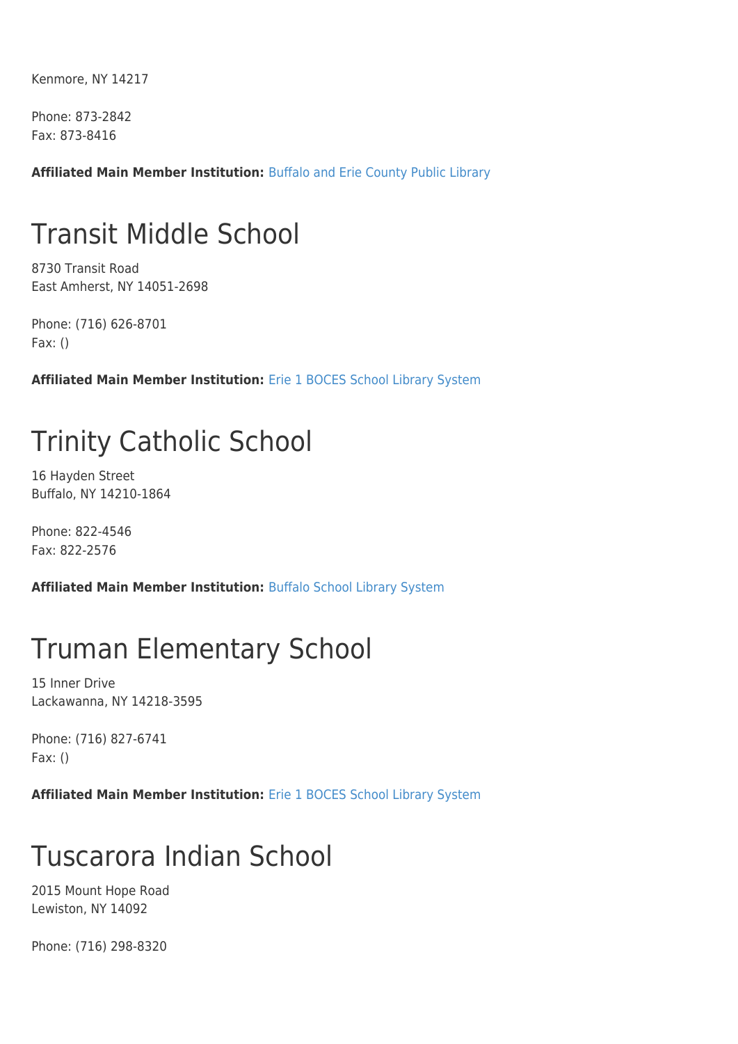Kenmore, NY 14217

Phone: 873-2842
Fax: 873-8416

**Affiliated Main Member Institution:** Buffalo and Erie County Public Library

# Transit Middle School

8730 Transit Road
East Amherst, NY 14051-2698

Phone: (716) 626-8701
Fax: ()

**Affiliated Main Member Institution:** Erie 1 BOCES School Library System

# Trinity Catholic School

16 Hayden Street
Buffalo, NY 14210-1864

Phone: 822-4546
Fax: 822-2576

**Affiliated Main Member Institution:** Buffalo School Library System

# Truman Elementary School

15 Inner Drive
Lackawanna, NY 14218-3595

Phone: (716) 827-6741
Fax: ()

**Affiliated Main Member Institution:** Erie 1 BOCES School Library System

# Tuscarora Indian School

2015 Mount Hope Road
Lewiston, NY 14092

Phone: (716) 298-8320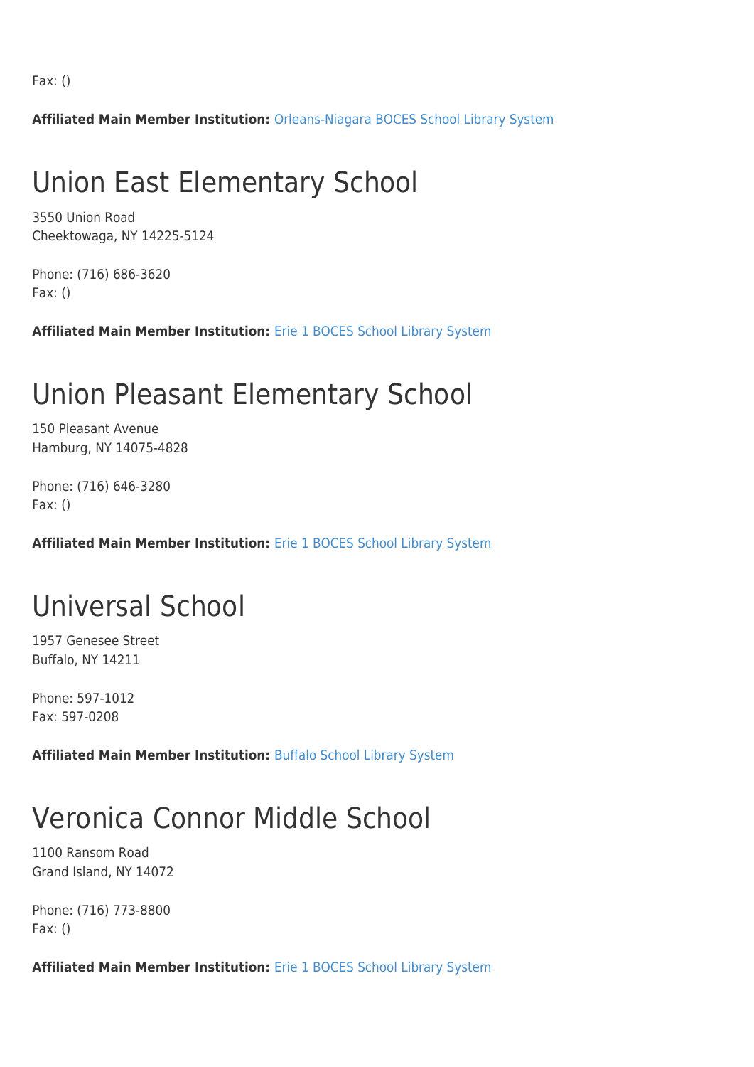Fax: ()

**Affiliated Main Member Institution:** Orleans-Niagara BOCES School Library System

# Union East Elementary School

3550 Union Road
Cheektowaga, NY 14225-5124

Phone: (716) 686-3620
Fax: ()

**Affiliated Main Member Institution:** Erie 1 BOCES School Library System

# Union Pleasant Elementary School

150 Pleasant Avenue
Hamburg, NY 14075-4828

Phone: (716) 646-3280
Fax: ()

**Affiliated Main Member Institution:** Erie 1 BOCES School Library System

# Universal School

1957 Genesee Street
Buffalo, NY 14211

Phone: 597-1012
Fax: 597-0208

**Affiliated Main Member Institution:** Buffalo School Library System

# Veronica Connor Middle School

1100 Ransom Road
Grand Island, NY 14072

Phone: (716) 773-8800
Fax: ()

**Affiliated Main Member Institution:** Erie 1 BOCES School Library System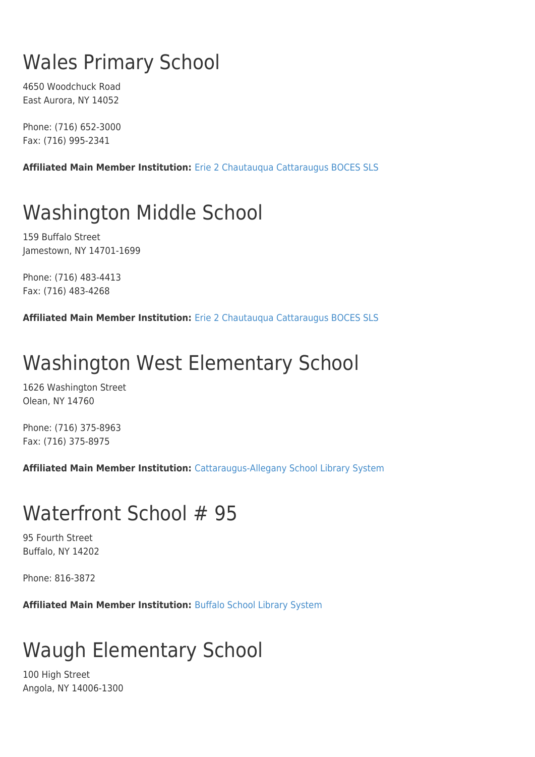# Wales Primary School

4650 Woodchuck Road
East Aurora, NY 14052

Phone: (716) 652-3000
Fax: (716) 995-2341

**Affiliated Main Member Institution:** Erie 2 Chautauqua Cattaraugus BOCES SLS

# Washington Middle School

159 Buffalo Street
Jamestown, NY 14701-1699

Phone: (716) 483-4413
Fax: (716) 483-4268

**Affiliated Main Member Institution:** Erie 2 Chautauqua Cattaraugus BOCES SLS

# Washington West Elementary School

1626 Washington Street
Olean, NY 14760

Phone: (716) 375-8963
Fax: (716) 375-8975

**Affiliated Main Member Institution:** Cattaraugus-Allegany School Library System

# Waterfront School # 95

95 Fourth Street
Buffalo, NY 14202

Phone: 816-3872

**Affiliated Main Member Institution:** Buffalo School Library System

# Waugh Elementary School

100 High Street
Angola, NY 14006-1300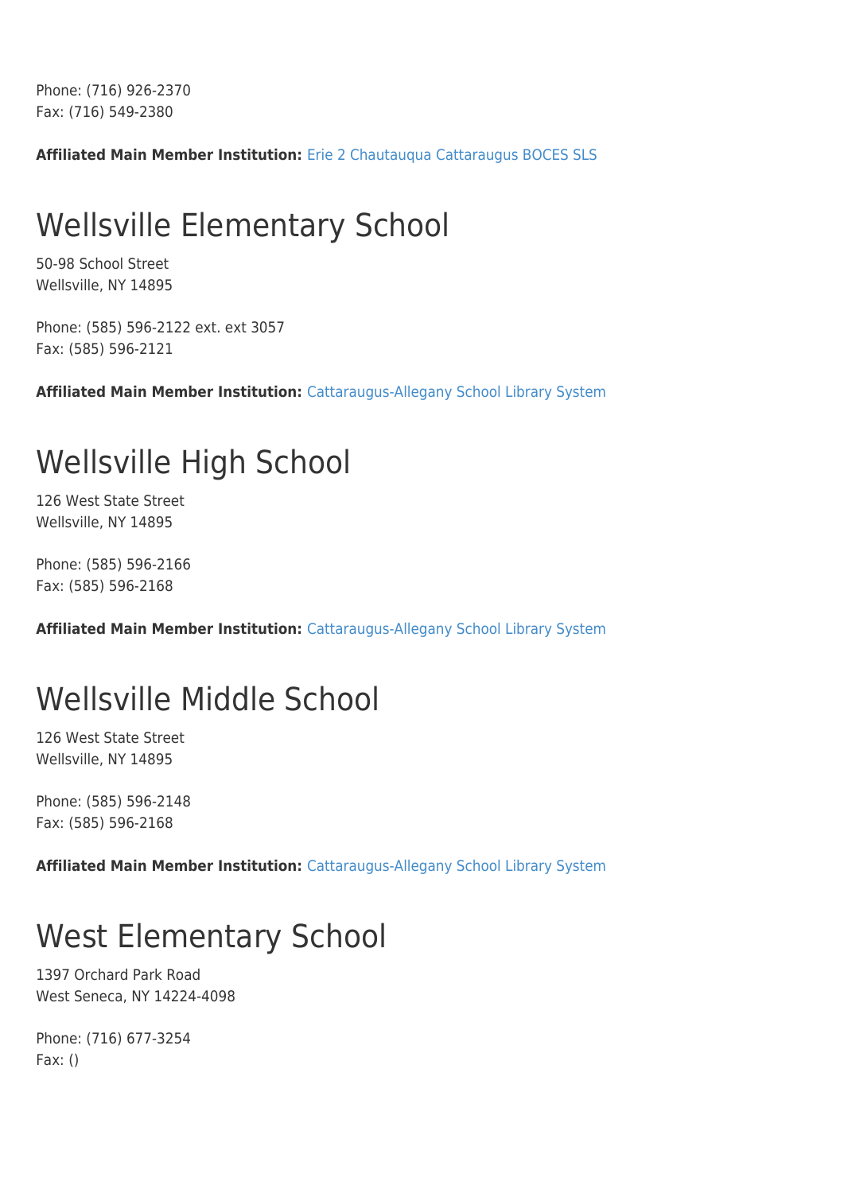Phone: (716) 926-2370
Fax: (716) 549-2380

**Affiliated Main Member Institution:** Erie 2 Chautauqua Cattaraugus BOCES SLS

# Wellsville Elementary School

50-98 School Street
Wellsville, NY 14895

Phone: (585) 596-2122 ext. ext 3057
Fax: (585) 596-2121

**Affiliated Main Member Institution:** Cattaraugus-Allegany School Library System

# Wellsville High School

126 West State Street
Wellsville, NY 14895

Phone: (585) 596-2166
Fax: (585) 596-2168

**Affiliated Main Member Institution:** Cattaraugus-Allegany School Library System

# Wellsville Middle School

126 West State Street
Wellsville, NY 14895

Phone: (585) 596-2148
Fax: (585) 596-2168

**Affiliated Main Member Institution:** Cattaraugus-Allegany School Library System

# West Elementary School

1397 Orchard Park Road
West Seneca, NY 14224-4098

Phone: (716) 677-3254
Fax: ()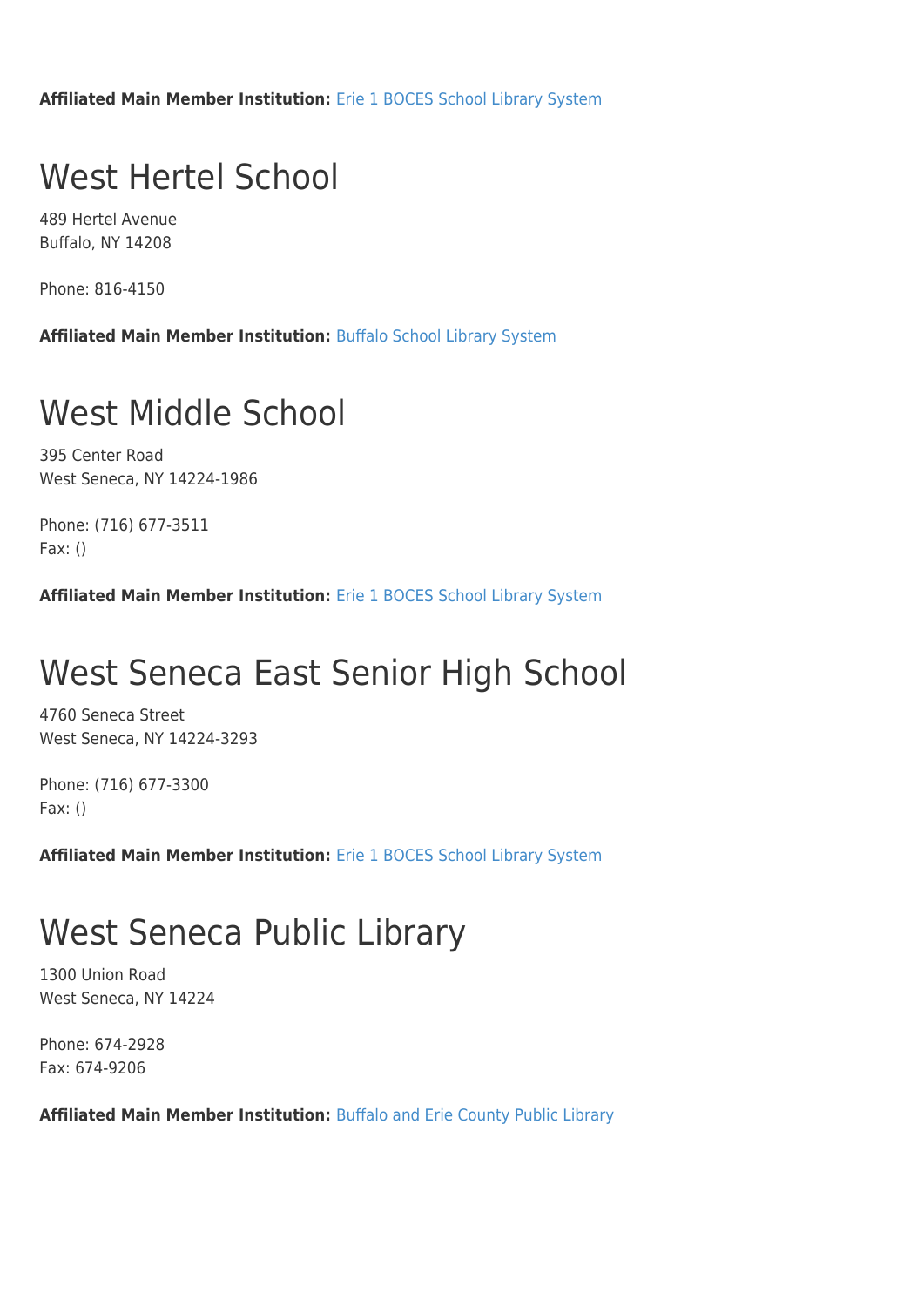**Affiliated Main Member Institution:** Erie 1 BOCES School Library System

# West Hertel School

489 Hertel Avenue
Buffalo, NY 14208

Phone: 816-4150

**Affiliated Main Member Institution:** Buffalo School Library System

# West Middle School

395 Center Road
West Seneca, NY 14224-1986

Phone: (716) 677-3511
Fax: ()

**Affiliated Main Member Institution:** Erie 1 BOCES School Library System

# West Seneca East Senior High School

4760 Seneca Street
West Seneca, NY 14224-3293

Phone: (716) 677-3300
Fax: ()

**Affiliated Main Member Institution:** Erie 1 BOCES School Library System

# West Seneca Public Library

1300 Union Road
West Seneca, NY 14224

Phone: 674-2928
Fax: 674-9206

**Affiliated Main Member Institution:** Buffalo and Erie County Public Library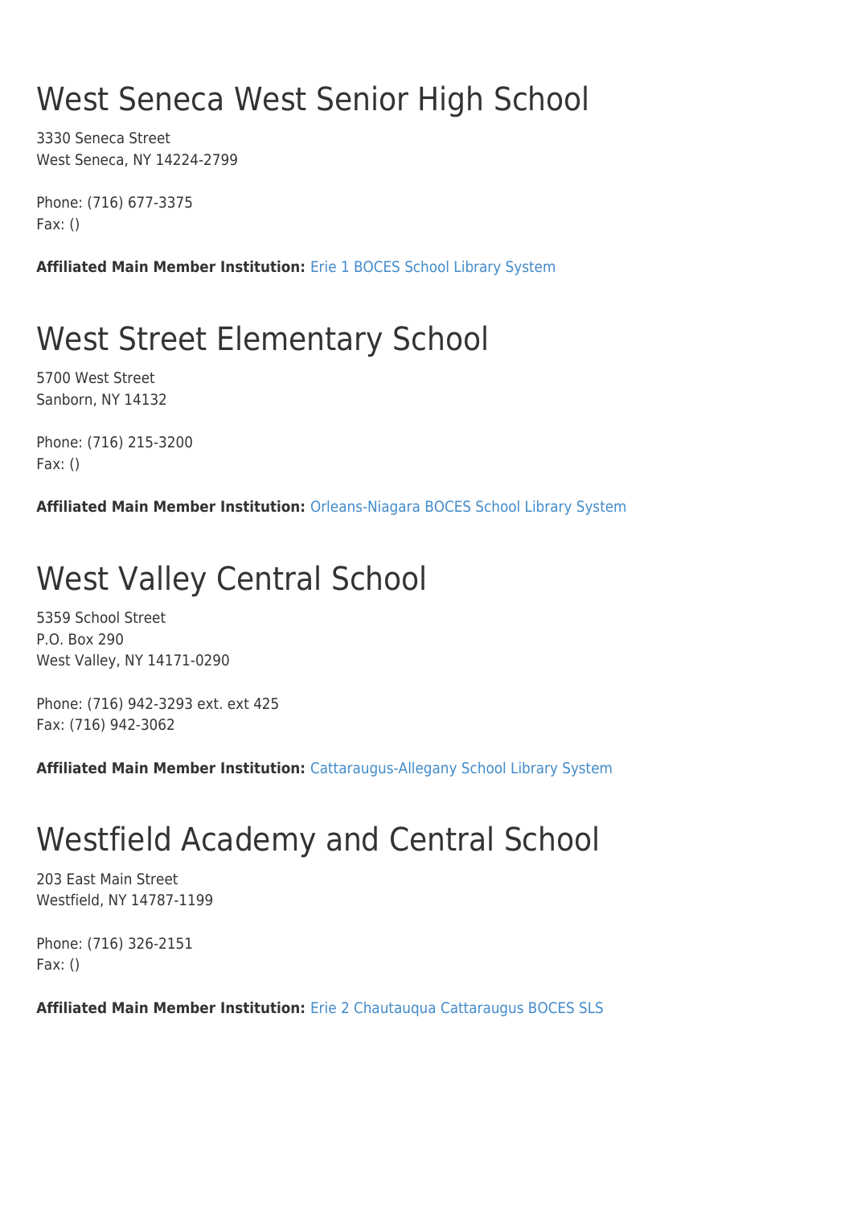# West Seneca West Senior High School

3330 Seneca Street
West Seneca, NY 14224-2799

Phone: (716) 677-3375
Fax: ()

**Affiliated Main Member Institution:** Erie 1 BOCES School Library System

# West Street Elementary School

5700 West Street
Sanborn, NY 14132

Phone: (716) 215-3200
Fax: ()

**Affiliated Main Member Institution:** Orleans-Niagara BOCES School Library System

# West Valley Central School

5359 School Street
P.O. Box 290
West Valley, NY 14171-0290

Phone: (716) 942-3293 ext. ext 425
Fax: (716) 942-3062

**Affiliated Main Member Institution:** Cattaraugus-Allegany School Library System

# Westfield Academy and Central School

203 East Main Street
Westfield, NY 14787-1199

Phone: (716) 326-2151
Fax: ()

**Affiliated Main Member Institution:** Erie 2 Chautauqua Cattaraugus BOCES SLS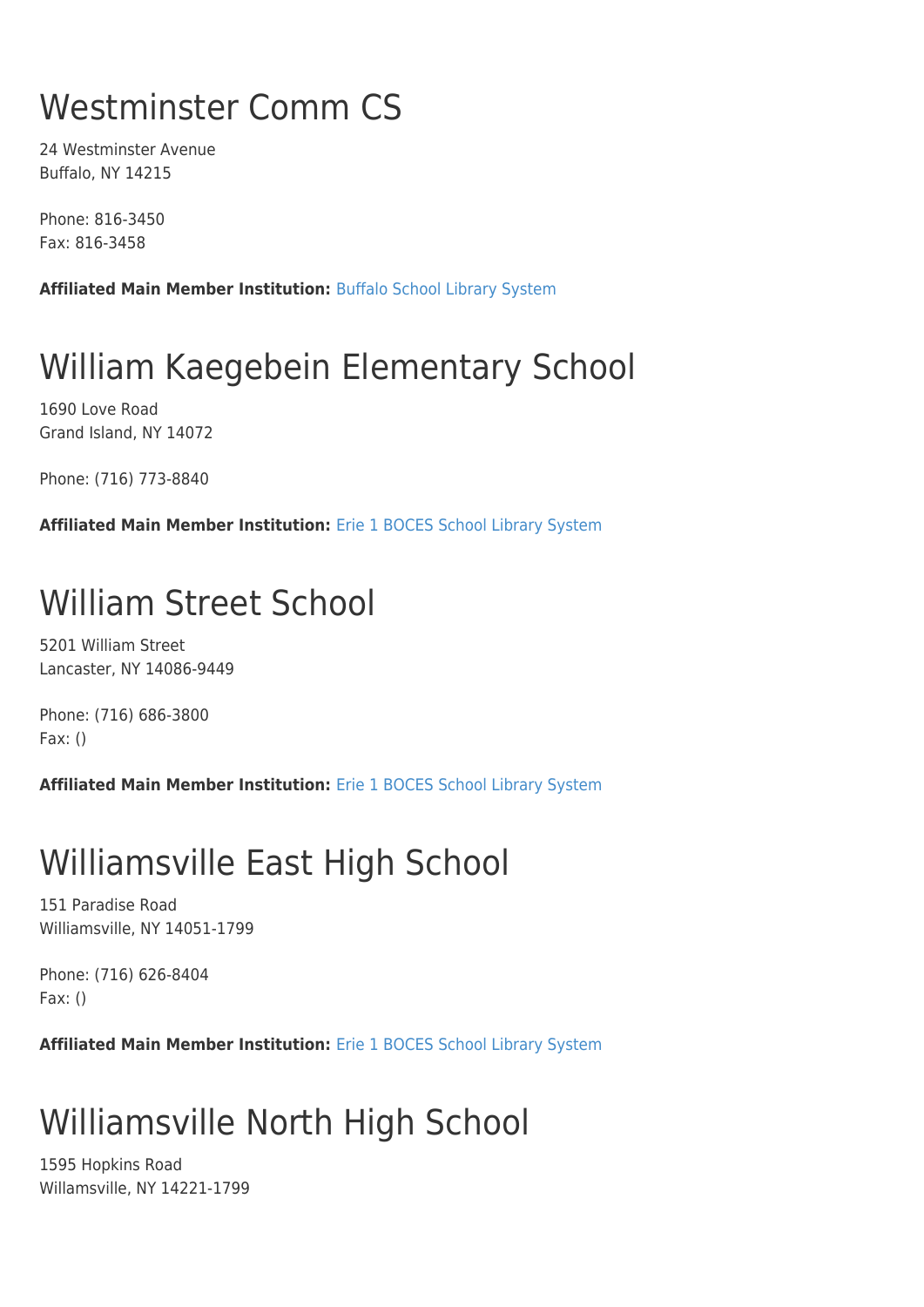# Westminster Comm CS

24 Westminster Avenue
Buffalo, NY 14215

Phone: 816-3450
Fax: 816-3458

**Affiliated Main Member Institution:** Buffalo School Library System

# William Kaegebein Elementary School

1690 Love Road
Grand Island, NY 14072

Phone: (716) 773-8840

**Affiliated Main Member Institution:** Erie 1 BOCES School Library System

# William Street School

5201 William Street
Lancaster, NY 14086-9449

Phone: (716) 686-3800
Fax: ()

**Affiliated Main Member Institution:** Erie 1 BOCES School Library System

# Williamsville East High School

151 Paradise Road
Williamsville, NY 14051-1799

Phone: (716) 626-8404
Fax: ()

**Affiliated Main Member Institution:** Erie 1 BOCES School Library System

# Williamsville North High School

1595 Hopkins Road
Willamsville, NY 14221-1799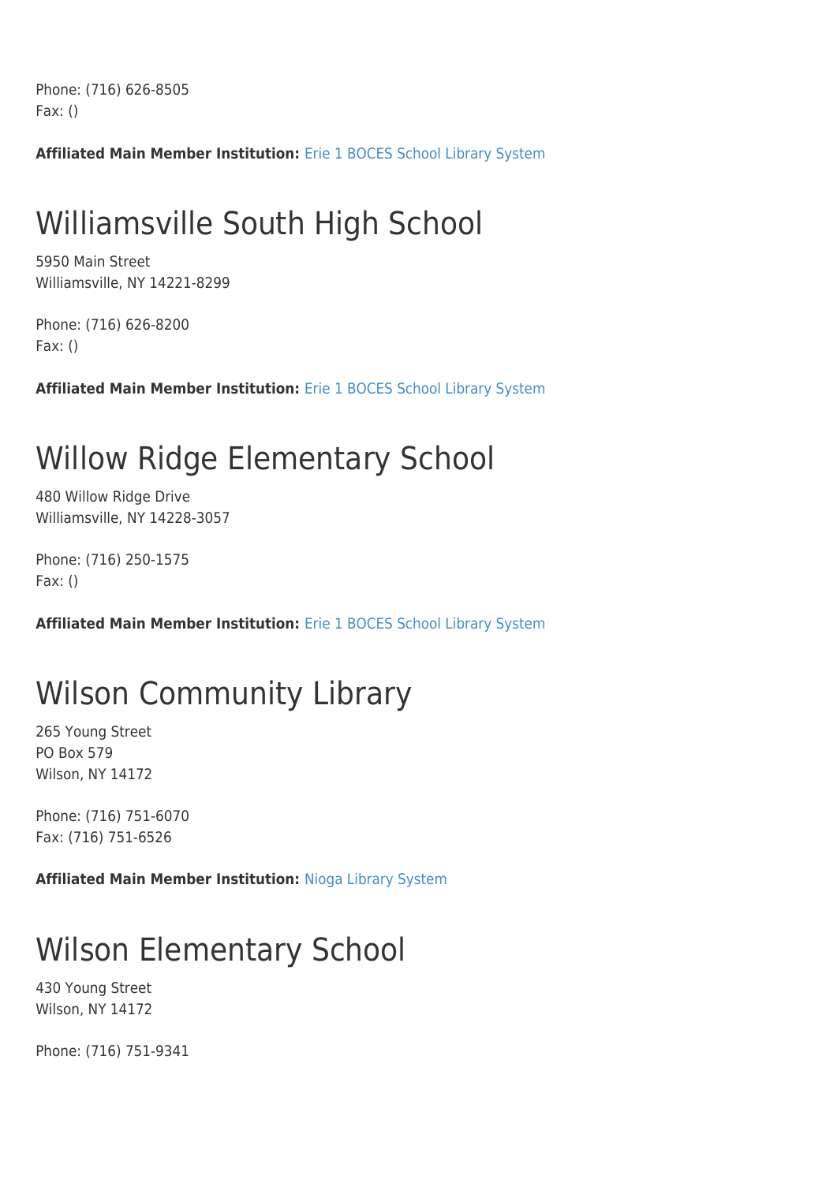Phone: (716) 626-8505
Fax: ()

**Affiliated Main Member Institution:** Erie 1 BOCES School Library System

# Williamsville South High School

5950 Main Street
Williamsville, NY 14221-8299

Phone: (716) 626-8200
Fax: ()

**Affiliated Main Member Institution:** Erie 1 BOCES School Library System

# Willow Ridge Elementary School

480 Willow Ridge Drive
Williamsville, NY 14228-3057

Phone: (716) 250-1575
Fax: ()

**Affiliated Main Member Institution:** Erie 1 BOCES School Library System

# Wilson Community Library

265 Young Street
PO Box 579
Wilson, NY 14172

Phone: (716) 751-6070
Fax: (716) 751-6526

**Affiliated Main Member Institution:** Nioga Library System

# Wilson Elementary School

430 Young Street
Wilson, NY 14172

Phone: (716) 751-9341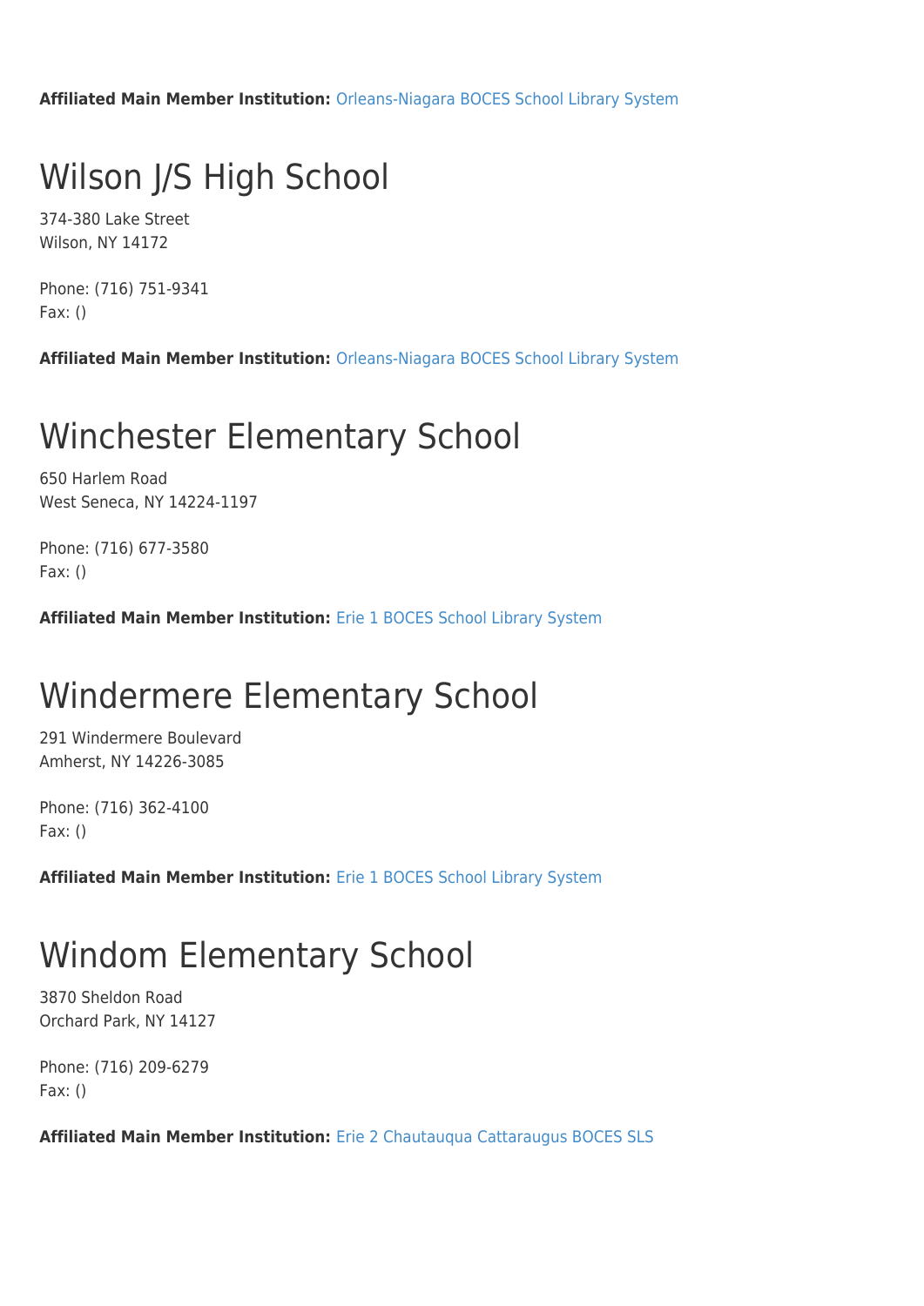**Affiliated Main Member Institution:** Orleans-Niagara BOCES School Library System

# Wilson J/S High School

374-380 Lake Street
Wilson, NY 14172

Phone: (716) 751-9341
Fax: ()

**Affiliated Main Member Institution:** Orleans-Niagara BOCES School Library System

# Winchester Elementary School

650 Harlem Road
West Seneca, NY 14224-1197

Phone: (716) 677-3580
Fax: ()

**Affiliated Main Member Institution:** Erie 1 BOCES School Library System

# Windermere Elementary School

291 Windermere Boulevard
Amherst, NY 14226-3085

Phone: (716) 362-4100
Fax: ()

**Affiliated Main Member Institution:** Erie 1 BOCES School Library System

# Windom Elementary School

3870 Sheldon Road
Orchard Park, NY 14127

Phone: (716) 209-6279
Fax: ()

**Affiliated Main Member Institution:** Erie 2 Chautauqua Cattaraugus BOCES SLS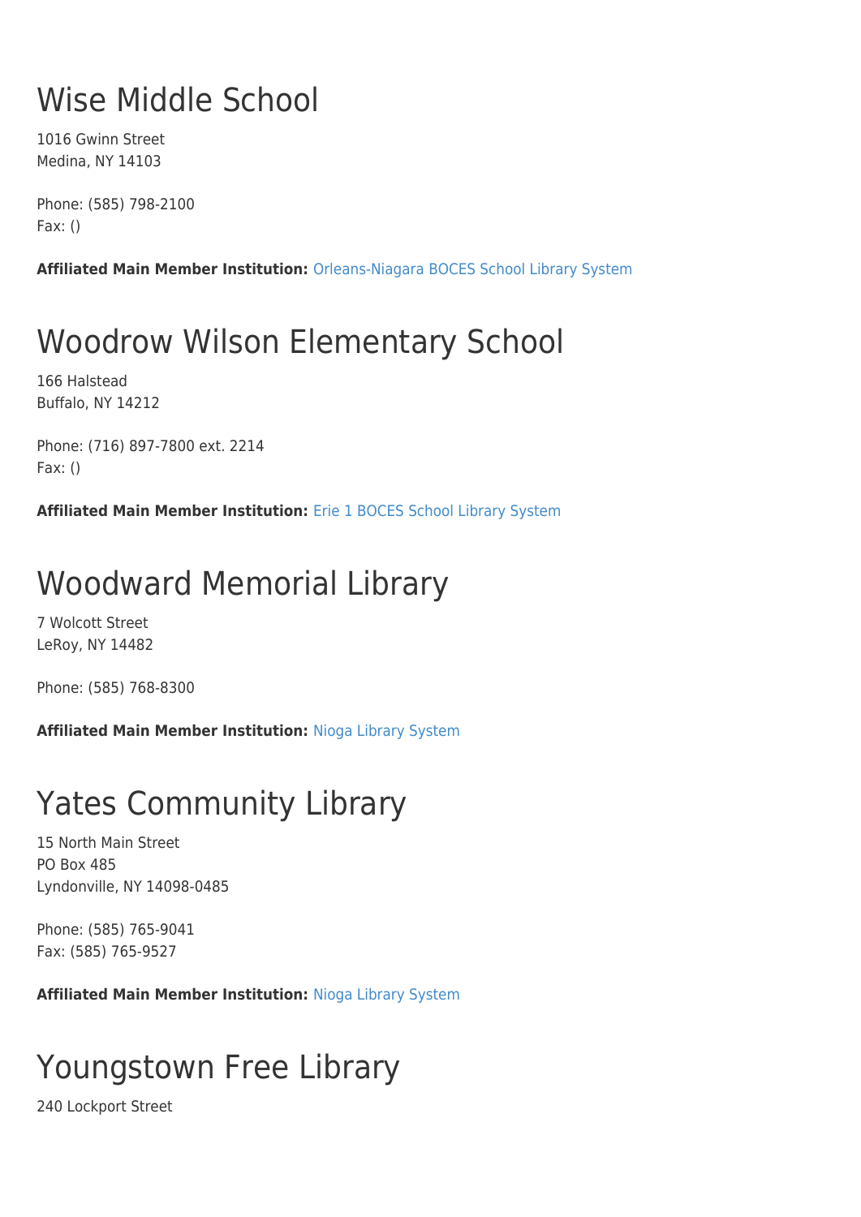# Wise Middle School

1016 Gwinn Street
Medina, NY 14103

Phone: (585) 798-2100
Fax: ()

**Affiliated Main Member Institution:** Orleans-Niagara BOCES School Library System

# Woodrow Wilson Elementary School

166 Halstead
Buffalo, NY 14212

Phone: (716) 897-7800 ext. 2214
Fax: ()

**Affiliated Main Member Institution:** Erie 1 BOCES School Library System

# Woodward Memorial Library

7 Wolcott Street
LeRoy, NY 14482

Phone: (585) 768-8300

**Affiliated Main Member Institution:** Nioga Library System

# Yates Community Library

15 North Main Street
PO Box 485
Lyndonville, NY 14098-0485

Phone: (585) 765-9041
Fax: (585) 765-9527

**Affiliated Main Member Institution:** Nioga Library System

# Youngstown Free Library

240 Lockport Street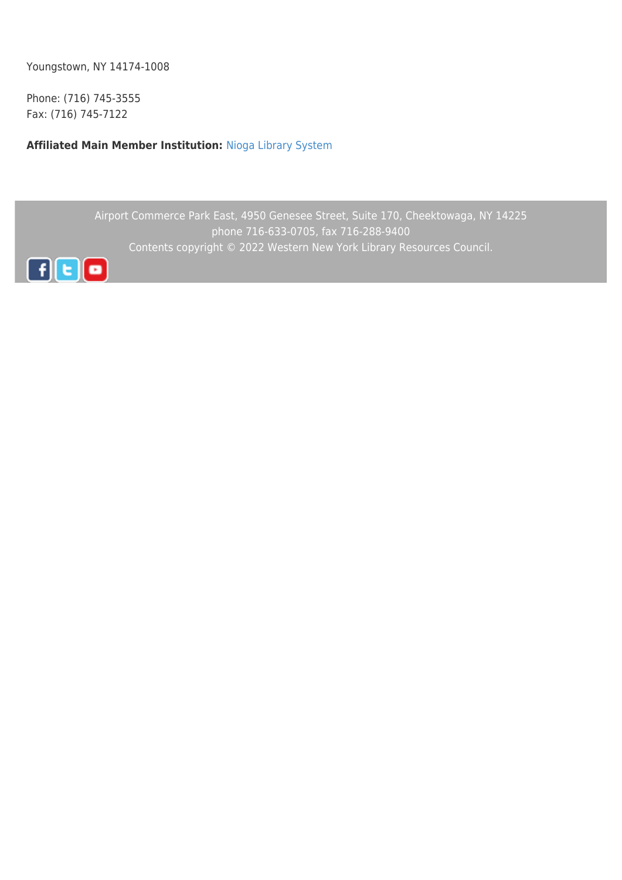Youngstown, NY 14174-1008

Phone: (716) 745-3555
Fax: (716) 745-7122

**Affiliated Main Member Institution:** Nioga Library System

Airport Commerce Park East, 4950 Genesee Street, Suite 170, Cheektowaga, NY 14225
phone 716-633-0705, fax 716-288-9400
Contents copyright © 2022 Western New York Library Resources Council.